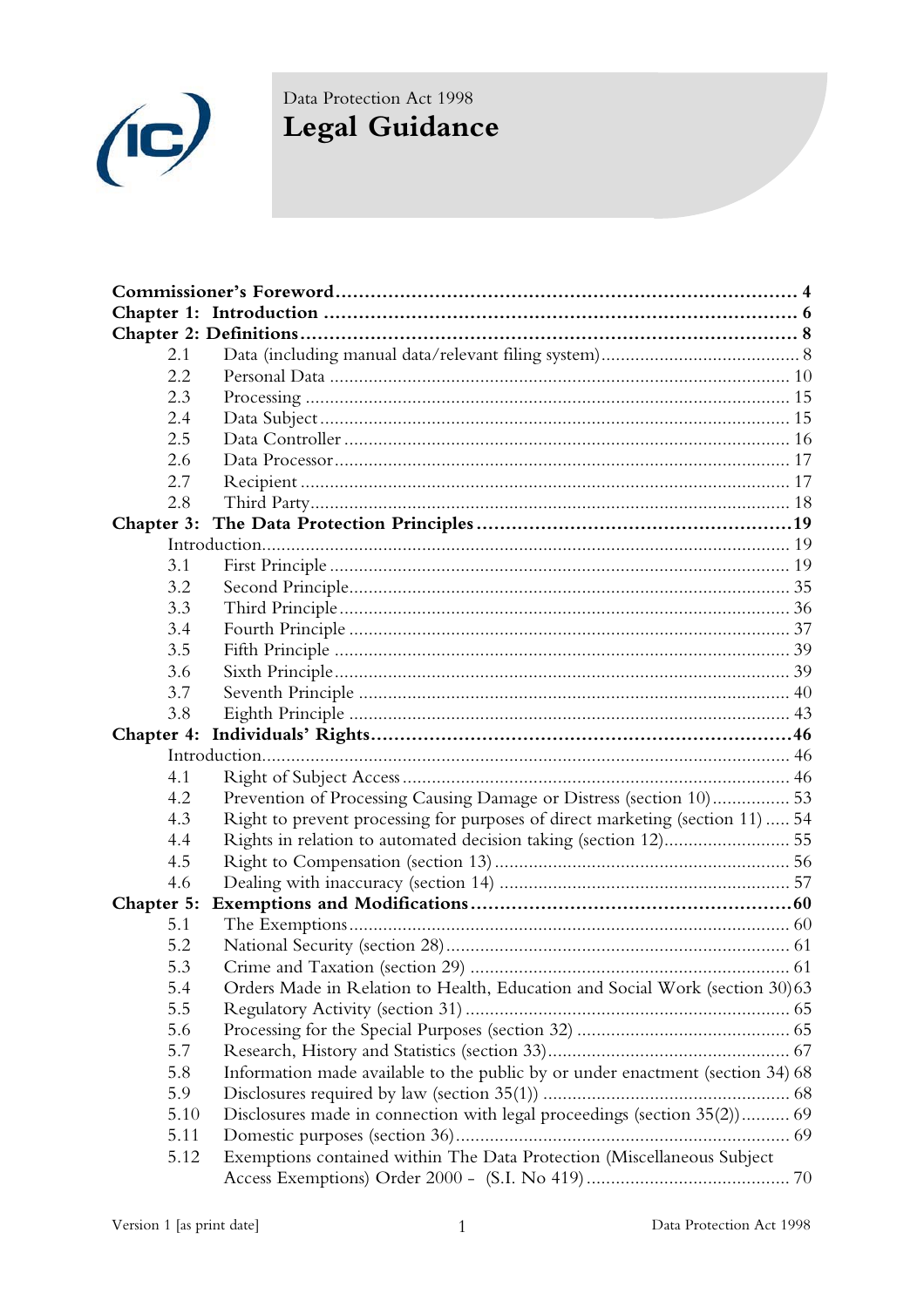Data Protection Act 1998

# Legal Guidance

| | | |
|---|---|---|
| **Commissioner's Foreword** | | **4** |
| **Chapter 1: Introduction** | | **6** |
| **Chapter 2: Definitions** | | **8** |
| 2.1 | Data (including manual data/relevant filing system) | 8 |
| 2.2 | Personal Data | 10 |
| 2.3 | Processing | 15 |
| 2.4 | Data Subject | 15 |
| 2.5 | Data Controller | 16 |
| 2.6 | Data Processor | 17 |
| 2.7 | Recipient | 17 |
| 2.8 | Third Party | 18 |
| **Chapter 3: The Data Protection Principles** | | **19** |
| Introduction | | 19 |
| 3.1 | First Principle | 19 |
| 3.2 | Second Principle | 35 |
| 3.3 | Third Principle | 36 |
| 3.4 | Fourth Principle | 37 |
| 3.5 | Fifth Principle | 39 |
| 3.6 | Sixth Principle | 39 |
| 3.7 | Seventh Principle | 40 |
| 3.8 | Eighth Principle | 43 |
| **Chapter 4: Individuals' Rights** | | **46** |
| Introduction | | 46 |
| 4.1 | Right of Subject Access | 46 |
| 4.2 | Prevention of Processing Causing Damage or Distress (section 10) | 53 |
| 4.3 | Right to prevent processing for purposes of direct marketing (section 11) | 54 |
| 4.4 | Rights in relation to automated decision taking (section 12) | 55 |
| 4.5 | Right to Compensation (section 13) | 56 |
| 4.6 | Dealing with inaccuracy (section 14) | 57 |
| **Chapter 5: Exemptions and Modifications** | | **60** |
| 5.1 | The Exemptions | 60 |
| 5.2 | National Security (section 28) | 61 |
| 5.3 | Crime and Taxation (section 29) | 61 |
| 5.4 | Orders Made in Relation to Health, Education and Social Work (section 30) | 63 |
| 5.5 | Regulatory Activity (section 31) | 65 |
| 5.6 | Processing for the Special Purposes (section 32) | 65 |
| 5.7 | Research, History and Statistics (section 33) | 67 |
| 5.8 | Information made available to the public by or under enactment (section 34) | 68 |
| 5.9 | Disclosures required by law (section 35(1)) | 68 |
| 5.10 | Disclosures made in connection with legal proceedings (section 35(2)) | 69 |
| 5.11 | Domestic purposes (section 36) | 69 |
| 5.12 | Exemptions contained within The Data Protection (Miscellaneous Subject Access Exemptions) Order 2000 - (S.I. No 419) | 70 |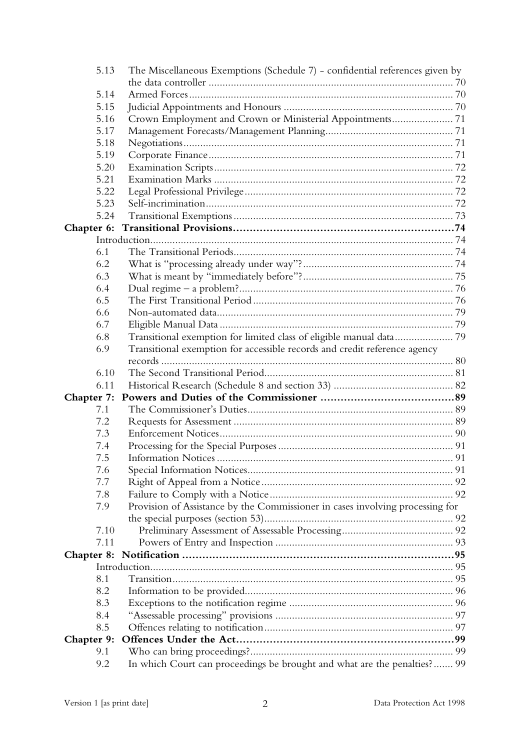| | | |
|---|---|---|
| 5.13 | The Miscellaneous Exemptions (Schedule 7) - confidential references given by the data controller | 70 |
| 5.14 | Armed Forces | 70 |
| 5.15 | Judicial Appointments and Honours | 70 |
| 5.16 | Crown Employment and Crown or Ministerial Appointments | 71 |
| 5.17 | Management Forecasts/Management Planning | 71 |
| 5.18 | Negotiations | 71 |
| 5.19 | Corporate Finance | 71 |
| 5.20 | Examination Scripts | 72 |
| 5.21 | Examination Marks | 72 |
| 5.22 | Legal Professional Privilege | 72 |
| 5.23 | Self-incrimination | 72 |
| 5.24 | Transitional Exemptions | 73 |
| **Chapter 6:** | **Transitional Provisions** | **74** |
| | Introduction | 74 |
| 6.1 | The Transitional Periods | 74 |
| 6.2 | What is "processing already under way"? | 74 |
| 6.3 | What is meant by "immediately before"? | 75 |
| 6.4 | Dual regime – a problem? | 76 |
| 6.5 | The First Transitional Period | 76 |
| 6.6 | Non-automated data | 79 |
| 6.7 | Eligible Manual Data | 79 |
| 6.8 | Transitional exemption for limited class of eligible manual data | 79 |
| 6.9 | Transitional exemption for accessible records and credit reference agency records | 80 |
| 6.10 | The Second Transitional Period | 81 |
| 6.11 | Historical Research (Schedule 8 and section 33) | 82 |
| **Chapter 7:** | **Powers and Duties of the Commissioner** | **89** |
| 7.1 | The Commissioner's Duties | 89 |
| 7.2 | Requests for Assessment | 89 |
| 7.3 | Enforcement Notices | 90 |
| 7.4 | Processing for the Special Purposes | 91 |
| 7.5 | Information Notices | 91 |
| 7.6 | Special Information Notices | 91 |
| 7.7 | Right of Appeal from a Notice | 92 |
| 7.8 | Failure to Comply with a Notice | 92 |
| 7.9 | Provision of Assistance by the Commissioner in cases involving processing for the special purposes (section 53) | 92 |
| 7.10 | Preliminary Assessment of Assessable Processing | 92 |
| 7.11 | Powers of Entry and Inspection | 93 |
| **Chapter 8:** | **Notification** | **95** |
| | Introduction | 95 |
| 8.1 | Transition | 95 |
| 8.2 | Information to be provided | 96 |
| 8.3 | Exceptions to the notification regime | 96 |
| 8.4 | "Assessable processing" provisions | 97 |
| 8.5 | Offences relating to notification | 97 |
| **Chapter 9:** | **Offences Under the Act** | **99** |
| 9.1 | Who can bring proceedings? | 99 |
| 9.2 | In which Court can proceedings be brought and what are the penalties? | 99 |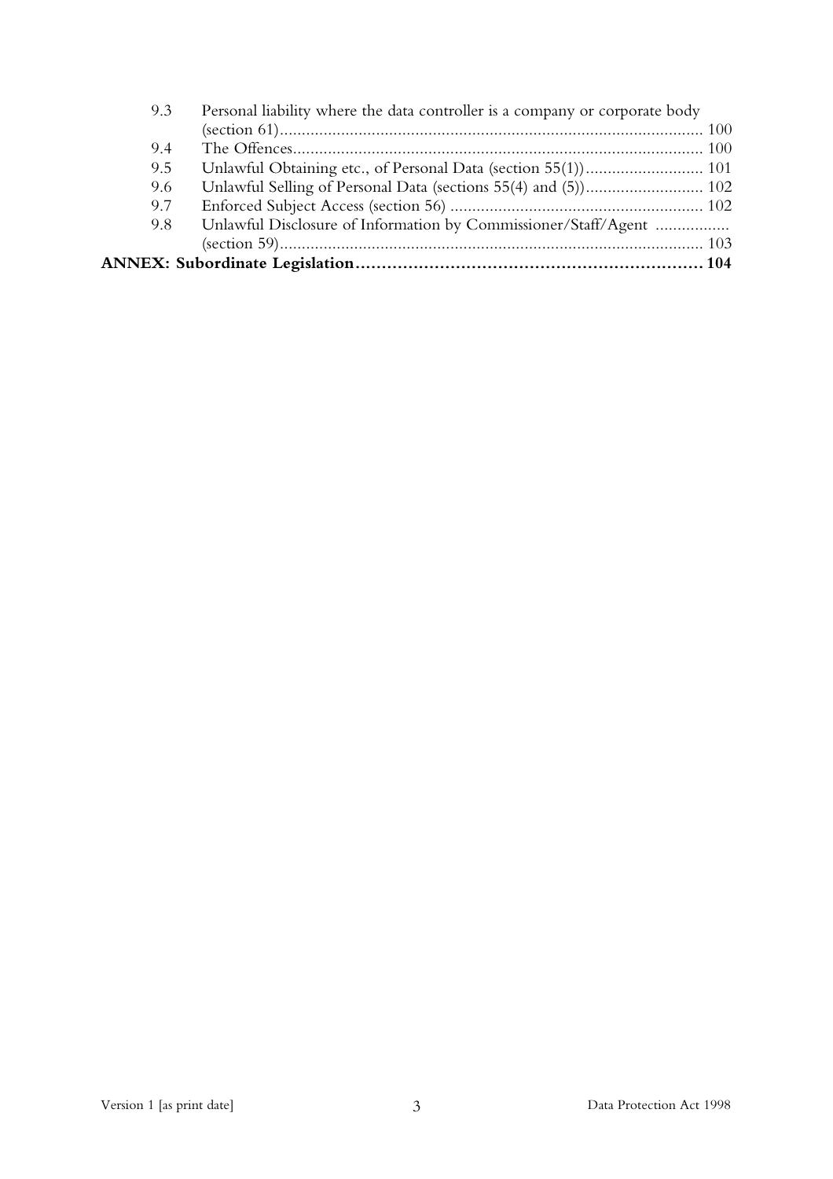| | | |
|---|---|---|
| 9.3 | Personal liability where the data controller is a company or corporate body (section 61) | 100 |
| 9.4 | The Offences | 100 |
| 9.5 | Unlawful Obtaining etc., of Personal Data (section 55(1)) | 101 |
| 9.6 | Unlawful Selling of Personal Data (sections 55(4) and (5)) | 102 |
| 9.7 | Enforced Subject Access (section 56) | 102 |
| 9.8 | Unlawful Disclosure of Information by Commissioner/Staff/Agent (section 59) | 103 |
| **ANNEX: Subordinate Legislation** | | **104** |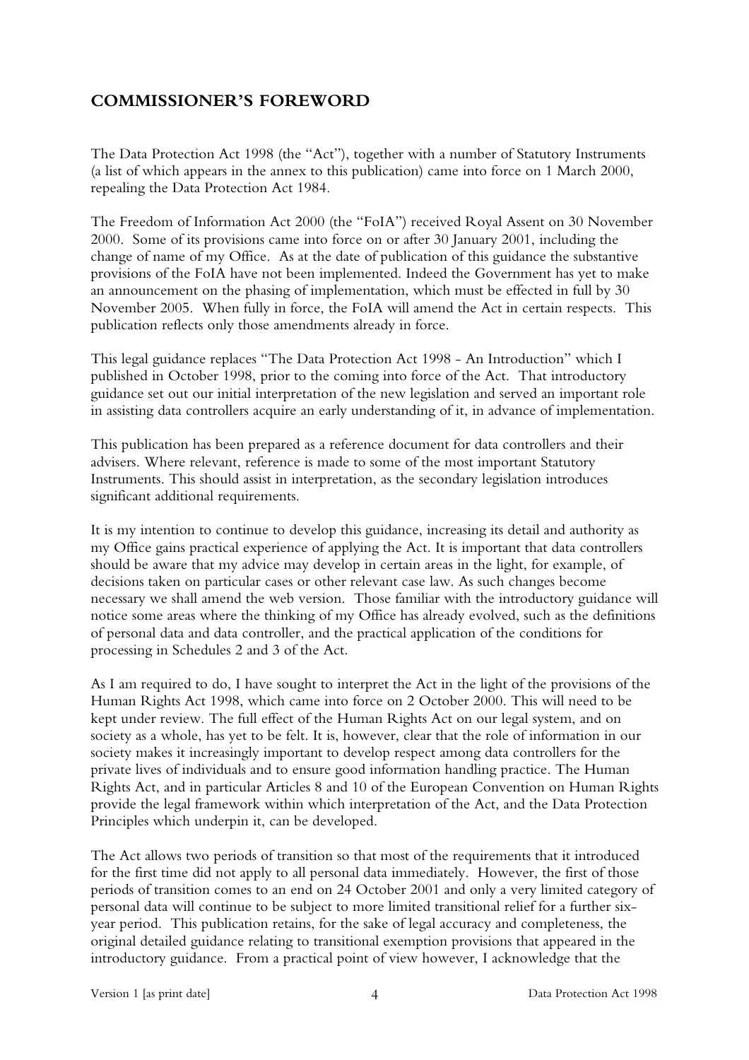## COMMISSIONER'S FOREWORD

The Data Protection Act 1998 (the "Act"), together with a number of Statutory Instruments (a list of which appears in the annex to this publication) came into force on 1 March 2000, repealing the Data Protection Act 1984.

The Freedom of Information Act 2000 (the "FoIA") received Royal Assent on 30 November 2000. Some of its provisions came into force on or after 30 January 2001, including the change of name of my Office. As at the date of publication of this guidance the substantive provisions of the FoIA have not been implemented. Indeed the Government has yet to make an announcement on the phasing of implementation, which must be effected in full by 30 November 2005. When fully in force, the FoIA will amend the Act in certain respects. This publication reflects only those amendments already in force.

This legal guidance replaces "The Data Protection Act 1998 - An Introduction" which I published in October 1998, prior to the coming into force of the Act. That introductory guidance set out our initial interpretation of the new legislation and served an important role in assisting data controllers acquire an early understanding of it, in advance of implementation.

This publication has been prepared as a reference document for data controllers and their advisers. Where relevant, reference is made to some of the most important Statutory Instruments. This should assist in interpretation, as the secondary legislation introduces significant additional requirements.

It is my intention to continue to develop this guidance, increasing its detail and authority as my Office gains practical experience of applying the Act. It is important that data controllers should be aware that my advice may develop in certain areas in the light, for example, of decisions taken on particular cases or other relevant case law. As such changes become necessary we shall amend the web version. Those familiar with the introductory guidance will notice some areas where the thinking of my Office has already evolved, such as the definitions of personal data and data controller, and the practical application of the conditions for processing in Schedules 2 and 3 of the Act.

As I am required to do, I have sought to interpret the Act in the light of the provisions of the Human Rights Act 1998, which came into force on 2 October 2000. This will need to be kept under review. The full effect of the Human Rights Act on our legal system, and on society as a whole, has yet to be felt. It is, however, clear that the role of information in our society makes it increasingly important to develop respect among data controllers for the private lives of individuals and to ensure good information handling practice. The Human Rights Act, and in particular Articles 8 and 10 of the European Convention on Human Rights provide the legal framework within which interpretation of the Act, and the Data Protection Principles which underpin it, can be developed.

The Act allows two periods of transition so that most of the requirements that it introduced for the first time did not apply to all personal data immediately. However, the first of those periods of transition comes to an end on 24 October 2001 and only a very limited category of personal data will continue to be subject to more limited transitional relief for a further six-year period. This publication retains, for the sake of legal accuracy and completeness, the original detailed guidance relating to transitional exemption provisions that appeared in the introductory guidance. From a practical point of view however, I acknowledge that the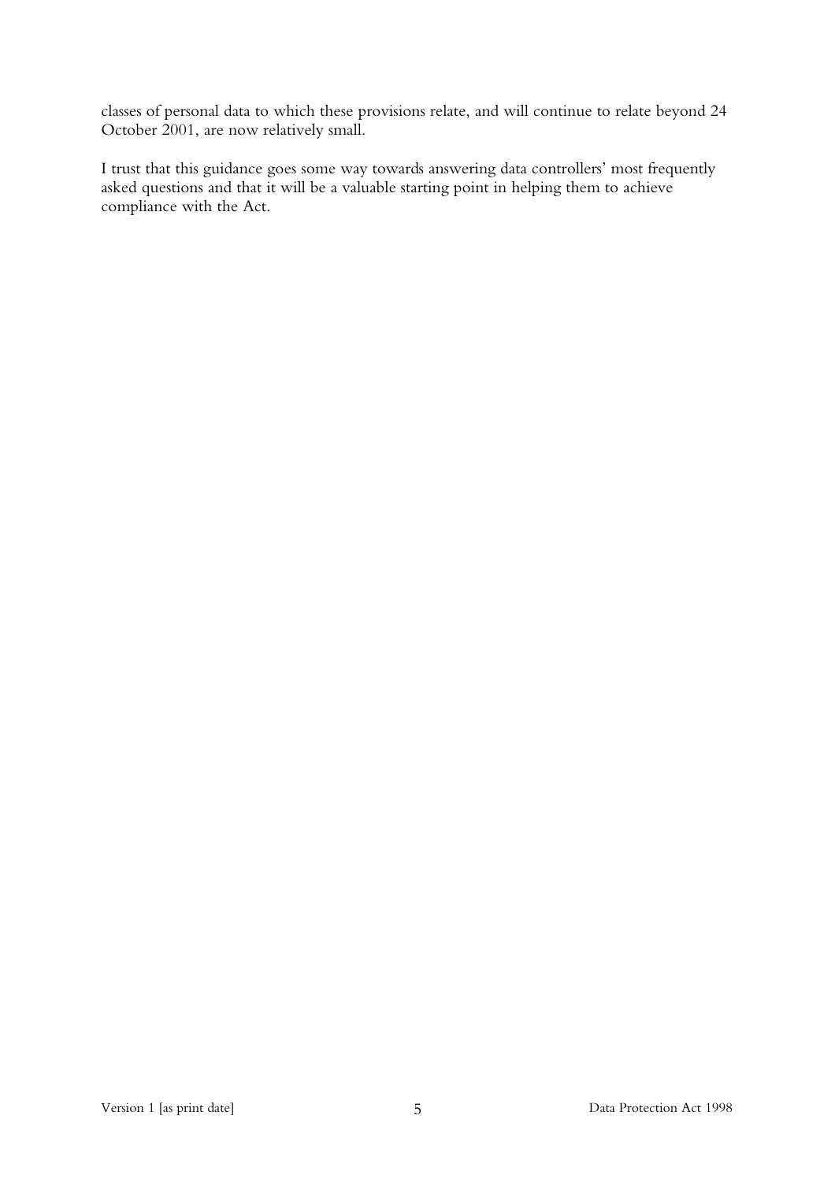classes of personal data to which these provisions relate, and will continue to relate beyond 24 October 2001, are now relatively small.

I trust that this guidance goes some way towards answering data controllers' most frequently asked questions and that it will be a valuable starting point in helping them to achieve compliance with the Act.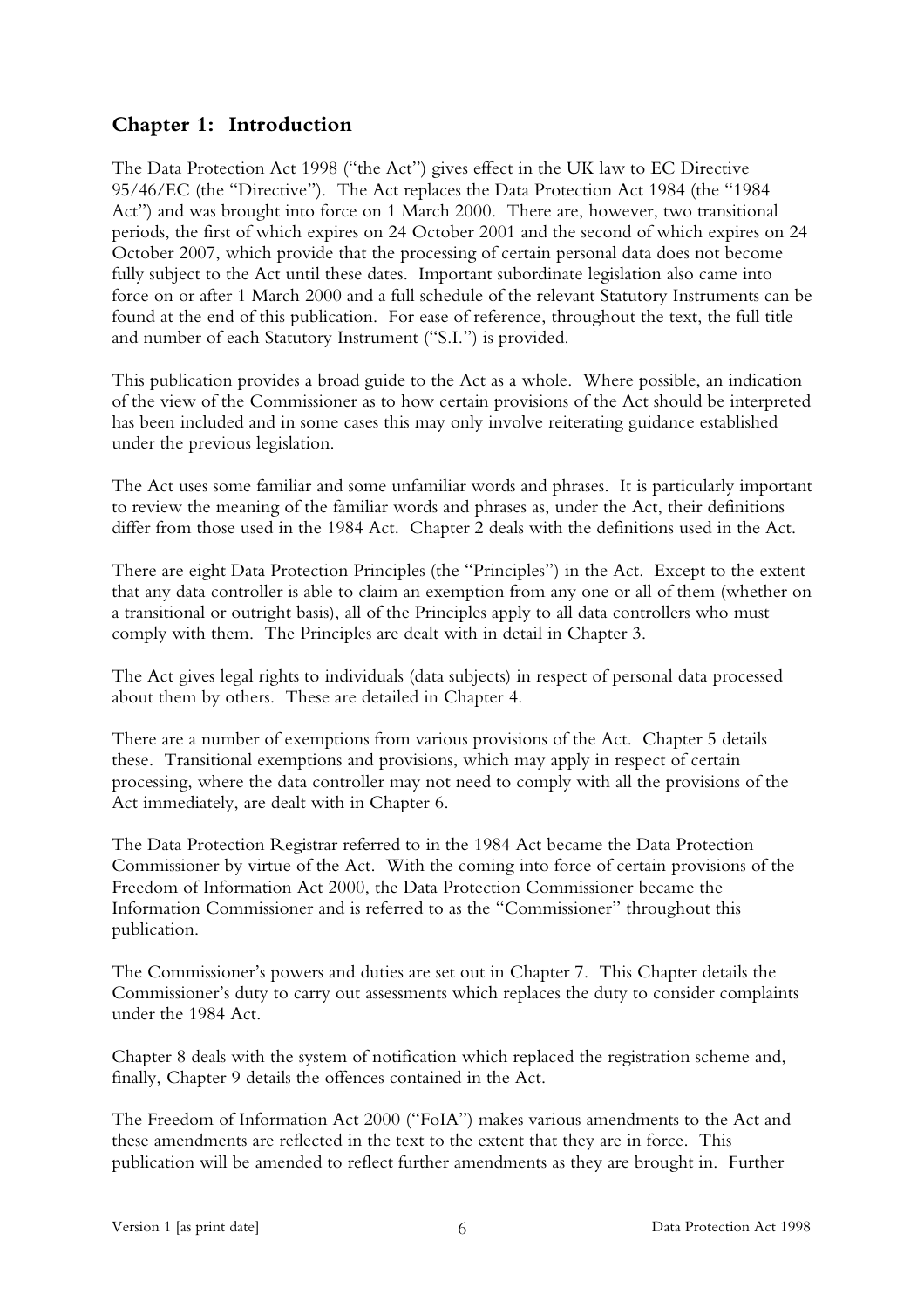## Chapter 1: Introduction

The Data Protection Act 1998 ("the Act") gives effect in the UK law to EC Directive 95/46/EC (the "Directive"). The Act replaces the Data Protection Act 1984 (the "1984 Act") and was brought into force on 1 March 2000. There are, however, two transitional periods, the first of which expires on 24 October 2001 and the second of which expires on 24 October 2007, which provide that the processing of certain personal data does not become fully subject to the Act until these dates. Important subordinate legislation also came into force on or after 1 March 2000 and a full schedule of the relevant Statutory Instruments can be found at the end of this publication. For ease of reference, throughout the text, the full title and number of each Statutory Instrument ("S.I.") is provided.

This publication provides a broad guide to the Act as a whole. Where possible, an indication of the view of the Commissioner as to how certain provisions of the Act should be interpreted has been included and in some cases this may only involve reiterating guidance established under the previous legislation.

The Act uses some familiar and some unfamiliar words and phrases. It is particularly important to review the meaning of the familiar words and phrases as, under the Act, their definitions differ from those used in the 1984 Act. Chapter 2 deals with the definitions used in the Act.

There are eight Data Protection Principles (the "Principles") in the Act. Except to the extent that any data controller is able to claim an exemption from any one or all of them (whether on a transitional or outright basis), all of the Principles apply to all data controllers who must comply with them. The Principles are dealt with in detail in Chapter 3.

The Act gives legal rights to individuals (data subjects) in respect of personal data processed about them by others. These are detailed in Chapter 4.

There are a number of exemptions from various provisions of the Act. Chapter 5 details these. Transitional exemptions and provisions, which may apply in respect of certain processing, where the data controller may not need to comply with all the provisions of the Act immediately, are dealt with in Chapter 6.

The Data Protection Registrar referred to in the 1984 Act became the Data Protection Commissioner by virtue of the Act. With the coming into force of certain provisions of the Freedom of Information Act 2000, the Data Protection Commissioner became the Information Commissioner and is referred to as the "Commissioner" throughout this publication.

The Commissioner's powers and duties are set out in Chapter 7. This Chapter details the Commissioner's duty to carry out assessments which replaces the duty to consider complaints under the 1984 Act.

Chapter 8 deals with the system of notification which replaced the registration scheme and, finally, Chapter 9 details the offences contained in the Act.

The Freedom of Information Act 2000 ("FoIA") makes various amendments to the Act and these amendments are reflected in the text to the extent that they are in force. This publication will be amended to reflect further amendments as they are brought in. Further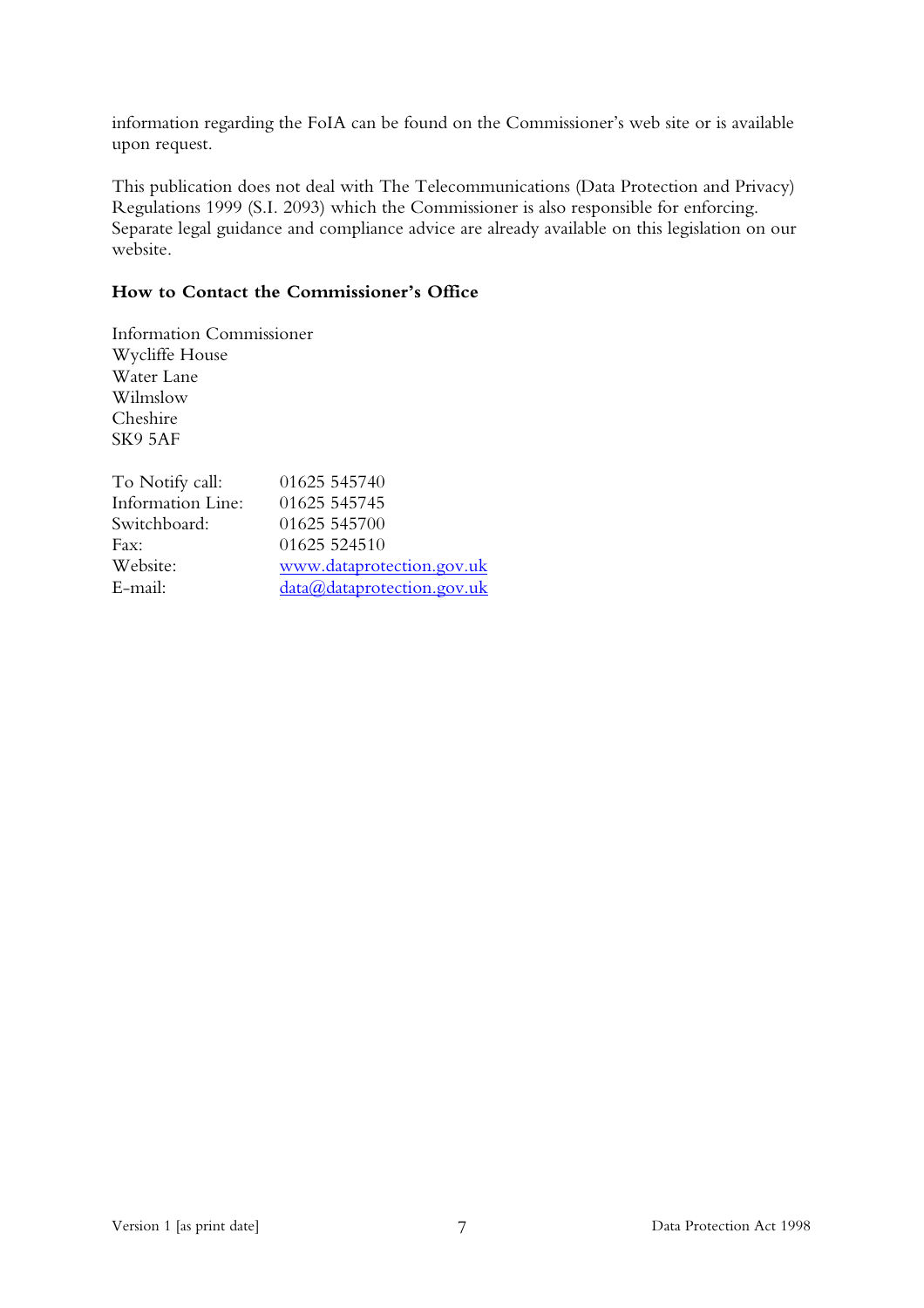information regarding the FoIA can be found on the Commissioner's web site or is available upon request.

This publication does not deal with The Telecommunications (Data Protection and Privacy) Regulations 1999 (S.I. 2093) which the Commissioner is also responsible for enforcing. Separate legal guidance and compliance advice are already available on this legislation on our website.

**How to Contact the Commissioner's Office**

Information Commissioner
Wycliffe House
Water Lane
Wilmslow
Cheshire
SK9 5AF

| | |
|---|---|
| To Notify call: | 01625 545740 |
| Information Line: | 01625 545745 |
| Switchboard: | 01625 545700 |
| Fax: | 01625 524510 |
| Website: | www.dataprotection.gov.uk |
| E-mail: | data@dataprotection.gov.uk |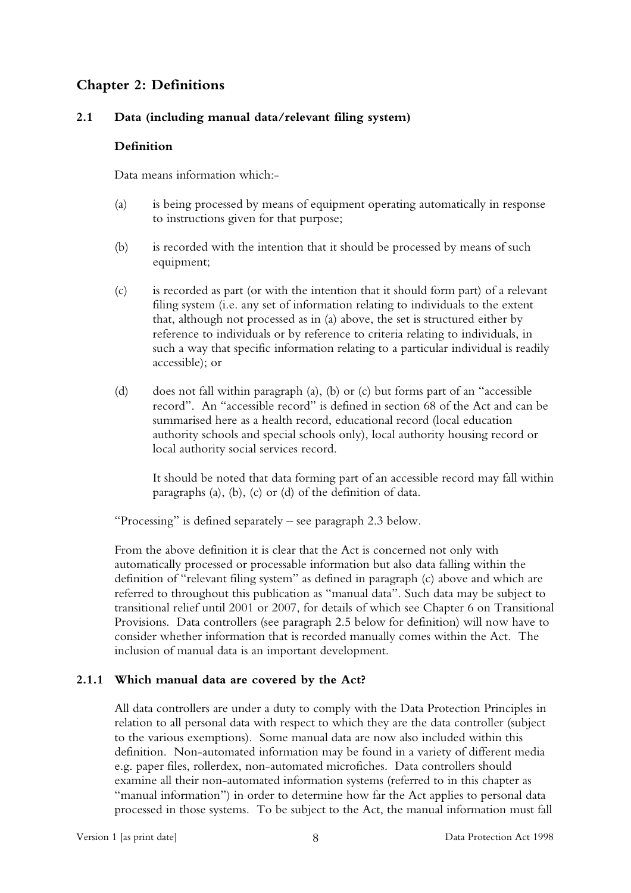## Chapter 2: Definitions

### 2.1 Data (including manual data/relevant filing system)

**Definition**

Data means information which:-

(a) is being processed by means of equipment operating automatically in response to instructions given for that purpose;

(b) is recorded with the intention that it should be processed by means of such equipment;

(c) is recorded as part (or with the intention that it should form part) of a relevant filing system (i.e. any set of information relating to individuals to the extent that, although not processed as in (a) above, the set is structured either by reference to individuals or by reference to criteria relating to individuals, in such a way that specific information relating to a particular individual is readily accessible); or

(d) does not fall within paragraph (a), (b) or (c) but forms part of an "accessible record". An "accessible record" is defined in section 68 of the Act and can be summarised here as a health record, educational record (local education authority schools and special schools only), local authority housing record or local authority social services record.

It should be noted that data forming part of an accessible record may fall within paragraphs (a), (b), (c) or (d) of the definition of data.

"Processing" is defined separately – see paragraph 2.3 below.

From the above definition it is clear that the Act is concerned not only with automatically processed or processable information but also data falling within the definition of "relevant filing system" as defined in paragraph (c) above and which are referred to throughout this publication as "manual data". Such data may be subject to transitional relief until 2001 or 2007, for details of which see Chapter 6 on Transitional Provisions. Data controllers (see paragraph 2.5 below for definition) will now have to consider whether information that is recorded manually comes within the Act. The inclusion of manual data is an important development.

### 2.1.1 Which manual data are covered by the Act?

All data controllers are under a duty to comply with the Data Protection Principles in relation to all personal data with respect to which they are the data controller (subject to the various exemptions). Some manual data are now also included within this definition. Non-automated information may be found in a variety of different media e.g. paper files, rollerdex, non-automated microfiches. Data controllers should examine all their non-automated information systems (referred to in this chapter as "manual information") in order to determine how far the Act applies to personal data processed in those systems. To be subject to the Act, the manual information must fall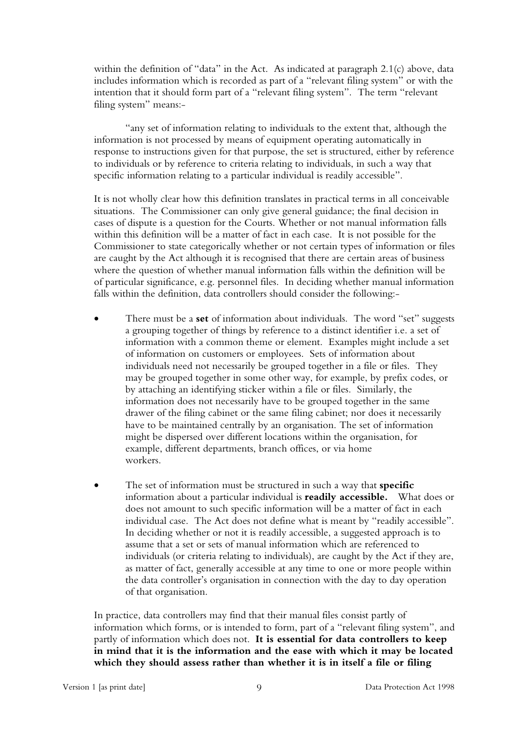within the definition of "data" in the Act. As indicated at paragraph 2.1(c) above, data includes information which is recorded as part of a "relevant filing system" or with the intention that it should form part of a "relevant filing system". The term "relevant filing system" means:-

> "any set of information relating to individuals to the extent that, although the information is not processed by means of equipment operating automatically in response to instructions given for that purpose, the set is structured, either by reference to individuals or by reference to criteria relating to individuals, in such a way that specific information relating to a particular individual is readily accessible".

It is not wholly clear how this definition translates in practical terms in all conceivable situations. The Commissioner can only give general guidance; the final decision in cases of dispute is a question for the Courts. Whether or not manual information falls within this definition will be a matter of fact in each case. It is not possible for the Commissioner to state categorically whether or not certain types of information or files are caught by the Act although it is recognised that there are certain areas of business where the question of whether manual information falls within the definition will be of particular significance, e.g. personnel files. In deciding whether manual information falls within the definition, data controllers should consider the following:-

- There must be a **set** of information about individuals. The word "set" suggests a grouping together of things by reference to a distinct identifier i.e. a set of information with a common theme or element. Examples might include a set of information on customers or employees. Sets of information about individuals need not necessarily be grouped together in a file or files. They may be grouped together in some other way, for example, by prefix codes, or by attaching an identifying sticker within a file or files. Similarly, the information does not necessarily have to be grouped together in the same drawer of the filing cabinet or the same filing cabinet; nor does it necessarily have to be maintained centrally by an organisation. The set of information might be dispersed over different locations within the organisation, for example, different departments, branch offices, or via home workers.

- The set of information must be structured in such a way that **specific** information about a particular individual is **readily accessible.** What does or does not amount to such specific information will be a matter of fact in each individual case. The Act does not define what is meant by "readily accessible". In deciding whether or not it is readily accessible, a suggested approach is to assume that a set or sets of manual information which are referenced to individuals (or criteria relating to individuals), are caught by the Act if they are, as matter of fact, generally accessible at any time to one or more people within the data controller's organisation in connection with the day to day operation of that organisation.

In practice, data controllers may find that their manual files consist partly of information which forms, or is intended to form, part of a "relevant filing system", and partly of information which does not. **It is essential for data controllers to keep in mind that it is the information and the ease with which it may be located which they should assess rather than whether it is in itself a file or filing**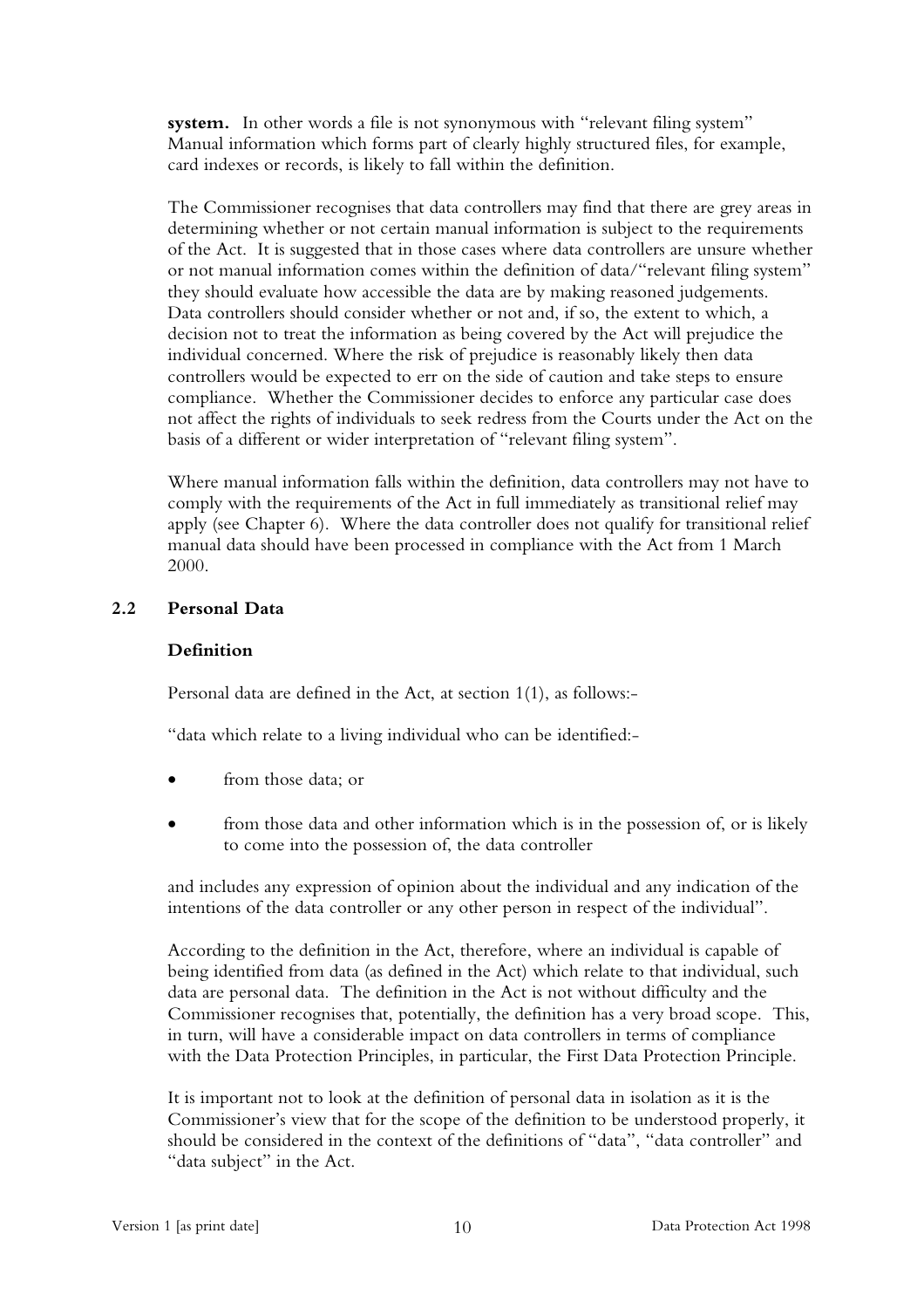**system.** In other words a file is not synonymous with "relevant filing system" Manual information which forms part of clearly highly structured files, for example, card indexes or records, is likely to fall within the definition.

The Commissioner recognises that data controllers may find that there are grey areas in determining whether or not certain manual information is subject to the requirements of the Act. It is suggested that in those cases where data controllers are unsure whether or not manual information comes within the definition of data/"relevant filing system" they should evaluate how accessible the data are by making reasoned judgements. Data controllers should consider whether or not and, if so, the extent to which, a decision not to treat the information as being covered by the Act will prejudice the individual concerned. Where the risk of prejudice is reasonably likely then data controllers would be expected to err on the side of caution and take steps to ensure compliance. Whether the Commissioner decides to enforce any particular case does not affect the rights of individuals to seek redress from the Courts under the Act on the basis of a different or wider interpretation of "relevant filing system".

Where manual information falls within the definition, data controllers may not have to comply with the requirements of the Act in full immediately as transitional relief may apply (see Chapter 6). Where the data controller does not qualify for transitional relief manual data should have been processed in compliance with the Act from 1 March 2000.

## 2.2 Personal Data

### Definition

Personal data are defined in the Act, at section 1(1), as follows:-

"data which relate to a living individual who can be identified:-

- from those data; or
- from those data and other information which is in the possession of, or is likely to come into the possession of, the data controller

and includes any expression of opinion about the individual and any indication of the intentions of the data controller or any other person in respect of the individual".

According to the definition in the Act, therefore, where an individual is capable of being identified from data (as defined in the Act) which relate to that individual, such data are personal data. The definition in the Act is not without difficulty and the Commissioner recognises that, potentially, the definition has a very broad scope. This, in turn, will have a considerable impact on data controllers in terms of compliance with the Data Protection Principles, in particular, the First Data Protection Principle.

It is important not to look at the definition of personal data in isolation as it is the Commissioner's view that for the scope of the definition to be understood properly, it should be considered in the context of the definitions of "data", "data controller" and "data subject" in the Act.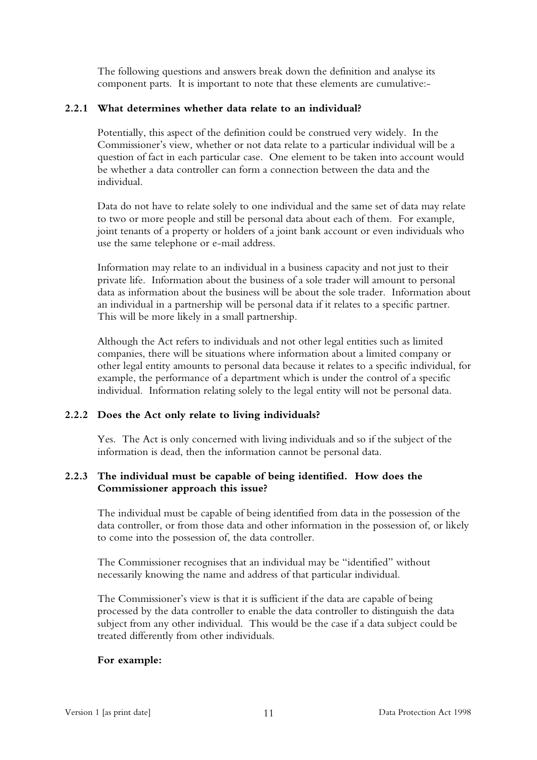The following questions and answers break down the definition and analyse its component parts. It is important to note that these elements are cumulative:-

### 2.2.1 What determines whether data relate to an individual?

Potentially, this aspect of the definition could be construed very widely. In the Commissioner's view, whether or not data relate to a particular individual will be a question of fact in each particular case. One element to be taken into account would be whether a data controller can form a connection between the data and the individual.

Data do not have to relate solely to one individual and the same set of data may relate to two or more people and still be personal data about each of them. For example, joint tenants of a property or holders of a joint bank account or even individuals who use the same telephone or e-mail address.

Information may relate to an individual in a business capacity and not just to their private life. Information about the business of a sole trader will amount to personal data as information about the business will be about the sole trader. Information about an individual in a partnership will be personal data if it relates to a specific partner. This will be more likely in a small partnership.

Although the Act refers to individuals and not other legal entities such as limited companies, there will be situations where information about a limited company or other legal entity amounts to personal data because it relates to a specific individual, for example, the performance of a department which is under the control of a specific individual. Information relating solely to the legal entity will not be personal data.

### 2.2.2 Does the Act only relate to living individuals?

Yes. The Act is only concerned with living individuals and so if the subject of the information is dead, then the information cannot be personal data.

### 2.2.3 The individual must be capable of being identified. How does the Commissioner approach this issue?

The individual must be capable of being identified from data in the possession of the data controller, or from those data and other information in the possession of, or likely to come into the possession of, the data controller.

The Commissioner recognises that an individual may be "identified" without necessarily knowing the name and address of that particular individual.

The Commissioner's view is that it is sufficient if the data are capable of being processed by the data controller to enable the data controller to distinguish the data subject from any other individual. This would be the case if a data subject could be treated differently from other individuals.

**For example:**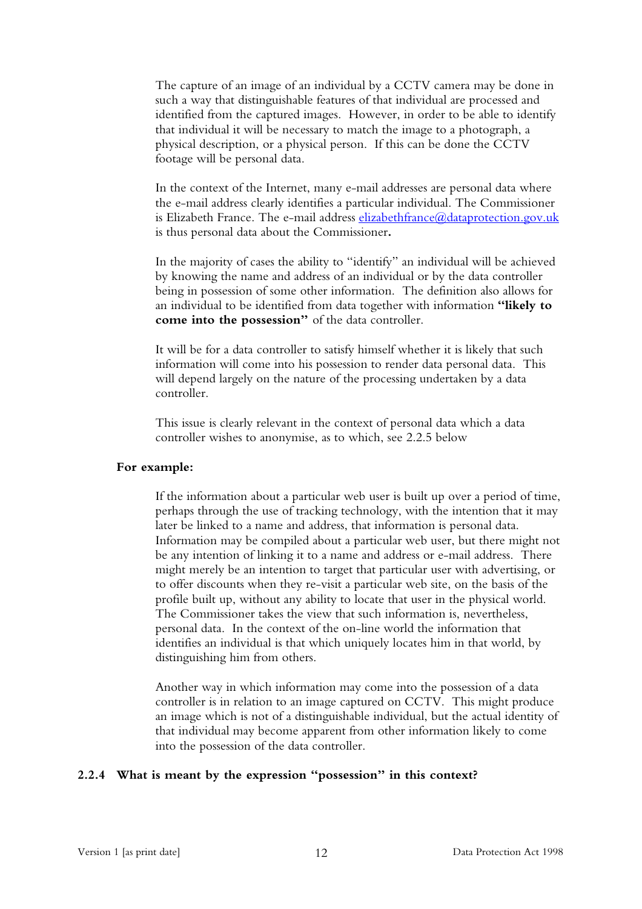The capture of an image of an individual by a CCTV camera may be done in such a way that distinguishable features of that individual are processed and identified from the captured images. However, in order to be able to identify that individual it will be necessary to match the image to a photograph, a physical description, or a physical person. If this can be done the CCTV footage will be personal data.

In the context of the Internet, many e-mail addresses are personal data where the e-mail address clearly identifies a particular individual. The Commissioner is Elizabeth France. The e-mail address elizabethfrance@dataprotection.gov.uk is thus personal data about the Commissioner**.**

In the majority of cases the ability to "identify" an individual will be achieved by knowing the name and address of an individual or by the data controller being in possession of some other information. The definition also allows for an individual to be identified from data together with information **"likely to come into the possession"** of the data controller.

It will be for a data controller to satisfy himself whether it is likely that such information will come into his possession to render data personal data. This will depend largely on the nature of the processing undertaken by a data controller.

This issue is clearly relevant in the context of personal data which a data controller wishes to anonymise, as to which, see 2.2.5 below

**For example:**

If the information about a particular web user is built up over a period of time, perhaps through the use of tracking technology, with the intention that it may later be linked to a name and address, that information is personal data. Information may be compiled about a particular web user, but there might not be any intention of linking it to a name and address or e-mail address. There might merely be an intention to target that particular user with advertising, or to offer discounts when they re-visit a particular web site, on the basis of the profile built up, without any ability to locate that user in the physical world. The Commissioner takes the view that such information is, nevertheless, personal data. In the context of the on-line world the information that identifies an individual is that which uniquely locates him in that world, by distinguishing him from others.

Another way in which information may come into the possession of a data controller is in relation to an image captured on CCTV. This might produce an image which is not of a distinguishable individual, but the actual identity of that individual may become apparent from other information likely to come into the possession of the data controller.

### 2.2.4 What is meant by the expression "possession" in this context?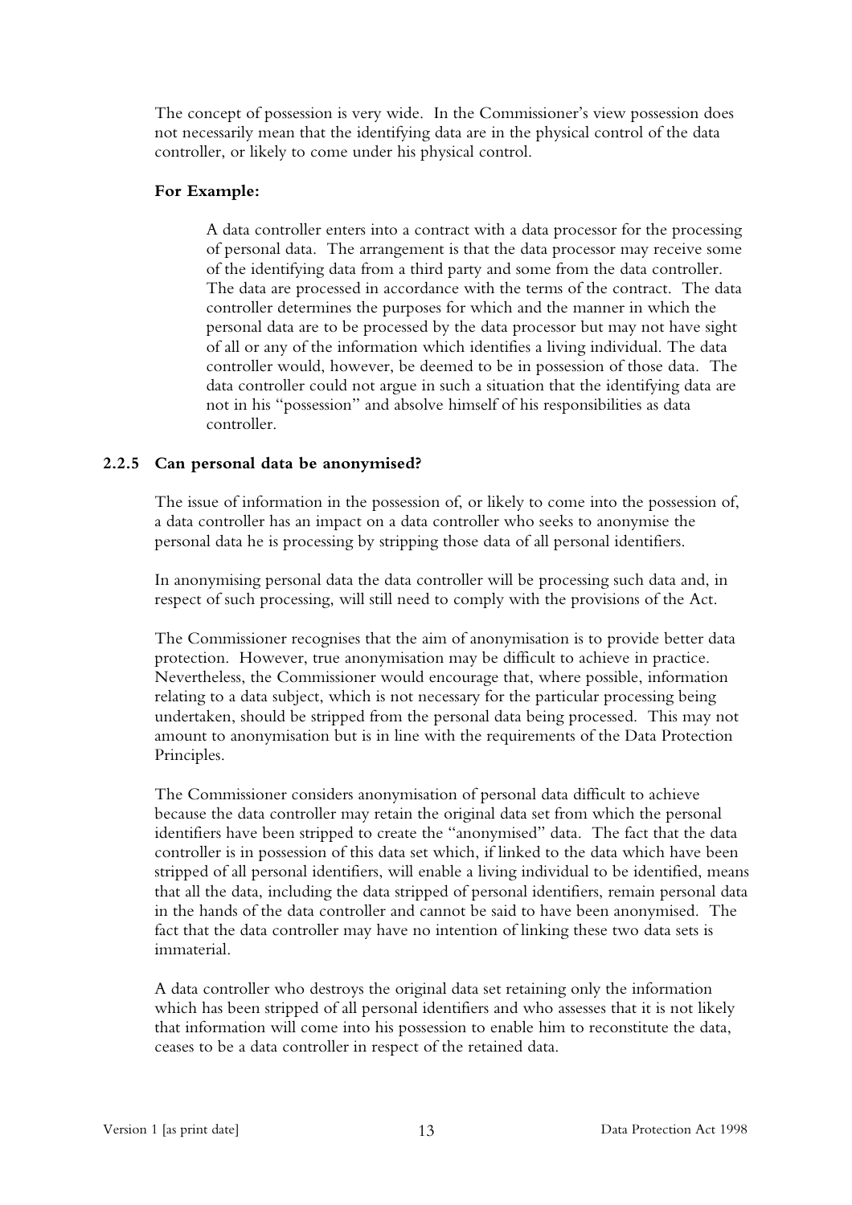The concept of possession is very wide. In the Commissioner's view possession does not necessarily mean that the identifying data are in the physical control of the data controller, or likely to come under his physical control.

**For Example:**

> A data controller enters into a contract with a data processor for the processing of personal data. The arrangement is that the data processor may receive some of the identifying data from a third party and some from the data controller. The data are processed in accordance with the terms of the contract. The data controller determines the purposes for which and the manner in which the personal data are to be processed by the data processor but may not have sight of all or any of the information which identifies a living individual. The data controller would, however, be deemed to be in possession of those data. The data controller could not argue in such a situation that the identifying data are not in his "possession" and absolve himself of his responsibilities as data controller.

### 2.2.5 Can personal data be anonymised?

The issue of information in the possession of, or likely to come into the possession of, a data controller has an impact on a data controller who seeks to anonymise the personal data he is processing by stripping those data of all personal identifiers.

In anonymising personal data the data controller will be processing such data and, in respect of such processing, will still need to comply with the provisions of the Act.

The Commissioner recognises that the aim of anonymisation is to provide better data protection. However, true anonymisation may be difficult to achieve in practice. Nevertheless, the Commissioner would encourage that, where possible, information relating to a data subject, which is not necessary for the particular processing being undertaken, should be stripped from the personal data being processed. This may not amount to anonymisation but is in line with the requirements of the Data Protection Principles.

The Commissioner considers anonymisation of personal data difficult to achieve because the data controller may retain the original data set from which the personal identifiers have been stripped to create the "anonymised" data. The fact that the data controller is in possession of this data set which, if linked to the data which have been stripped of all personal identifiers, will enable a living individual to be identified, means that all the data, including the data stripped of personal identifiers, remain personal data in the hands of the data controller and cannot be said to have been anonymised. The fact that the data controller may have no intention of linking these two data sets is immaterial.

A data controller who destroys the original data set retaining only the information which has been stripped of all personal identifiers and who assesses that it is not likely that information will come into his possession to enable him to reconstitute the data, ceases to be a data controller in respect of the retained data.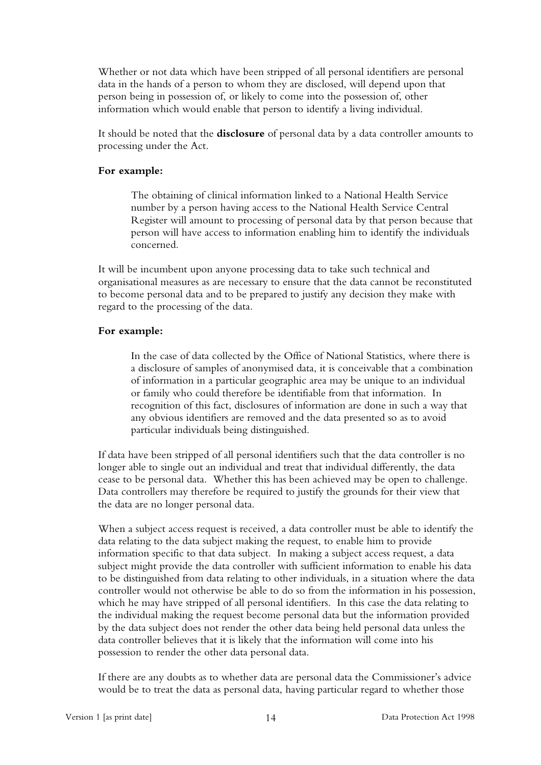Whether or not data which have been stripped of all personal identifiers are personal data in the hands of a person to whom they are disclosed, will depend upon that person being in possession of, or likely to come into the possession of, other information which would enable that person to identify a living individual.

It should be noted that the **disclosure** of personal data by a data controller amounts to processing under the Act.

**For example:**

> The obtaining of clinical information linked to a National Health Service number by a person having access to the National Health Service Central Register will amount to processing of personal data by that person because that person will have access to information enabling him to identify the individuals concerned.

It will be incumbent upon anyone processing data to take such technical and organisational measures as are necessary to ensure that the data cannot be reconstituted to become personal data and to be prepared to justify any decision they make with regard to the processing of the data.

**For example:**

> In the case of data collected by the Office of National Statistics, where there is a disclosure of samples of anonymised data, it is conceivable that a combination of information in a particular geographic area may be unique to an individual or family who could therefore be identifiable from that information. In recognition of this fact, disclosures of information are done in such a way that any obvious identifiers are removed and the data presented so as to avoid particular individuals being distinguished.

If data have been stripped of all personal identifiers such that the data controller is no longer able to single out an individual and treat that individual differently, the data cease to be personal data. Whether this has been achieved may be open to challenge. Data controllers may therefore be required to justify the grounds for their view that the data are no longer personal data.

When a subject access request is received, a data controller must be able to identify the data relating to the data subject making the request, to enable him to provide information specific to that data subject. In making a subject access request, a data subject might provide the data controller with sufficient information to enable his data to be distinguished from data relating to other individuals, in a situation where the data controller would not otherwise be able to do so from the information in his possession, which he may have stripped of all personal identifiers. In this case the data relating to the individual making the request become personal data but the information provided by the data subject does not render the other data being held personal data unless the data controller believes that it is likely that the information will come into his possession to render the other data personal data.

If there are any doubts as to whether data are personal data the Commissioner's advice would be to treat the data as personal data, having particular regard to whether those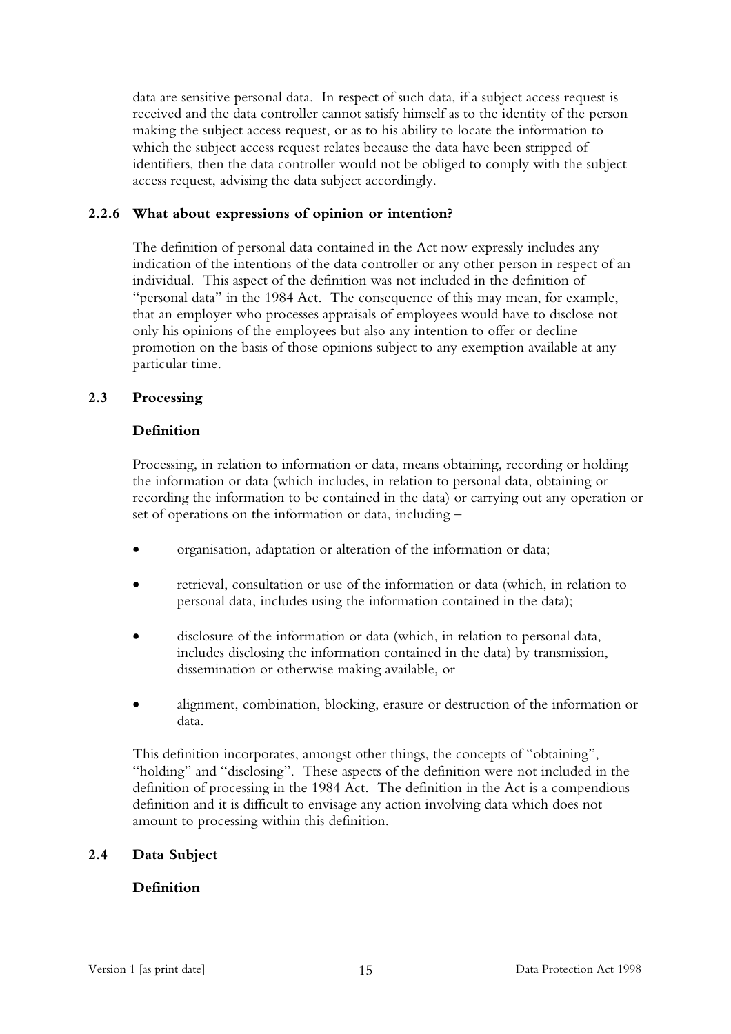data are sensitive personal data. In respect of such data, if a subject access request is received and the data controller cannot satisfy himself as to the identity of the person making the subject access request, or as to his ability to locate the information to which the subject access request relates because the data have been stripped of identifiers, then the data controller would not be obliged to comply with the subject access request, advising the data subject accordingly.

### 2.2.6 What about expressions of opinion or intention?

The definition of personal data contained in the Act now expressly includes any indication of the intentions of the data controller or any other person in respect of an individual. This aspect of the definition was not included in the definition of "personal data" in the 1984 Act. The consequence of this may mean, for example, that an employer who processes appraisals of employees would have to disclose not only his opinions of the employees but also any intention to offer or decline promotion on the basis of those opinions subject to any exemption available at any particular time.

## 2.3 Processing

### Definition

Processing, in relation to information or data, means obtaining, recording or holding the information or data (which includes, in relation to personal data, obtaining or recording the information to be contained in the data) or carrying out any operation or set of operations on the information or data, including –

- organisation, adaptation or alteration of the information or data;
- retrieval, consultation or use of the information or data (which, in relation to personal data, includes using the information contained in the data);
- disclosure of the information or data (which, in relation to personal data, includes disclosing the information contained in the data) by transmission, dissemination or otherwise making available, or
- alignment, combination, blocking, erasure or destruction of the information or data.

This definition incorporates, amongst other things, the concepts of "obtaining", "holding" and "disclosing". These aspects of the definition were not included in the definition of processing in the 1984 Act. The definition in the Act is a compendious definition and it is difficult to envisage any action involving data which does not amount to processing within this definition.

## 2.4 Data Subject

### Definition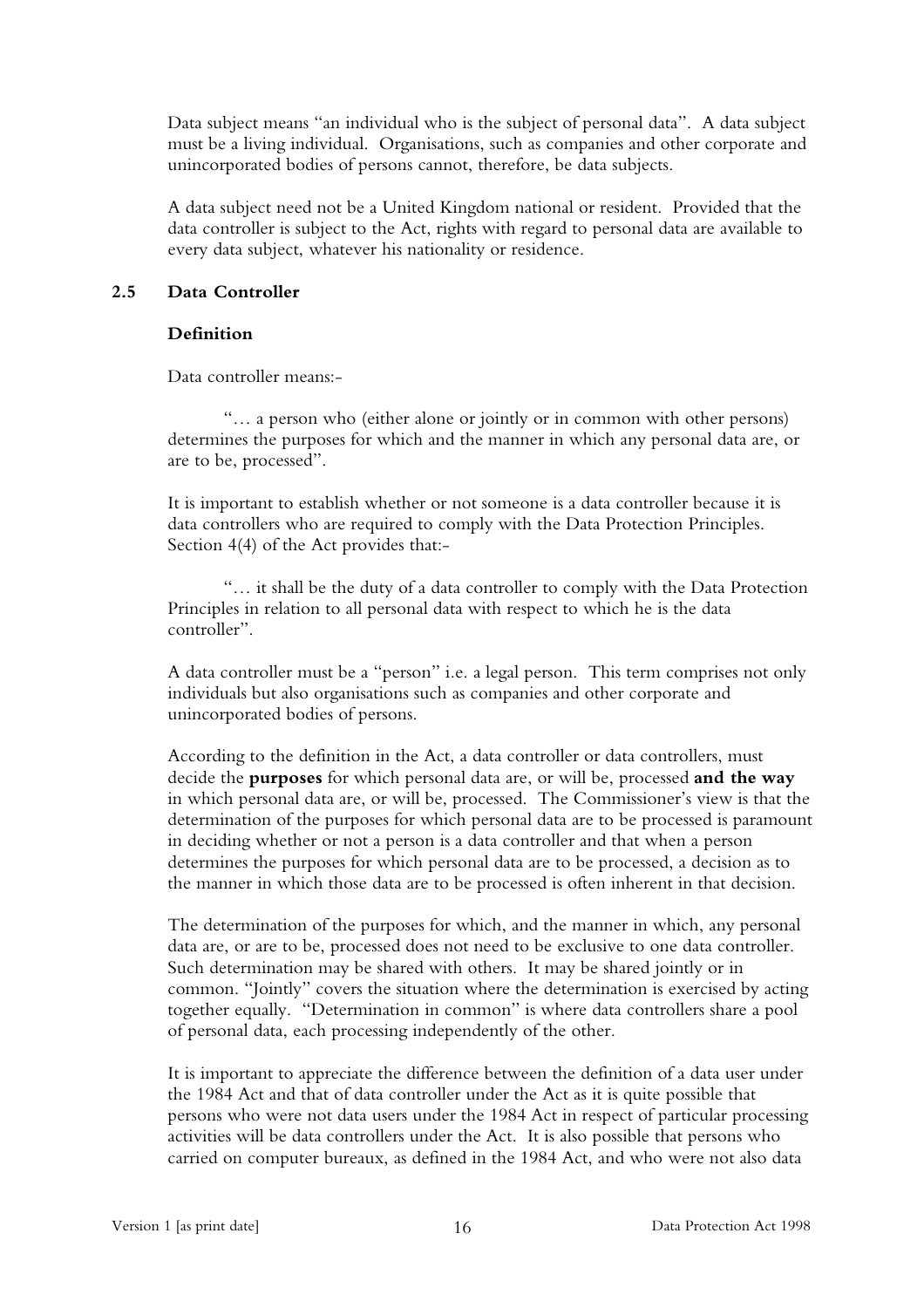Data subject means "an individual who is the subject of personal data". A data subject must be a living individual. Organisations, such as companies and other corporate and unincorporated bodies of persons cannot, therefore, be data subjects.

A data subject need not be a United Kingdom national or resident. Provided that the data controller is subject to the Act, rights with regard to personal data are available to every data subject, whatever his nationality or residence.

## 2.5 Data Controller

### Definition

Data controller means:-

> "… a person who (either alone or jointly or in common with other persons) determines the purposes for which and the manner in which any personal data are, or are to be, processed".

It is important to establish whether or not someone is a data controller because it is data controllers who are required to comply with the Data Protection Principles. Section 4(4) of the Act provides that:-

> "… it shall be the duty of a data controller to comply with the Data Protection Principles in relation to all personal data with respect to which he is the data controller".

A data controller must be a "person" i.e. a legal person. This term comprises not only individuals but also organisations such as companies and other corporate and unincorporated bodies of persons.

According to the definition in the Act, a data controller or data controllers, must decide the **purposes** for which personal data are, or will be, processed **and the way** in which personal data are, or will be, processed. The Commissioner's view is that the determination of the purposes for which personal data are to be processed is paramount in deciding whether or not a person is a data controller and that when a person determines the purposes for which personal data are to be processed, a decision as to the manner in which those data are to be processed is often inherent in that decision.

The determination of the purposes for which, and the manner in which, any personal data are, or are to be, processed does not need to be exclusive to one data controller. Such determination may be shared with others. It may be shared jointly or in common. "Jointly" covers the situation where the determination is exercised by acting together equally. "Determination in common" is where data controllers share a pool of personal data, each processing independently of the other.

It is important to appreciate the difference between the definition of a data user under the 1984 Act and that of data controller under the Act as it is quite possible that persons who were not data users under the 1984 Act in respect of particular processing activities will be data controllers under the Act. It is also possible that persons who carried on computer bureaux, as defined in the 1984 Act, and who were not also data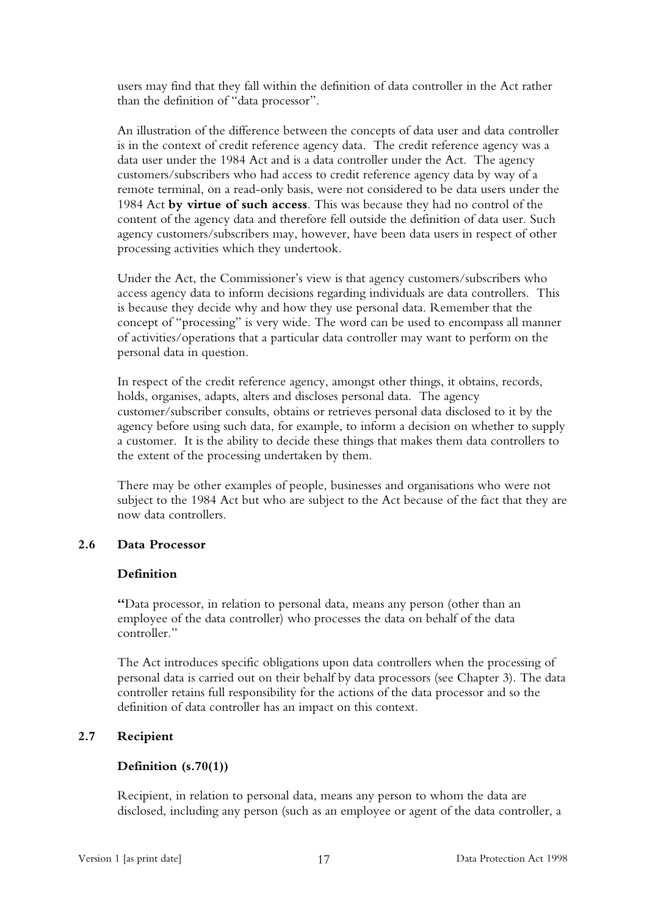users may find that they fall within the definition of data controller in the Act rather than the definition of "data processor".

An illustration of the difference between the concepts of data user and data controller is in the context of credit reference agency data. The credit reference agency was a data user under the 1984 Act and is a data controller under the Act. The agency customers/subscribers who had access to credit reference agency data by way of a remote terminal, on a read-only basis, were not considered to be data users under the 1984 Act **by virtue of such access**. This was because they had no control of the content of the agency data and therefore fell outside the definition of data user. Such agency customers/subscribers may, however, have been data users in respect of other processing activities which they undertook.

Under the Act, the Commissioner's view is that agency customers/subscribers who access agency data to inform decisions regarding individuals are data controllers. This is because they decide why and how they use personal data. Remember that the concept of "processing" is very wide. The word can be used to encompass all manner of activities/operations that a particular data controller may want to perform on the personal data in question.

In respect of the credit reference agency, amongst other things, it obtains, records, holds, organises, adapts, alters and discloses personal data. The agency customer/subscriber consults, obtains or retrieves personal data disclosed to it by the agency before using such data, for example, to inform a decision on whether to supply a customer. It is the ability to decide these things that makes them data controllers to the extent of the processing undertaken by them.

There may be other examples of people, businesses and organisations who were not subject to the 1984 Act but who are subject to the Act because of the fact that they are now data controllers.

## 2.6 Data Processor

### Definition

"Data processor, in relation to personal data, means any person (other than an employee of the data controller) who processes the data on behalf of the data controller."

The Act introduces specific obligations upon data controllers when the processing of personal data is carried out on their behalf by data processors (see Chapter 3). The data controller retains full responsibility for the actions of the data processor and so the definition of data controller has an impact on this context.

## 2.7 Recipient

### Definition (s.70(1))

Recipient, in relation to personal data, means any person to whom the data are disclosed, including any person (such as an employee or agent of the data controller, a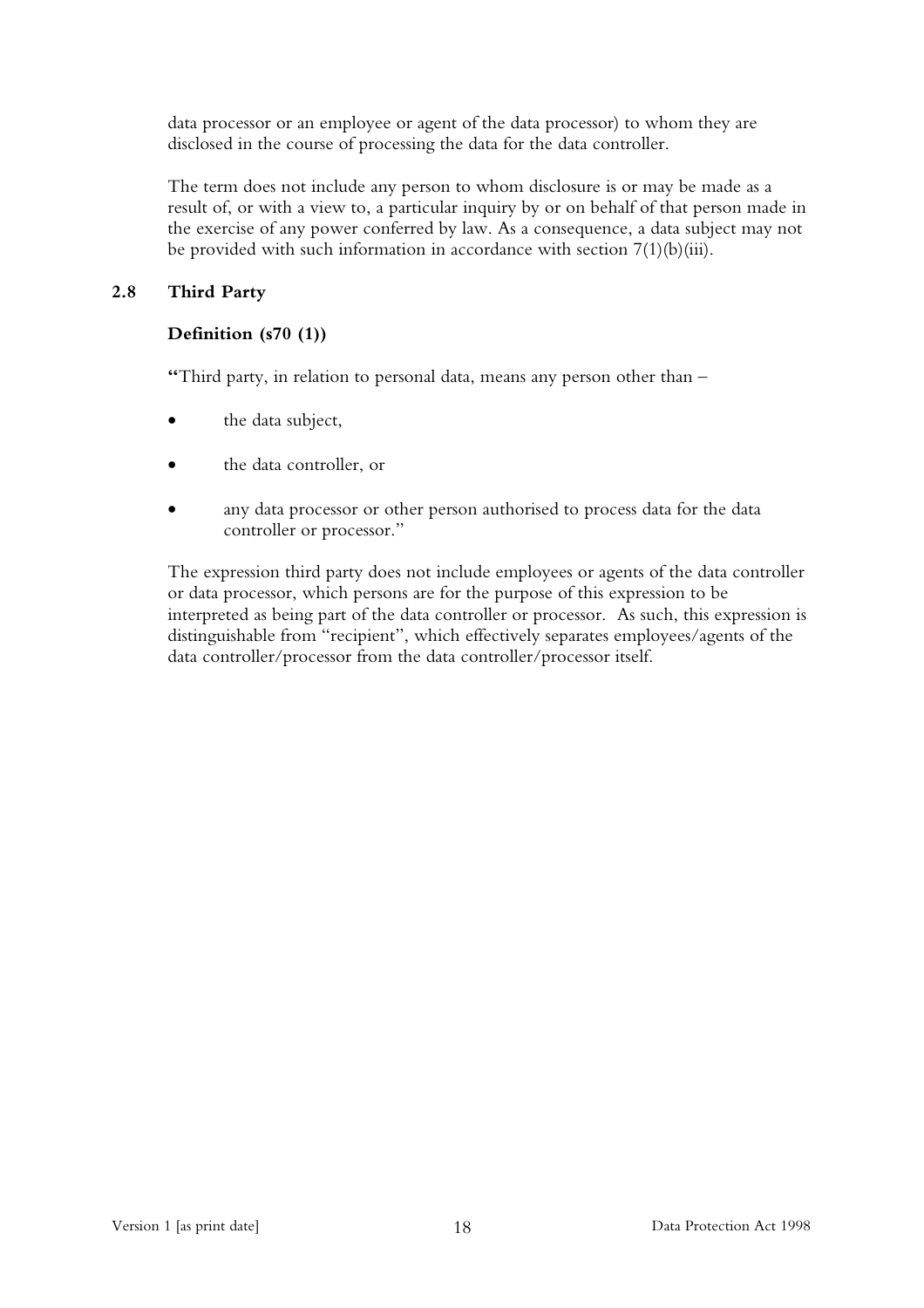data processor or an employee or agent of the data processor) to whom they are disclosed in the course of processing the data for the data controller.

The term does not include any person to whom disclosure is or may be made as a result of, or with a view to, a particular inquiry by or on behalf of that person made in the exercise of any power conferred by law. As a consequence, a data subject may not be provided with such information in accordance with section 7(1)(b)(iii).

## 2.8 Third Party

### Definition (s70 (1))

**"**Third party, in relation to personal data, means any person other than –

- the data subject,
- the data controller, or
- any data processor or other person authorised to process data for the data controller or processor."

The expression third party does not include employees or agents of the data controller or data processor, which persons are for the purpose of this expression to be interpreted as being part of the data controller or processor. As such, this expression is distinguishable from "recipient", which effectively separates employees/agents of the data controller/processor from the data controller/processor itself.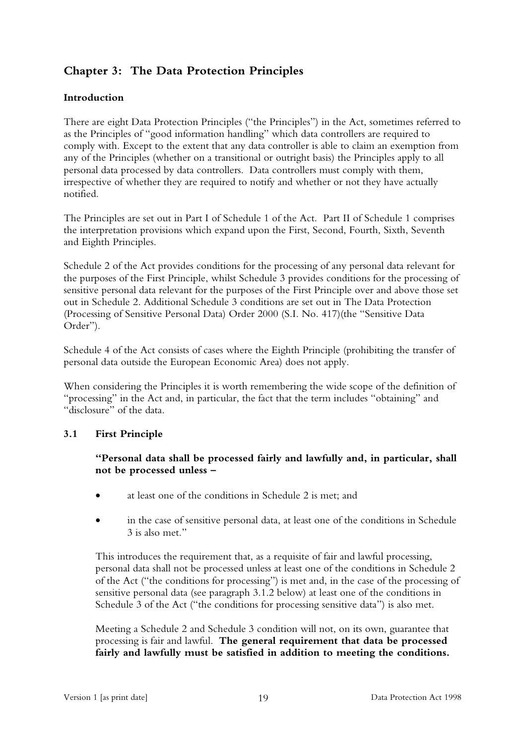## Chapter 3: The Data Protection Principles

### Introduction

There are eight Data Protection Principles ("the Principles") in the Act, sometimes referred to as the Principles of "good information handling" which data controllers are required to comply with. Except to the extent that any data controller is able to claim an exemption from any of the Principles (whether on a transitional or outright basis) the Principles apply to all personal data processed by data controllers. Data controllers must comply with them, irrespective of whether they are required to notify and whether or not they have actually notified.

The Principles are set out in Part I of Schedule 1 of the Act. Part II of Schedule 1 comprises the interpretation provisions which expand upon the First, Second, Fourth, Sixth, Seventh and Eighth Principles.

Schedule 2 of the Act provides conditions for the processing of any personal data relevant for the purposes of the First Principle, whilst Schedule 3 provides conditions for the processing of sensitive personal data relevant for the purposes of the First Principle over and above those set out in Schedule 2. Additional Schedule 3 conditions are set out in The Data Protection (Processing of Sensitive Personal Data) Order 2000 (S.I. No. 417)(the "Sensitive Data Order").

Schedule 4 of the Act consists of cases where the Eighth Principle (prohibiting the transfer of personal data outside the European Economic Area) does not apply.

When considering the Principles it is worth remembering the wide scope of the definition of "processing" in the Act and, in particular, the fact that the term includes "obtaining" and "disclosure" of the data.

### 3.1 First Principle

**"Personal data shall be processed fairly and lawfully and, in particular, shall not be processed unless –**

- at least one of the conditions in Schedule 2 is met; and
- in the case of sensitive personal data, at least one of the conditions in Schedule 3 is also met."

This introduces the requirement that, as a requisite of fair and lawful processing, personal data shall not be processed unless at least one of the conditions in Schedule 2 of the Act ("the conditions for processing") is met and, in the case of the processing of sensitive personal data (see paragraph 3.1.2 below) at least one of the conditions in Schedule 3 of the Act ("the conditions for processing sensitive data") is also met.

Meeting a Schedule 2 and Schedule 3 condition will not, on its own, guarantee that processing is fair and lawful. **The general requirement that data be processed fairly and lawfully must be satisfied in addition to meeting the conditions.**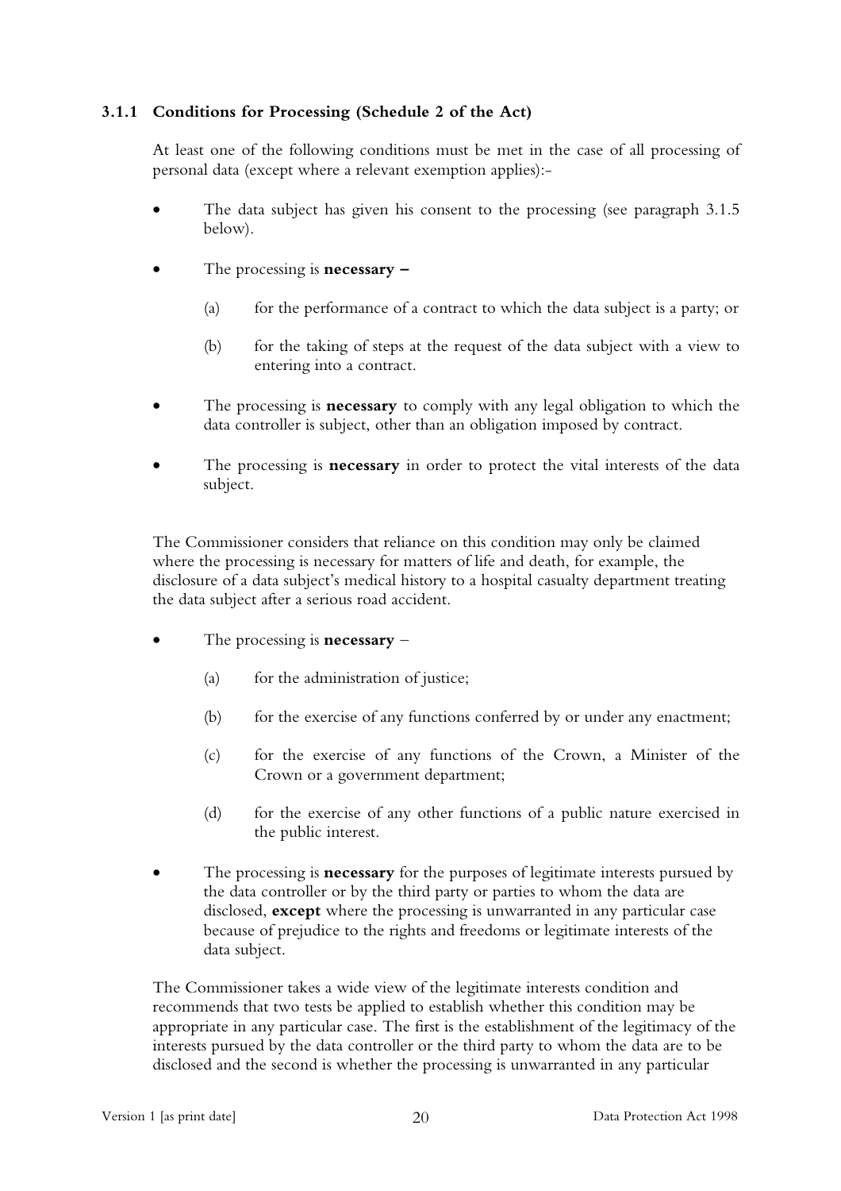### 3.1.1 Conditions for Processing (Schedule 2 of the Act)

At least one of the following conditions must be met in the case of all processing of personal data (except where a relevant exemption applies):-

- The data subject has given his consent to the processing (see paragraph 3.1.5 below).
- The processing is **necessary –**
  - (a) for the performance of a contract to which the data subject is a party; or
  - (b) for the taking of steps at the request of the data subject with a view to entering into a contract.
- The processing is **necessary** to comply with any legal obligation to which the data controller is subject, other than an obligation imposed by contract.
- The processing is **necessary** in order to protect the vital interests of the data subject.

The Commissioner considers that reliance on this condition may only be claimed where the processing is necessary for matters of life and death, for example, the disclosure of a data subject's medical history to a hospital casualty department treating the data subject after a serious road accident.

- The processing is **necessary** –
  - (a) for the administration of justice;
  - (b) for the exercise of any functions conferred by or under any enactment;
  - (c) for the exercise of any functions of the Crown, a Minister of the Crown or a government department;
  - (d) for the exercise of any other functions of a public nature exercised in the public interest.
- The processing is **necessary** for the purposes of legitimate interests pursued by the data controller or by the third party or parties to whom the data are disclosed, **except** where the processing is unwarranted in any particular case because of prejudice to the rights and freedoms or legitimate interests of the data subject.

The Commissioner takes a wide view of the legitimate interests condition and recommends that two tests be applied to establish whether this condition may be appropriate in any particular case. The first is the establishment of the legitimacy of the interests pursued by the data controller or the third party to whom the data are to be disclosed and the second is whether the processing is unwarranted in any particular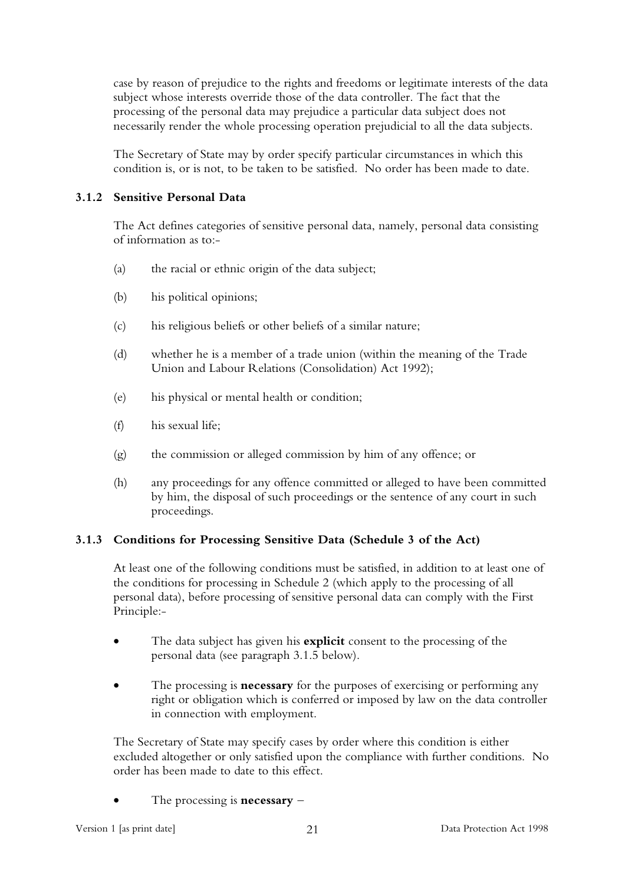case by reason of prejudice to the rights and freedoms or legitimate interests of the data subject whose interests override those of the data controller. The fact that the processing of the personal data may prejudice a particular data subject does not necessarily render the whole processing operation prejudicial to all the data subjects.

The Secretary of State may by order specify particular circumstances in which this condition is, or is not, to be taken to be satisfied. No order has been made to date.

### 3.1.2 Sensitive Personal Data

The Act defines categories of sensitive personal data, namely, personal data consisting of information as to:-

(a) the racial or ethnic origin of the data subject;

(b) his political opinions;

(c) his religious beliefs or other beliefs of a similar nature;

(d) whether he is a member of a trade union (within the meaning of the Trade Union and Labour Relations (Consolidation) Act 1992);

(e) his physical or mental health or condition;

(f) his sexual life;

(g) the commission or alleged commission by him of any offence; or

(h) any proceedings for any offence committed or alleged to have been committed by him, the disposal of such proceedings or the sentence of any court in such proceedings.

### 3.1.3 Conditions for Processing Sensitive Data (Schedule 3 of the Act)

At least one of the following conditions must be satisfied, in addition to at least one of the conditions for processing in Schedule 2 (which apply to the processing of all personal data), before processing of sensitive personal data can comply with the First Principle:-

- The data subject has given his **explicit** consent to the processing of the personal data (see paragraph 3.1.5 below).

- The processing is **necessary** for the purposes of exercising or performing any right or obligation which is conferred or imposed by law on the data controller in connection with employment.

The Secretary of State may specify cases by order where this condition is either excluded altogether or only satisfied upon the compliance with further conditions. No order has been made to date to this effect.

- The processing is **necessary** –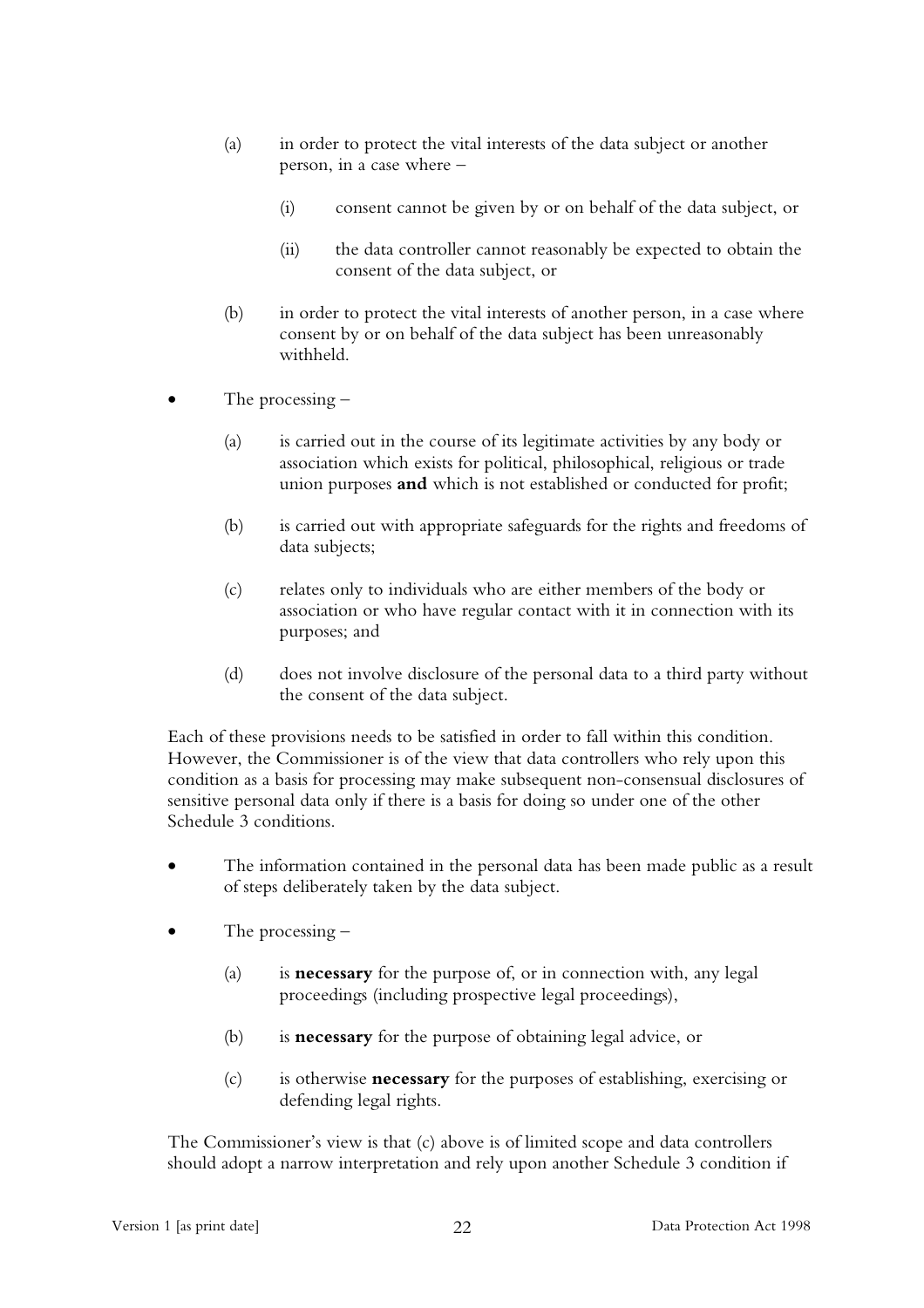(a) in order to protect the vital interests of the data subject or another person, in a case where –

      (i) consent cannot be given by or on behalf of the data subject, or

      (ii) the data controller cannot reasonably be expected to obtain the consent of the data subject, or

  (b) in order to protect the vital interests of another person, in a case where consent by or on behalf of the data subject has been unreasonably withheld.

- The processing –

  (a) is carried out in the course of its legitimate activities by any body or association which exists for political, philosophical, religious or trade union purposes **and** which is not established or conducted for profit;

  (b) is carried out with appropriate safeguards for the rights and freedoms of data subjects;

  (c) relates only to individuals who are either members of the body or association or who have regular contact with it in connection with its purposes; and

  (d) does not involve disclosure of the personal data to a third party without the consent of the data subject.

Each of these provisions needs to be satisfied in order to fall within this condition. However, the Commissioner is of the view that data controllers who rely upon this condition as a basis for processing may make subsequent non-consensual disclosures of sensitive personal data only if there is a basis for doing so under one of the other Schedule 3 conditions.

- The information contained in the personal data has been made public as a result of steps deliberately taken by the data subject.

- The processing –

  (a) is **necessary** for the purpose of, or in connection with, any legal proceedings (including prospective legal proceedings),

  (b) is **necessary** for the purpose of obtaining legal advice, or

  (c) is otherwise **necessary** for the purposes of establishing, exercising or defending legal rights.

The Commissioner's view is that (c) above is of limited scope and data controllers should adopt a narrow interpretation and rely upon another Schedule 3 condition if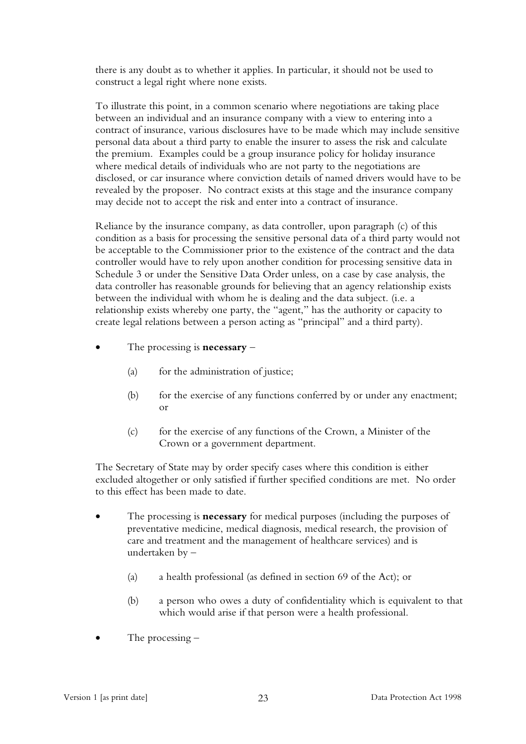there is any doubt as to whether it applies. In particular, it should not be used to construct a legal right where none exists.

To illustrate this point, in a common scenario where negotiations are taking place between an individual and an insurance company with a view to entering into a contract of insurance, various disclosures have to be made which may include sensitive personal data about a third party to enable the insurer to assess the risk and calculate the premium. Examples could be a group insurance policy for holiday insurance where medical details of individuals who are not party to the negotiations are disclosed, or car insurance where conviction details of named drivers would have to be revealed by the proposer. No contract exists at this stage and the insurance company may decide not to accept the risk and enter into a contract of insurance.

Reliance by the insurance company, as data controller, upon paragraph (c) of this condition as a basis for processing the sensitive personal data of a third party would not be acceptable to the Commissioner prior to the existence of the contract and the data controller would have to rely upon another condition for processing sensitive data in Schedule 3 or under the Sensitive Data Order unless, on a case by case analysis, the data controller has reasonable grounds for believing that an agency relationship exists between the individual with whom he is dealing and the data subject. (i.e. a relationship exists whereby one party, the "agent," has the authority or capacity to create legal relations between a person acting as "principal" and a third party).

- The processing is **necessary** –

  (a) for the administration of justice;

  (b) for the exercise of any functions conferred by or under any enactment; or

  (c) for the exercise of any functions of the Crown, a Minister of the Crown or a government department.

The Secretary of State may by order specify cases where this condition is either excluded altogether or only satisfied if further specified conditions are met. No order to this effect has been made to date.

- The processing is **necessary** for medical purposes (including the purposes of preventative medicine, medical diagnosis, medical research, the provision of care and treatment and the management of healthcare services) and is undertaken by –

  (a) a health professional (as defined in section 69 of the Act); or

  (b) a person who owes a duty of confidentiality which is equivalent to that which would arise if that person were a health professional.

- The processing –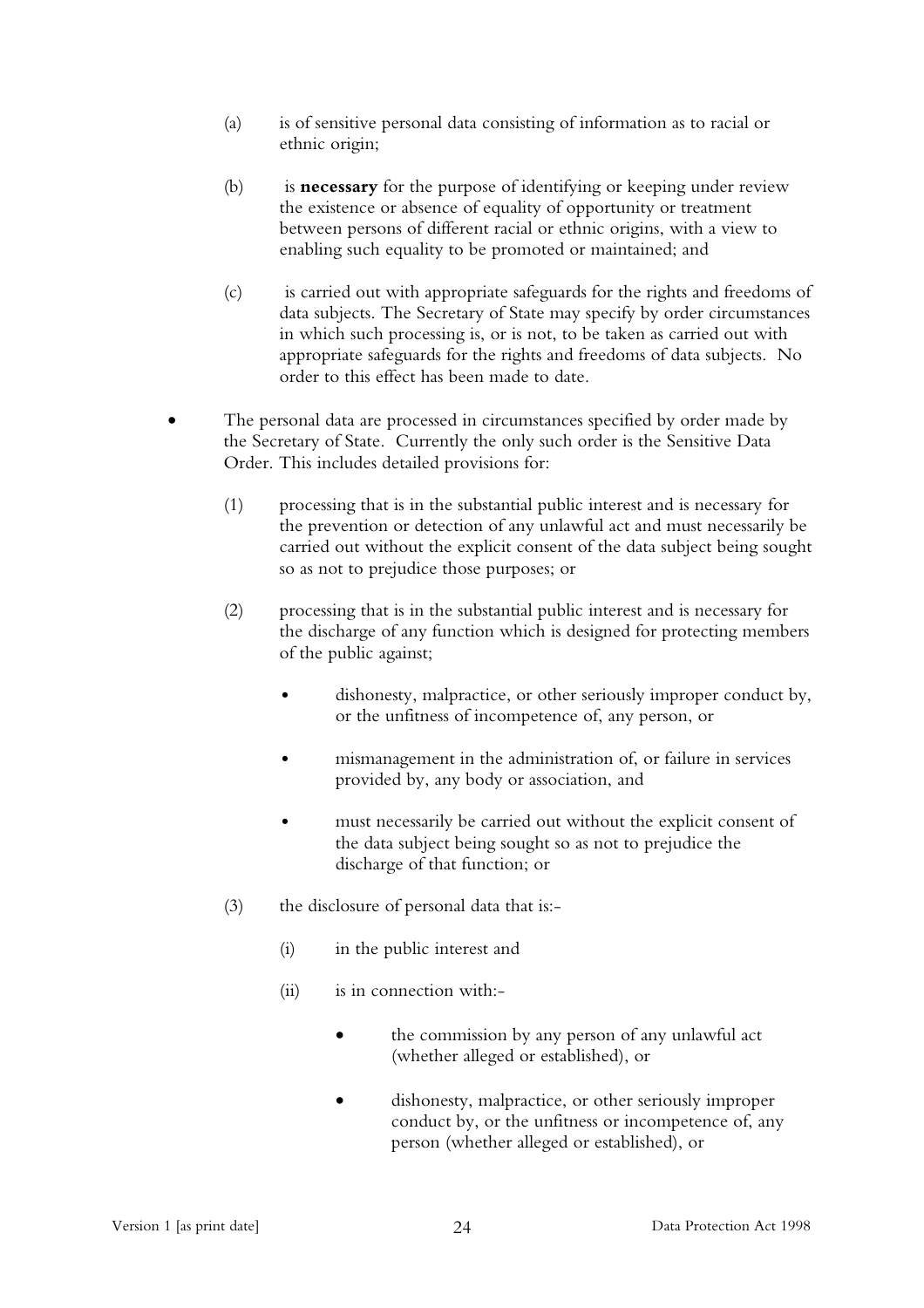(a) is of sensitive personal data consisting of information as to racial or ethnic origin;

(b) is **necessary** for the purpose of identifying or keeping under review the existence or absence of equality of opportunity or treatment between persons of different racial or ethnic origins, with a view to enabling such equality to be promoted or maintained; and

(c) is carried out with appropriate safeguards for the rights and freedoms of data subjects. The Secretary of State may specify by order circumstances in which such processing is, or is not, to be taken as carried out with appropriate safeguards for the rights and freedoms of data subjects. No order to this effect has been made to date.

- The personal data are processed in circumstances specified by order made by the Secretary of State. Currently the only such order is the Sensitive Data Order. This includes detailed provisions for:

  (1) processing that is in the substantial public interest and is necessary for the prevention or detection of any unlawful act and must necessarily be carried out without the explicit consent of the data subject being sought so as not to prejudice those purposes; or

  (2) processing that is in the substantial public interest and is necessary for the discharge of any function which is designed for protecting members of the public against;

  - dishonesty, malpractice, or other seriously improper conduct by, or the unfitness of incompetence of, any person, or
  - mismanagement in the administration of, or failure in services provided by, any body or association, and
  - must necessarily be carried out without the explicit consent of the data subject being sought so as not to prejudice the discharge of that function; or

  (3) the disclosure of personal data that is:-

  (i) in the public interest and

  (ii) is in connection with:-

  - the commission by any person of any unlawful act (whether alleged or established), or
  - dishonesty, malpractice, or other seriously improper conduct by, or the unfitness or incompetence of, any person (whether alleged or established), or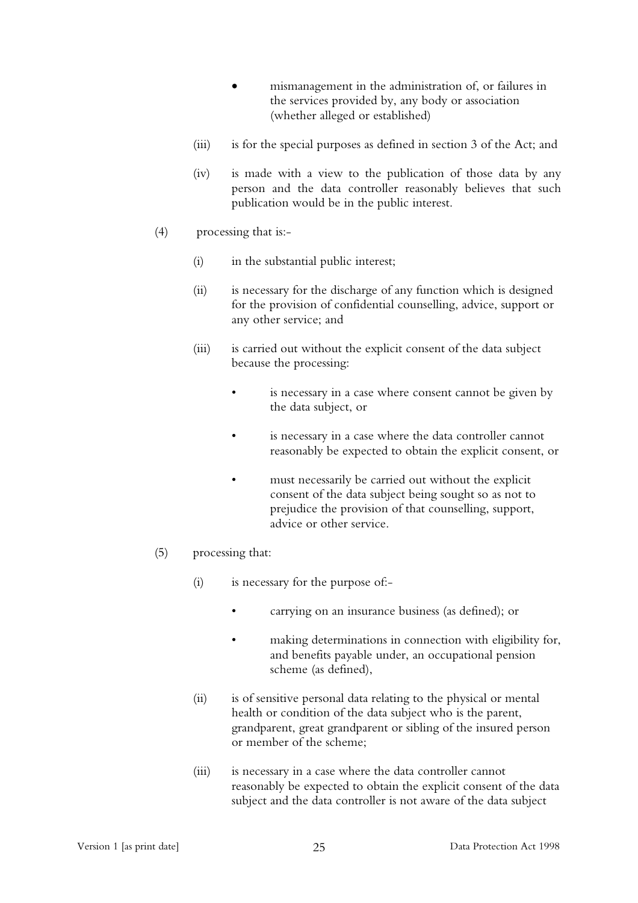- mismanagement in the administration of, or failures in the services provided by, any body or association (whether alleged or established)

(iii) is for the special purposes as defined in section 3 of the Act; and

(iv) is made with a view to the publication of those data by any person and the data controller reasonably believes that such publication would be in the public interest.

(4) processing that is:-

(i) in the substantial public interest;

(ii) is necessary for the discharge of any function which is designed for the provision of confidential counselling, advice, support or any other service; and

(iii) is carried out without the explicit consent of the data subject because the processing:

- is necessary in a case where consent cannot be given by the data subject, or
- is necessary in a case where the data controller cannot reasonably be expected to obtain the explicit consent, or
- must necessarily be carried out without the explicit consent of the data subject being sought so as not to prejudice the provision of that counselling, support, advice or other service.

(5) processing that:

(i) is necessary for the purpose of:-

- carrying on an insurance business (as defined); or
- making determinations in connection with eligibility for, and benefits payable under, an occupational pension scheme (as defined),

(ii) is of sensitive personal data relating to the physical or mental health or condition of the data subject who is the parent, grandparent, great grandparent or sibling of the insured person or member of the scheme;

(iii) is necessary in a case where the data controller cannot reasonably be expected to obtain the explicit consent of the data subject and the data controller is not aware of the data subject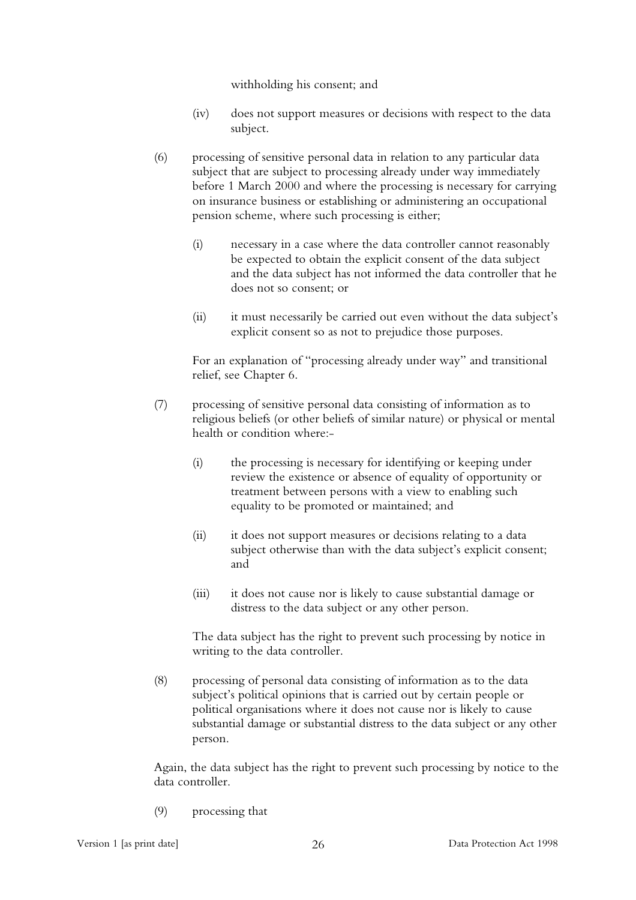withholding his consent; and

(iv) does not support measures or decisions with respect to the data subject.

(6) processing of sensitive personal data in relation to any particular data subject that are subject to processing already under way immediately before 1 March 2000 and where the processing is necessary for carrying on insurance business or establishing or administering an occupational pension scheme, where such processing is either;

(i) necessary in a case where the data controller cannot reasonably be expected to obtain the explicit consent of the data subject and the data subject has not informed the data controller that he does not so consent; or

(ii) it must necessarily be carried out even without the data subject's explicit consent so as not to prejudice those purposes.

For an explanation of "processing already under way" and transitional relief, see Chapter 6.

(7) processing of sensitive personal data consisting of information as to religious beliefs (or other beliefs of similar nature) or physical or mental health or condition where:-

(i) the processing is necessary for identifying or keeping under review the existence or absence of equality of opportunity or treatment between persons with a view to enabling such equality to be promoted or maintained; and

(ii) it does not support measures or decisions relating to a data subject otherwise than with the data subject's explicit consent; and

(iii) it does not cause nor is likely to cause substantial damage or distress to the data subject or any other person.

The data subject has the right to prevent such processing by notice in writing to the data controller.

(8) processing of personal data consisting of information as to the data subject's political opinions that is carried out by certain people or political organisations where it does not cause nor is likely to cause substantial damage or substantial distress to the data subject or any other person.

Again, the data subject has the right to prevent such processing by notice to the data controller.

(9) processing that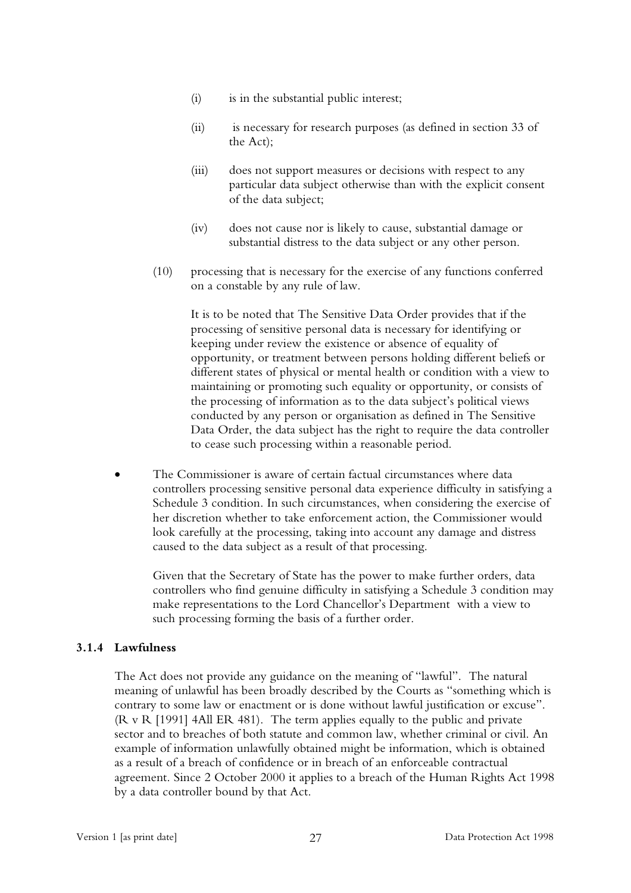(i) is in the substantial public interest;

(ii) is necessary for research purposes (as defined in section 33 of the Act);

(iii) does not support measures or decisions with respect to any particular data subject otherwise than with the explicit consent of the data subject;

(iv) does not cause nor is likely to cause, substantial damage or substantial distress to the data subject or any other person.

(10) processing that is necessary for the exercise of any functions conferred on a constable by any rule of law.

It is to be noted that The Sensitive Data Order provides that if the processing of sensitive personal data is necessary for identifying or keeping under review the existence or absence of equality of opportunity, or treatment between persons holding different beliefs or different states of physical or mental health or condition with a view to maintaining or promoting such equality or opportunity, or consists of the processing of information as to the data subject's political views conducted by any person or organisation as defined in The Sensitive Data Order, the data subject has the right to require the data controller to cease such processing within a reasonable period.

- The Commissioner is aware of certain factual circumstances where data controllers processing sensitive personal data experience difficulty in satisfying a Schedule 3 condition. In such circumstances, when considering the exercise of her discretion whether to take enforcement action, the Commissioner would look carefully at the processing, taking into account any damage and distress caused to the data subject as a result of that processing.

  Given that the Secretary of State has the power to make further orders, data controllers who find genuine difficulty in satisfying a Schedule 3 condition may make representations to the Lord Chancellor's Department with a view to such processing forming the basis of a further order.

### 3.1.4 Lawfulness

The Act does not provide any guidance on the meaning of "lawful". The natural meaning of unlawful has been broadly described by the Courts as "something which is contrary to some law or enactment or is done without lawful justification or excuse". (R v R [1991] 4All ER 481). The term applies equally to the public and private sector and to breaches of both statute and common law, whether criminal or civil. An example of information unlawfully obtained might be information, which is obtained as a result of a breach of confidence or in breach of an enforceable contractual agreement. Since 2 October 2000 it applies to a breach of the Human Rights Act 1998 by a data controller bound by that Act.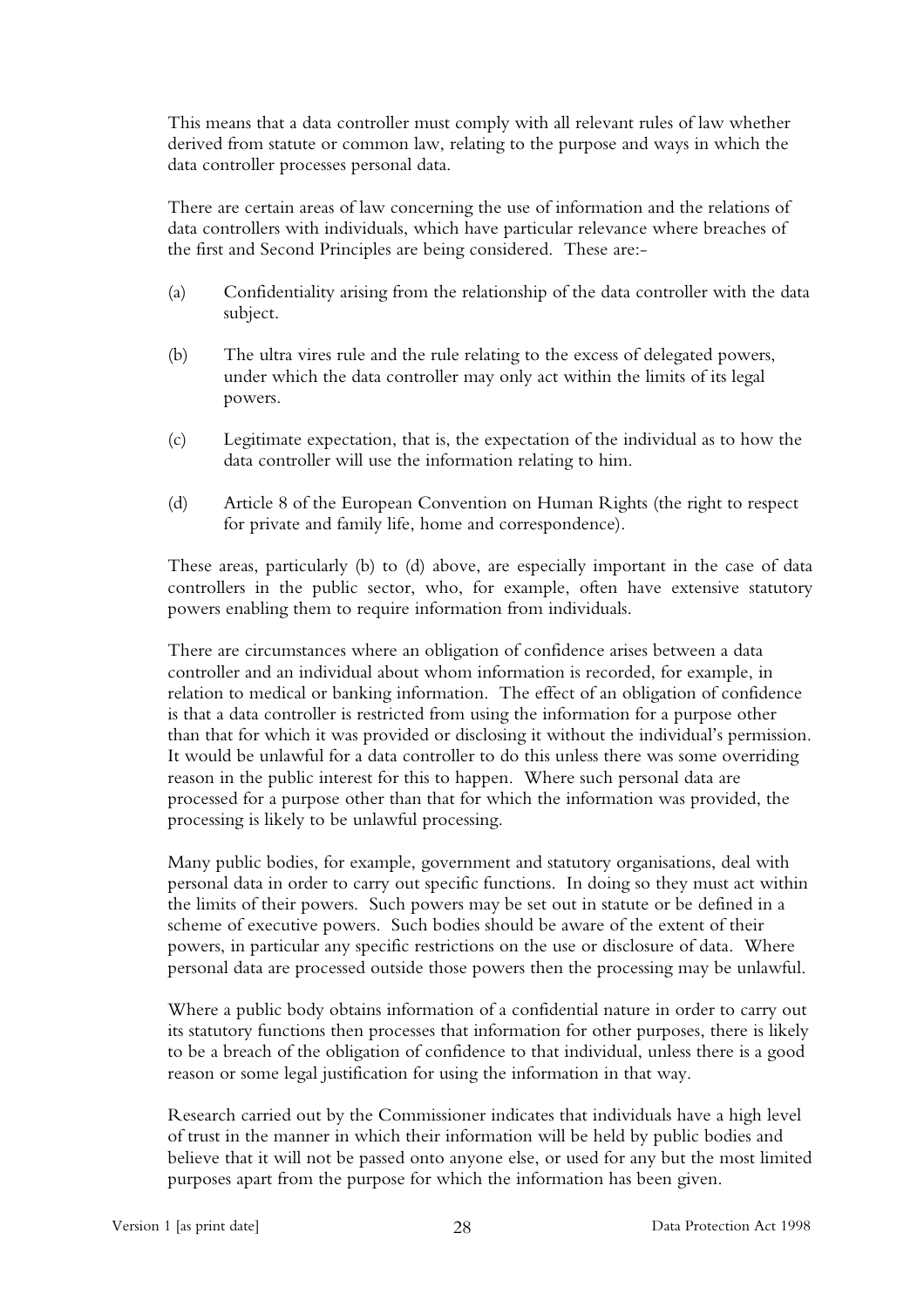This means that a data controller must comply with all relevant rules of law whether derived from statute or common law, relating to the purpose and ways in which the data controller processes personal data.

There are certain areas of law concerning the use of information and the relations of data controllers with individuals, which have particular relevance where breaches of the first and Second Principles are being considered. These are:-

(a) Confidentiality arising from the relationship of the data controller with the data subject.

(b) The ultra vires rule and the rule relating to the excess of delegated powers, under which the data controller may only act within the limits of its legal powers.

(c) Legitimate expectation, that is, the expectation of the individual as to how the data controller will use the information relating to him.

(d) Article 8 of the European Convention on Human Rights (the right to respect for private and family life, home and correspondence).

These areas, particularly (b) to (d) above, are especially important in the case of data controllers in the public sector, who, for example, often have extensive statutory powers enabling them to require information from individuals.

There are circumstances where an obligation of confidence arises between a data controller and an individual about whom information is recorded, for example, in relation to medical or banking information. The effect of an obligation of confidence is that a data controller is restricted from using the information for a purpose other than that for which it was provided or disclosing it without the individual's permission. It would be unlawful for a data controller to do this unless there was some overriding reason in the public interest for this to happen. Where such personal data are processed for a purpose other than that for which the information was provided, the processing is likely to be unlawful processing.

Many public bodies, for example, government and statutory organisations, deal with personal data in order to carry out specific functions. In doing so they must act within the limits of their powers. Such powers may be set out in statute or be defined in a scheme of executive powers. Such bodies should be aware of the extent of their powers, in particular any specific restrictions on the use or disclosure of data. Where personal data are processed outside those powers then the processing may be unlawful.

Where a public body obtains information of a confidential nature in order to carry out its statutory functions then processes that information for other purposes, there is likely to be a breach of the obligation of confidence to that individual, unless there is a good reason or some legal justification for using the information in that way.

Research carried out by the Commissioner indicates that individuals have a high level of trust in the manner in which their information will be held by public bodies and believe that it will not be passed onto anyone else, or used for any but the most limited purposes apart from the purpose for which the information has been given.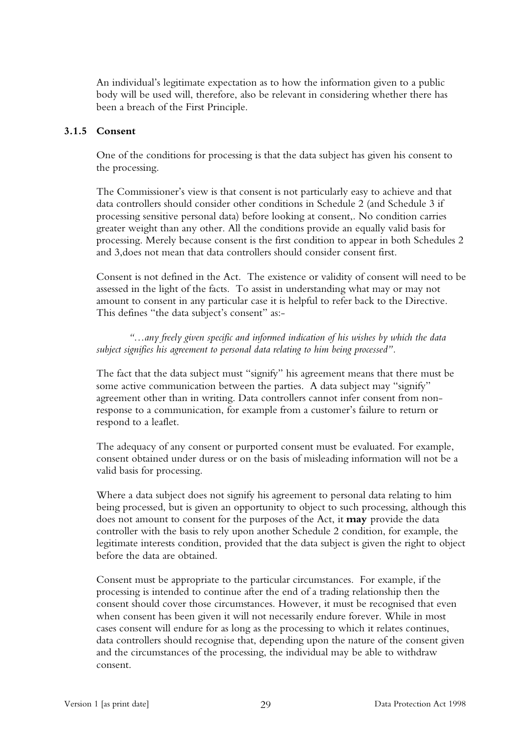An individual's legitimate expectation as to how the information given to a public body will be used will, therefore, also be relevant in considering whether there has been a breach of the First Principle.

### 3.1.5 Consent

One of the conditions for processing is that the data subject has given his consent to the processing.

The Commissioner's view is that consent is not particularly easy to achieve and that data controllers should consider other conditions in Schedule 2 (and Schedule 3 if processing sensitive personal data) before looking at consent,. No condition carries greater weight than any other. All the conditions provide an equally valid basis for processing. Merely because consent is the first condition to appear in both Schedules 2 and 3,does not mean that data controllers should consider consent first.

Consent is not defined in the Act. The existence or validity of consent will need to be assessed in the light of the facts. To assist in understanding what may or may not amount to consent in any particular case it is helpful to refer back to the Directive. This defines "the data subject's consent" as:-

> *"…any freely given specific and informed indication of his wishes by which the data subject signifies his agreement to personal data relating to him being processed".*

The fact that the data subject must "signify" his agreement means that there must be some active communication between the parties. A data subject may "signify" agreement other than in writing. Data controllers cannot infer consent from non-response to a communication, for example from a customer's failure to return or respond to a leaflet.

The adequacy of any consent or purported consent must be evaluated. For example, consent obtained under duress or on the basis of misleading information will not be a valid basis for processing.

Where a data subject does not signify his agreement to personal data relating to him being processed, but is given an opportunity to object to such processing, although this does not amount to consent for the purposes of the Act, it **may** provide the data controller with the basis to rely upon another Schedule 2 condition, for example, the legitimate interests condition, provided that the data subject is given the right to object before the data are obtained.

Consent must be appropriate to the particular circumstances. For example, if the processing is intended to continue after the end of a trading relationship then the consent should cover those circumstances. However, it must be recognised that even when consent has been given it will not necessarily endure forever. While in most cases consent will endure for as long as the processing to which it relates continues, data controllers should recognise that, depending upon the nature of the consent given and the circumstances of the processing, the individual may be able to withdraw consent.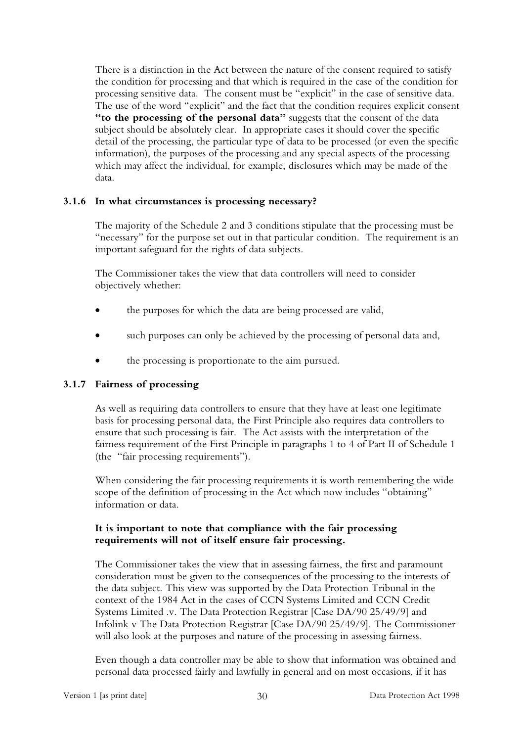There is a distinction in the Act between the nature of the consent required to satisfy the condition for processing and that which is required in the case of the condition for processing sensitive data. The consent must be "explicit" in the case of sensitive data. The use of the word "explicit" and the fact that the condition requires explicit consent **"to the processing of the personal data"** suggests that the consent of the data subject should be absolutely clear. In appropriate cases it should cover the specific detail of the processing, the particular type of data to be processed (or even the specific information), the purposes of the processing and any special aspects of the processing which may affect the individual, for example, disclosures which may be made of the data.

### 3.1.6 In what circumstances is processing necessary?

The majority of the Schedule 2 and 3 conditions stipulate that the processing must be "necessary" for the purpose set out in that particular condition. The requirement is an important safeguard for the rights of data subjects.

The Commissioner takes the view that data controllers will need to consider objectively whether:

- the purposes for which the data are being processed are valid,
- such purposes can only be achieved by the processing of personal data and,
- the processing is proportionate to the aim pursued.

### 3.1.7 Fairness of processing

As well as requiring data controllers to ensure that they have at least one legitimate basis for processing personal data, the First Principle also requires data controllers to ensure that such processing is fair. The Act assists with the interpretation of the fairness requirement of the First Principle in paragraphs 1 to 4 of Part II of Schedule 1 (the "fair processing requirements").

When considering the fair processing requirements it is worth remembering the wide scope of the definition of processing in the Act which now includes "obtaining" information or data.

**It is important to note that compliance with the fair processing requirements will not of itself ensure fair processing.**

The Commissioner takes the view that in assessing fairness, the first and paramount consideration must be given to the consequences of the processing to the interests of the data subject. This view was supported by the Data Protection Tribunal in the context of the 1984 Act in the cases of CCN Systems Limited and CCN Credit Systems Limited .v. The Data Protection Registrar [Case DA/90 25/49/9] and Infolink v The Data Protection Registrar [Case DA/90 25/49/9]. The Commissioner will also look at the purposes and nature of the processing in assessing fairness.

Even though a data controller may be able to show that information was obtained and personal data processed fairly and lawfully in general and on most occasions, if it has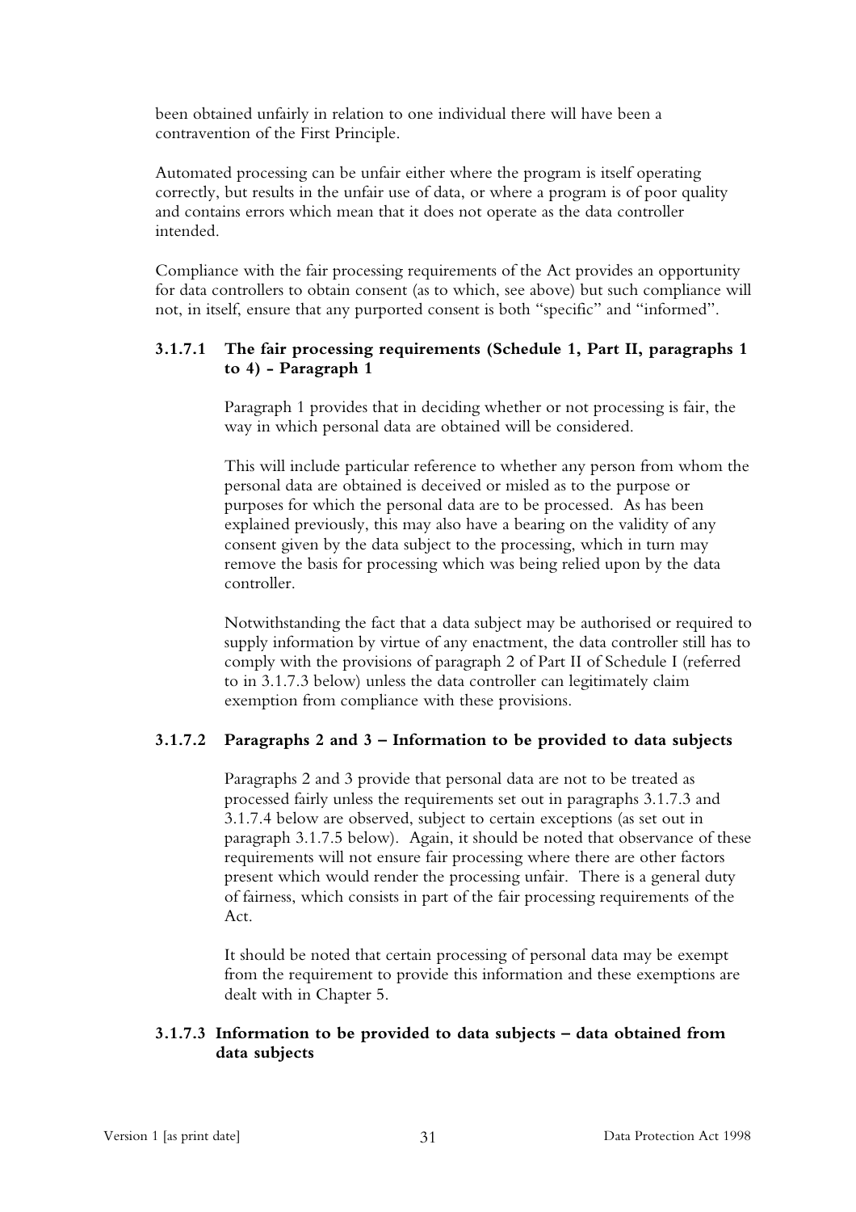been obtained unfairly in relation to one individual there will have been a contravention of the First Principle.

Automated processing can be unfair either where the program is itself operating correctly, but results in the unfair use of data, or where a program is of poor quality and contains errors which mean that it does not operate as the data controller intended.

Compliance with the fair processing requirements of the Act provides an opportunity for data controllers to obtain consent (as to which, see above) but such compliance will not, in itself, ensure that any purported consent is both "specific" and "informed".

#### 3.1.7.1 The fair processing requirements (Schedule 1, Part II, paragraphs 1 to 4) - Paragraph 1

Paragraph 1 provides that in deciding whether or not processing is fair, the way in which personal data are obtained will be considered.

This will include particular reference to whether any person from whom the personal data are obtained is deceived or misled as to the purpose or purposes for which the personal data are to be processed. As has been explained previously, this may also have a bearing on the validity of any consent given by the data subject to the processing, which in turn may remove the basis for processing which was being relied upon by the data controller.

Notwithstanding the fact that a data subject may be authorised or required to supply information by virtue of any enactment, the data controller still has to comply with the provisions of paragraph 2 of Part II of Schedule I (referred to in 3.1.7.3 below) unless the data controller can legitimately claim exemption from compliance with these provisions.

#### 3.1.7.2 Paragraphs 2 and 3 – Information to be provided to data subjects

Paragraphs 2 and 3 provide that personal data are not to be treated as processed fairly unless the requirements set out in paragraphs 3.1.7.3 and 3.1.7.4 below are observed, subject to certain exceptions (as set out in paragraph 3.1.7.5 below). Again, it should be noted that observance of these requirements will not ensure fair processing where there are other factors present which would render the processing unfair. There is a general duty of fairness, which consists in part of the fair processing requirements of the Act.

It should be noted that certain processing of personal data may be exempt from the requirement to provide this information and these exemptions are dealt with in Chapter 5.

#### 3.1.7.3 Information to be provided to data subjects – data obtained from data subjects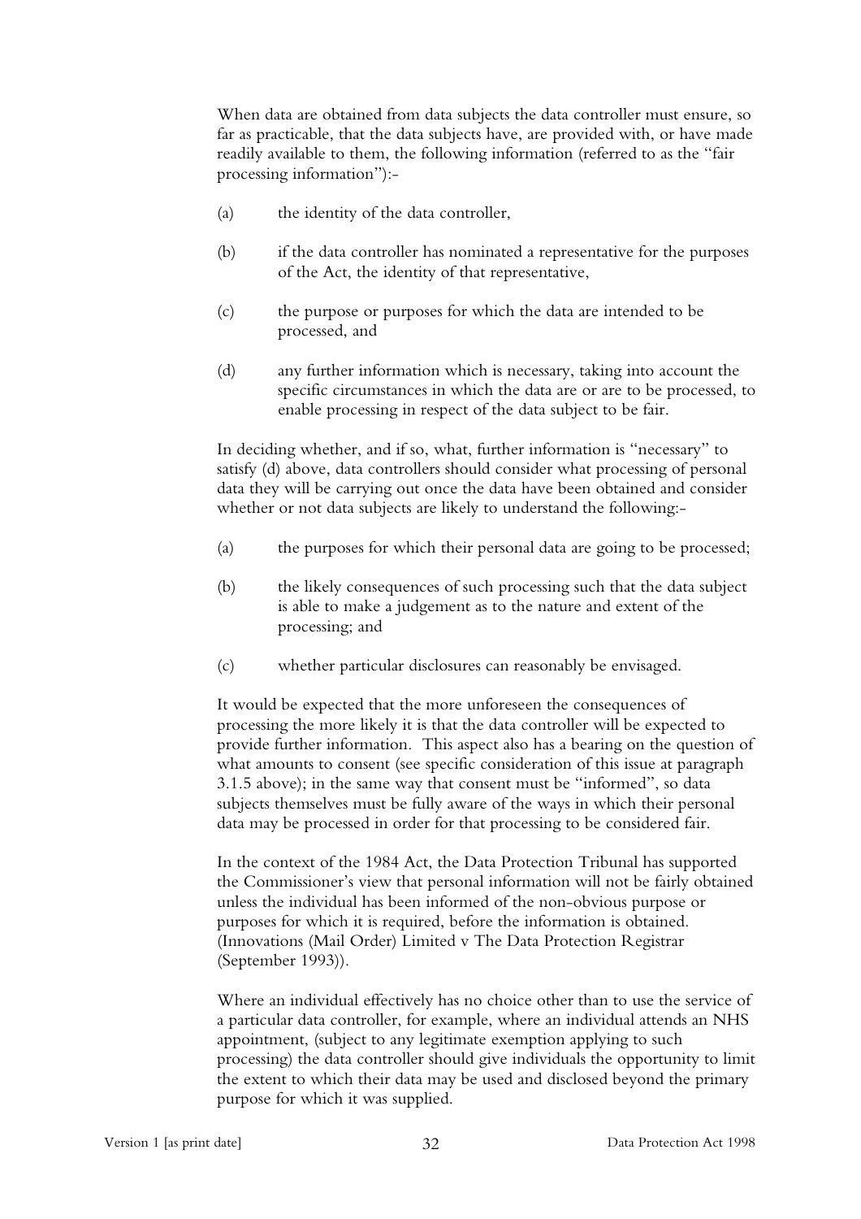When data are obtained from data subjects the data controller must ensure, so far as practicable, that the data subjects have, are provided with, or have made readily available to them, the following information (referred to as the "fair processing information"):-

(a) the identity of the data controller,

(b) if the data controller has nominated a representative for the purposes of the Act, the identity of that representative,

(c) the purpose or purposes for which the data are intended to be processed, and

(d) any further information which is necessary, taking into account the specific circumstances in which the data are or are to be processed, to enable processing in respect of the data subject to be fair.

In deciding whether, and if so, what, further information is "necessary" to satisfy (d) above, data controllers should consider what processing of personal data they will be carrying out once the data have been obtained and consider whether or not data subjects are likely to understand the following:-

(a) the purposes for which their personal data are going to be processed;

(b) the likely consequences of such processing such that the data subject is able to make a judgement as to the nature and extent of the processing; and

(c) whether particular disclosures can reasonably be envisaged.

It would be expected that the more unforeseen the consequences of processing the more likely it is that the data controller will be expected to provide further information. This aspect also has a bearing on the question of what amounts to consent (see specific consideration of this issue at paragraph 3.1.5 above); in the same way that consent must be "informed", so data subjects themselves must be fully aware of the ways in which their personal data may be processed in order for that processing to be considered fair.

In the context of the 1984 Act, the Data Protection Tribunal has supported the Commissioner's view that personal information will not be fairly obtained unless the individual has been informed of the non-obvious purpose or purposes for which it is required, before the information is obtained. (Innovations (Mail Order) Limited v The Data Protection Registrar (September 1993)).

Where an individual effectively has no choice other than to use the service of a particular data controller, for example, where an individual attends an NHS appointment, (subject to any legitimate exemption applying to such processing) the data controller should give individuals the opportunity to limit the extent to which their data may be used and disclosed beyond the primary purpose for which it was supplied.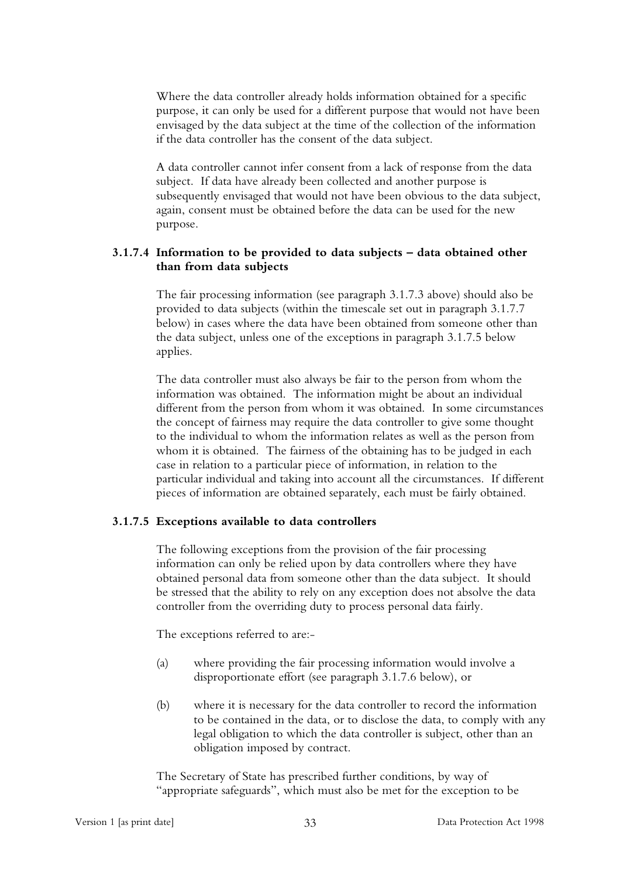Where the data controller already holds information obtained for a specific purpose, it can only be used for a different purpose that would not have been envisaged by the data subject at the time of the collection of the information if the data controller has the consent of the data subject.

A data controller cannot infer consent from a lack of response from the data subject. If data have already been collected and another purpose is subsequently envisaged that would not have been obvious to the data subject, again, consent must be obtained before the data can be used for the new purpose.

#### 3.1.7.4 Information to be provided to data subjects – data obtained other than from data subjects

The fair processing information (see paragraph 3.1.7.3 above) should also be provided to data subjects (within the timescale set out in paragraph 3.1.7.7 below) in cases where the data have been obtained from someone other than the data subject, unless one of the exceptions in paragraph 3.1.7.5 below applies.

The data controller must also always be fair to the person from whom the information was obtained. The information might be about an individual different from the person from whom it was obtained. In some circumstances the concept of fairness may require the data controller to give some thought to the individual to whom the information relates as well as the person from whom it is obtained. The fairness of the obtaining has to be judged in each case in relation to a particular piece of information, in relation to the particular individual and taking into account all the circumstances. If different pieces of information are obtained separately, each must be fairly obtained.

#### 3.1.7.5 Exceptions available to data controllers

The following exceptions from the provision of the fair processing information can only be relied upon by data controllers where they have obtained personal data from someone other than the data subject. It should be stressed that the ability to rely on any exception does not absolve the data controller from the overriding duty to process personal data fairly.

The exceptions referred to are:-

(a) where providing the fair processing information would involve a disproportionate effort (see paragraph 3.1.7.6 below), or

(b) where it is necessary for the data controller to record the information to be contained in the data, or to disclose the data, to comply with any legal obligation to which the data controller is subject, other than an obligation imposed by contract.

The Secretary of State has prescribed further conditions, by way of "appropriate safeguards", which must also be met for the exception to be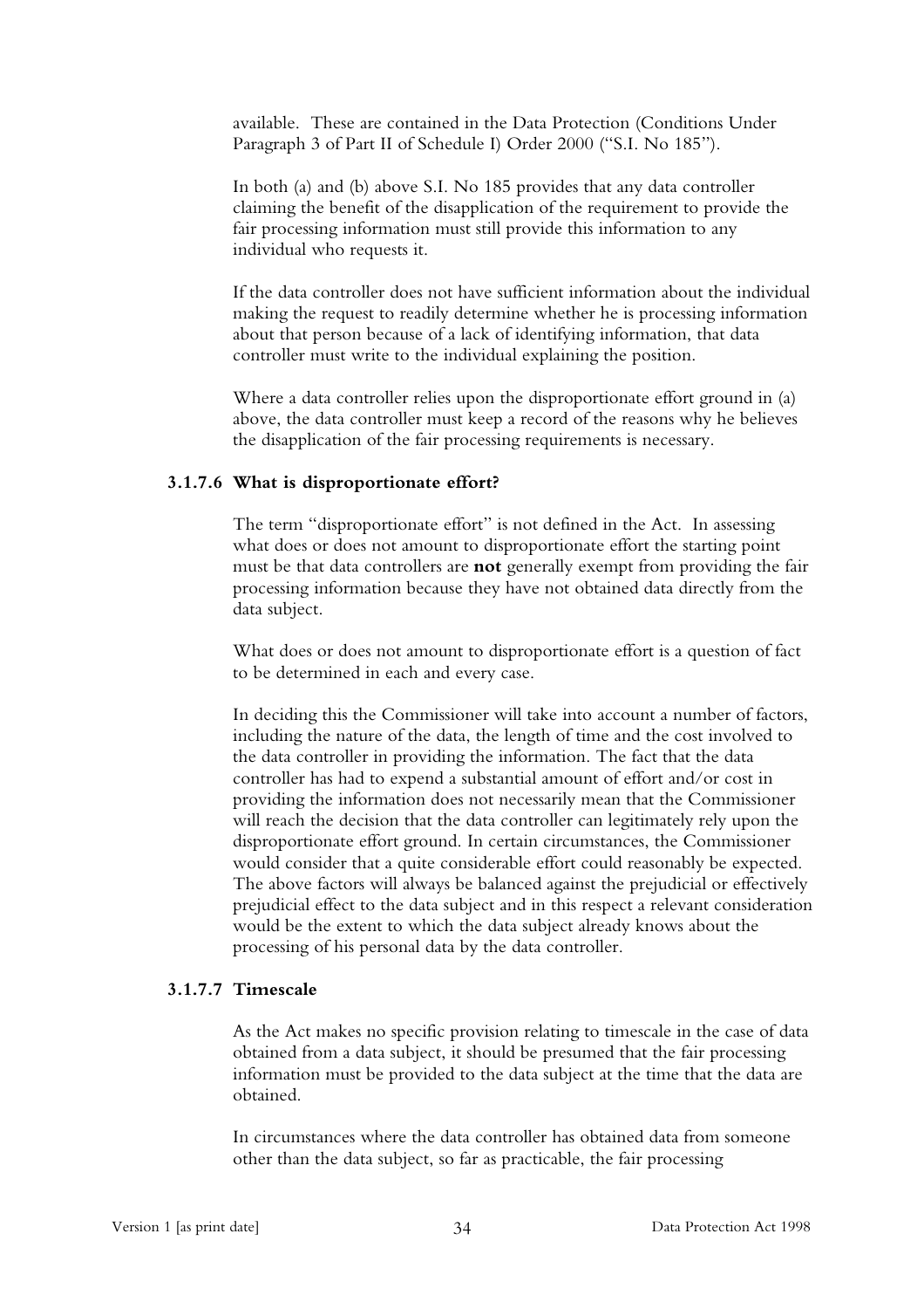available. These are contained in the Data Protection (Conditions Under Paragraph 3 of Part II of Schedule I) Order 2000 ("S.I. No 185").

In both (a) and (b) above S.I. No 185 provides that any data controller claiming the benefit of the disapplication of the requirement to provide the fair processing information must still provide this information to any individual who requests it.

If the data controller does not have sufficient information about the individual making the request to readily determine whether he is processing information about that person because of a lack of identifying information, that data controller must write to the individual explaining the position.

Where a data controller relies upon the disproportionate effort ground in (a) above, the data controller must keep a record of the reasons why he believes the disapplication of the fair processing requirements is necessary.

#### 3.1.7.6 What is disproportionate effort?

The term "disproportionate effort" is not defined in the Act. In assessing what does or does not amount to disproportionate effort the starting point must be that data controllers are **not** generally exempt from providing the fair processing information because they have not obtained data directly from the data subject.

What does or does not amount to disproportionate effort is a question of fact to be determined in each and every case.

In deciding this the Commissioner will take into account a number of factors, including the nature of the data, the length of time and the cost involved to the data controller in providing the information. The fact that the data controller has had to expend a substantial amount of effort and/or cost in providing the information does not necessarily mean that the Commissioner will reach the decision that the data controller can legitimately rely upon the disproportionate effort ground. In certain circumstances, the Commissioner would consider that a quite considerable effort could reasonably be expected. The above factors will always be balanced against the prejudicial or effectively prejudicial effect to the data subject and in this respect a relevant consideration would be the extent to which the data subject already knows about the processing of his personal data by the data controller.

#### 3.1.7.7 Timescale

As the Act makes no specific provision relating to timescale in the case of data obtained from a data subject, it should be presumed that the fair processing information must be provided to the data subject at the time that the data are obtained.

In circumstances where the data controller has obtained data from someone other than the data subject, so far as practicable, the fair processing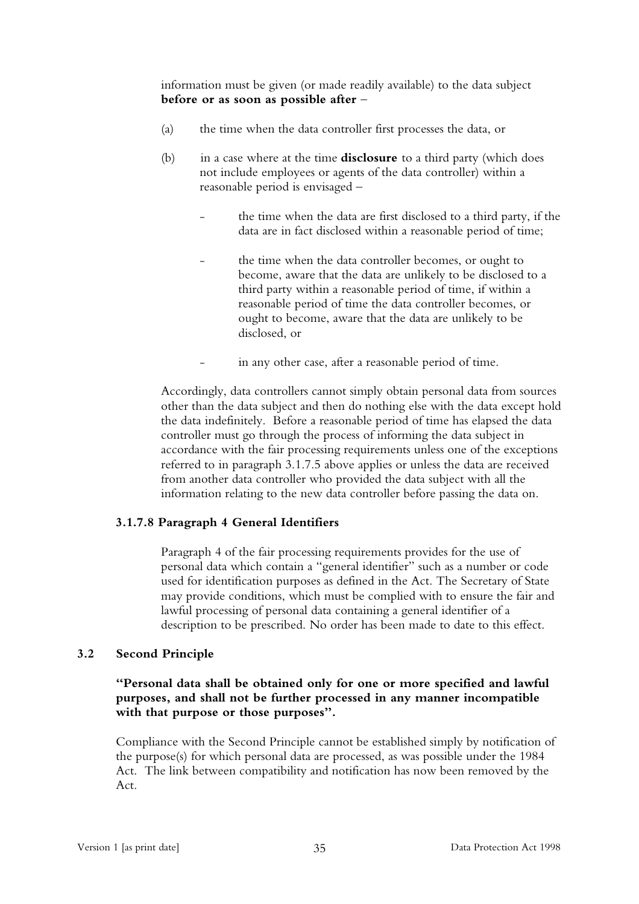information must be given (or made readily available) to the data subject **before or as soon as possible after** –

(a) the time when the data controller first processes the data, or

(b) in a case where at the time **disclosure** to a third party (which does not include employees or agents of the data controller) within a reasonable period is envisaged –

- the time when the data are first disclosed to a third party, if the data are in fact disclosed within a reasonable period of time;
- the time when the data controller becomes, or ought to become, aware that the data are unlikely to be disclosed to a third party within a reasonable period of time, if within a reasonable period of time the data controller becomes, or ought to become, aware that the data are unlikely to be disclosed, or
- in any other case, after a reasonable period of time.

Accordingly, data controllers cannot simply obtain personal data from sources other than the data subject and then do nothing else with the data except hold the data indefinitely. Before a reasonable period of time has elapsed the data controller must go through the process of informing the data subject in accordance with the fair processing requirements unless one of the exceptions referred to in paragraph 3.1.7.5 above applies or unless the data are received from another data controller who provided the data subject with all the information relating to the new data controller before passing the data on.

#### 3.1.7.8 Paragraph 4 General Identifiers

Paragraph 4 of the fair processing requirements provides for the use of personal data which contain a "general identifier" such as a number or code used for identification purposes as defined in the Act. The Secretary of State may provide conditions, which must be complied with to ensure the fair and lawful processing of personal data containing a general identifier of a description to be prescribed. No order has been made to date to this effect.

### 3.2 Second Principle

**"Personal data shall be obtained only for one or more specified and lawful purposes, and shall not be further processed in any manner incompatible with that purpose or those purposes".**

Compliance with the Second Principle cannot be established simply by notification of the purpose(s) for which personal data are processed, as was possible under the 1984 Act. The link between compatibility and notification has now been removed by the Act.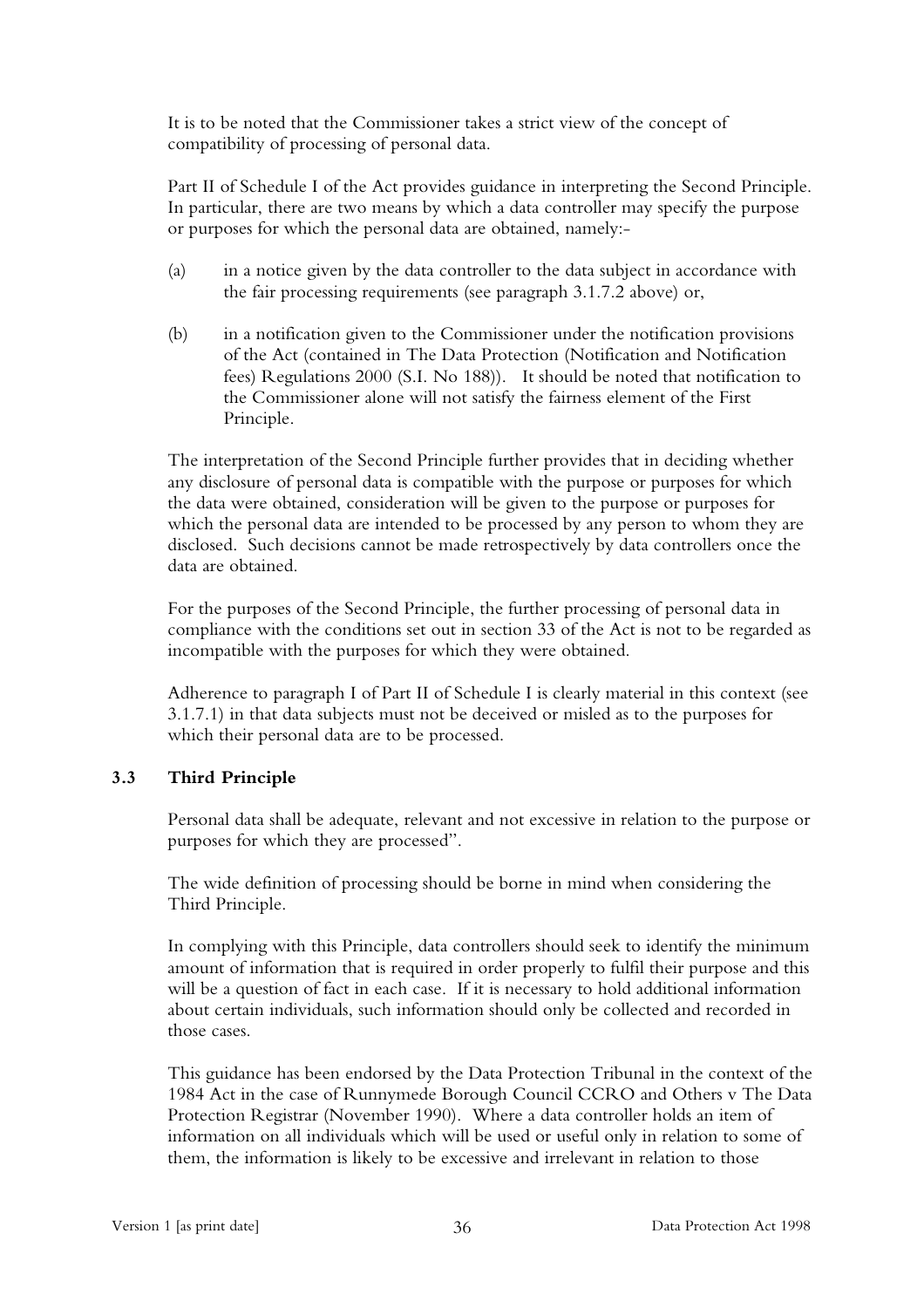It is to be noted that the Commissioner takes a strict view of the concept of compatibility of processing of personal data.

Part II of Schedule I of the Act provides guidance in interpreting the Second Principle. In particular, there are two means by which a data controller may specify the purpose or purposes for which the personal data are obtained, namely:-

(a) in a notice given by the data controller to the data subject in accordance with the fair processing requirements (see paragraph 3.1.7.2 above) or,

(b) in a notification given to the Commissioner under the notification provisions of the Act (contained in The Data Protection (Notification and Notification fees) Regulations 2000 (S.I. No 188)). It should be noted that notification to the Commissioner alone will not satisfy the fairness element of the First Principle.

The interpretation of the Second Principle further provides that in deciding whether any disclosure of personal data is compatible with the purpose or purposes for which the data were obtained, consideration will be given to the purpose or purposes for which the personal data are intended to be processed by any person to whom they are disclosed. Such decisions cannot be made retrospectively by data controllers once the data are obtained.

For the purposes of the Second Principle, the further processing of personal data in compliance with the conditions set out in section 33 of the Act is not to be regarded as incompatible with the purposes for which they were obtained.

Adherence to paragraph I of Part II of Schedule I is clearly material in this context (see 3.1.7.1) in that data subjects must not be deceived or misled as to the purposes for which their personal data are to be processed.

### 3.3 Third Principle

Personal data shall be adequate, relevant and not excessive in relation to the purpose or purposes for which they are processed".

The wide definition of processing should be borne in mind when considering the Third Principle.

In complying with this Principle, data controllers should seek to identify the minimum amount of information that is required in order properly to fulfil their purpose and this will be a question of fact in each case. If it is necessary to hold additional information about certain individuals, such information should only be collected and recorded in those cases.

This guidance has been endorsed by the Data Protection Tribunal in the context of the 1984 Act in the case of Runnymede Borough Council CCRO and Others v The Data Protection Registrar (November 1990). Where a data controller holds an item of information on all individuals which will be used or useful only in relation to some of them, the information is likely to be excessive and irrelevant in relation to those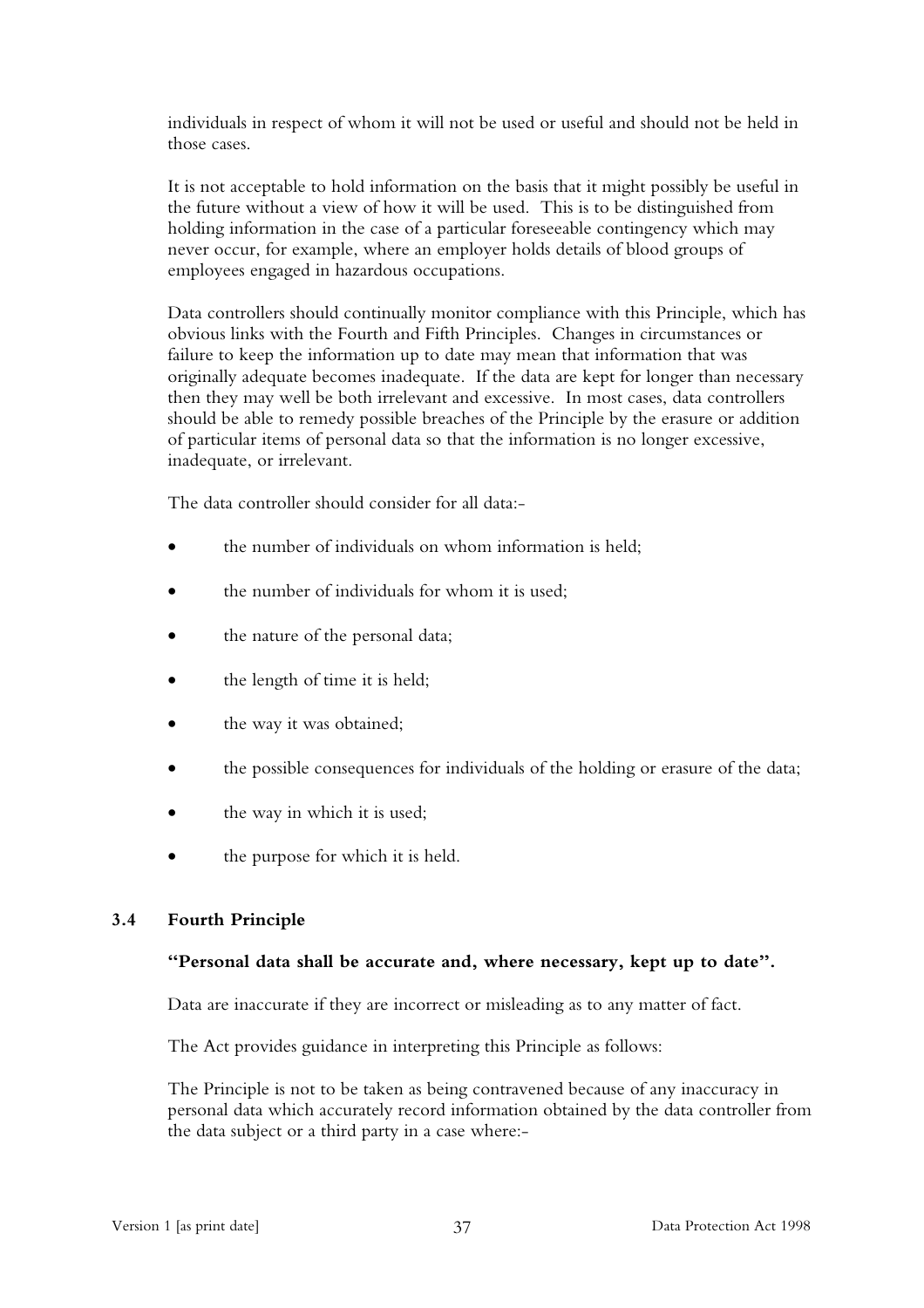individuals in respect of whom it will not be used or useful and should not be held in those cases.

It is not acceptable to hold information on the basis that it might possibly be useful in the future without a view of how it will be used. This is to be distinguished from holding information in the case of a particular foreseeable contingency which may never occur, for example, where an employer holds details of blood groups of employees engaged in hazardous occupations.

Data controllers should continually monitor compliance with this Principle, which has obvious links with the Fourth and Fifth Principles. Changes in circumstances or failure to keep the information up to date may mean that information that was originally adequate becomes inadequate. If the data are kept for longer than necessary then they may well be both irrelevant and excessive. In most cases, data controllers should be able to remedy possible breaches of the Principle by the erasure or addition of particular items of personal data so that the information is no longer excessive, inadequate, or irrelevant.

The data controller should consider for all data:-

- the number of individuals on whom information is held;
- the number of individuals for whom it is used;
- the nature of the personal data;
- the length of time it is held;
- the way it was obtained;
- the possible consequences for individuals of the holding or erasure of the data;
- the way in which it is used;
- the purpose for which it is held.

### 3.4 Fourth Principle

**"Personal data shall be accurate and, where necessary, kept up to date".**

Data are inaccurate if they are incorrect or misleading as to any matter of fact.

The Act provides guidance in interpreting this Principle as follows:

The Principle is not to be taken as being contravened because of any inaccuracy in personal data which accurately record information obtained by the data controller from the data subject or a third party in a case where:-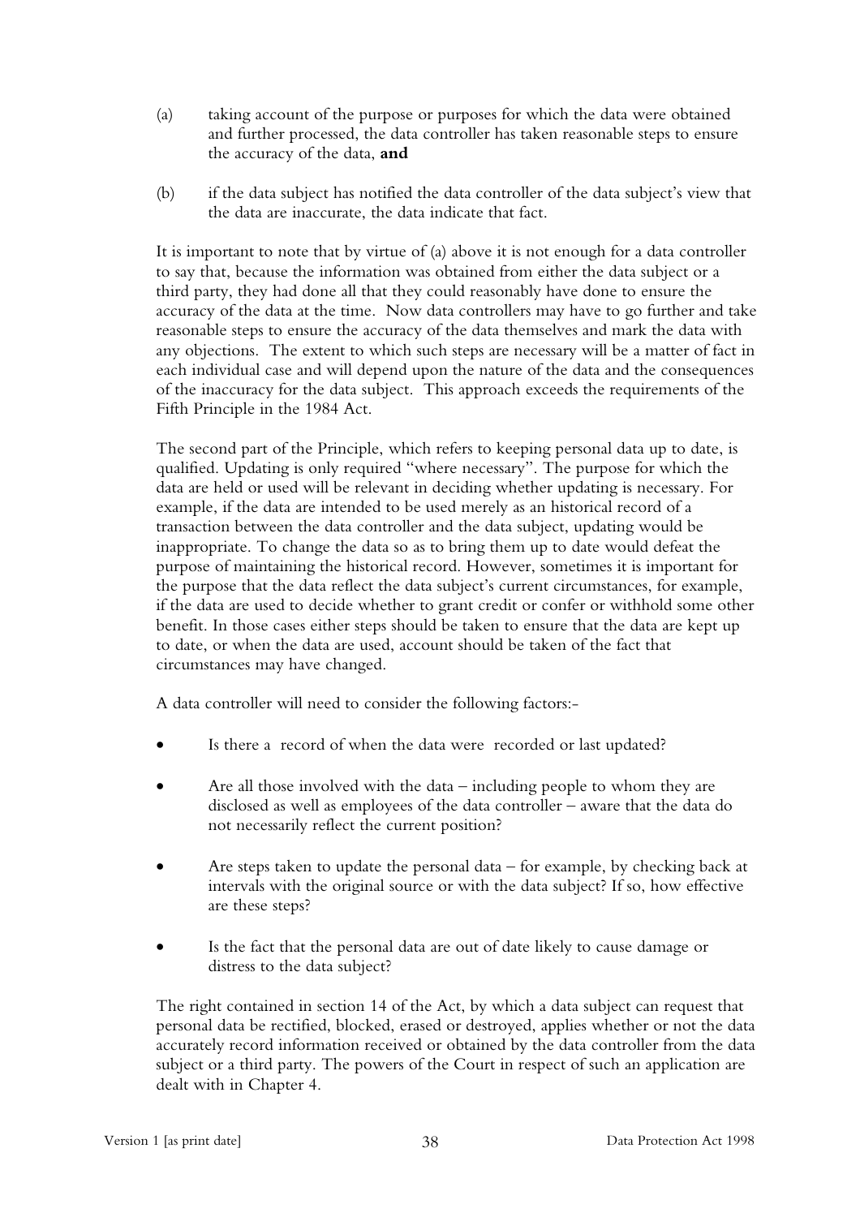(a) taking account of the purpose or purposes for which the data were obtained and further processed, the data controller has taken reasonable steps to ensure the accuracy of the data, **and**

(b) if the data subject has notified the data controller of the data subject's view that the data are inaccurate, the data indicate that fact.

It is important to note that by virtue of (a) above it is not enough for a data controller to say that, because the information was obtained from either the data subject or a third party, they had done all that they could reasonably have done to ensure the accuracy of the data at the time. Now data controllers may have to go further and take reasonable steps to ensure the accuracy of the data themselves and mark the data with any objections. The extent to which such steps are necessary will be a matter of fact in each individual case and will depend upon the nature of the data and the consequences of the inaccuracy for the data subject. This approach exceeds the requirements of the Fifth Principle in the 1984 Act.

The second part of the Principle, which refers to keeping personal data up to date, is qualified. Updating is only required "where necessary". The purpose for which the data are held or used will be relevant in deciding whether updating is necessary. For example, if the data are intended to be used merely as an historical record of a transaction between the data controller and the data subject, updating would be inappropriate. To change the data so as to bring them up to date would defeat the purpose of maintaining the historical record. However, sometimes it is important for the purpose that the data reflect the data subject's current circumstances, for example, if the data are used to decide whether to grant credit or confer or withhold some other benefit. In those cases either steps should be taken to ensure that the data are kept up to date, or when the data are used, account should be taken of the fact that circumstances may have changed.

A data controller will need to consider the following factors:-

- Is there a record of when the data were recorded or last updated?
- Are all those involved with the data – including people to whom they are disclosed as well as employees of the data controller – aware that the data do not necessarily reflect the current position?
- Are steps taken to update the personal data – for example, by checking back at intervals with the original source or with the data subject? If so, how effective are these steps?
- Is the fact that the personal data are out of date likely to cause damage or distress to the data subject?

The right contained in section 14 of the Act, by which a data subject can request that personal data be rectified, blocked, erased or destroyed, applies whether or not the data accurately record information received or obtained by the data controller from the data subject or a third party. The powers of the Court in respect of such an application are dealt with in Chapter 4.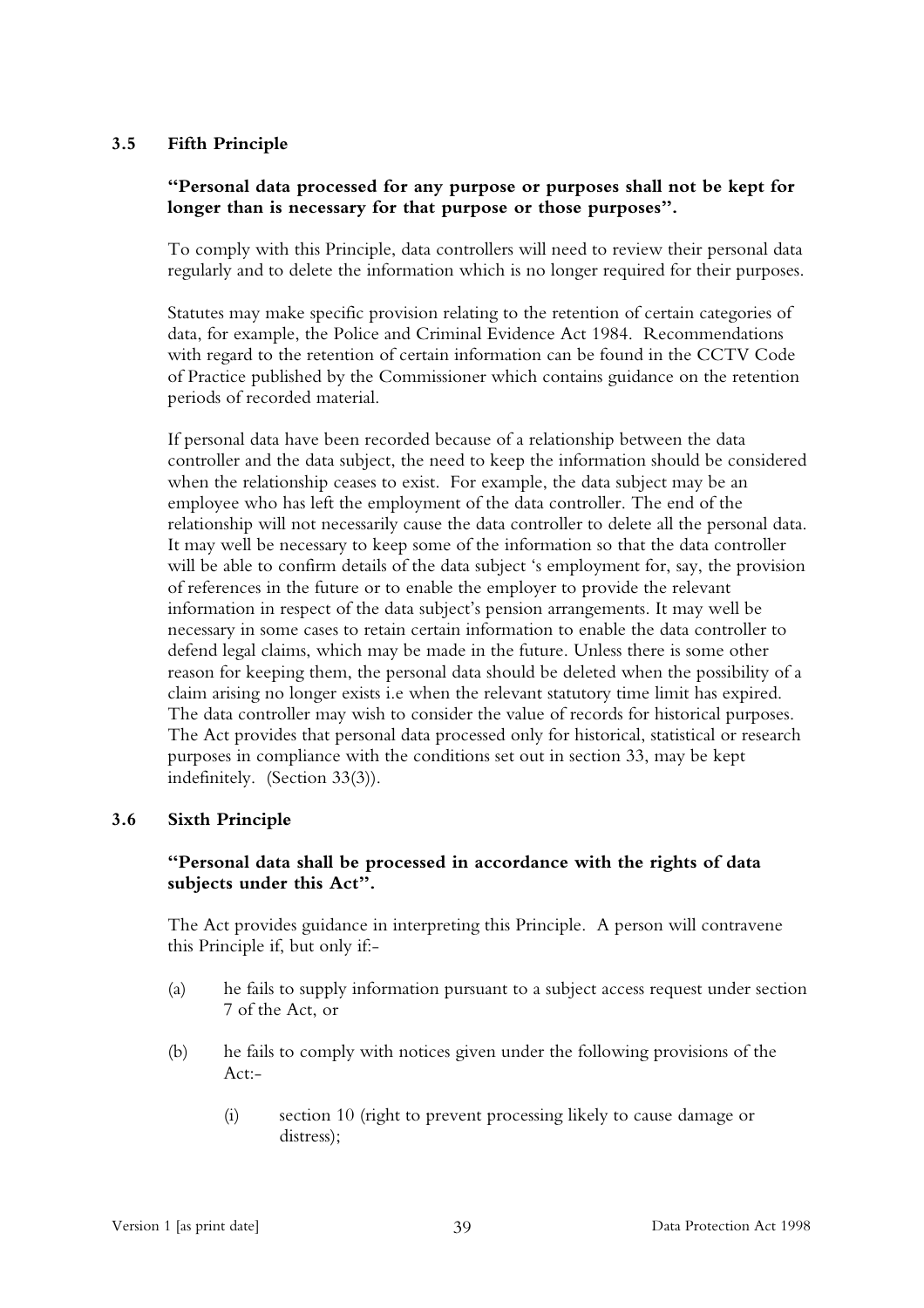### 3.5 Fifth Principle

**"Personal data processed for any purpose or purposes shall not be kept for longer than is necessary for that purpose or those purposes".**

To comply with this Principle, data controllers will need to review their personal data regularly and to delete the information which is no longer required for their purposes.

Statutes may make specific provision relating to the retention of certain categories of data, for example, the Police and Criminal Evidence Act 1984. Recommendations with regard to the retention of certain information can be found in the CCTV Code of Practice published by the Commissioner which contains guidance on the retention periods of recorded material.

If personal data have been recorded because of a relationship between the data controller and the data subject, the need to keep the information should be considered when the relationship ceases to exist. For example, the data subject may be an employee who has left the employment of the data controller. The end of the relationship will not necessarily cause the data controller to delete all the personal data. It may well be necessary to keep some of the information so that the data controller will be able to confirm details of the data subject 's employment for, say, the provision of references in the future or to enable the employer to provide the relevant information in respect of the data subject's pension arrangements. It may well be necessary in some cases to retain certain information to enable the data controller to defend legal claims, which may be made in the future. Unless there is some other reason for keeping them, the personal data should be deleted when the possibility of a claim arising no longer exists i.e when the relevant statutory time limit has expired. The data controller may wish to consider the value of records for historical purposes. The Act provides that personal data processed only for historical, statistical or research purposes in compliance with the conditions set out in section 33, may be kept indefinitely. (Section 33(3)).

### 3.6 Sixth Principle

**"Personal data shall be processed in accordance with the rights of data subjects under this Act".**

The Act provides guidance in interpreting this Principle. A person will contravene this Principle if, but only if:-

(a) he fails to supply information pursuant to a subject access request under section 7 of the Act, or

(b) he fails to comply with notices given under the following provisions of the Act:-

   (i) section 10 (right to prevent processing likely to cause damage or distress);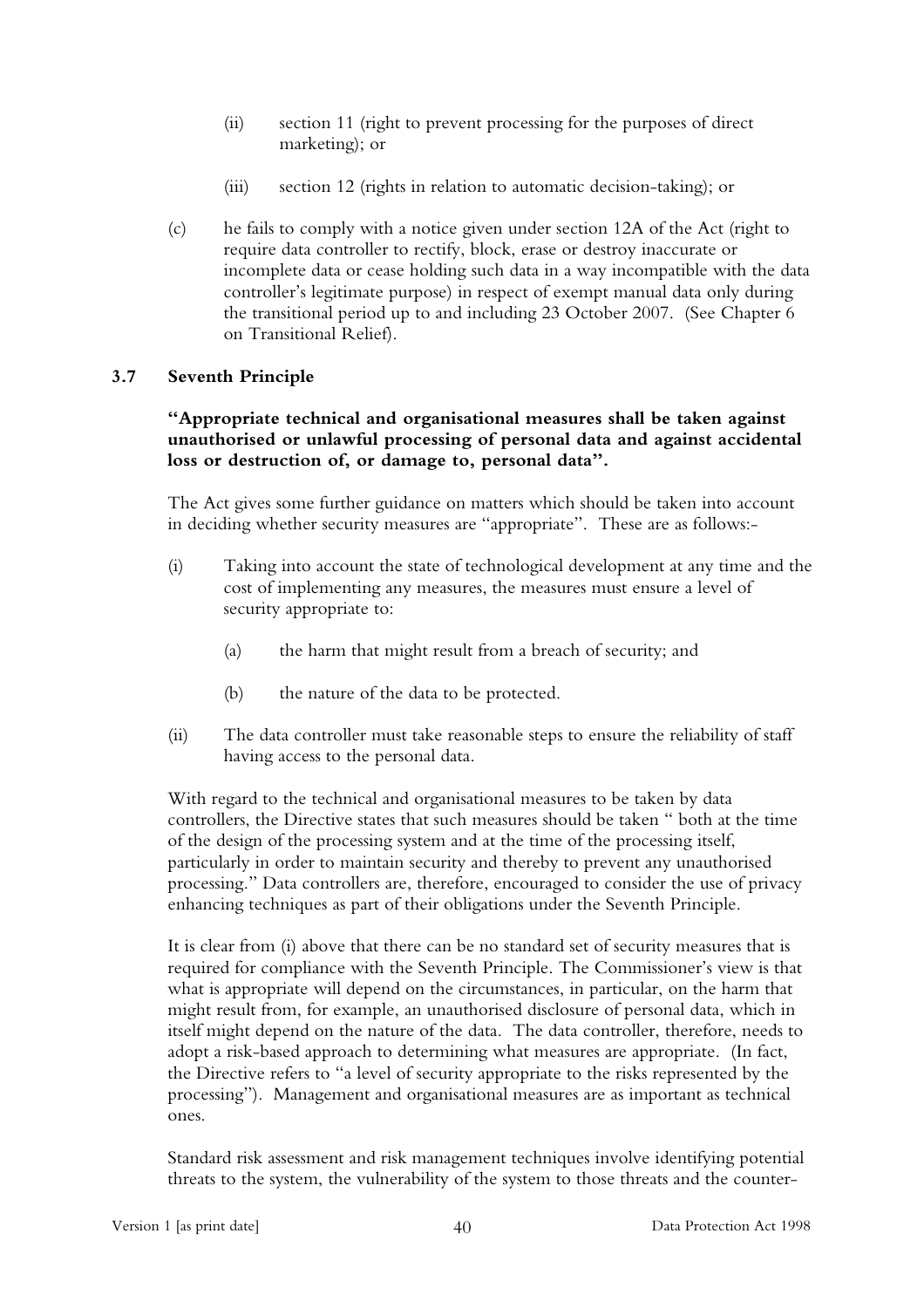(ii) section 11 (right to prevent processing for the purposes of direct marketing); or

(iii) section 12 (rights in relation to automatic decision-taking); or

(c) he fails to comply with a notice given under section 12A of the Act (right to require data controller to rectify, block, erase or destroy inaccurate or incomplete data or cease holding such data in a way incompatible with the data controller's legitimate purpose) in respect of exempt manual data only during the transitional period up to and including 23 October 2007. (See Chapter 6 on Transitional Relief).

### 3.7 Seventh Principle

**"Appropriate technical and organisational measures shall be taken against unauthorised or unlawful processing of personal data and against accidental loss or destruction of, or damage to, personal data".**

The Act gives some further guidance on matters which should be taken into account in deciding whether security measures are "appropriate". These are as follows:-

(i) Taking into account the state of technological development at any time and the cost of implementing any measures, the measures must ensure a level of security appropriate to:

 (a) the harm that might result from a breach of security; and

 (b) the nature of the data to be protected.

(ii) The data controller must take reasonable steps to ensure the reliability of staff having access to the personal data.

With regard to the technical and organisational measures to be taken by data controllers, the Directive states that such measures should be taken " both at the time of the design of the processing system and at the time of the processing itself, particularly in order to maintain security and thereby to prevent any unauthorised processing." Data controllers are, therefore, encouraged to consider the use of privacy enhancing techniques as part of their obligations under the Seventh Principle.

It is clear from (i) above that there can be no standard set of security measures that is required for compliance with the Seventh Principle. The Commissioner's view is that what is appropriate will depend on the circumstances, in particular, on the harm that might result from, for example, an unauthorised disclosure of personal data, which in itself might depend on the nature of the data. The data controller, therefore, needs to adopt a risk-based approach to determining what measures are appropriate. (In fact, the Directive refers to "a level of security appropriate to the risks represented by the processing"). Management and organisational measures are as important as technical ones.

Standard risk assessment and risk management techniques involve identifying potential threats to the system, the vulnerability of the system to those threats and the counter-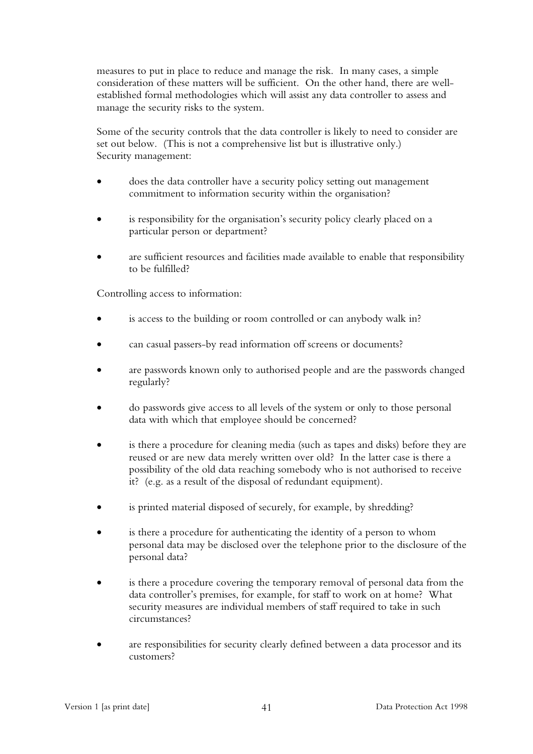measures to put in place to reduce and manage the risk. In many cases, a simple consideration of these matters will be sufficient. On the other hand, there are well-established formal methodologies which will assist any data controller to assess and manage the security risks to the system.

Some of the security controls that the data controller is likely to need to consider are set out below. (This is not a comprehensive list but is illustrative only.)
Security management:

- does the data controller have a security policy setting out management commitment to information security within the organisation?
- is responsibility for the organisation's security policy clearly placed on a particular person or department?
- are sufficient resources and facilities made available to enable that responsibility to be fulfilled?

Controlling access to information:

- is access to the building or room controlled or can anybody walk in?
- can casual passers-by read information off screens or documents?
- are passwords known only to authorised people and are the passwords changed regularly?
- do passwords give access to all levels of the system or only to those personal data with which that employee should be concerned?
- is there a procedure for cleaning media (such as tapes and disks) before they are reused or are new data merely written over old? In the latter case is there a possibility of the old data reaching somebody who is not authorised to receive it? (e.g. as a result of the disposal of redundant equipment).
- is printed material disposed of securely, for example, by shredding?
- is there a procedure for authenticating the identity of a person to whom personal data may be disclosed over the telephone prior to the disclosure of the personal data?
- is there a procedure covering the temporary removal of personal data from the data controller's premises, for example, for staff to work on at home? What security measures are individual members of staff required to take in such circumstances?
- are responsibilities for security clearly defined between a data processor and its customers?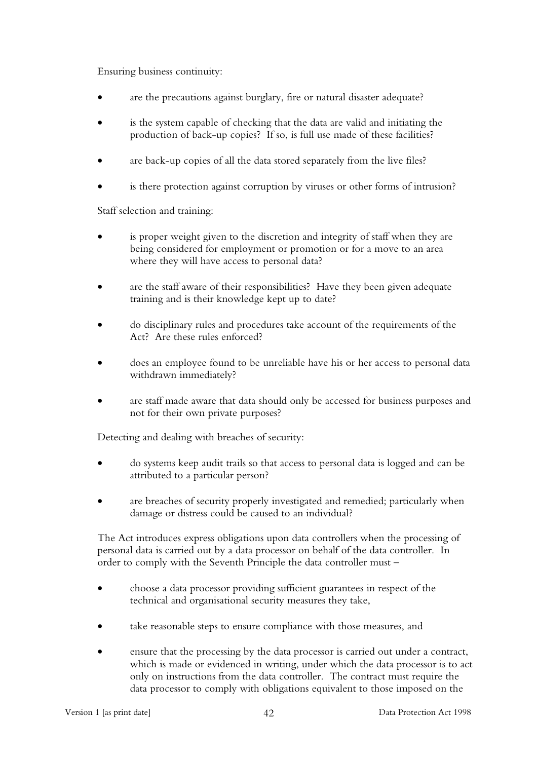Ensuring business continuity:

- are the precautions against burglary, fire or natural disaster adequate?
- is the system capable of checking that the data are valid and initiating the production of back-up copies? If so, is full use made of these facilities?
- are back-up copies of all the data stored separately from the live files?
- is there protection against corruption by viruses or other forms of intrusion?

Staff selection and training:

- is proper weight given to the discretion and integrity of staff when they are being considered for employment or promotion or for a move to an area where they will have access to personal data?
- are the staff aware of their responsibilities? Have they been given adequate training and is their knowledge kept up to date?
- do disciplinary rules and procedures take account of the requirements of the Act? Are these rules enforced?
- does an employee found to be unreliable have his or her access to personal data withdrawn immediately?
- are staff made aware that data should only be accessed for business purposes and not for their own private purposes?

Detecting and dealing with breaches of security:

- do systems keep audit trails so that access to personal data is logged and can be attributed to a particular person?
- are breaches of security properly investigated and remedied; particularly when damage or distress could be caused to an individual?

The Act introduces express obligations upon data controllers when the processing of personal data is carried out by a data processor on behalf of the data controller. In order to comply with the Seventh Principle the data controller must –

- choose a data processor providing sufficient guarantees in respect of the technical and organisational security measures they take,
- take reasonable steps to ensure compliance with those measures, and
- ensure that the processing by the data processor is carried out under a contract, which is made or evidenced in writing, under which the data processor is to act only on instructions from the data controller. The contract must require the data processor to comply with obligations equivalent to those imposed on the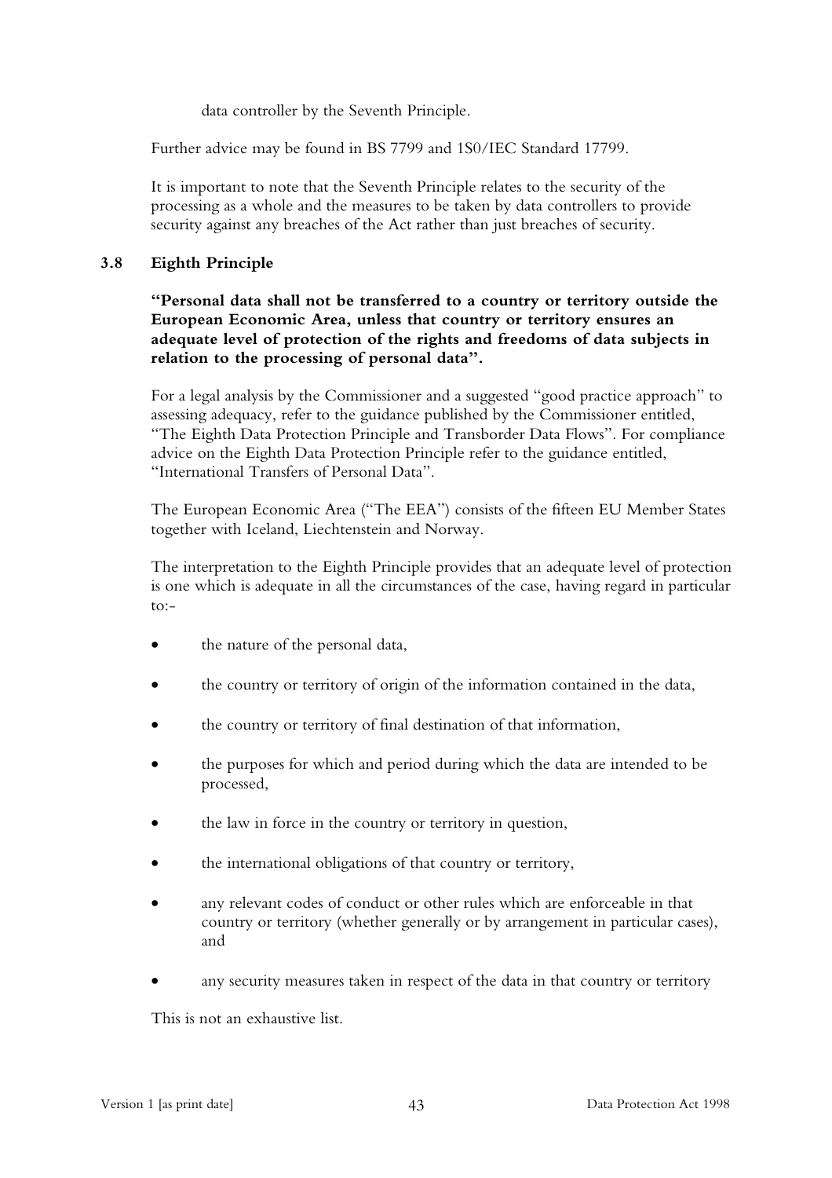data controller by the Seventh Principle.

Further advice may be found in BS 7799 and 1S0/IEC Standard 17799.

It is important to note that the Seventh Principle relates to the security of the processing as a whole and the measures to be taken by data controllers to provide security against any breaches of the Act rather than just breaches of security.

### 3.8 Eighth Principle

**"Personal data shall not be transferred to a country or territory outside the European Economic Area, unless that country or territory ensures an adequate level of protection of the rights and freedoms of data subjects in relation to the processing of personal data".**

For a legal analysis by the Commissioner and a suggested "good practice approach" to assessing adequacy, refer to the guidance published by the Commissioner entitled, "The Eighth Data Protection Principle and Transborder Data Flows". For compliance advice on the Eighth Data Protection Principle refer to the guidance entitled, "International Transfers of Personal Data".

The European Economic Area ("The EEA") consists of the fifteen EU Member States together with Iceland, Liechtenstein and Norway.

The interpretation to the Eighth Principle provides that an adequate level of protection is one which is adequate in all the circumstances of the case, having regard in particular to:-

- the nature of the personal data,
- the country or territory of origin of the information contained in the data,
- the country or territory of final destination of that information,
- the purposes for which and period during which the data are intended to be processed,
- the law in force in the country or territory in question,
- the international obligations of that country or territory,
- any relevant codes of conduct or other rules which are enforceable in that country or territory (whether generally or by arrangement in particular cases), and
- any security measures taken in respect of the data in that country or territory

This is not an exhaustive list.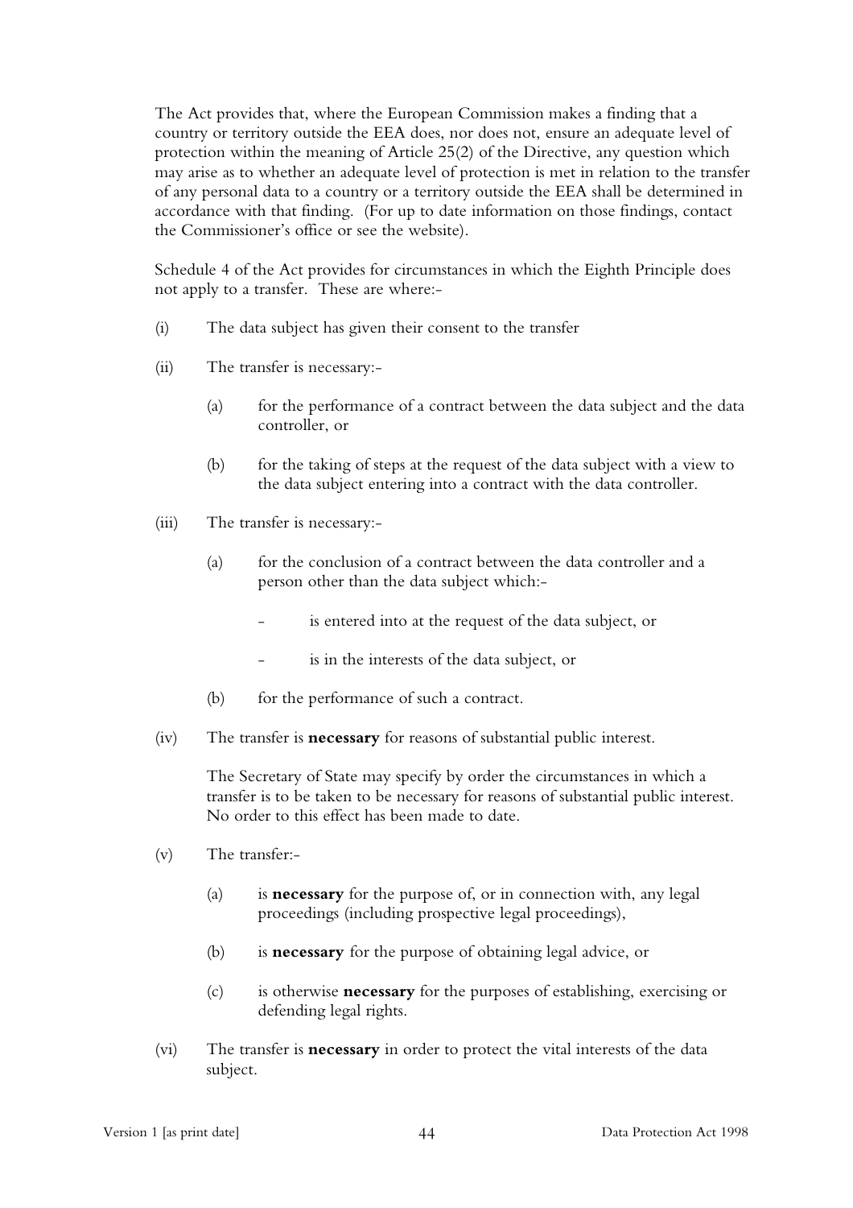The Act provides that, where the European Commission makes a finding that a country or territory outside the EEA does, nor does not, ensure an adequate level of protection within the meaning of Article 25(2) of the Directive, any question which may arise as to whether an adequate level of protection is met in relation to the transfer of any personal data to a country or a territory outside the EEA shall be determined in accordance with that finding. (For up to date information on those findings, contact the Commissioner's office or see the website).

Schedule 4 of the Act provides for circumstances in which the Eighth Principle does not apply to a transfer. These are where:-

(i) The data subject has given their consent to the transfer

(ii) The transfer is necessary:-

  (a) for the performance of a contract between the data subject and the data controller, or

  (b) for the taking of steps at the request of the data subject with a view to the data subject entering into a contract with the data controller.

(iii) The transfer is necessary:-

  (a) for the conclusion of a contract between the data controller and a person other than the data subject which:-

    - is entered into at the request of the data subject, or

    - is in the interests of the data subject, or

  (b) for the performance of such a contract.

(iv) The transfer is **necessary** for reasons of substantial public interest.

  The Secretary of State may specify by order the circumstances in which a transfer is to be taken to be necessary for reasons of substantial public interest. No order to this effect has been made to date.

(v) The transfer:-

  (a) is **necessary** for the purpose of, or in connection with, any legal proceedings (including prospective legal proceedings),

  (b) is **necessary** for the purpose of obtaining legal advice, or

  (c) is otherwise **necessary** for the purposes of establishing, exercising or defending legal rights.

(vi) The transfer is **necessary** in order to protect the vital interests of the data subject.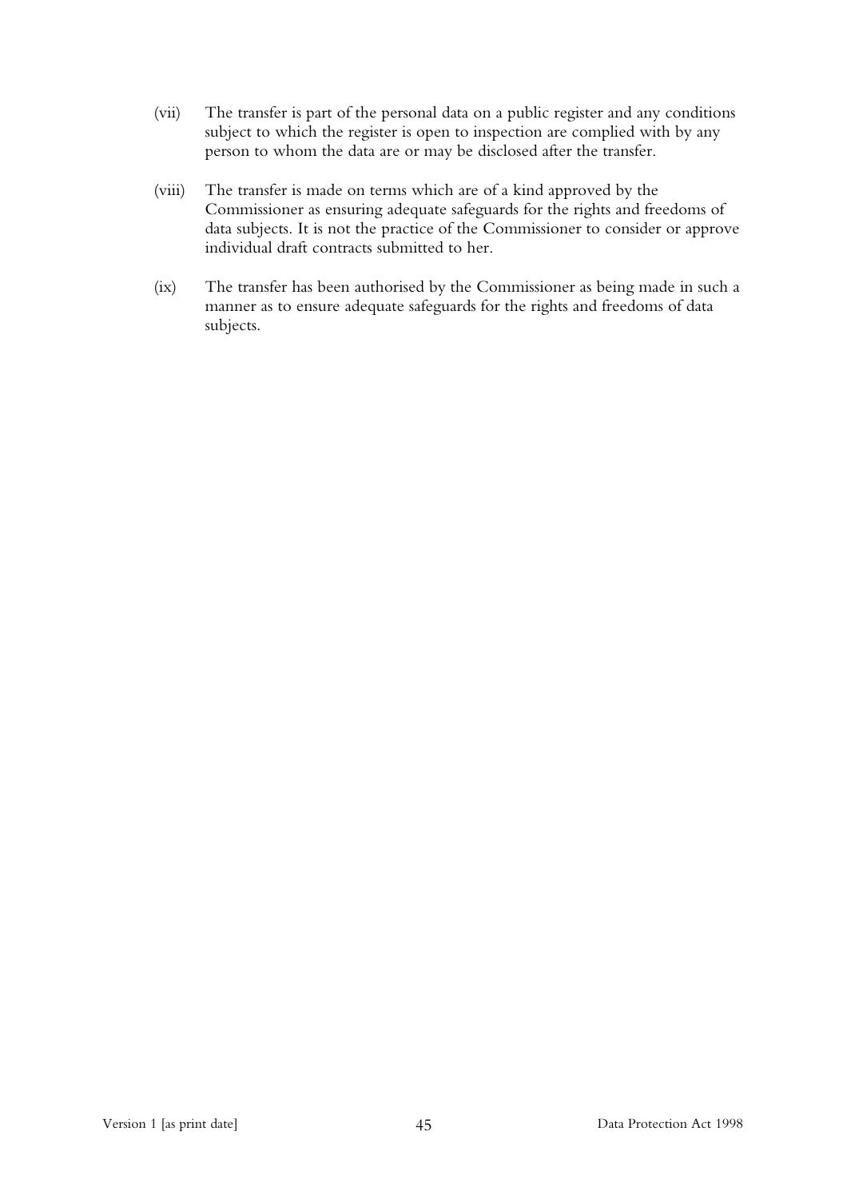(vii) The transfer is part of the personal data on a public register and any conditions subject to which the register is open to inspection are complied with by any person to whom the data are or may be disclosed after the transfer.

(viii) The transfer is made on terms which are of a kind approved by the Commissioner as ensuring adequate safeguards for the rights and freedoms of data subjects. It is not the practice of the Commissioner to consider or approve individual draft contracts submitted to her.

(ix) The transfer has been authorised by the Commissioner as being made in such a manner as to ensure adequate safeguards for the rights and freedoms of data subjects.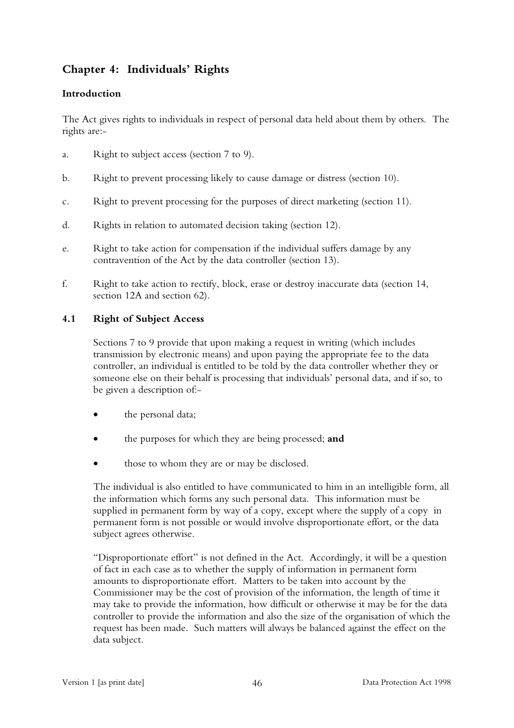## Chapter 4: Individuals' Rights

### Introduction

The Act gives rights to individuals in respect of personal data held about them by others. The rights are:-

a. Right to subject access (section 7 to 9).

b. Right to prevent processing likely to cause damage or distress (section 10).

c. Right to prevent processing for the purposes of direct marketing (section 11).

d. Rights in relation to automated decision taking (section 12).

e. Right to take action for compensation if the individual suffers damage by any contravention of the Act by the data controller (section 13).

f. Right to take action to rectify, block, erase or destroy inaccurate data (section 14, section 12A and section 62).

### 4.1 Right of Subject Access

Sections 7 to 9 provide that upon making a request in writing (which includes transmission by electronic means) and upon paying the appropriate fee to the data controller, an individual is entitled to be told by the data controller whether they or someone else on their behalf is processing that individuals' personal data, and if so, to be given a description of:-

- the personal data;
- the purposes for which they are being processed; **and**
- those to whom they are or may be disclosed.

The individual is also entitled to have communicated to him in an intelligible form, all the information which forms any such personal data. This information must be supplied in permanent form by way of a copy, except where the supply of a copy in permanent form is not possible or would involve disproportionate effort, or the data subject agrees otherwise.

"Disproportionate effort" is not defined in the Act. Accordingly, it will be a question of fact in each case as to whether the supply of information in permanent form amounts to disproportionate effort. Matters to be taken into account by the Commissioner may be the cost of provision of the information, the length of time it may take to provide the information, how difficult or otherwise it may be for the data controller to provide the information and also the size of the organisation of which the request has been made. Such matters will always be balanced against the effect on the data subject.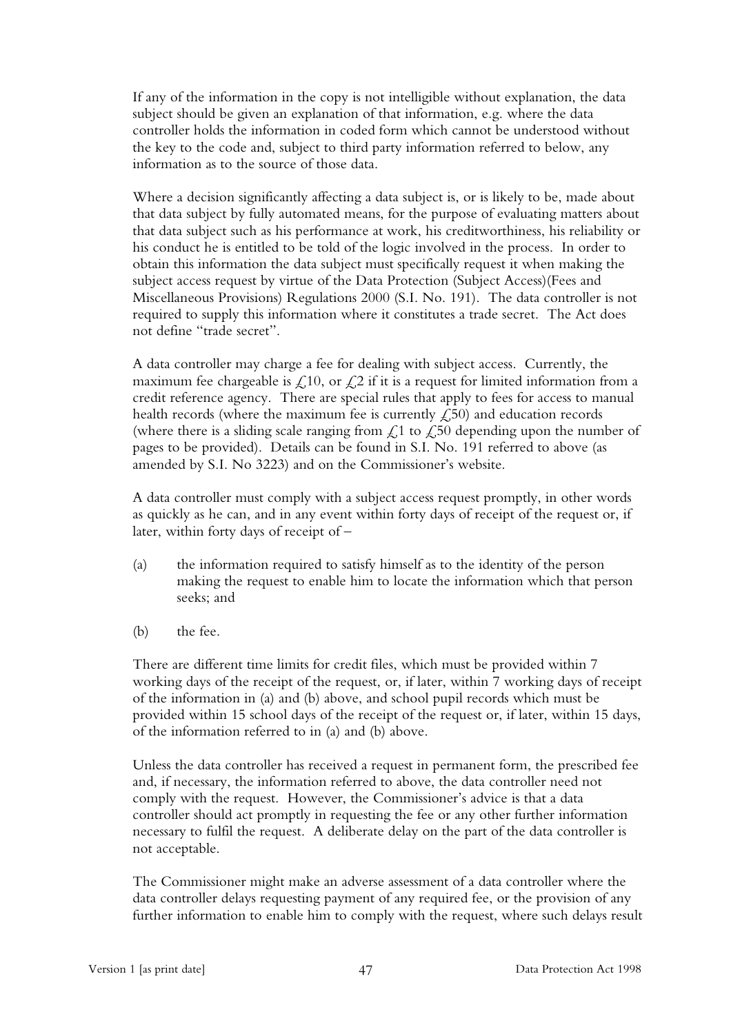If any of the information in the copy is not intelligible without explanation, the data subject should be given an explanation of that information, e.g. where the data controller holds the information in coded form which cannot be understood without the key to the code and, subject to third party information referred to below, any information as to the source of those data.

Where a decision significantly affecting a data subject is, or is likely to be, made about that data subject by fully automated means, for the purpose of evaluating matters about that data subject such as his performance at work, his creditworthiness, his reliability or his conduct he is entitled to be told of the logic involved in the process. In order to obtain this information the data subject must specifically request it when making the subject access request by virtue of the Data Protection (Subject Access)(Fees and Miscellaneous Provisions) Regulations 2000 (S.I. No. 191). The data controller is not required to supply this information where it constitutes a trade secret. The Act does not define "trade secret".

A data controller may charge a fee for dealing with subject access. Currently, the maximum fee chargeable is £10, or £2 if it is a request for limited information from a credit reference agency. There are special rules that apply to fees for access to manual health records (where the maximum fee is currently £50) and education records (where there is a sliding scale ranging from £1 to £50 depending upon the number of pages to be provided). Details can be found in S.I. No. 191 referred to above (as amended by S.I. No 3223) and on the Commissioner's website.

A data controller must comply with a subject access request promptly, in other words as quickly as he can, and in any event within forty days of receipt of the request or, if later, within forty days of receipt of –

(a) the information required to satisfy himself as to the identity of the person making the request to enable him to locate the information which that person seeks; and

(b) the fee.

There are different time limits for credit files, which must be provided within 7 working days of the receipt of the request, or, if later, within 7 working days of receipt of the information in (a) and (b) above, and school pupil records which must be provided within 15 school days of the receipt of the request or, if later, within 15 days, of the information referred to in (a) and (b) above.

Unless the data controller has received a request in permanent form, the prescribed fee and, if necessary, the information referred to above, the data controller need not comply with the request. However, the Commissioner's advice is that a data controller should act promptly in requesting the fee or any other further information necessary to fulfil the request. A deliberate delay on the part of the data controller is not acceptable.

The Commissioner might make an adverse assessment of a data controller where the data controller delays requesting payment of any required fee, or the provision of any further information to enable him to comply with the request, where such delays result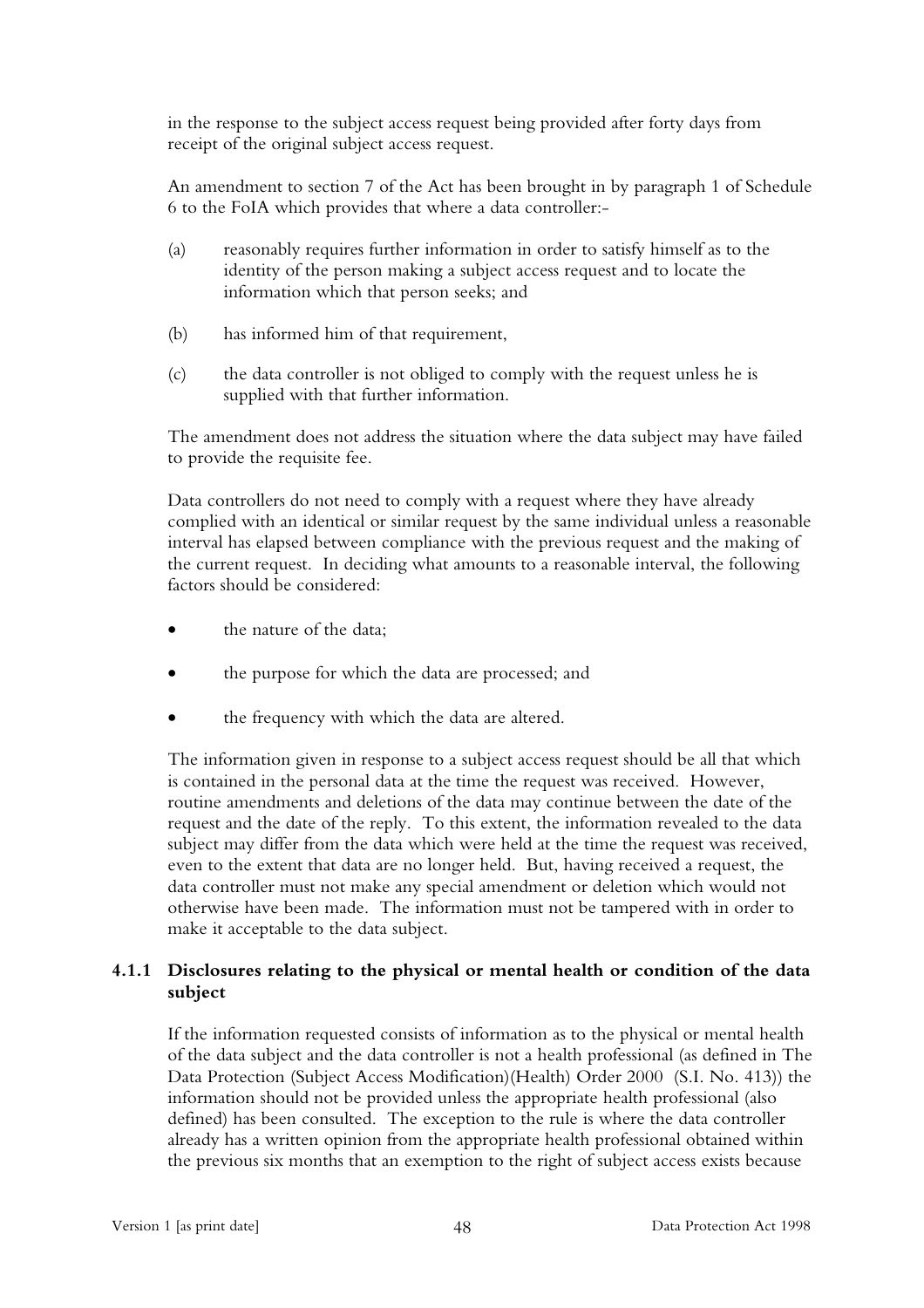in the response to the subject access request being provided after forty days from receipt of the original subject access request.

An amendment to section 7 of the Act has been brought in by paragraph 1 of Schedule 6 to the FoIA which provides that where a data controller:-

(a) reasonably requires further information in order to satisfy himself as to the identity of the person making a subject access request and to locate the information which that person seeks; and

(b) has informed him of that requirement,

(c) the data controller is not obliged to comply with the request unless he is supplied with that further information.

The amendment does not address the situation where the data subject may have failed to provide the requisite fee.

Data controllers do not need to comply with a request where they have already complied with an identical or similar request by the same individual unless a reasonable interval has elapsed between compliance with the previous request and the making of the current request. In deciding what amounts to a reasonable interval, the following factors should be considered:

- the nature of the data;
- the purpose for which the data are processed; and
- the frequency with which the data are altered.

The information given in response to a subject access request should be all that which is contained in the personal data at the time the request was received. However, routine amendments and deletions of the data may continue between the date of the request and the date of the reply. To this extent, the information revealed to the data subject may differ from the data which were held at the time the request was received, even to the extent that data are no longer held. But, having received a request, the data controller must not make any special amendment or deletion which would not otherwise have been made. The information must not be tampered with in order to make it acceptable to the data subject.

### 4.1.1 Disclosures relating to the physical or mental health or condition of the data subject

If the information requested consists of information as to the physical or mental health of the data subject and the data controller is not a health professional (as defined in The Data Protection (Subject Access Modification)(Health) Order 2000 (S.I. No. 413)) the information should not be provided unless the appropriate health professional (also defined) has been consulted. The exception to the rule is where the data controller already has a written opinion from the appropriate health professional obtained within the previous six months that an exemption to the right of subject access exists because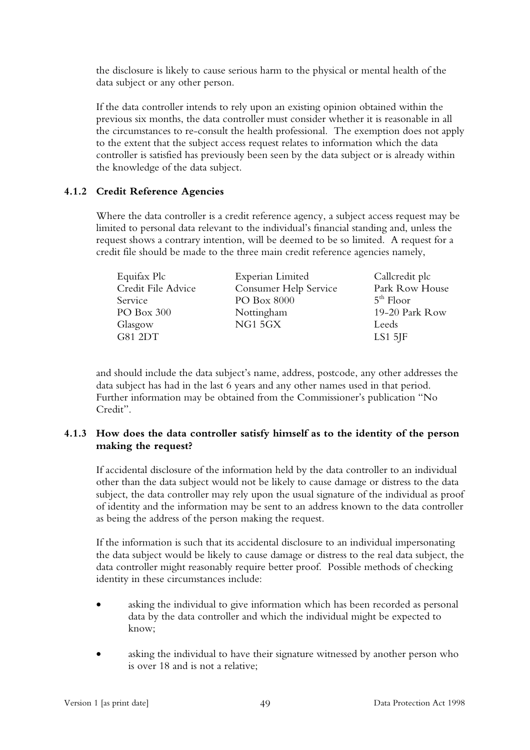the disclosure is likely to cause serious harm to the physical or mental health of the data subject or any other person.

If the data controller intends to rely upon an existing opinion obtained within the previous six months, the data controller must consider whether it is reasonable in all the circumstances to re-consult the health professional. The exemption does not apply to the extent that the subject access request relates to information which the data controller is satisfied has previously been seen by the data subject or is already within the knowledge of the data subject.

### 4.1.2 Credit Reference Agencies

Where the data controller is a credit reference agency, a subject access request may be limited to personal data relevant to the individual's financial standing and, unless the request shows a contrary intention, will be deemed to be so limited. A request for a credit file should be made to the three main credit reference agencies namely,

| Equifax Plc | Experian Limited | Callcredit plc |
|---|---|---|
| Credit File Advice Service | Consumer Help Service | Park Row House |
| PO Box 300 | PO Box 8000 | 5th Floor |
| Glasgow | Nottingham | 19-20 Park Row |
| G81 2DT | NG1 5GX | Leeds |
| | | LS1 5JF |

and should include the data subject's name, address, postcode, any other addresses the data subject has had in the last 6 years and any other names used in that period. Further information may be obtained from the Commissioner's publication "No Credit".

### 4.1.3 How does the data controller satisfy himself as to the identity of the person making the request?

If accidental disclosure of the information held by the data controller to an individual other than the data subject would not be likely to cause damage or distress to the data subject, the data controller may rely upon the usual signature of the individual as proof of identity and the information may be sent to an address known to the data controller as being the address of the person making the request.

If the information is such that its accidental disclosure to an individual impersonating the data subject would be likely to cause damage or distress to the real data subject, the data controller might reasonably require better proof. Possible methods of checking identity in these circumstances include:

- asking the individual to give information which has been recorded as personal data by the data controller and which the individual might be expected to know;
- asking the individual to have their signature witnessed by another person who is over 18 and is not a relative;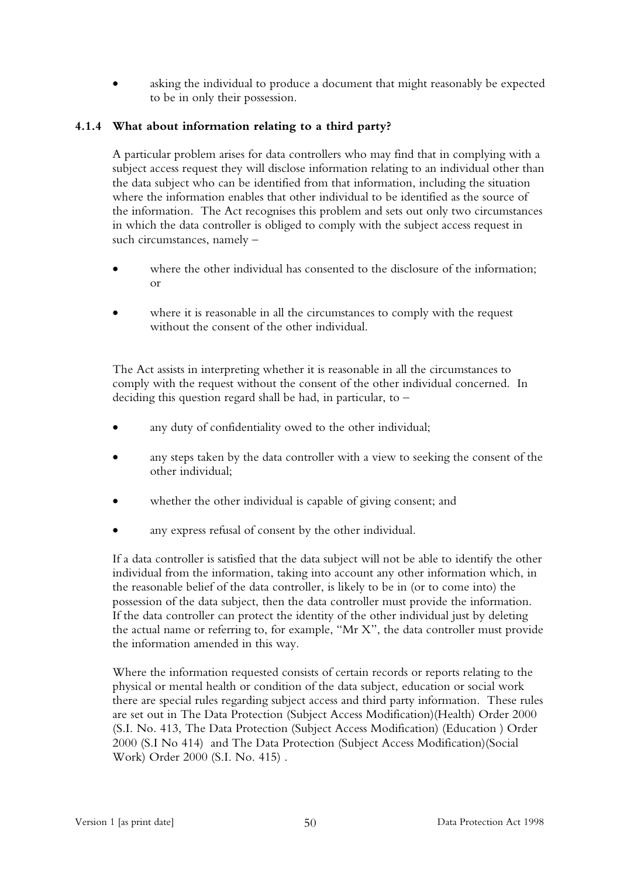- asking the individual to produce a document that might reasonably be expected to be in only their possession.

### 4.1.4 What about information relating to a third party?

A particular problem arises for data controllers who may find that in complying with a subject access request they will disclose information relating to an individual other than the data subject who can be identified from that information, including the situation where the information enables that other individual to be identified as the source of the information. The Act recognises this problem and sets out only two circumstances in which the data controller is obliged to comply with the subject access request in such circumstances, namely –

- where the other individual has consented to the disclosure of the information; or
- where it is reasonable in all the circumstances to comply with the request without the consent of the other individual.

The Act assists in interpreting whether it is reasonable in all the circumstances to comply with the request without the consent of the other individual concerned. In deciding this question regard shall be had, in particular, to –

- any duty of confidentiality owed to the other individual;
- any steps taken by the data controller with a view to seeking the consent of the other individual;
- whether the other individual is capable of giving consent; and
- any express refusal of consent by the other individual.

If a data controller is satisfied that the data subject will not be able to identify the other individual from the information, taking into account any other information which, in the reasonable belief of the data controller, is likely to be in (or to come into) the possession of the data subject, then the data controller must provide the information. If the data controller can protect the identity of the other individual just by deleting the actual name or referring to, for example, "Mr X", the data controller must provide the information amended in this way.

Where the information requested consists of certain records or reports relating to the physical or mental health or condition of the data subject, education or social work there are special rules regarding subject access and third party information. These rules are set out in The Data Protection (Subject Access Modification)(Health) Order 2000 (S.I. No. 413, The Data Protection (Subject Access Modification) (Education ) Order 2000 (S.I No 414) and The Data Protection (Subject Access Modification)(Social Work) Order 2000 (S.I. No. 415) .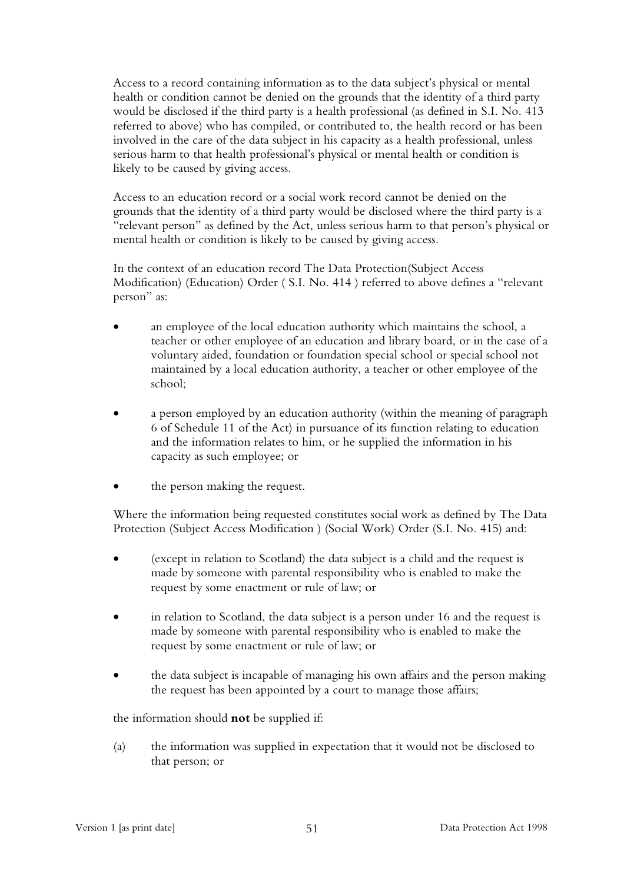Access to a record containing information as to the data subject's physical or mental health or condition cannot be denied on the grounds that the identity of a third party would be disclosed if the third party is a health professional (as defined in S.I. No. 413 referred to above) who has compiled, or contributed to, the health record or has been involved in the care of the data subject in his capacity as a health professional, unless serious harm to that health professional's physical or mental health or condition is likely to be caused by giving access.

Access to an education record or a social work record cannot be denied on the grounds that the identity of a third party would be disclosed where the third party is a "relevant person" as defined by the Act, unless serious harm to that person's physical or mental health or condition is likely to be caused by giving access.

In the context of an education record The Data Protection(Subject Access Modification) (Education) Order ( S.I. No. 414 ) referred to above defines a "relevant person" as:

- an employee of the local education authority which maintains the school, a teacher or other employee of an education and library board, or in the case of a voluntary aided, foundation or foundation special school or special school not maintained by a local education authority, a teacher or other employee of the school;
- a person employed by an education authority (within the meaning of paragraph 6 of Schedule 11 of the Act) in pursuance of its function relating to education and the information relates to him, or he supplied the information in his capacity as such employee; or
- the person making the request.

Where the information being requested constitutes social work as defined by The Data Protection (Subject Access Modification ) (Social Work) Order (S.I. No. 415) and:

- (except in relation to Scotland) the data subject is a child and the request is made by someone with parental responsibility who is enabled to make the request by some enactment or rule of law; or
- in relation to Scotland, the data subject is a person under 16 and the request is made by someone with parental responsibility who is enabled to make the request by some enactment or rule of law; or
- the data subject is incapable of managing his own affairs and the person making the request has been appointed by a court to manage those affairs;

the information should **not** be supplied if:

(a) the information was supplied in expectation that it would not be disclosed to that person; or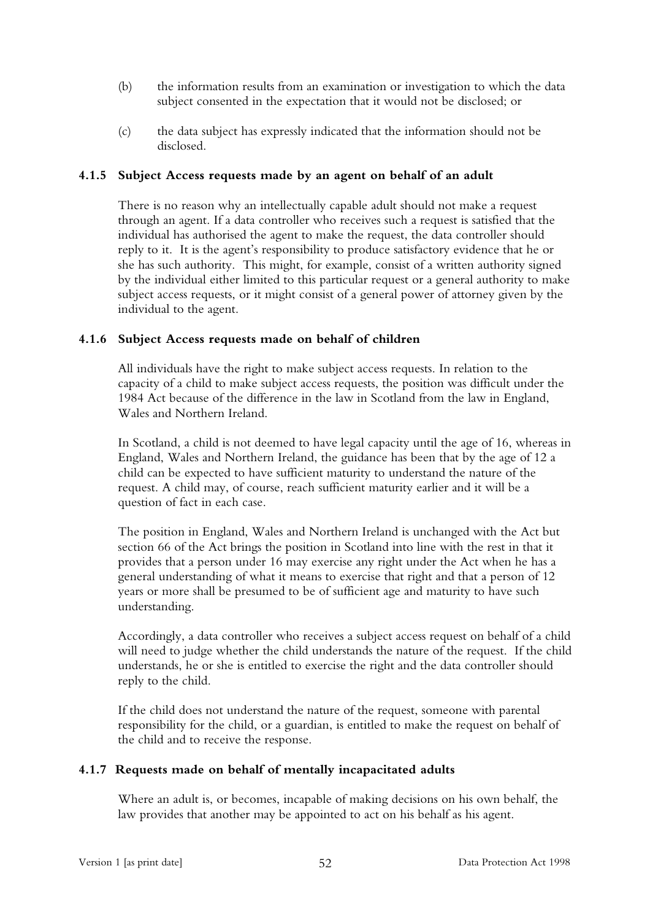(b) the information results from an examination or investigation to which the data subject consented in the expectation that it would not be disclosed; or

(c) the data subject has expressly indicated that the information should not be disclosed.

### 4.1.5 Subject Access requests made by an agent on behalf of an adult

There is no reason why an intellectually capable adult should not make a request through an agent. If a data controller who receives such a request is satisfied that the individual has authorised the agent to make the request, the data controller should reply to it. It is the agent's responsibility to produce satisfactory evidence that he or she has such authority. This might, for example, consist of a written authority signed by the individual either limited to this particular request or a general authority to make subject access requests, or it might consist of a general power of attorney given by the individual to the agent.

### 4.1.6 Subject Access requests made on behalf of children

All individuals have the right to make subject access requests. In relation to the capacity of a child to make subject access requests, the position was difficult under the 1984 Act because of the difference in the law in Scotland from the law in England, Wales and Northern Ireland.

In Scotland, a child is not deemed to have legal capacity until the age of 16, whereas in England, Wales and Northern Ireland, the guidance has been that by the age of 12 a child can be expected to have sufficient maturity to understand the nature of the request. A child may, of course, reach sufficient maturity earlier and it will be a question of fact in each case.

The position in England, Wales and Northern Ireland is unchanged with the Act but section 66 of the Act brings the position in Scotland into line with the rest in that it provides that a person under 16 may exercise any right under the Act when he has a general understanding of what it means to exercise that right and that a person of 12 years or more shall be presumed to be of sufficient age and maturity to have such understanding.

Accordingly, a data controller who receives a subject access request on behalf of a child will need to judge whether the child understands the nature of the request. If the child understands, he or she is entitled to exercise the right and the data controller should reply to the child.

If the child does not understand the nature of the request, someone with parental responsibility for the child, or a guardian, is entitled to make the request on behalf of the child and to receive the response.

### 4.1.7 Requests made on behalf of mentally incapacitated adults

Where an adult is, or becomes, incapable of making decisions on his own behalf, the law provides that another may be appointed to act on his behalf as his agent.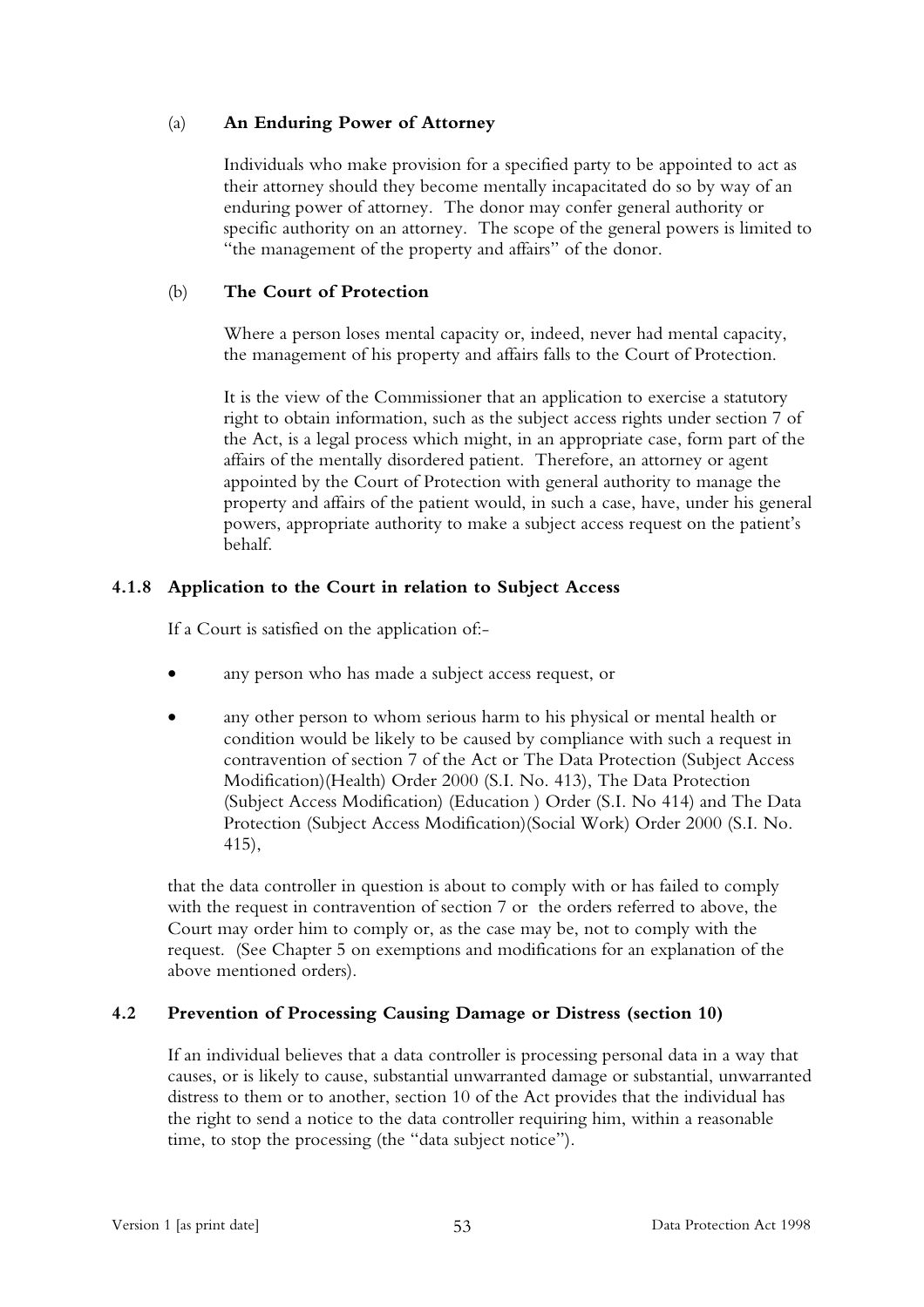(a) **An Enduring Power of Attorney**

Individuals who make provision for a specified party to be appointed to act as their attorney should they become mentally incapacitated do so by way of an enduring power of attorney. The donor may confer general authority or specific authority on an attorney. The scope of the general powers is limited to "the management of the property and affairs" of the donor.

(b) **The Court of Protection**

Where a person loses mental capacity or, indeed, never had mental capacity, the management of his property and affairs falls to the Court of Protection.

It is the view of the Commissioner that an application to exercise a statutory right to obtain information, such as the subject access rights under section 7 of the Act, is a legal process which might, in an appropriate case, form part of the affairs of the mentally disordered patient. Therefore, an attorney or agent appointed by the Court of Protection with general authority to manage the property and affairs of the patient would, in such a case, have, under his general powers, appropriate authority to make a subject access request on the patient's behalf.

### 4.1.8 Application to the Court in relation to Subject Access

If a Court is satisfied on the application of:-

- any person who has made a subject access request, or
- any other person to whom serious harm to his physical or mental health or condition would be likely to be caused by compliance with such a request in contravention of section 7 of the Act or The Data Protection (Subject Access Modification)(Health) Order 2000 (S.I. No. 413), The Data Protection (Subject Access Modification) (Education ) Order (S.I. No 414) and The Data Protection (Subject Access Modification)(Social Work) Order 2000 (S.I. No. 415),

that the data controller in question is about to comply with or has failed to comply with the request in contravention of section 7 or the orders referred to above, the Court may order him to comply or, as the case may be, not to comply with the request. (See Chapter 5 on exemptions and modifications for an explanation of the above mentioned orders).

## 4.2 Prevention of Processing Causing Damage or Distress (section 10)

If an individual believes that a data controller is processing personal data in a way that causes, or is likely to cause, substantial unwarranted damage or substantial, unwarranted distress to them or to another, section 10 of the Act provides that the individual has the right to send a notice to the data controller requiring him, within a reasonable time, to stop the processing (the "data subject notice").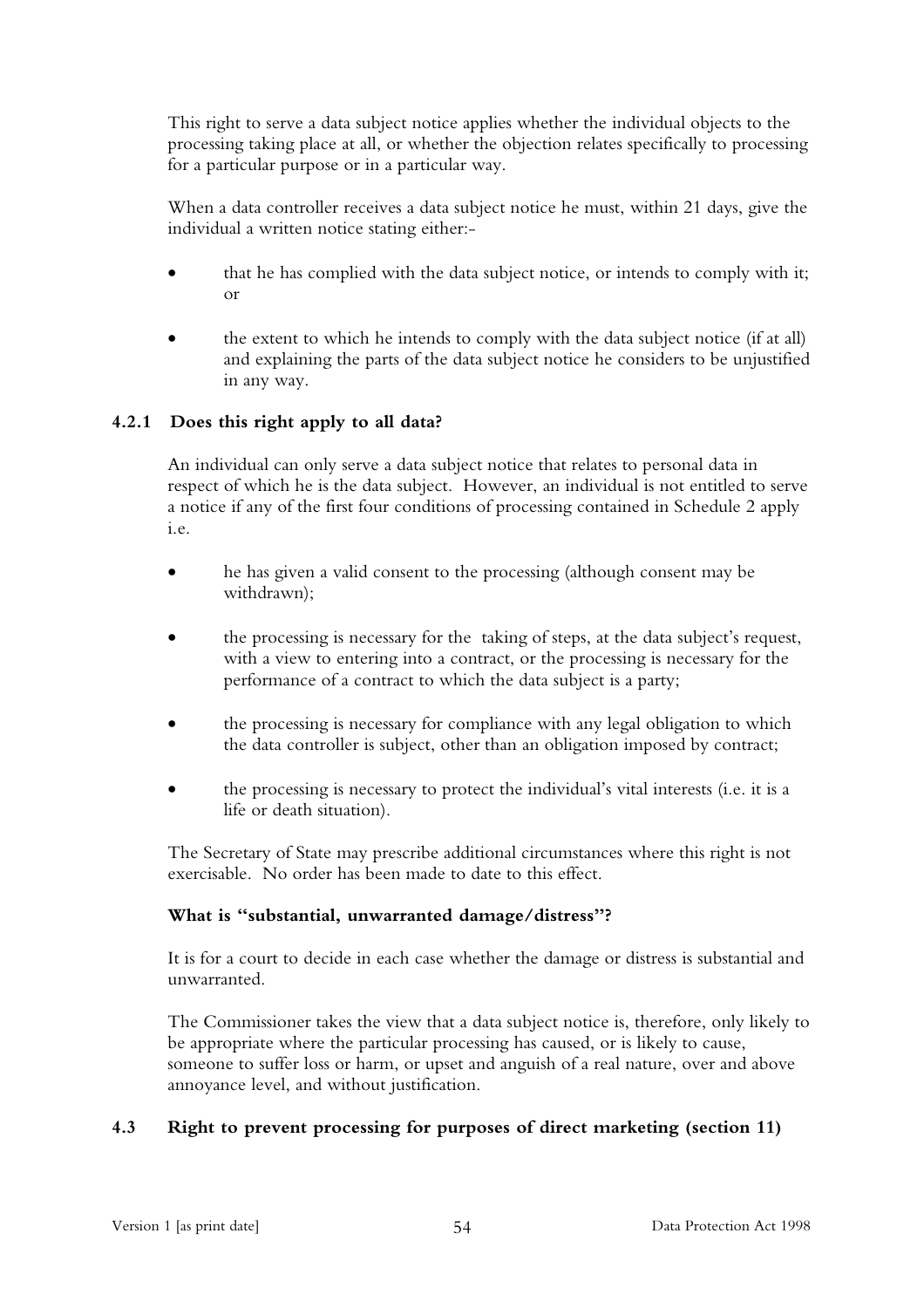This right to serve a data subject notice applies whether the individual objects to the processing taking place at all, or whether the objection relates specifically to processing for a particular purpose or in a particular way.

When a data controller receives a data subject notice he must, within 21 days, give the individual a written notice stating either:-

- that he has complied with the data subject notice, or intends to comply with it; or
- the extent to which he intends to comply with the data subject notice (if at all) and explaining the parts of the data subject notice he considers to be unjustified in any way.

### 4.2.1 Does this right apply to all data?

An individual can only serve a data subject notice that relates to personal data in respect of which he is the data subject. However, an individual is not entitled to serve a notice if any of the first four conditions of processing contained in Schedule 2 apply i.e.

- he has given a valid consent to the processing (although consent may be withdrawn);
- the processing is necessary for the taking of steps, at the data subject's request, with a view to entering into a contract, or the processing is necessary for the performance of a contract to which the data subject is a party;
- the processing is necessary for compliance with any legal obligation to which the data controller is subject, other than an obligation imposed by contract;
- the processing is necessary to protect the individual's vital interests (i.e. it is a life or death situation).

The Secretary of State may prescribe additional circumstances where this right is not exercisable. No order has been made to date to this effect.

**What is "substantial, unwarranted damage/distress"?**

It is for a court to decide in each case whether the damage or distress is substantial and unwarranted.

The Commissioner takes the view that a data subject notice is, therefore, only likely to be appropriate where the particular processing has caused, or is likely to cause, someone to suffer loss or harm, or upset and anguish of a real nature, over and above annoyance level, and without justification.

### 4.3 Right to prevent processing for purposes of direct marketing (section 11)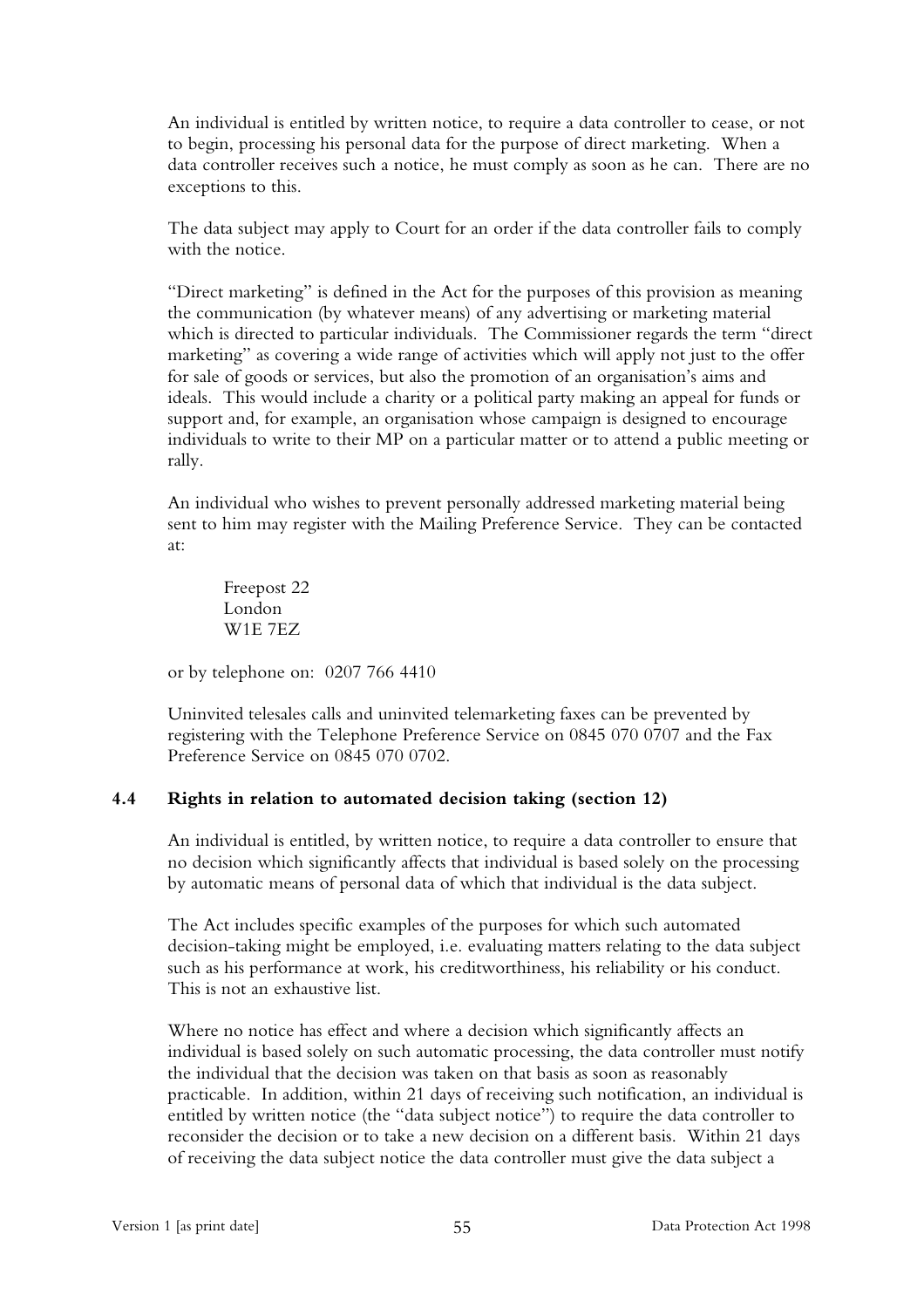An individual is entitled by written notice, to require a data controller to cease, or not to begin, processing his personal data for the purpose of direct marketing. When a data controller receives such a notice, he must comply as soon as he can. There are no exceptions to this.

The data subject may apply to Court for an order if the data controller fails to comply with the notice.

"Direct marketing" is defined in the Act for the purposes of this provision as meaning the communication (by whatever means) of any advertising or marketing material which is directed to particular individuals. The Commissioner regards the term "direct marketing" as covering a wide range of activities which will apply not just to the offer for sale of goods or services, but also the promotion of an organisation's aims and ideals. This would include a charity or a political party making an appeal for funds or support and, for example, an organisation whose campaign is designed to encourage individuals to write to their MP on a particular matter or to attend a public meeting or rally.

An individual who wishes to prevent personally addressed marketing material being sent to him may register with the Mailing Preference Service. They can be contacted at:

Freepost 22
London
W1E 7EZ

or by telephone on: 0207 766 4410

Uninvited telesales calls and uninvited telemarketing faxes can be prevented by registering with the Telephone Preference Service on 0845 070 0707 and the Fax Preference Service on 0845 070 0702.

### 4.4 Rights in relation to automated decision taking (section 12)

An individual is entitled, by written notice, to require a data controller to ensure that no decision which significantly affects that individual is based solely on the processing by automatic means of personal data of which that individual is the data subject.

The Act includes specific examples of the purposes for which such automated decision-taking might be employed, i.e. evaluating matters relating to the data subject such as his performance at work, his creditworthiness, his reliability or his conduct. This is not an exhaustive list.

Where no notice has effect and where a decision which significantly affects an individual is based solely on such automatic processing, the data controller must notify the individual that the decision was taken on that basis as soon as reasonably practicable. In addition, within 21 days of receiving such notification, an individual is entitled by written notice (the "data subject notice") to require the data controller to reconsider the decision or to take a new decision on a different basis. Within 21 days of receiving the data subject notice the data controller must give the data subject a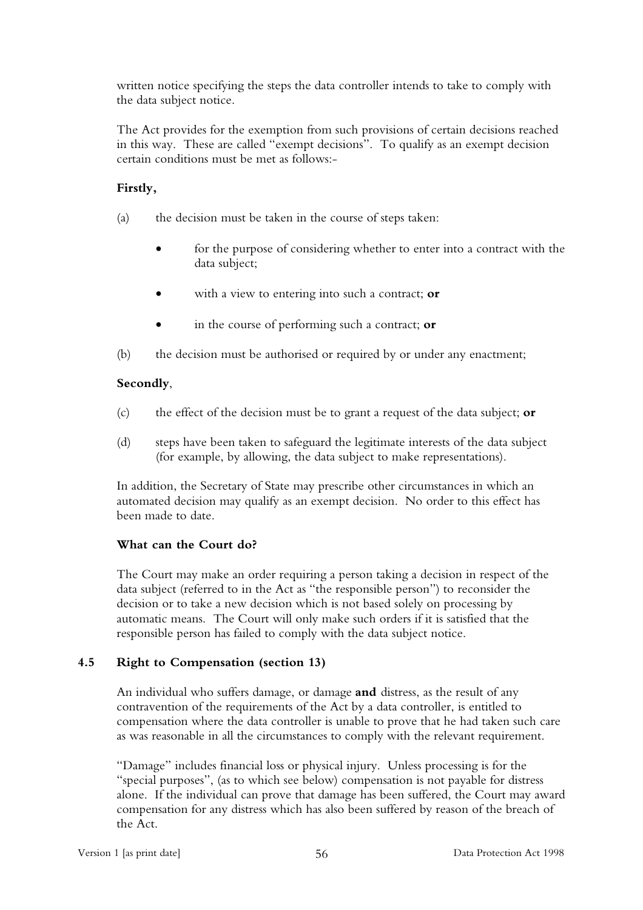written notice specifying the steps the data controller intends to take to comply with the data subject notice.

The Act provides for the exemption from such provisions of certain decisions reached in this way. These are called "exempt decisions". To qualify as an exempt decision certain conditions must be met as follows:-

**Firstly,**

(a) the decision must be taken in the course of steps taken:

- for the purpose of considering whether to enter into a contract with the data subject;
- with a view to entering into such a contract; **or**
- in the course of performing such a contract; **or**

(b) the decision must be authorised or required by or under any enactment;

**Secondly**,

(c) the effect of the decision must be to grant a request of the data subject; **or**

(d) steps have been taken to safeguard the legitimate interests of the data subject (for example, by allowing, the data subject to make representations).

In addition, the Secretary of State may prescribe other circumstances in which an automated decision may qualify as an exempt decision. No order to this effect has been made to date.

**What can the Court do?**

The Court may make an order requiring a person taking a decision in respect of the data subject (referred to in the Act as "the responsible person") to reconsider the decision or to take a new decision which is not based solely on processing by automatic means. The Court will only make such orders if it is satisfied that the responsible person has failed to comply with the data subject notice.

### 4.5 Right to Compensation (section 13)

An individual who suffers damage, or damage **and** distress, as the result of any contravention of the requirements of the Act by a data controller, is entitled to compensation where the data controller is unable to prove that he had taken such care as was reasonable in all the circumstances to comply with the relevant requirement.

"Damage" includes financial loss or physical injury. Unless processing is for the "special purposes", (as to which see below) compensation is not payable for distress alone. If the individual can prove that damage has been suffered, the Court may award compensation for any distress which has also been suffered by reason of the breach of the Act.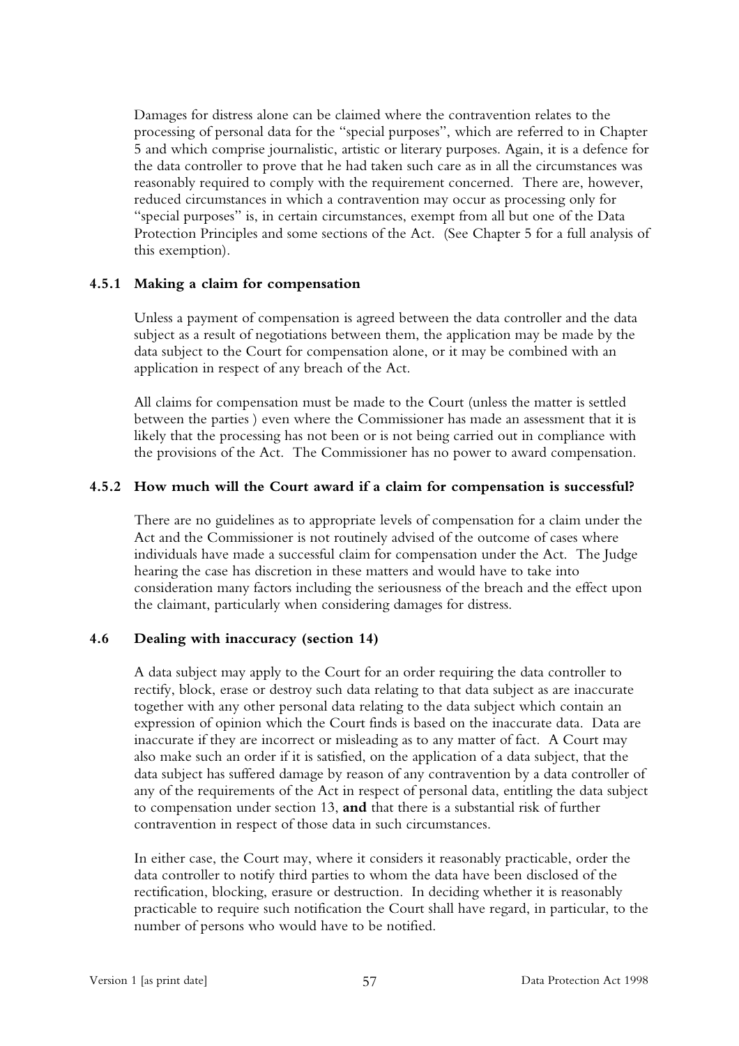Damages for distress alone can be claimed where the contravention relates to the processing of personal data for the "special purposes", which are referred to in Chapter 5 and which comprise journalistic, artistic or literary purposes. Again, it is a defence for the data controller to prove that he had taken such care as in all the circumstances was reasonably required to comply with the requirement concerned. There are, however, reduced circumstances in which a contravention may occur as processing only for "special purposes" is, in certain circumstances, exempt from all but one of the Data Protection Principles and some sections of the Act. (See Chapter 5 for a full analysis of this exemption).

### 4.5.1 Making a claim for compensation

Unless a payment of compensation is agreed between the data controller and the data subject as a result of negotiations between them, the application may be made by the data subject to the Court for compensation alone, or it may be combined with an application in respect of any breach of the Act.

All claims for compensation must be made to the Court (unless the matter is settled between the parties ) even where the Commissioner has made an assessment that it is likely that the processing has not been or is not being carried out in compliance with the provisions of the Act. The Commissioner has no power to award compensation.

### 4.5.2 How much will the Court award if a claim for compensation is successful?

There are no guidelines as to appropriate levels of compensation for a claim under the Act and the Commissioner is not routinely advised of the outcome of cases where individuals have made a successful claim for compensation under the Act. The Judge hearing the case has discretion in these matters and would have to take into consideration many factors including the seriousness of the breach and the effect upon the claimant, particularly when considering damages for distress.

## 4.6 Dealing with inaccuracy (section 14)

A data subject may apply to the Court for an order requiring the data controller to rectify, block, erase or destroy such data relating to that data subject as are inaccurate together with any other personal data relating to the data subject which contain an expression of opinion which the Court finds is based on the inaccurate data. Data are inaccurate if they are incorrect or misleading as to any matter of fact. A Court may also make such an order if it is satisfied, on the application of a data subject, that the data subject has suffered damage by reason of any contravention by a data controller of any of the requirements of the Act in respect of personal data, entitling the data subject to compensation under section 13, **and** that there is a substantial risk of further contravention in respect of those data in such circumstances.

In either case, the Court may, where it considers it reasonably practicable, order the data controller to notify third parties to whom the data have been disclosed of the rectification, blocking, erasure or destruction. In deciding whether it is reasonably practicable to require such notification the Court shall have regard, in particular, to the number of persons who would have to be notified.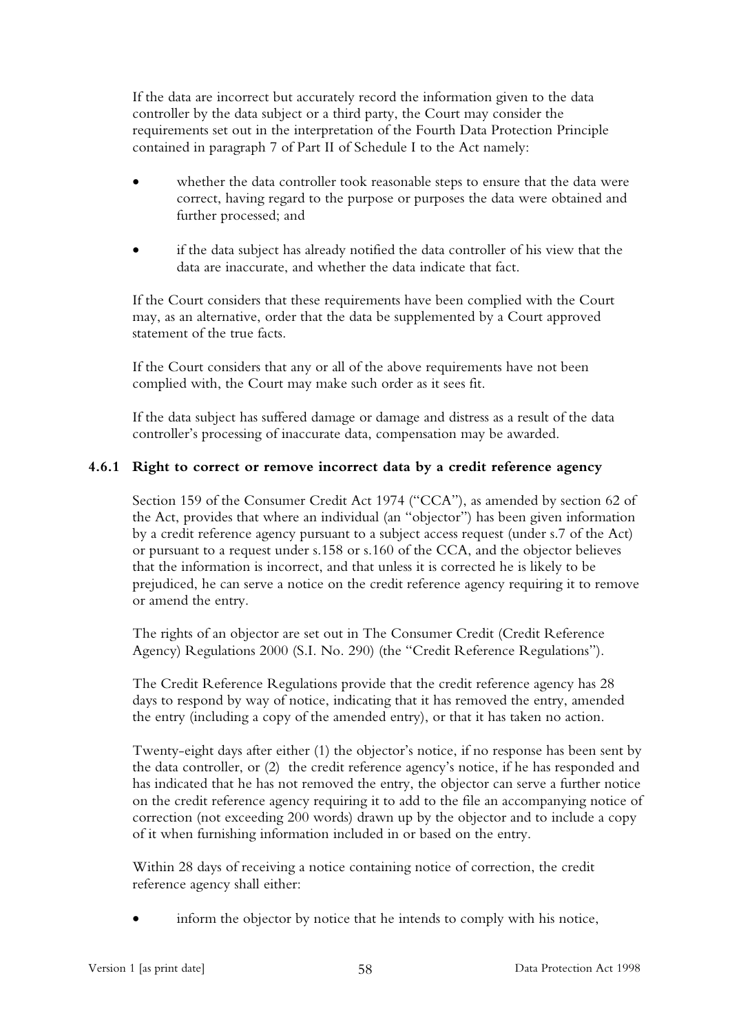If the data are incorrect but accurately record the information given to the data controller by the data subject or a third party, the Court may consider the requirements set out in the interpretation of the Fourth Data Protection Principle contained in paragraph 7 of Part II of Schedule I to the Act namely:

- whether the data controller took reasonable steps to ensure that the data were correct, having regard to the purpose or purposes the data were obtained and further processed; and
- if the data subject has already notified the data controller of his view that the data are inaccurate, and whether the data indicate that fact.

If the Court considers that these requirements have been complied with the Court may, as an alternative, order that the data be supplemented by a Court approved statement of the true facts.

If the Court considers that any or all of the above requirements have not been complied with, the Court may make such order as it sees fit.

If the data subject has suffered damage or damage and distress as a result of the data controller's processing of inaccurate data, compensation may be awarded.

### 4.6.1 Right to correct or remove incorrect data by a credit reference agency

Section 159 of the Consumer Credit Act 1974 ("CCA"), as amended by section 62 of the Act, provides that where an individual (an "objector") has been given information by a credit reference agency pursuant to a subject access request (under s.7 of the Act) or pursuant to a request under s.158 or s.160 of the CCA, and the objector believes that the information is incorrect, and that unless it is corrected he is likely to be prejudiced, he can serve a notice on the credit reference agency requiring it to remove or amend the entry.

The rights of an objector are set out in The Consumer Credit (Credit Reference Agency) Regulations 2000 (S.I. No. 290) (the "Credit Reference Regulations").

The Credit Reference Regulations provide that the credit reference agency has 28 days to respond by way of notice, indicating that it has removed the entry, amended the entry (including a copy of the amended entry), or that it has taken no action.

Twenty-eight days after either (1) the objector's notice, if no response has been sent by the data controller, or (2) the credit reference agency's notice, if he has responded and has indicated that he has not removed the entry, the objector can serve a further notice on the credit reference agency requiring it to add to the file an accompanying notice of correction (not exceeding 200 words) drawn up by the objector and to include a copy of it when furnishing information included in or based on the entry.

Within 28 days of receiving a notice containing notice of correction, the credit reference agency shall either:

- inform the objector by notice that he intends to comply with his notice,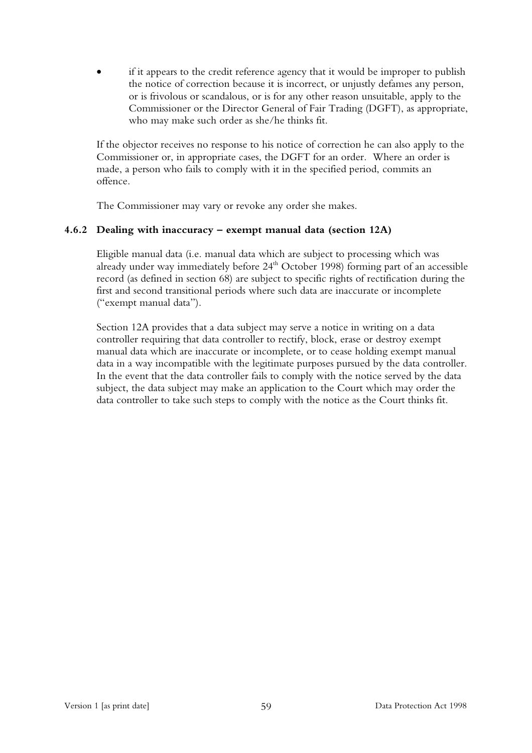- if it appears to the credit reference agency that it would be improper to publish the notice of correction because it is incorrect, or unjustly defames any person, or is frivolous or scandalous, or is for any other reason unsuitable, apply to the Commissioner or the Director General of Fair Trading (DGFT), as appropriate, who may make such order as she/he thinks fit.

If the objector receives no response to his notice of correction he can also apply to the Commissioner or, in appropriate cases, the DGFT for an order. Where an order is made, a person who fails to comply with it in the specified period, commits an offence.

The Commissioner may vary or revoke any order she makes.

### 4.6.2 Dealing with inaccuracy – exempt manual data (section 12A)

Eligible manual data (i.e. manual data which are subject to processing which was already under way immediately before 24th October 1998) forming part of an accessible record (as defined in section 68) are subject to specific rights of rectification during the first and second transitional periods where such data are inaccurate or incomplete ("exempt manual data").

Section 12A provides that a data subject may serve a notice in writing on a data controller requiring that data controller to rectify, block, erase or destroy exempt manual data which are inaccurate or incomplete, or to cease holding exempt manual data in a way incompatible with the legitimate purposes pursued by the data controller. In the event that the data controller fails to comply with the notice served by the data subject, the data subject may make an application to the Court which may order the data controller to take such steps to comply with the notice as the Court thinks fit.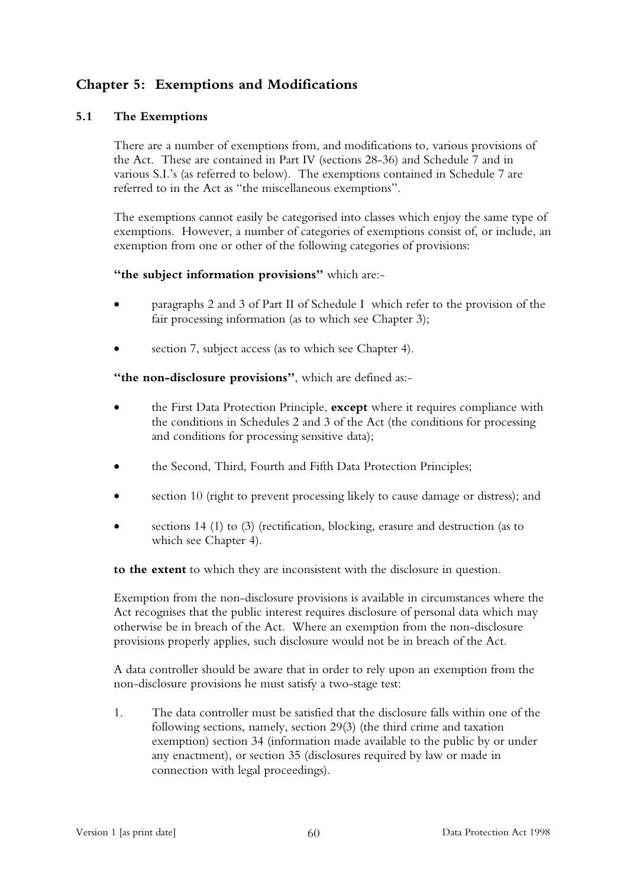## Chapter 5: Exemptions and Modifications

### 5.1 The Exemptions

There are a number of exemptions from, and modifications to, various provisions of the Act. These are contained in Part IV (sections 28-36) and Schedule 7 and in various S.I.'s (as referred to below). The exemptions contained in Schedule 7 are referred to in the Act as "the miscellaneous exemptions".

The exemptions cannot easily be categorised into classes which enjoy the same type of exemptions. However, a number of categories of exemptions consist of, or include, an exemption from one or other of the following categories of provisions:

**"the subject information provisions"** which are:-

- paragraphs 2 and 3 of Part II of Schedule I which refer to the provision of the fair processing information (as to which see Chapter 3);
- section 7, subject access (as to which see Chapter 4).

**"the non-disclosure provisions"**, which are defined as:-

- the First Data Protection Principle, **except** where it requires compliance with the conditions in Schedules 2 and 3 of the Act (the conditions for processing and conditions for processing sensitive data);
- the Second, Third, Fourth and Fifth Data Protection Principles;
- section 10 (right to prevent processing likely to cause damage or distress); and
- sections 14 (1) to (3) (rectification, blocking, erasure and destruction (as to which see Chapter 4).

**to the extent** to which they are inconsistent with the disclosure in question.

Exemption from the non-disclosure provisions is available in circumstances where the Act recognises that the public interest requires disclosure of personal data which may otherwise be in breach of the Act. Where an exemption from the non-disclosure provisions properly applies, such disclosure would not be in breach of the Act.

A data controller should be aware that in order to rely upon an exemption from the non-disclosure provisions he must satisfy a two-stage test:

1. The data controller must be satisfied that the disclosure falls within one of the following sections, namely, section 29(3) (the third crime and taxation exemption) section 34 (information made available to the public by or under any enactment), or section 35 (disclosures required by law or made in connection with legal proceedings).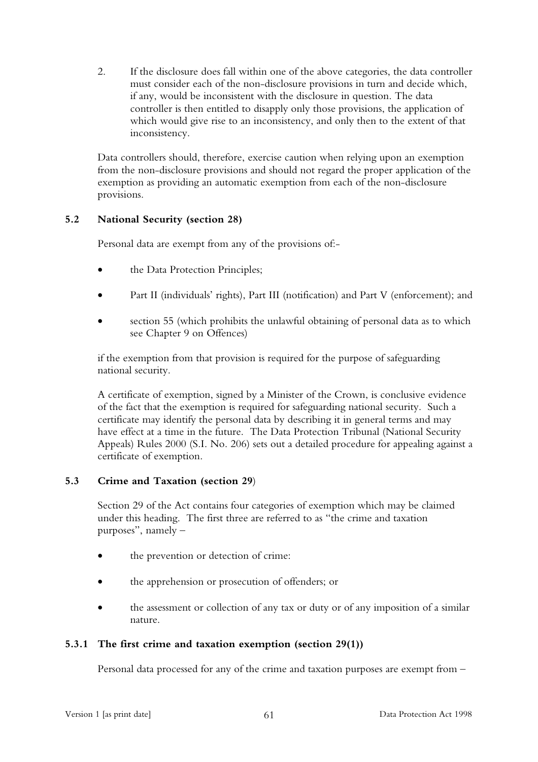2. If the disclosure does fall within one of the above categories, the data controller must consider each of the non-disclosure provisions in turn and decide which, if any, would be inconsistent with the disclosure in question. The data controller is then entitled to disapply only those provisions, the application of which would give rise to an inconsistency, and only then to the extent of that inconsistency.

Data controllers should, therefore, exercise caution when relying upon an exemption from the non-disclosure provisions and should not regard the proper application of the exemption as providing an automatic exemption from each of the non-disclosure provisions.

## 5.2 National Security (section 28)

Personal data are exempt from any of the provisions of:-

- the Data Protection Principles;
- Part II (individuals' rights), Part III (notification) and Part V (enforcement); and
- section 55 (which prohibits the unlawful obtaining of personal data as to which see Chapter 9 on Offences)

if the exemption from that provision is required for the purpose of safeguarding national security.

A certificate of exemption, signed by a Minister of the Crown, is conclusive evidence of the fact that the exemption is required for safeguarding national security. Such a certificate may identify the personal data by describing it in general terms and may have effect at a time in the future. The Data Protection Tribunal (National Security Appeals) Rules 2000 (S.I. No. 206) sets out a detailed procedure for appealing against a certificate of exemption.

## 5.3 Crime and Taxation (section 29)

Section 29 of the Act contains four categories of exemption which may be claimed under this heading. The first three are referred to as "the crime and taxation purposes", namely –

- the prevention or detection of crime:
- the apprehension or prosecution of offenders; or
- the assessment or collection of any tax or duty or of any imposition of a similar nature.

### 5.3.1 The first crime and taxation exemption (section 29(1))

Personal data processed for any of the crime and taxation purposes are exempt from –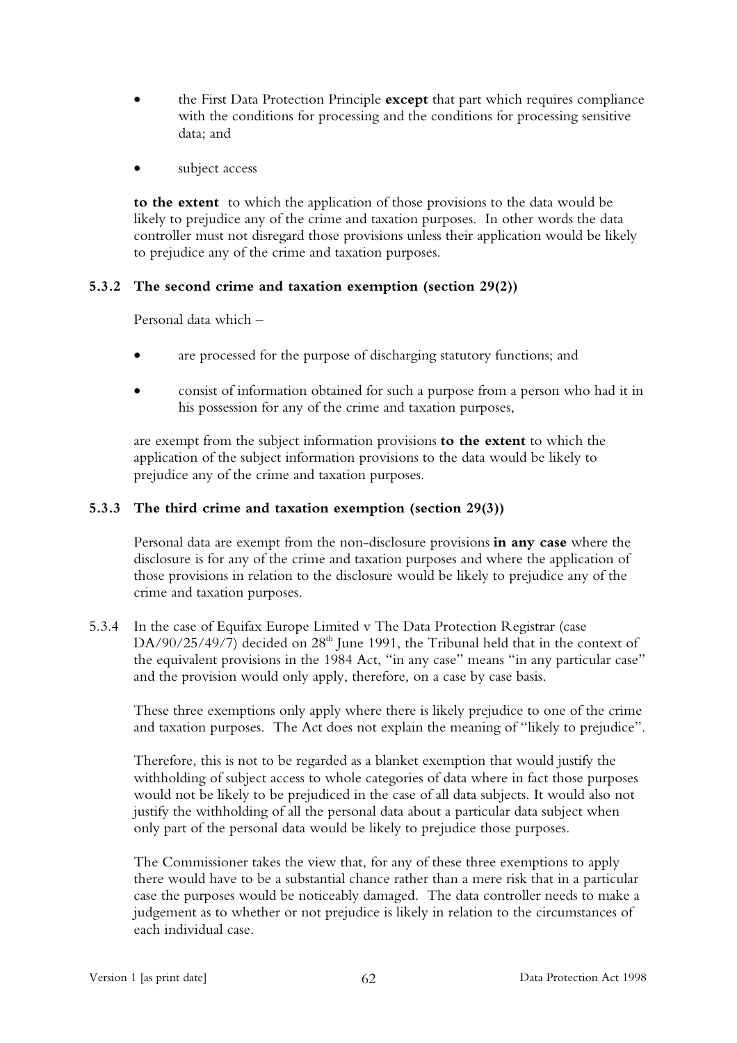- the First Data Protection Principle **except** that part which requires compliance with the conditions for processing and the conditions for processing sensitive data; and

- subject access

**to the extent** to which the application of those provisions to the data would be likely to prejudice any of the crime and taxation purposes. In other words the data controller must not disregard those provisions unless their application would be likely to prejudice any of the crime and taxation purposes.

### 5.3.2 The second crime and taxation exemption (section 29(2))

Personal data which –

- are processed for the purpose of discharging statutory functions; and

- consist of information obtained for such a purpose from a person who had it in his possession for any of the crime and taxation purposes,

are exempt from the subject information provisions **to the extent** to which the application of the subject information provisions to the data would be likely to prejudice any of the crime and taxation purposes.

### 5.3.3 The third crime and taxation exemption (section 29(3))

Personal data are exempt from the non-disclosure provisions **in any case** where the disclosure is for any of the crime and taxation purposes and where the application of those provisions in relation to the disclosure would be likely to prejudice any of the crime and taxation purposes.

5.3.4 In the case of Equifax Europe Limited v The Data Protection Registrar (case DA/90/25/49/7) decided on 28th June 1991, the Tribunal held that in the context of the equivalent provisions in the 1984 Act, "in any case" means "in any particular case" and the provision would only apply, therefore, on a case by case basis.

These three exemptions only apply where there is likely prejudice to one of the crime and taxation purposes. The Act does not explain the meaning of "likely to prejudice".

Therefore, this is not to be regarded as a blanket exemption that would justify the withholding of subject access to whole categories of data where in fact those purposes would not be likely to be prejudiced in the case of all data subjects. It would also not justify the withholding of all the personal data about a particular data subject when only part of the personal data would be likely to prejudice those purposes.

The Commissioner takes the view that, for any of these three exemptions to apply there would have to be a substantial chance rather than a mere risk that in a particular case the purposes would be noticeably damaged. The data controller needs to make a judgement as to whether or not prejudice is likely in relation to the circumstances of each individual case.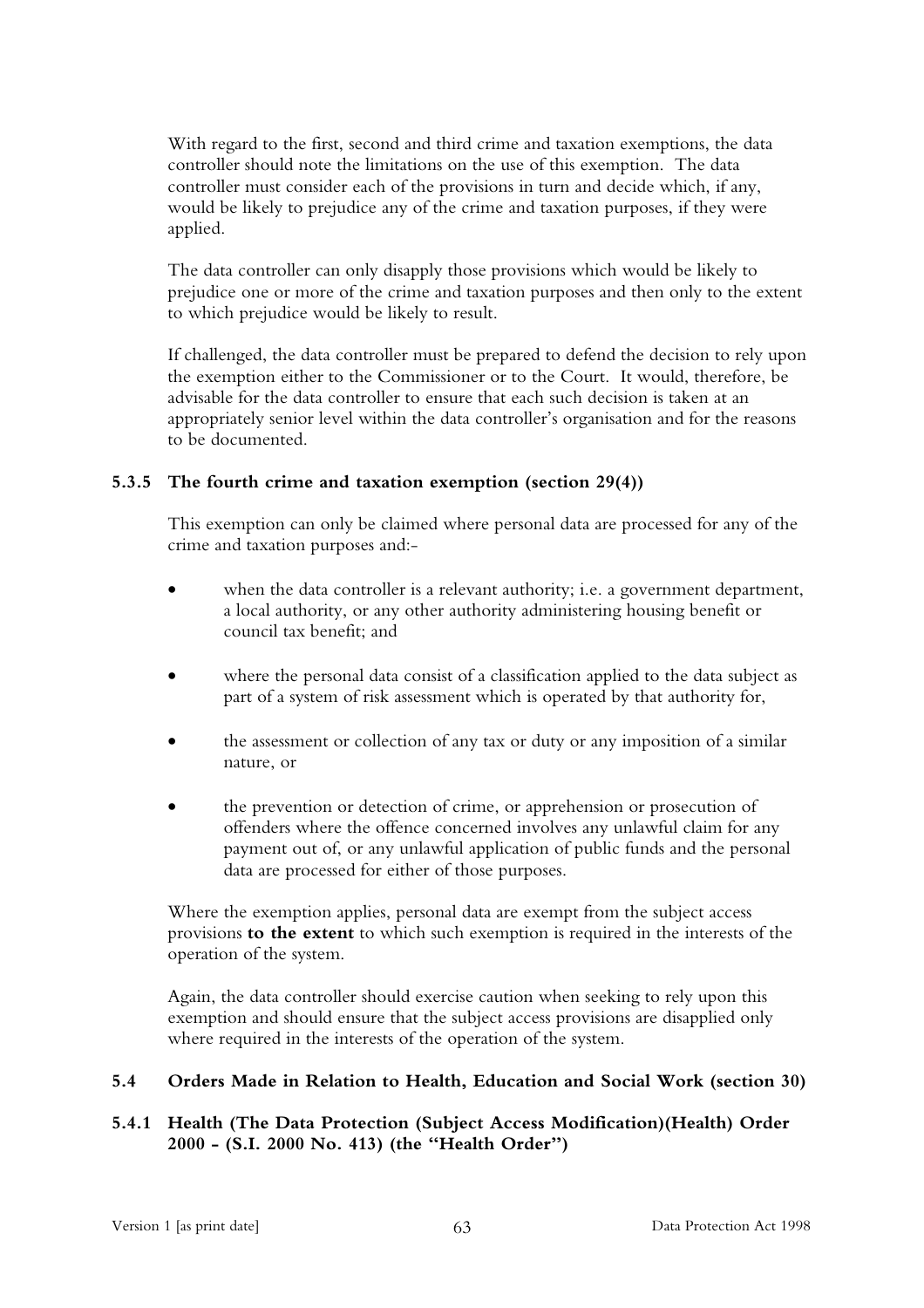With regard to the first, second and third crime and taxation exemptions, the data controller should note the limitations on the use of this exemption. The data controller must consider each of the provisions in turn and decide which, if any, would be likely to prejudice any of the crime and taxation purposes, if they were applied.

The data controller can only disapply those provisions which would be likely to prejudice one or more of the crime and taxation purposes and then only to the extent to which prejudice would be likely to result.

If challenged, the data controller must be prepared to defend the decision to rely upon the exemption either to the Commissioner or to the Court. It would, therefore, be advisable for the data controller to ensure that each such decision is taken at an appropriately senior level within the data controller's organisation and for the reasons to be documented.

### 5.3.5 The fourth crime and taxation exemption (section 29(4))

This exemption can only be claimed where personal data are processed for any of the crime and taxation purposes and:-

- when the data controller is a relevant authority; i.e. a government department, a local authority, or any other authority administering housing benefit or council tax benefit; and
- where the personal data consist of a classification applied to the data subject as part of a system of risk assessment which is operated by that authority for,
- the assessment or collection of any tax or duty or any imposition of a similar nature, or
- the prevention or detection of crime, or apprehension or prosecution of offenders where the offence concerned involves any unlawful claim for any payment out of, or any unlawful application of public funds and the personal data are processed for either of those purposes.

Where the exemption applies, personal data are exempt from the subject access provisions **to the extent** to which such exemption is required in the interests of the operation of the system.

Again, the data controller should exercise caution when seeking to rely upon this exemption and should ensure that the subject access provisions are disapplied only where required in the interests of the operation of the system.

## 5.4 Orders Made in Relation to Health, Education and Social Work (section 30)

### 5.4.1 Health (The Data Protection (Subject Access Modification)(Health) Order 2000 - (S.I. 2000 No. 413) (the "Health Order")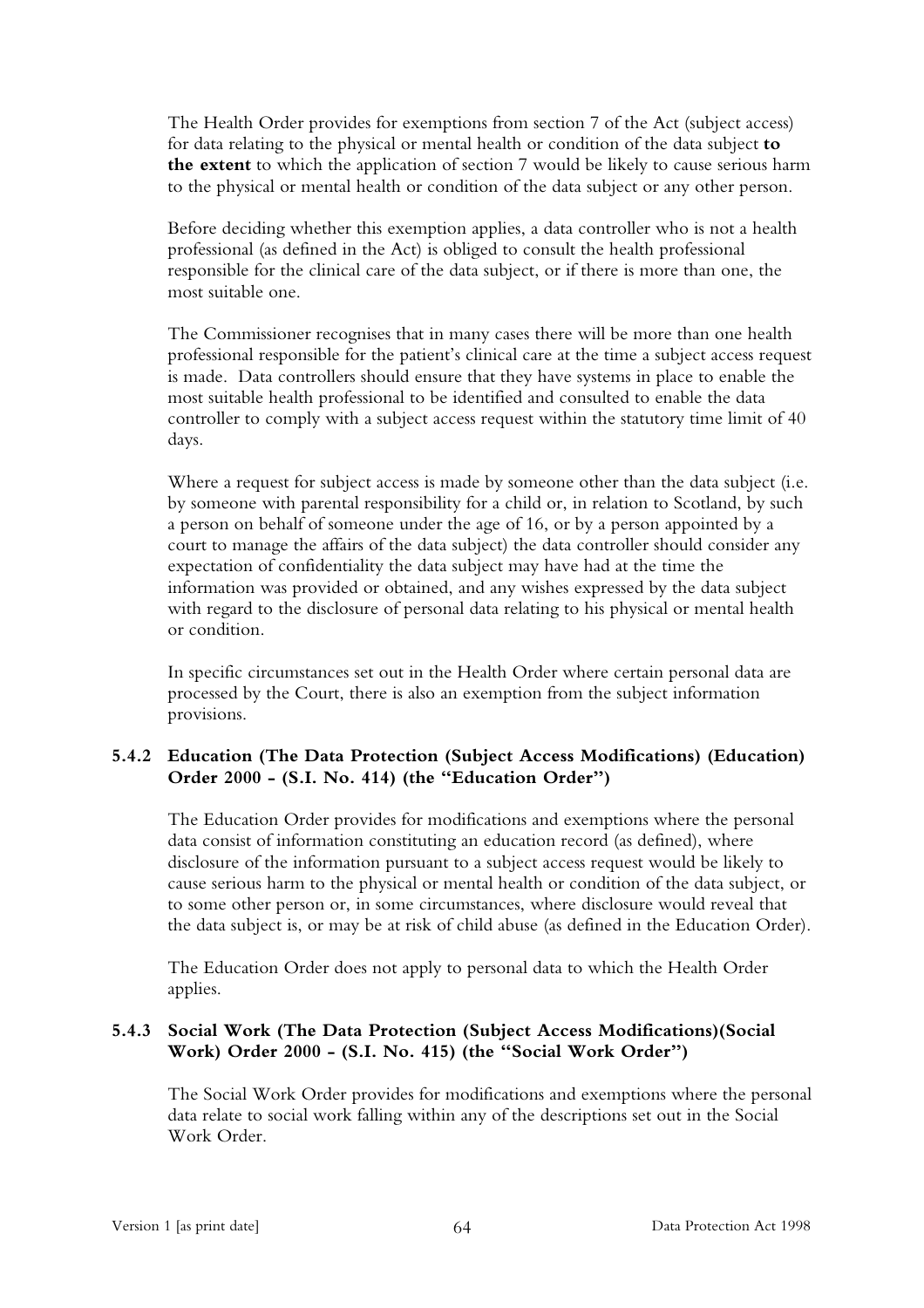The Health Order provides for exemptions from section 7 of the Act (subject access) for data relating to the physical or mental health or condition of the data subject **to the extent** to which the application of section 7 would be likely to cause serious harm to the physical or mental health or condition of the data subject or any other person.

Before deciding whether this exemption applies, a data controller who is not a health professional (as defined in the Act) is obliged to consult the health professional responsible for the clinical care of the data subject, or if there is more than one, the most suitable one.

The Commissioner recognises that in many cases there will be more than one health professional responsible for the patient's clinical care at the time a subject access request is made. Data controllers should ensure that they have systems in place to enable the most suitable health professional to be identified and consulted to enable the data controller to comply with a subject access request within the statutory time limit of 40 days.

Where a request for subject access is made by someone other than the data subject (i.e. by someone with parental responsibility for a child or, in relation to Scotland, by such a person on behalf of someone under the age of 16, or by a person appointed by a court to manage the affairs of the data subject) the data controller should consider any expectation of confidentiality the data subject may have had at the time the information was provided or obtained, and any wishes expressed by the data subject with regard to the disclosure of personal data relating to his physical or mental health or condition.

In specific circumstances set out in the Health Order where certain personal data are processed by the Court, there is also an exemption from the subject information provisions.

#### 5.4.2 Education (The Data Protection (Subject Access Modifications) (Education) Order 2000 - (S.I. No. 414) (the "Education Order")

The Education Order provides for modifications and exemptions where the personal data consist of information constituting an education record (as defined), where disclosure of the information pursuant to a subject access request would be likely to cause serious harm to the physical or mental health or condition of the data subject, or to some other person or, in some circumstances, where disclosure would reveal that the data subject is, or may be at risk of child abuse (as defined in the Education Order).

The Education Order does not apply to personal data to which the Health Order applies.

#### 5.4.3 Social Work (The Data Protection (Subject Access Modifications)(Social Work) Order 2000 - (S.I. No. 415) (the "Social Work Order")

The Social Work Order provides for modifications and exemptions where the personal data relate to social work falling within any of the descriptions set out in the Social Work Order.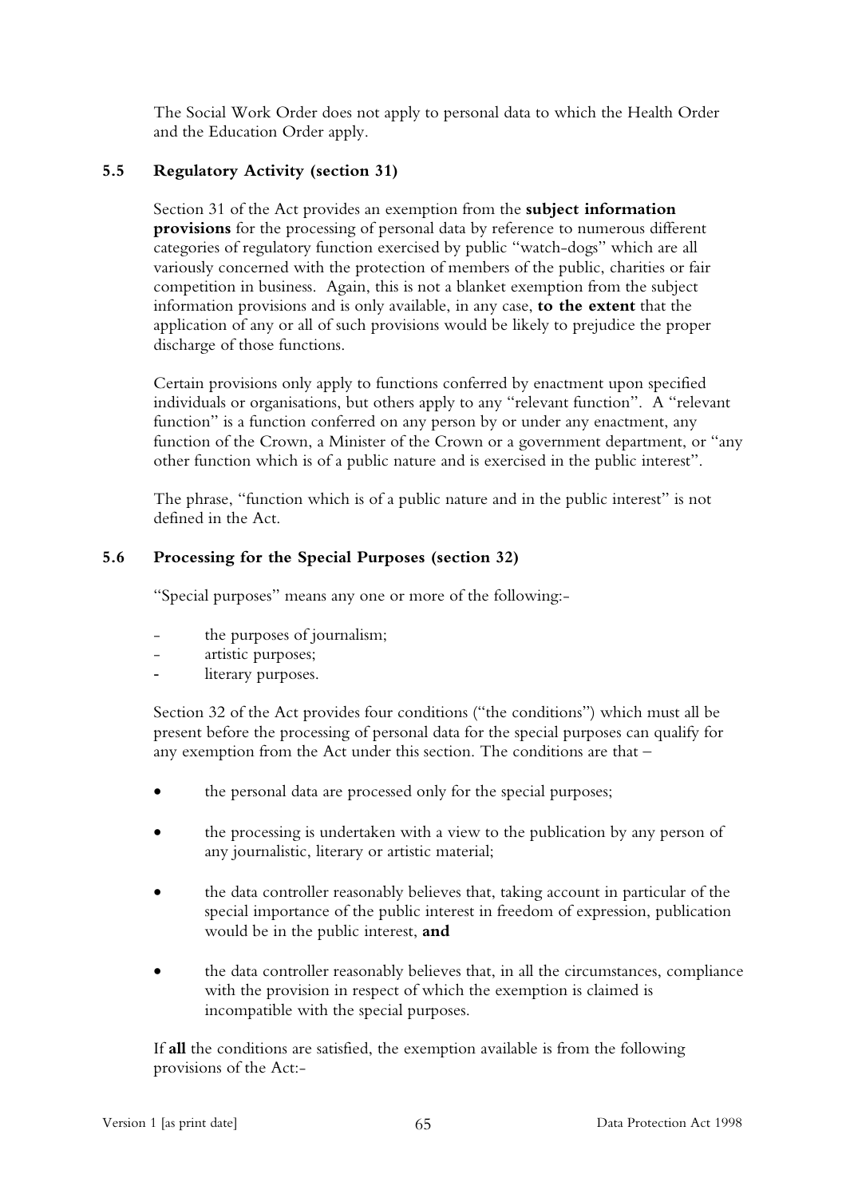The Social Work Order does not apply to personal data to which the Health Order and the Education Order apply.

### 5.5 Regulatory Activity (section 31)

Section 31 of the Act provides an exemption from the **subject information provisions** for the processing of personal data by reference to numerous different categories of regulatory function exercised by public "watch-dogs" which are all variously concerned with the protection of members of the public, charities or fair competition in business. Again, this is not a blanket exemption from the subject information provisions and is only available, in any case, **to the extent** that the application of any or all of such provisions would be likely to prejudice the proper discharge of those functions.

Certain provisions only apply to functions conferred by enactment upon specified individuals or organisations, but others apply to any "relevant function". A "relevant function" is a function conferred on any person by or under any enactment, any function of the Crown, a Minister of the Crown or a government department, or "any other function which is of a public nature and is exercised in the public interest".

The phrase, "function which is of a public nature and in the public interest" is not defined in the Act.

### 5.6 Processing for the Special Purposes (section 32)

"Special purposes" means any one or more of the following:-

- the purposes of journalism;
- artistic purposes;
- literary purposes.

Section 32 of the Act provides four conditions ("the conditions") which must all be present before the processing of personal data for the special purposes can qualify for any exemption from the Act under this section. The conditions are that –

- the personal data are processed only for the special purposes;
- the processing is undertaken with a view to the publication by any person of any journalistic, literary or artistic material;
- the data controller reasonably believes that, taking account in particular of the special importance of the public interest in freedom of expression, publication would be in the public interest, **and**
- the data controller reasonably believes that, in all the circumstances, compliance with the provision in respect of which the exemption is claimed is incompatible with the special purposes.

If **all** the conditions are satisfied, the exemption available is from the following provisions of the Act:-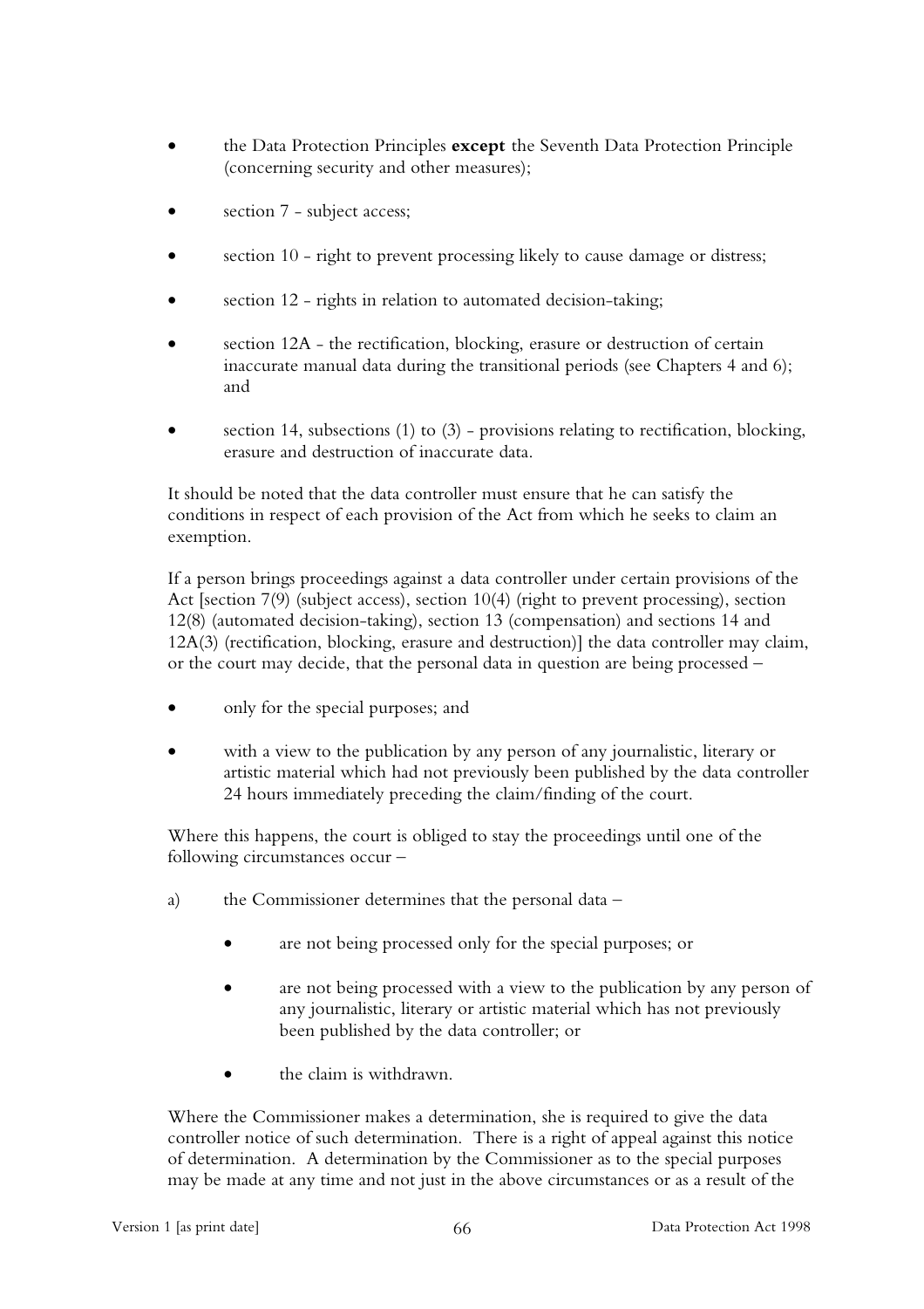- the Data Protection Principles **except** the Seventh Data Protection Principle (concerning security and other measures);
- section 7 - subject access;
- section 10 - right to prevent processing likely to cause damage or distress;
- section 12 - rights in relation to automated decision-taking;
- section 12A - the rectification, blocking, erasure or destruction of certain inaccurate manual data during the transitional periods (see Chapters 4 and 6); and
- section 14, subsections (1) to (3) - provisions relating to rectification, blocking, erasure and destruction of inaccurate data.

It should be noted that the data controller must ensure that he can satisfy the conditions in respect of each provision of the Act from which he seeks to claim an exemption.

If a person brings proceedings against a data controller under certain provisions of the Act [section 7(9) (subject access), section 10(4) (right to prevent processing), section 12(8) (automated decision-taking), section 13 (compensation) and sections 14 and 12A(3) (rectification, blocking, erasure and destruction)] the data controller may claim, or the court may decide, that the personal data in question are being processed –

- only for the special purposes; and
- with a view to the publication by any person of any journalistic, literary or artistic material which had not previously been published by the data controller 24 hours immediately preceding the claim/finding of the court.

Where this happens, the court is obliged to stay the proceedings until one of the following circumstances occur –

a) the Commissioner determines that the personal data –

   - are not being processed only for the special purposes; or
   - are not being processed with a view to the publication by any person of any journalistic, literary or artistic material which has not previously been published by the data controller; or
   - the claim is withdrawn.

Where the Commissioner makes a determination, she is required to give the data controller notice of such determination. There is a right of appeal against this notice of determination. A determination by the Commissioner as to the special purposes may be made at any time and not just in the above circumstances or as a result of the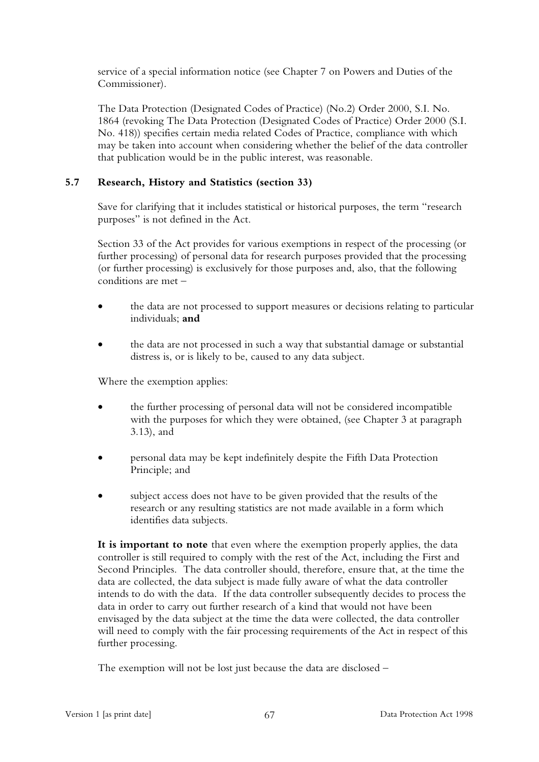service of a special information notice (see Chapter 7 on Powers and Duties of the Commissioner).

The Data Protection (Designated Codes of Practice) (No.2) Order 2000, S.I. No. 1864 (revoking The Data Protection (Designated Codes of Practice) Order 2000 (S.I. No. 418)) specifies certain media related Codes of Practice, compliance with which may be taken into account when considering whether the belief of the data controller that publication would be in the public interest, was reasonable.

### 5.7 Research, History and Statistics (section 33)

Save for clarifying that it includes statistical or historical purposes, the term "research purposes" is not defined in the Act.

Section 33 of the Act provides for various exemptions in respect of the processing (or further processing) of personal data for research purposes provided that the processing (or further processing) is exclusively for those purposes and, also, that the following conditions are met –

- the data are not processed to support measures or decisions relating to particular individuals; **and**
- the data are not processed in such a way that substantial damage or substantial distress is, or is likely to be, caused to any data subject.

Where the exemption applies:

- the further processing of personal data will not be considered incompatible with the purposes for which they were obtained, (see Chapter 3 at paragraph 3.13), and
- personal data may be kept indefinitely despite the Fifth Data Protection Principle; and
- subject access does not have to be given provided that the results of the research or any resulting statistics are not made available in a form which identifies data subjects.

**It is important to note** that even where the exemption properly applies, the data controller is still required to comply with the rest of the Act, including the First and Second Principles. The data controller should, therefore, ensure that, at the time the data are collected, the data subject is made fully aware of what the data controller intends to do with the data. If the data controller subsequently decides to process the data in order to carry out further research of a kind that would not have been envisaged by the data subject at the time the data were collected, the data controller will need to comply with the fair processing requirements of the Act in respect of this further processing.

The exemption will not be lost just because the data are disclosed –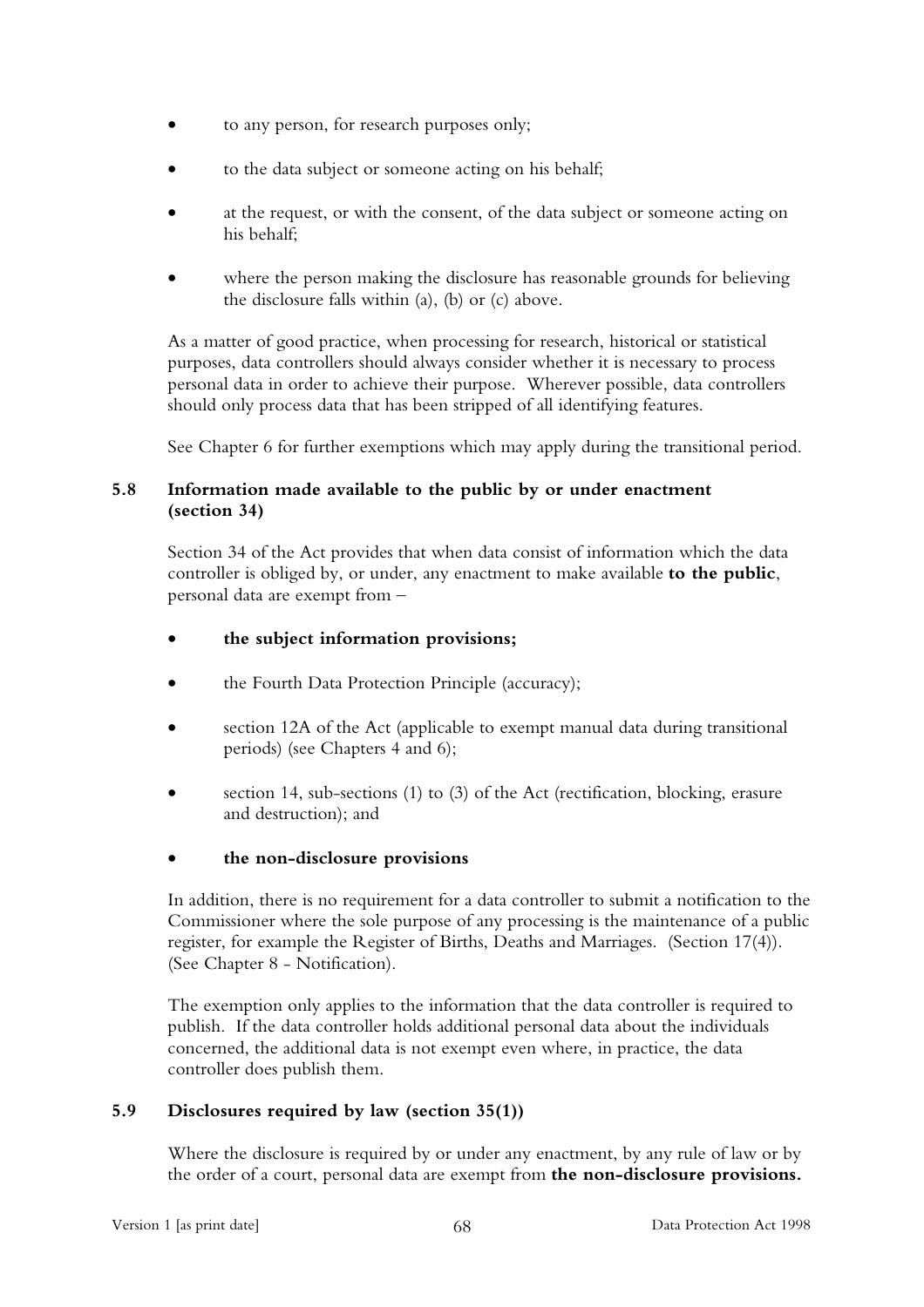- to any person, for research purposes only;
- to the data subject or someone acting on his behalf;
- at the request, or with the consent, of the data subject or someone acting on his behalf;
- where the person making the disclosure has reasonable grounds for believing the disclosure falls within (a), (b) or (c) above.

As a matter of good practice, when processing for research, historical or statistical purposes, data controllers should always consider whether it is necessary to process personal data in order to achieve their purpose. Wherever possible, data controllers should only process data that has been stripped of all identifying features.

See Chapter 6 for further exemptions which may apply during the transitional period.

## 5.8 Information made available to the public by or under enactment (section 34)

Section 34 of the Act provides that when data consist of information which the data controller is obliged by, or under, any enactment to make available **to the public**, personal data are exempt from –

- **the subject information provisions;**
- the Fourth Data Protection Principle (accuracy);
- section 12A of the Act (applicable to exempt manual data during transitional periods) (see Chapters 4 and 6);
- section 14, sub-sections (1) to (3) of the Act (rectification, blocking, erasure and destruction); and
- **the non-disclosure provisions**

In addition, there is no requirement for a data controller to submit a notification to the Commissioner where the sole purpose of any processing is the maintenance of a public register, for example the Register of Births, Deaths and Marriages. (Section 17(4)). (See Chapter 8 - Notification).

The exemption only applies to the information that the data controller is required to publish. If the data controller holds additional personal data about the individuals concerned, the additional data is not exempt even where, in practice, the data controller does publish them.

## 5.9 Disclosures required by law (section 35(1))

Where the disclosure is required by or under any enactment, by any rule of law or by the order of a court, personal data are exempt from **the non-disclosure provisions.**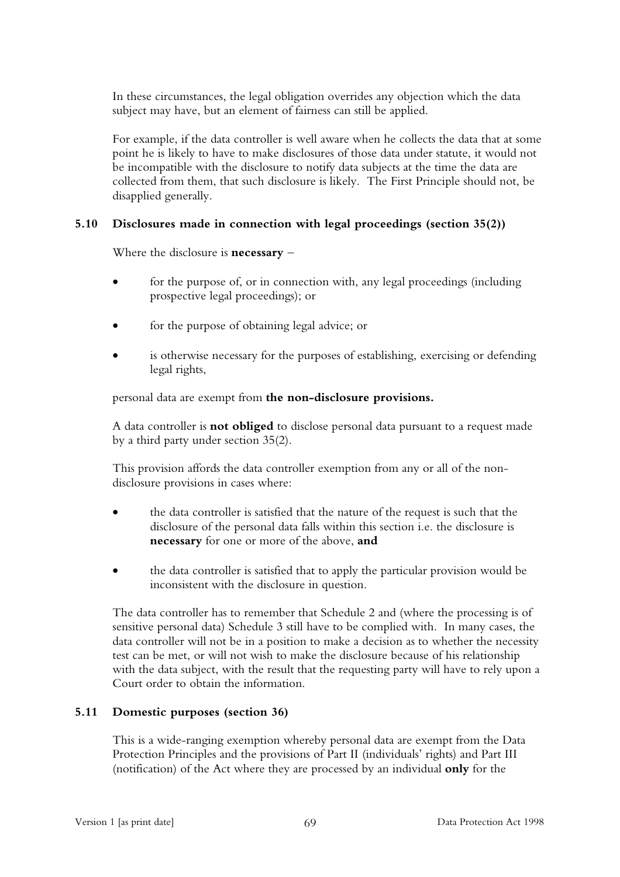In these circumstances, the legal obligation overrides any objection which the data subject may have, but an element of fairness can still be applied.

For example, if the data controller is well aware when he collects the data that at some point he is likely to have to make disclosures of those data under statute, it would not be incompatible with the disclosure to notify data subjects at the time the data are collected from them, that such disclosure is likely. The First Principle should not, be disapplied generally.

### 5.10 Disclosures made in connection with legal proceedings (section 35(2))

Where the disclosure is **necessary** –

- for the purpose of, or in connection with, any legal proceedings (including prospective legal proceedings); or
- for the purpose of obtaining legal advice; or
- is otherwise necessary for the purposes of establishing, exercising or defending legal rights,

personal data are exempt from **the non-disclosure provisions.**

A data controller is **not obliged** to disclose personal data pursuant to a request made by a third party under section 35(2).

This provision affords the data controller exemption from any or all of the non-disclosure provisions in cases where:

- the data controller is satisfied that the nature of the request is such that the disclosure of the personal data falls within this section i.e. the disclosure is **necessary** for one or more of the above, **and**
- the data controller is satisfied that to apply the particular provision would be inconsistent with the disclosure in question.

The data controller has to remember that Schedule 2 and (where the processing is of sensitive personal data) Schedule 3 still have to be complied with. In many cases, the data controller will not be in a position to make a decision as to whether the necessity test can be met, or will not wish to make the disclosure because of his relationship with the data subject, with the result that the requesting party will have to rely upon a Court order to obtain the information.

### 5.11 Domestic purposes (section 36)

This is a wide-ranging exemption whereby personal data are exempt from the Data Protection Principles and the provisions of Part II (individuals' rights) and Part III (notification) of the Act where they are processed by an individual **only** for the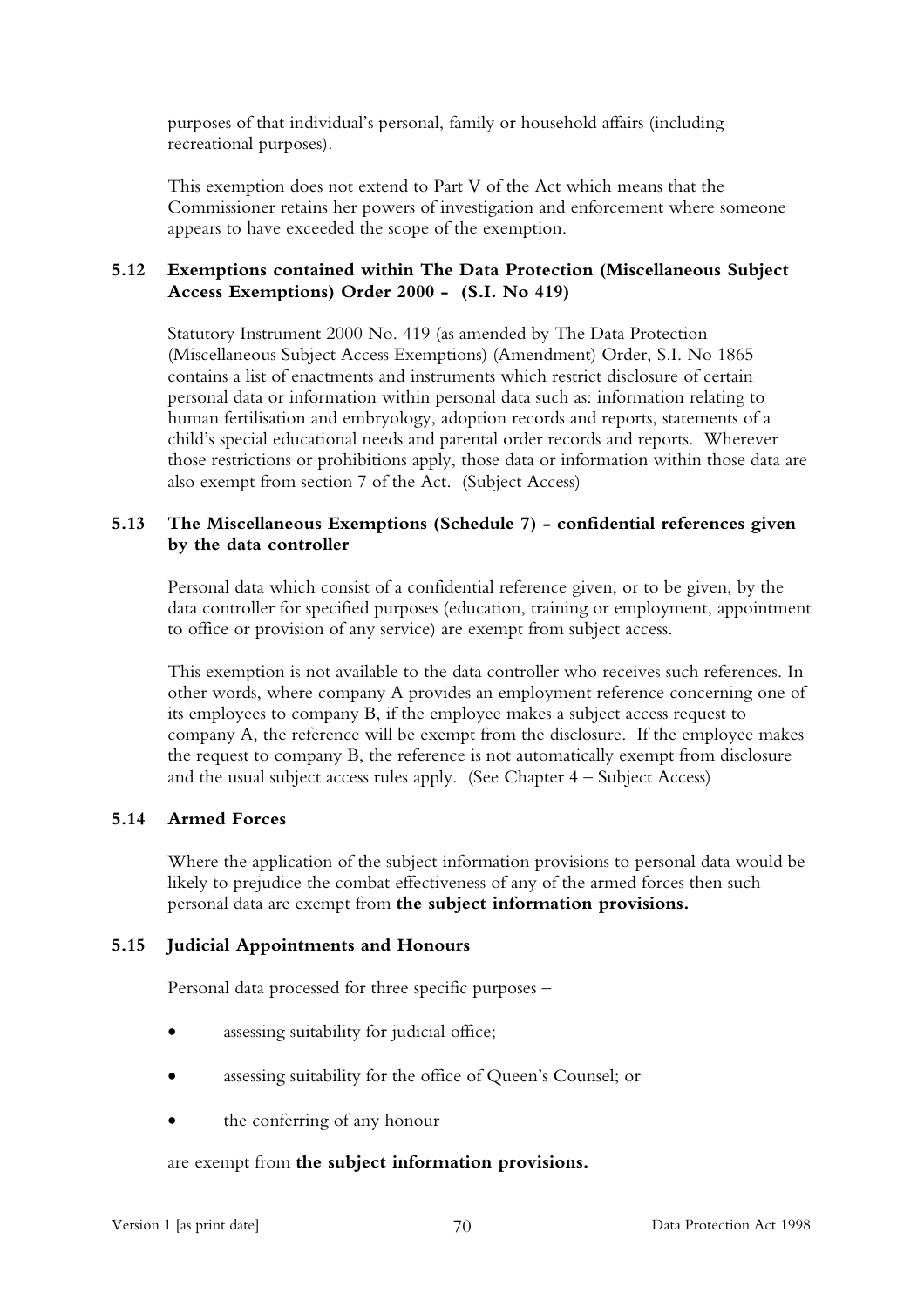purposes of that individual's personal, family or household affairs (including recreational purposes).

This exemption does not extend to Part V of the Act which means that the Commissioner retains her powers of investigation and enforcement where someone appears to have exceeded the scope of the exemption.

### 5.12 Exemptions contained within The Data Protection (Miscellaneous Subject Access Exemptions) Order 2000 - (S.I. No 419)

Statutory Instrument 2000 No. 419 (as amended by The Data Protection (Miscellaneous Subject Access Exemptions) (Amendment) Order, S.I. No 1865 contains a list of enactments and instruments which restrict disclosure of certain personal data or information within personal data such as: information relating to human fertilisation and embryology, adoption records and reports, statements of a child's special educational needs and parental order records and reports. Wherever those restrictions or prohibitions apply, those data or information within those data are also exempt from section 7 of the Act. (Subject Access)

### 5.13 The Miscellaneous Exemptions (Schedule 7) - confidential references given by the data controller

Personal data which consist of a confidential reference given, or to be given, by the data controller for specified purposes (education, training or employment, appointment to office or provision of any service) are exempt from subject access.

This exemption is not available to the data controller who receives such references. In other words, where company A provides an employment reference concerning one of its employees to company B, if the employee makes a subject access request to company A, the reference will be exempt from the disclosure. If the employee makes the request to company B, the reference is not automatically exempt from disclosure and the usual subject access rules apply. (See Chapter 4 – Subject Access)

### 5.14 Armed Forces

Where the application of the subject information provisions to personal data would be likely to prejudice the combat effectiveness of any of the armed forces then such personal data are exempt from **the subject information provisions.**

### 5.15 Judicial Appointments and Honours

Personal data processed for three specific purposes –

- assessing suitability for judicial office;
- assessing suitability for the office of Queen's Counsel; or
- the conferring of any honour

are exempt from **the subject information provisions.**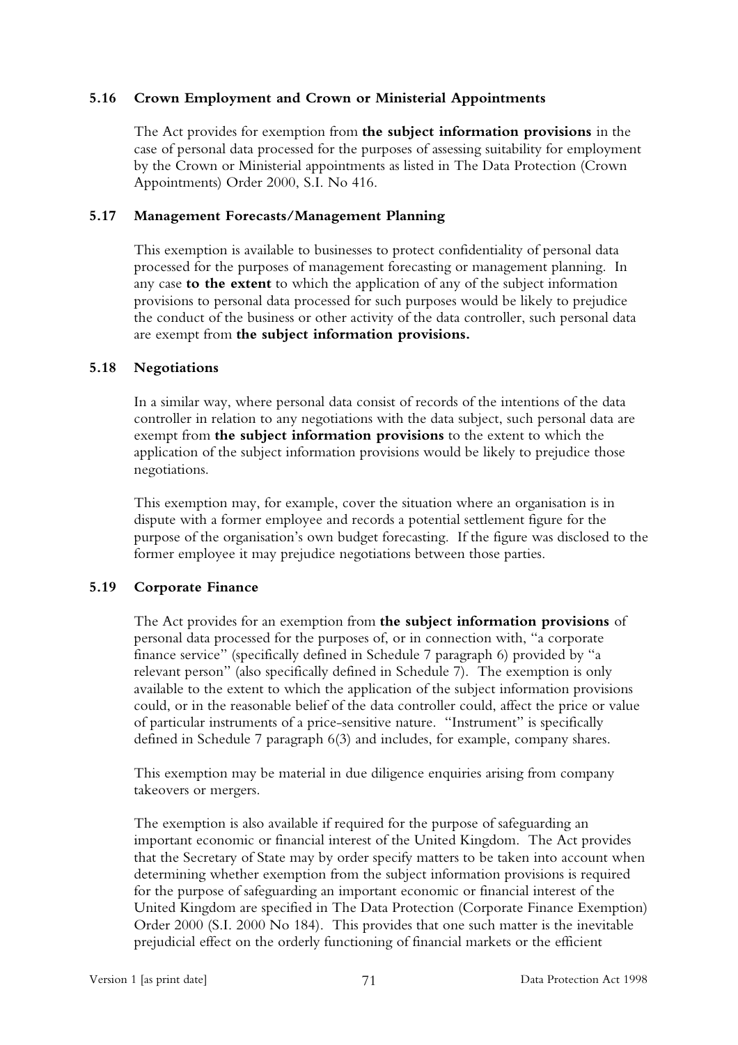### 5.16 Crown Employment and Crown or Ministerial Appointments

The Act provides for exemption from **the subject information provisions** in the case of personal data processed for the purposes of assessing suitability for employment by the Crown or Ministerial appointments as listed in The Data Protection (Crown Appointments) Order 2000, S.I. No 416.

### 5.17 Management Forecasts/Management Planning

This exemption is available to businesses to protect confidentiality of personal data processed for the purposes of management forecasting or management planning. In any case **to the extent** to which the application of any of the subject information provisions to personal data processed for such purposes would be likely to prejudice the conduct of the business or other activity of the data controller, such personal data are exempt from **the subject information provisions.**

### 5.18 Negotiations

In a similar way, where personal data consist of records of the intentions of the data controller in relation to any negotiations with the data subject, such personal data are exempt from **the subject information provisions** to the extent to which the application of the subject information provisions would be likely to prejudice those negotiations.

This exemption may, for example, cover the situation where an organisation is in dispute with a former employee and records a potential settlement figure for the purpose of the organisation's own budget forecasting. If the figure was disclosed to the former employee it may prejudice negotiations between those parties.

### 5.19 Corporate Finance

The Act provides for an exemption from **the subject information provisions** of personal data processed for the purposes of, or in connection with, "a corporate finance service" (specifically defined in Schedule 7 paragraph 6) provided by "a relevant person" (also specifically defined in Schedule 7). The exemption is only available to the extent to which the application of the subject information provisions could, or in the reasonable belief of the data controller could, affect the price or value of particular instruments of a price-sensitive nature. "Instrument" is specifically defined in Schedule 7 paragraph 6(3) and includes, for example, company shares.

This exemption may be material in due diligence enquiries arising from company takeovers or mergers.

The exemption is also available if required for the purpose of safeguarding an important economic or financial interest of the United Kingdom. The Act provides that the Secretary of State may by order specify matters to be taken into account when determining whether exemption from the subject information provisions is required for the purpose of safeguarding an important economic or financial interest of the United Kingdom are specified in The Data Protection (Corporate Finance Exemption) Order 2000 (S.I. 2000 No 184). This provides that one such matter is the inevitable prejudicial effect on the orderly functioning of financial markets or the efficient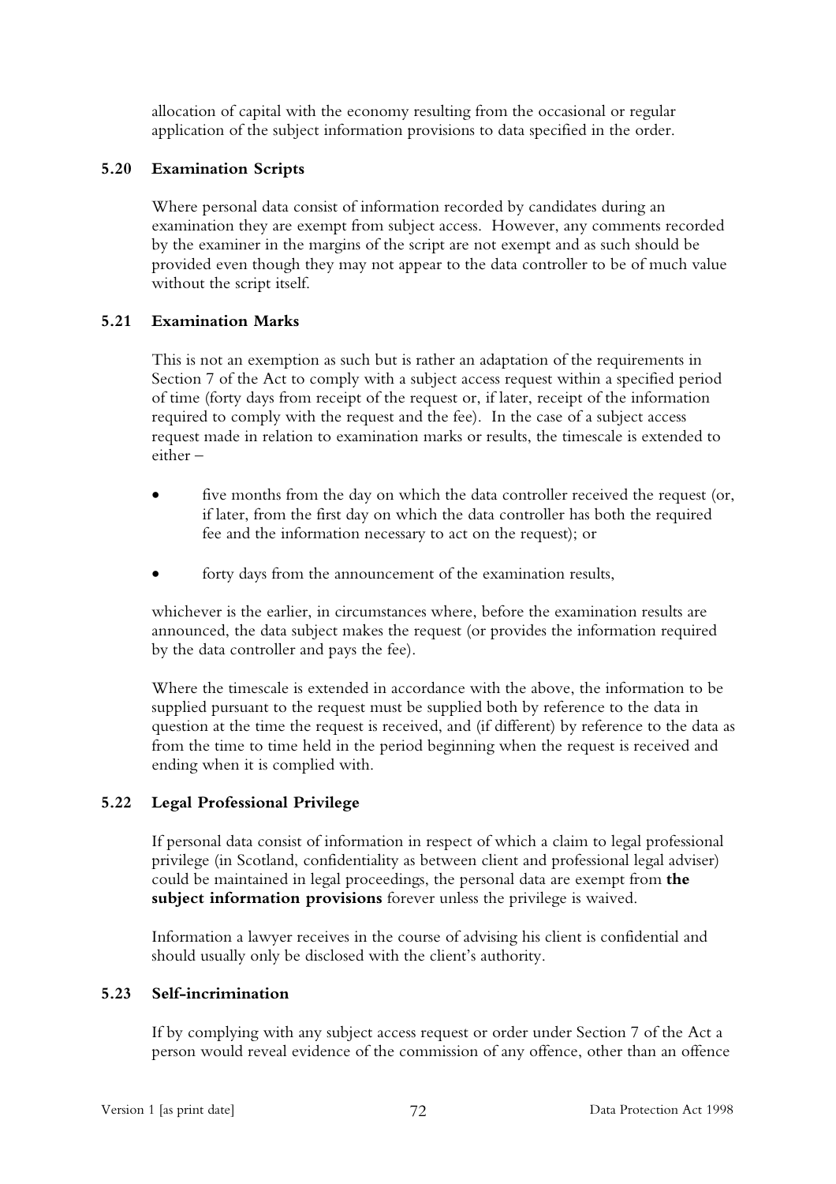allocation of capital with the economy resulting from the occasional or regular application of the subject information provisions to data specified in the order.

### 5.20 Examination Scripts

Where personal data consist of information recorded by candidates during an examination they are exempt from subject access. However, any comments recorded by the examiner in the margins of the script are not exempt and as such should be provided even though they may not appear to the data controller to be of much value without the script itself.

### 5.21 Examination Marks

This is not an exemption as such but is rather an adaptation of the requirements in Section 7 of the Act to comply with a subject access request within a specified period of time (forty days from receipt of the request or, if later, receipt of the information required to comply with the request and the fee). In the case of a subject access request made in relation to examination marks or results, the timescale is extended to either –

- five months from the day on which the data controller received the request (or, if later, from the first day on which the data controller has both the required fee and the information necessary to act on the request); or
- forty days from the announcement of the examination results,

whichever is the earlier, in circumstances where, before the examination results are announced, the data subject makes the request (or provides the information required by the data controller and pays the fee).

Where the timescale is extended in accordance with the above, the information to be supplied pursuant to the request must be supplied both by reference to the data in question at the time the request is received, and (if different) by reference to the data as from the time to time held in the period beginning when the request is received and ending when it is complied with.

### 5.22 Legal Professional Privilege

If personal data consist of information in respect of which a claim to legal professional privilege (in Scotland, confidentiality as between client and professional legal adviser) could be maintained in legal proceedings, the personal data are exempt from **the subject information provisions** forever unless the privilege is waived.

Information a lawyer receives in the course of advising his client is confidential and should usually only be disclosed with the client's authority.

### 5.23 Self-incrimination

If by complying with any subject access request or order under Section 7 of the Act a person would reveal evidence of the commission of any offence, other than an offence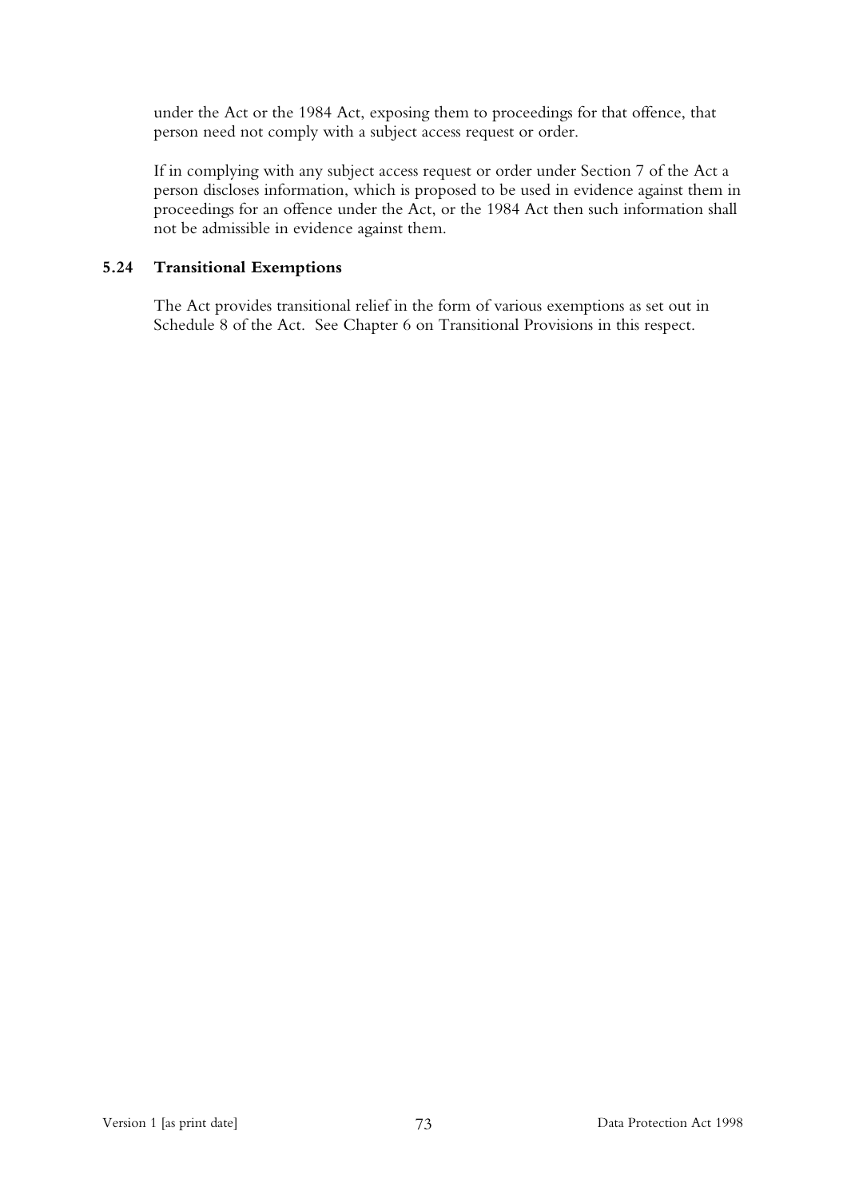under the Act or the 1984 Act, exposing them to proceedings for that offence, that person need not comply with a subject access request or order.

If in complying with any subject access request or order under Section 7 of the Act a person discloses information, which is proposed to be used in evidence against them in proceedings for an offence under the Act, or the 1984 Act then such information shall not be admissible in evidence against them.

### 5.24 Transitional Exemptions

The Act provides transitional relief in the form of various exemptions as set out in Schedule 8 of the Act. See Chapter 6 on Transitional Provisions in this respect.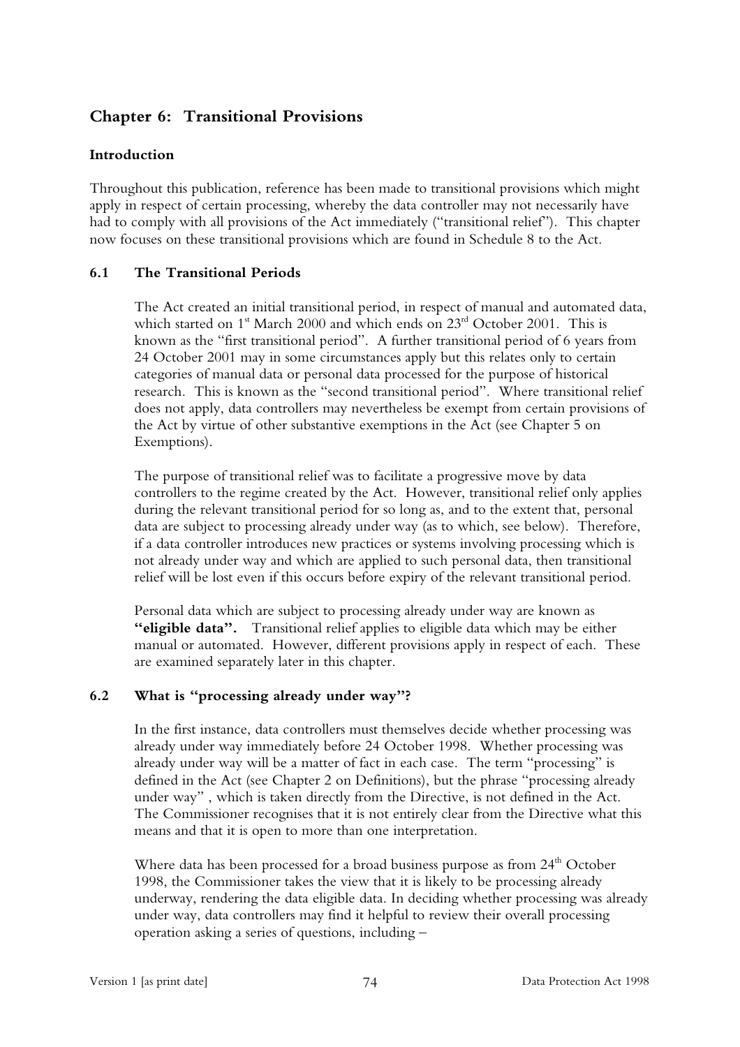## Chapter 6: Transitional Provisions

### Introduction

Throughout this publication, reference has been made to transitional provisions which might apply in respect of certain processing, whereby the data controller may not necessarily have had to comply with all provisions of the Act immediately ("transitional relief"). This chapter now focuses on these transitional provisions which are found in Schedule 8 to the Act.

### 6.1 The Transitional Periods

The Act created an initial transitional period, in respect of manual and automated data, which started on 1st March 2000 and which ends on 23rd October 2001. This is known as the "first transitional period". A further transitional period of 6 years from 24 October 2001 may in some circumstances apply but this relates only to certain categories of manual data or personal data processed for the purpose of historical research. This is known as the "second transitional period". Where transitional relief does not apply, data controllers may nevertheless be exempt from certain provisions of the Act by virtue of other substantive exemptions in the Act (see Chapter 5 on Exemptions).

The purpose of transitional relief was to facilitate a progressive move by data controllers to the regime created by the Act. However, transitional relief only applies during the relevant transitional period for so long as, and to the extent that, personal data are subject to processing already under way (as to which, see below). Therefore, if a data controller introduces new practices or systems involving processing which is not already under way and which are applied to such personal data, then transitional relief will be lost even if this occurs before expiry of the relevant transitional period.

Personal data which are subject to processing already under way are known as **"eligible data".** Transitional relief applies to eligible data which may be either manual or automated. However, different provisions apply in respect of each. These are examined separately later in this chapter.

### 6.2 What is "processing already under way"?

In the first instance, data controllers must themselves decide whether processing was already under way immediately before 24 October 1998. Whether processing was already under way will be a matter of fact in each case. The term "processing" is defined in the Act (see Chapter 2 on Definitions), but the phrase "processing already under way" , which is taken directly from the Directive, is not defined in the Act. The Commissioner recognises that it is not entirely clear from the Directive what this means and that it is open to more than one interpretation.

Where data has been processed for a broad business purpose as from 24th October 1998, the Commissioner takes the view that it is likely to be processing already underway, rendering the data eligible data. In deciding whether processing was already under way, data controllers may find it helpful to review their overall processing operation asking a series of questions, including –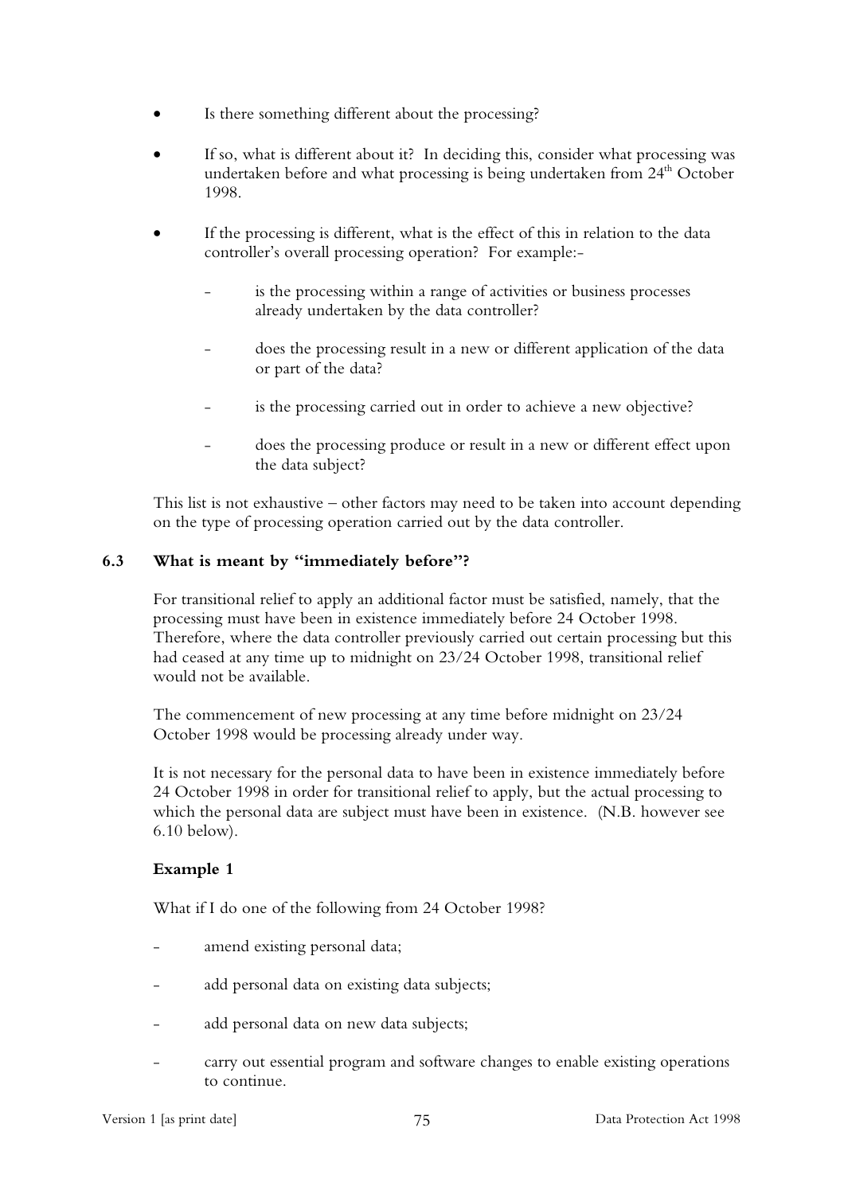- Is there something different about the processing?
- If so, what is different about it? In deciding this, consider what processing was undertaken before and what processing is being undertaken from 24th October 1998.
- If the processing is different, what is the effect of this in relation to the data controller's overall processing operation? For example:-
  - is the processing within a range of activities or business processes already undertaken by the data controller?
  - does the processing result in a new or different application of the data or part of the data?
  - is the processing carried out in order to achieve a new objective?
  - does the processing produce or result in a new or different effect upon the data subject?

This list is not exhaustive – other factors may need to be taken into account depending on the type of processing operation carried out by the data controller.

### 6.3 What is meant by "immediately before"?

For transitional relief to apply an additional factor must be satisfied, namely, that the processing must have been in existence immediately before 24 October 1998. Therefore, where the data controller previously carried out certain processing but this had ceased at any time up to midnight on 23/24 October 1998, transitional relief would not be available.

The commencement of new processing at any time before midnight on 23/24 October 1998 would be processing already under way.

It is not necessary for the personal data to have been in existence immediately before 24 October 1998 in order for transitional relief to apply, but the actual processing to which the personal data are subject must have been in existence. (N.B. however see 6.10 below).

**Example 1**

What if I do one of the following from 24 October 1998?

- amend existing personal data;
- add personal data on existing data subjects;
- add personal data on new data subjects;
- carry out essential program and software changes to enable existing operations to continue.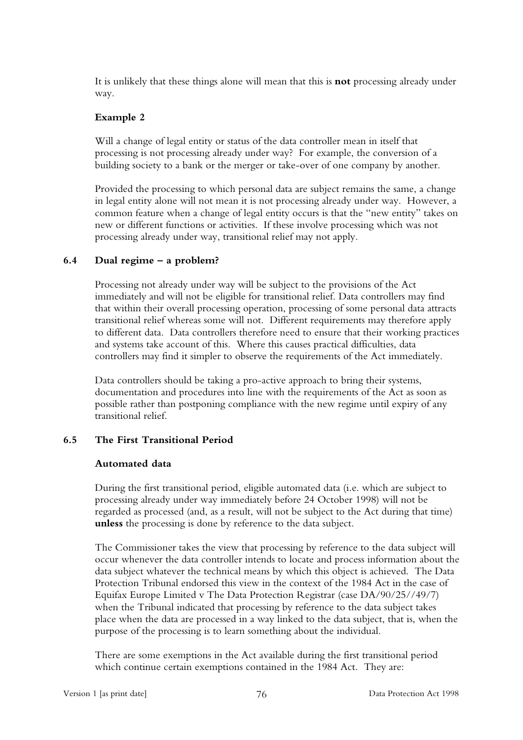It is unlikely that these things alone will mean that this is **not** processing already under way.

**Example 2**

Will a change of legal entity or status of the data controller mean in itself that processing is not processing already under way? For example, the conversion of a building society to a bank or the merger or take-over of one company by another.

Provided the processing to which personal data are subject remains the same, a change in legal entity alone will not mean it is not processing already under way. However, a common feature when a change of legal entity occurs is that the "new entity" takes on new or different functions or activities. If these involve processing which was not processing already under way, transitional relief may not apply.

### 6.4 Dual regime – a problem?

Processing not already under way will be subject to the provisions of the Act immediately and will not be eligible for transitional relief. Data controllers may find that within their overall processing operation, processing of some personal data attracts transitional relief whereas some will not. Different requirements may therefore apply to different data. Data controllers therefore need to ensure that their working practices and systems take account of this. Where this causes practical difficulties, data controllers may find it simpler to observe the requirements of the Act immediately.

Data controllers should be taking a pro-active approach to bring their systems, documentation and procedures into line with the requirements of the Act as soon as possible rather than postponing compliance with the new regime until expiry of any transitional relief.

### 6.5 The First Transitional Period

**Automated data**

During the first transitional period, eligible automated data (i.e. which are subject to processing already under way immediately before 24 October 1998) will not be regarded as processed (and, as a result, will not be subject to the Act during that time) **unless** the processing is done by reference to the data subject.

The Commissioner takes the view that processing by reference to the data subject will occur whenever the data controller intends to locate and process information about the data subject whatever the technical means by which this object is achieved. The Data Protection Tribunal endorsed this view in the context of the 1984 Act in the case of Equifax Europe Limited v The Data Protection Registrar (case DA/90/25//49/7) when the Tribunal indicated that processing by reference to the data subject takes place when the data are processed in a way linked to the data subject, that is, when the purpose of the processing is to learn something about the individual.

There are some exemptions in the Act available during the first transitional period which continue certain exemptions contained in the 1984 Act. They are: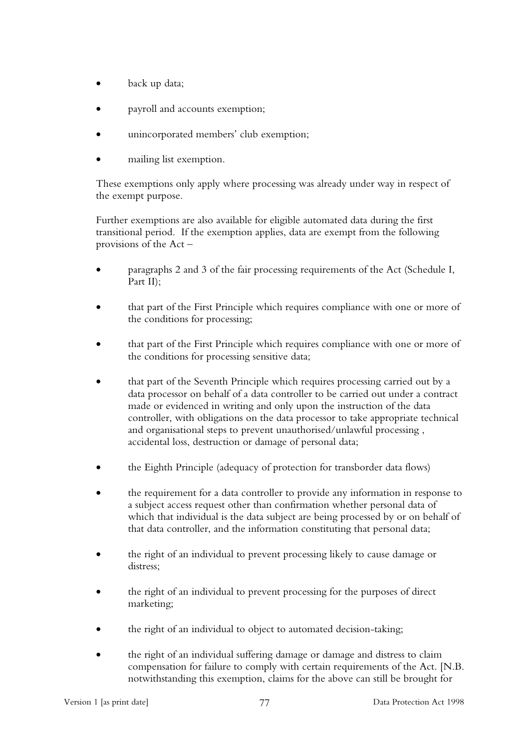- back up data;
- payroll and accounts exemption;
- unincorporated members' club exemption;
- mailing list exemption.

These exemptions only apply where processing was already under way in respect of the exempt purpose.

Further exemptions are also available for eligible automated data during the first transitional period. If the exemption applies, data are exempt from the following provisions of the Act –

- paragraphs 2 and 3 of the fair processing requirements of the Act (Schedule I, Part II);
- that part of the First Principle which requires compliance with one or more of the conditions for processing;
- that part of the First Principle which requires compliance with one or more of the conditions for processing sensitive data;
- that part of the Seventh Principle which requires processing carried out by a data processor on behalf of a data controller to be carried out under a contract made or evidenced in writing and only upon the instruction of the data controller, with obligations on the data processor to take appropriate technical and organisational steps to prevent unauthorised/unlawful processing , accidental loss, destruction or damage of personal data;
- the Eighth Principle (adequacy of protection for transborder data flows)
- the requirement for a data controller to provide any information in response to a subject access request other than confirmation whether personal data of which that individual is the data subject are being processed by or on behalf of that data controller, and the information constituting that personal data;
- the right of an individual to prevent processing likely to cause damage or distress;
- the right of an individual to prevent processing for the purposes of direct marketing;
- the right of an individual to object to automated decision-taking;
- the right of an individual suffering damage or damage and distress to claim compensation for failure to comply with certain requirements of the Act. [N.B. notwithstanding this exemption, claims for the above can still be brought for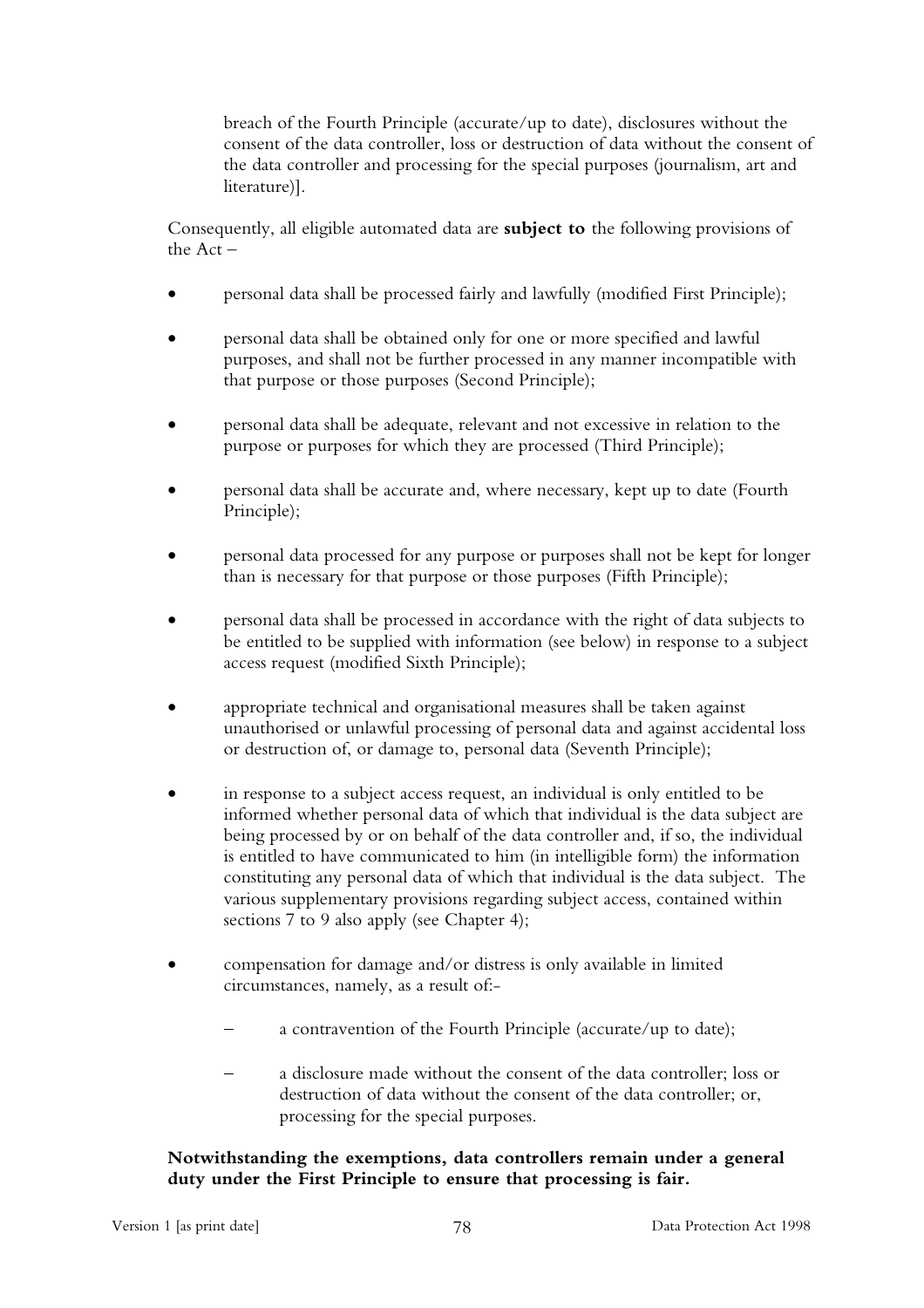breach of the Fourth Principle (accurate/up to date), disclosures without the consent of the data controller, loss or destruction of data without the consent of the data controller and processing for the special purposes (journalism, art and literature)].

Consequently, all eligible automated data are **subject to** the following provisions of the Act –

- personal data shall be processed fairly and lawfully (modified First Principle);
- personal data shall be obtained only for one or more specified and lawful purposes, and shall not be further processed in any manner incompatible with that purpose or those purposes (Second Principle);
- personal data shall be adequate, relevant and not excessive in relation to the purpose or purposes for which they are processed (Third Principle);
- personal data shall be accurate and, where necessary, kept up to date (Fourth Principle);
- personal data processed for any purpose or purposes shall not be kept for longer than is necessary for that purpose or those purposes (Fifth Principle);
- personal data shall be processed in accordance with the right of data subjects to be entitled to be supplied with information (see below) in response to a subject access request (modified Sixth Principle);
- appropriate technical and organisational measures shall be taken against unauthorised or unlawful processing of personal data and against accidental loss or destruction of, or damage to, personal data (Seventh Principle);
- in response to a subject access request, an individual is only entitled to be informed whether personal data of which that individual is the data subject are being processed by or on behalf of the data controller and, if so, the individual is entitled to have communicated to him (in intelligible form) the information constituting any personal data of which that individual is the data subject. The various supplementary provisions regarding subject access, contained within sections 7 to 9 also apply (see Chapter 4);
- compensation for damage and/or distress is only available in limited circumstances, namely, as a result of:-
  - a contravention of the Fourth Principle (accurate/up to date);
  - a disclosure made without the consent of the data controller; loss or destruction of data without the consent of the data controller; or, processing for the special purposes.

**Notwithstanding the exemptions, data controllers remain under a general duty under the First Principle to ensure that processing is fair.**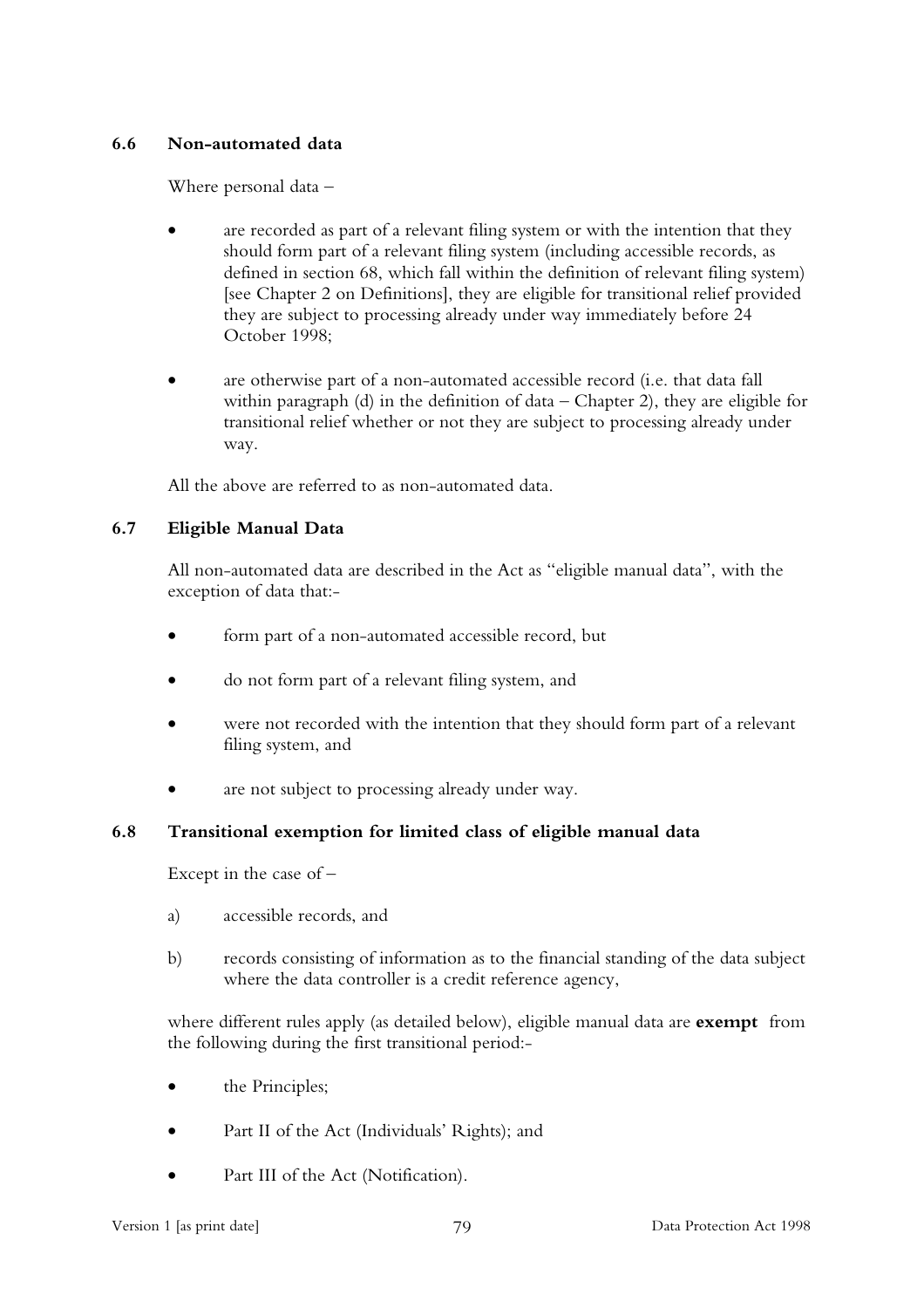### 6.6 Non-automated data

Where personal data –

- are recorded as part of a relevant filing system or with the intention that they should form part of a relevant filing system (including accessible records, as defined in section 68, which fall within the definition of relevant filing system) [see Chapter 2 on Definitions], they are eligible for transitional relief provided they are subject to processing already under way immediately before 24 October 1998;

- are otherwise part of a non-automated accessible record (i.e. that data fall within paragraph (d) in the definition of data – Chapter 2), they are eligible for transitional relief whether or not they are subject to processing already under way.

All the above are referred to as non-automated data.

### 6.7 Eligible Manual Data

All non-automated data are described in the Act as "eligible manual data", with the exception of data that:-

- form part of a non-automated accessible record, but
- do not form part of a relevant filing system, and
- were not recorded with the intention that they should form part of a relevant filing system, and
- are not subject to processing already under way.

### 6.8 Transitional exemption for limited class of eligible manual data

Except in the case of –

a) accessible records, and

b) records consisting of information as to the financial standing of the data subject where the data controller is a credit reference agency,

where different rules apply (as detailed below), eligible manual data are **exempt** from the following during the first transitional period:-

- the Principles;
- Part II of the Act (Individuals' Rights); and
- Part III of the Act (Notification).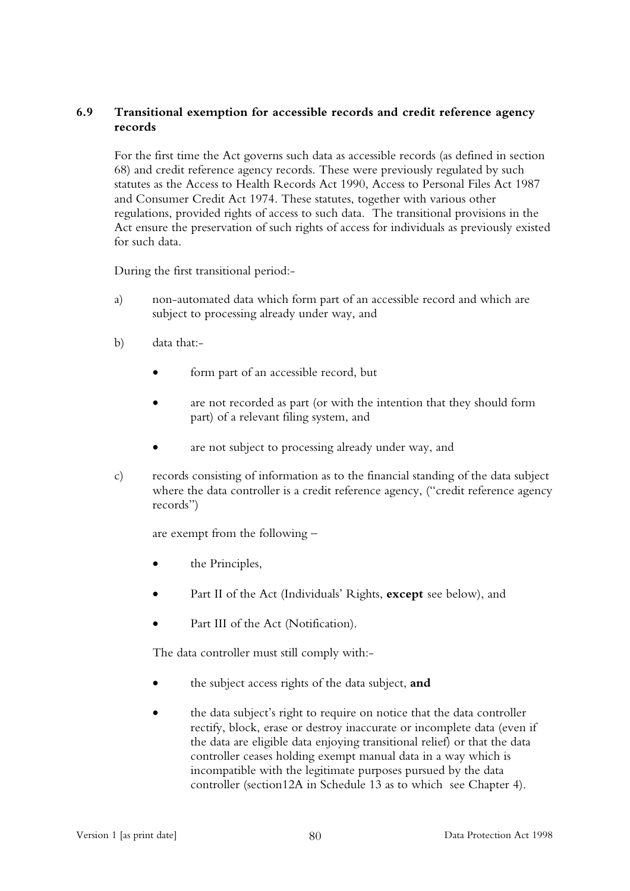### 6.9 Transitional exemption for accessible records and credit reference agency records

For the first time the Act governs such data as accessible records (as defined in section 68) and credit reference agency records. These were previously regulated by such statutes as the Access to Health Records Act 1990, Access to Personal Files Act 1987 and Consumer Credit Act 1974. These statutes, together with various other regulations, provided rights of access to such data. The transitional provisions in the Act ensure the preservation of such rights of access for individuals as previously existed for such data.

During the first transitional period:-

a) non-automated data which form part of an accessible record and which are subject to processing already under way, and

b) data that:-

- form part of an accessible record, but
- are not recorded as part (or with the intention that they should form part) of a relevant filing system, and
- are not subject to processing already under way, and

c) records consisting of information as to the financial standing of the data subject where the data controller is a credit reference agency, ("credit reference agency records")

are exempt from the following –

- the Principles,
- Part II of the Act (Individuals' Rights, **except** see below), and
- Part III of the Act (Notification).

The data controller must still comply with:-

- the subject access rights of the data subject, **and**
- the data subject's right to require on notice that the data controller rectify, block, erase or destroy inaccurate or incomplete data (even if the data are eligible data enjoying transitional relief) or that the data controller ceases holding exempt manual data in a way which is incompatible with the legitimate purposes pursued by the data controller (section12A in Schedule 13 as to which see Chapter 4).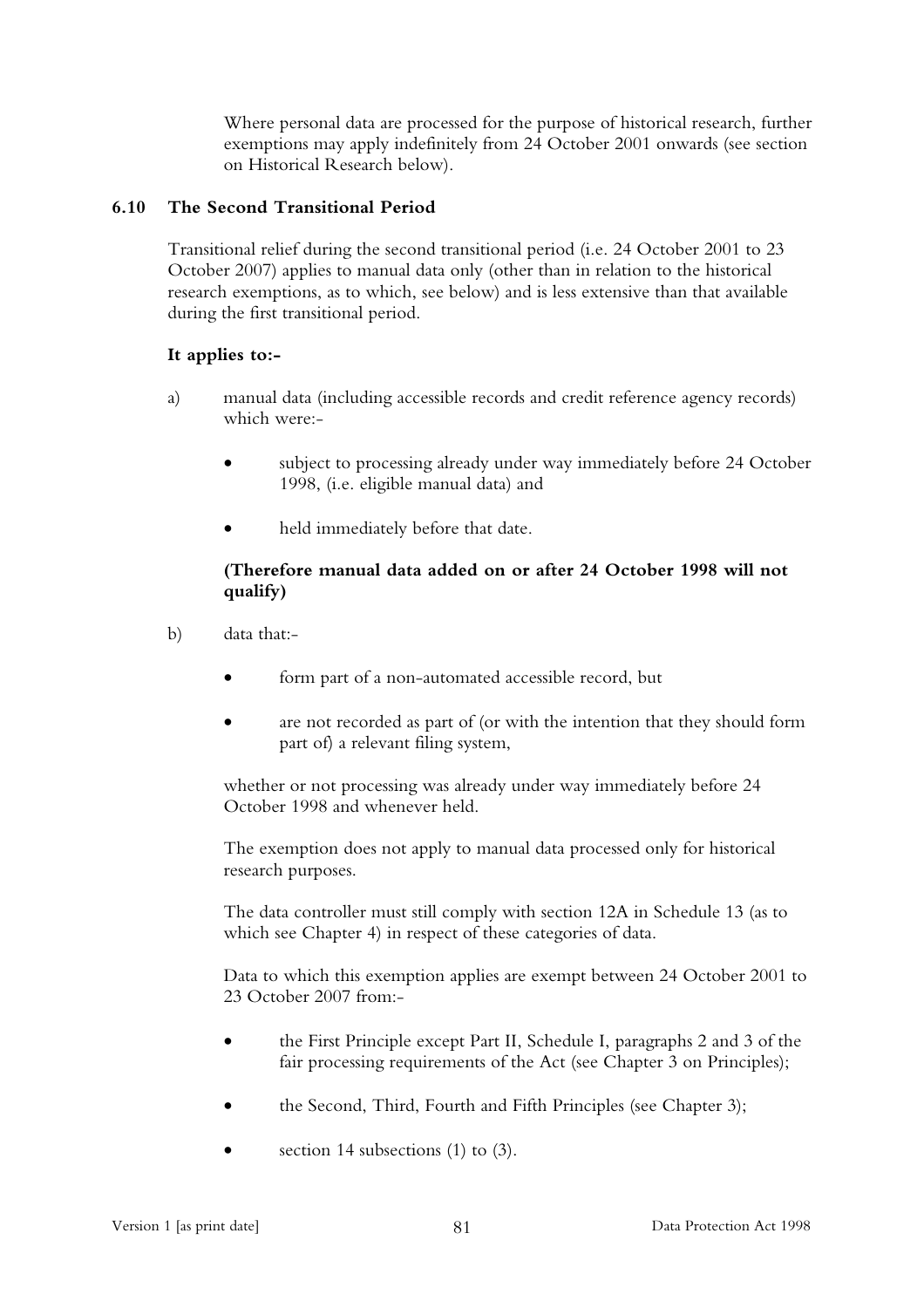Where personal data are processed for the purpose of historical research, further exemptions may apply indefinitely from 24 October 2001 onwards (see section on Historical Research below).

## 6.10 The Second Transitional Period

Transitional relief during the second transitional period (i.e. 24 October 2001 to 23 October 2007) applies to manual data only (other than in relation to the historical research exemptions, as to which, see below) and is less extensive than that available during the first transitional period.

**It applies to:-**

a) manual data (including accessible records and credit reference agency records) which were:-

- subject to processing already under way immediately before 24 October 1998, (i.e. eligible manual data) and
- held immediately before that date.

**(Therefore manual data added on or after 24 October 1998 will not qualify)**

b) data that:-

- form part of a non-automated accessible record, but
- are not recorded as part of (or with the intention that they should form part of) a relevant filing system,

whether or not processing was already under way immediately before 24 October 1998 and whenever held.

The exemption does not apply to manual data processed only for historical research purposes.

The data controller must still comply with section 12A in Schedule 13 (as to which see Chapter 4) in respect of these categories of data.

Data to which this exemption applies are exempt between 24 October 2001 to 23 October 2007 from:-

- the First Principle except Part II, Schedule I, paragraphs 2 and 3 of the fair processing requirements of the Act (see Chapter 3 on Principles);
- the Second, Third, Fourth and Fifth Principles (see Chapter 3);
- section 14 subsections (1) to (3).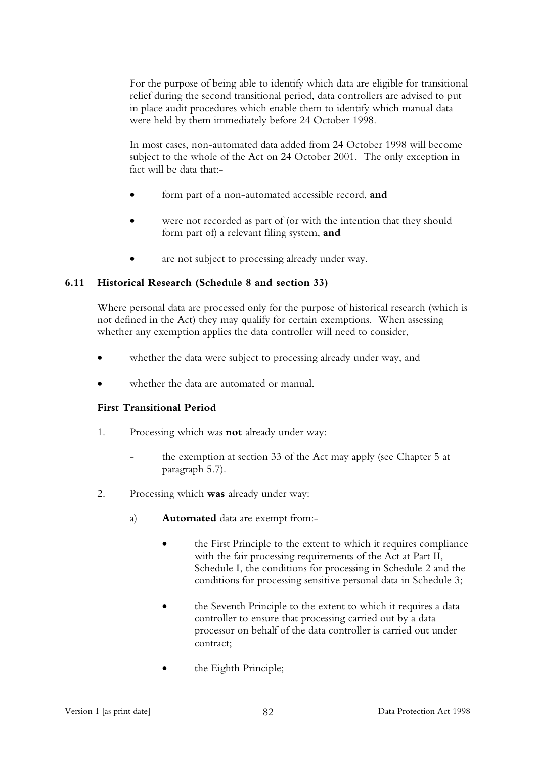For the purpose of being able to identify which data are eligible for transitional relief during the second transitional period, data controllers are advised to put in place audit procedures which enable them to identify which manual data were held by them immediately before 24 October 1998.

In most cases, non-automated data added from 24 October 1998 will become subject to the whole of the Act on 24 October 2001. The only exception in fact will be data that:-

- form part of a non-automated accessible record, **and**
- were not recorded as part of (or with the intention that they should form part of) a relevant filing system, **and**
- are not subject to processing already under way.

## 6.11 Historical Research (Schedule 8 and section 33)

Where personal data are processed only for the purpose of historical research (which is not defined in the Act) they may qualify for certain exemptions. When assessing whether any exemption applies the data controller will need to consider,

- whether the data were subject to processing already under way, and
- whether the data are automated or manual.

### First Transitional Period

1. Processing which was **not** already under way:
   - the exemption at section 33 of the Act may apply (see Chapter 5 at paragraph 5.7).
2. Processing which **was** already under way:
   a) **Automated** data are exempt from:-
      - the First Principle to the extent to which it requires compliance with the fair processing requirements of the Act at Part II, Schedule I, the conditions for processing in Schedule 2 and the conditions for processing sensitive personal data in Schedule 3;
      - the Seventh Principle to the extent to which it requires a data controller to ensure that processing carried out by a data processor on behalf of the data controller is carried out under contract;
      - the Eighth Principle;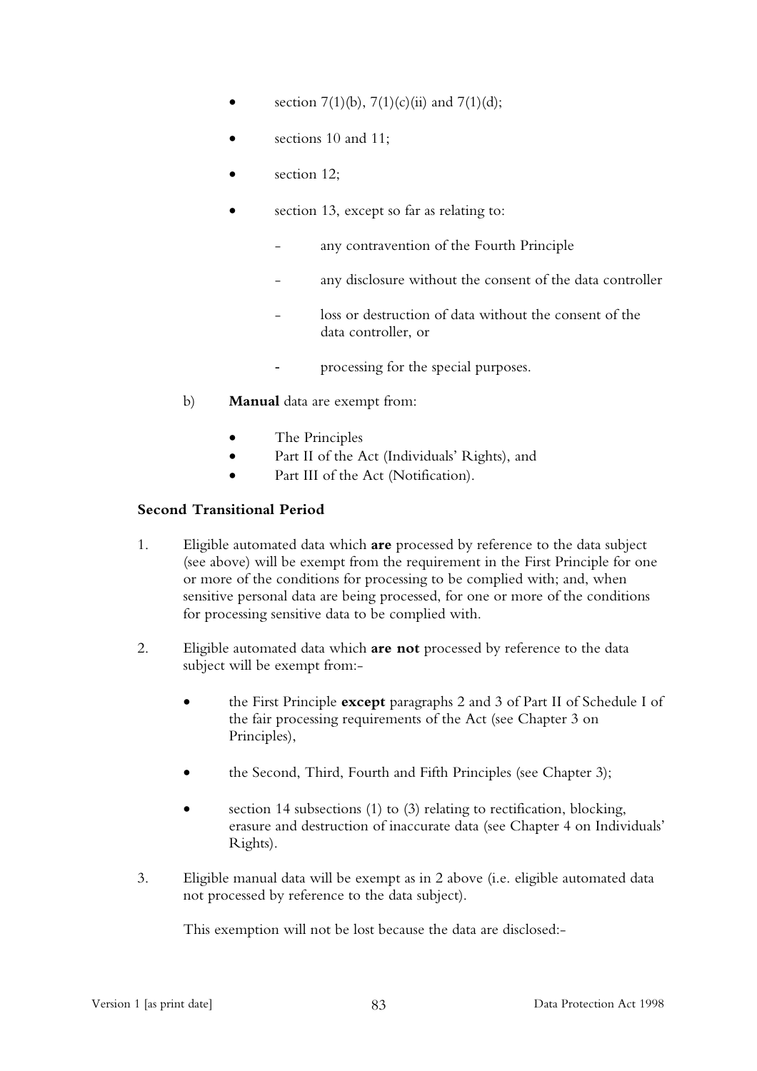- section 7(1)(b), 7(1)(c)(ii) and 7(1)(d);
- sections 10 and 11;
- section 12;
- section 13, except so far as relating to:
  - any contravention of the Fourth Principle
  - any disclosure without the consent of the data controller
  - loss or destruction of data without the consent of the data controller, or
  - processing for the special purposes.

b) **Manual** data are exempt from:

- The Principles
- Part II of the Act (Individuals' Rights), and
- Part III of the Act (Notification).

**Second Transitional Period**

1. Eligible automated data which **are** processed by reference to the data subject (see above) will be exempt from the requirement in the First Principle for one or more of the conditions for processing to be complied with; and, when sensitive personal data are being processed, for one or more of the conditions for processing sensitive data to be complied with.

2. Eligible automated data which **are not** processed by reference to the data subject will be exempt from:-

   - the First Principle **except** paragraphs 2 and 3 of Part II of Schedule I of the fair processing requirements of the Act (see Chapter 3 on Principles),
   - the Second, Third, Fourth and Fifth Principles (see Chapter 3);
   - section 14 subsections (1) to (3) relating to rectification, blocking, erasure and destruction of inaccurate data (see Chapter 4 on Individuals' Rights).

3. Eligible manual data will be exempt as in 2 above (i.e. eligible automated data not processed by reference to the data subject).

   This exemption will not be lost because the data are disclosed:-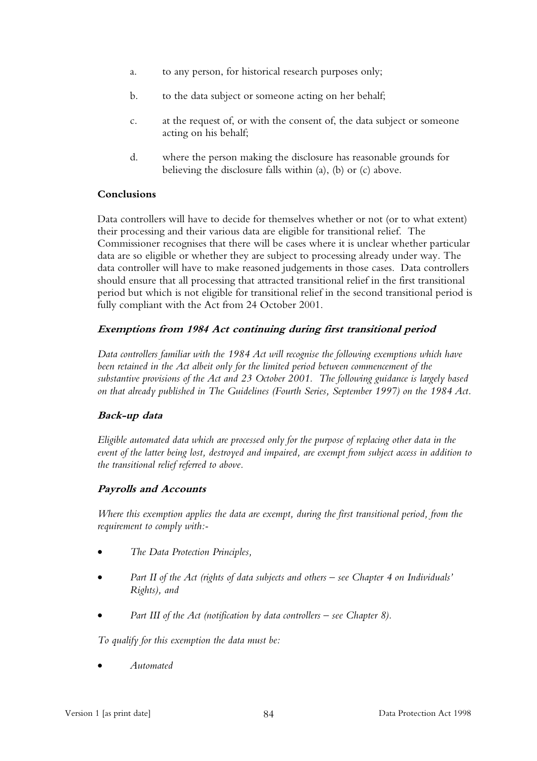a. to any person, for historical research purposes only;

b. to the data subject or someone acting on her behalf;

c. at the request of, or with the consent of, the data subject or someone acting on his behalf;

d. where the person making the disclosure has reasonable grounds for believing the disclosure falls within (a), (b) or (c) above.

**Conclusions**

Data controllers will have to decide for themselves whether or not (or to what extent) their processing and their various data are eligible for transitional relief. The Commissioner recognises that there will be cases where it is unclear whether particular data are so eligible or whether they are subject to processing already under way. The data controller will have to make reasoned judgements in those cases. Data controllers should ensure that all processing that attracted transitional relief in the first transitional period but which is not eligible for transitional relief in the second transitional period is fully compliant with the Act from 24 October 2001.

### ***Exemptions from 1984 Act continuing during first transitional period***

*Data controllers familiar with the 1984 Act will recognise the following exemptions which have been retained in the Act albeit only for the limited period between commencement of the substantive provisions of the Act and 23 October 2001. The following guidance is largely based on that already published in The Guidelines (Fourth Series, September 1997) on the 1984 Act.*

### ***Back-up data***

*Eligible automated data which are processed only for the purpose of replacing other data in the event of the latter being lost, destroyed and impaired, are exempt from subject access in addition to the transitional relief referred to above.*

### ***Payrolls and Accounts***

*Where this exemption applies the data are exempt, during the first transitional period, from the requirement to comply with:-*

- *The Data Protection Principles,*
- *Part II of the Act (rights of data subjects and others – see Chapter 4 on Individuals' Rights), and*
- *Part III of the Act (notification by data controllers – see Chapter 8).*

*To qualify for this exemption the data must be:*

- *Automated*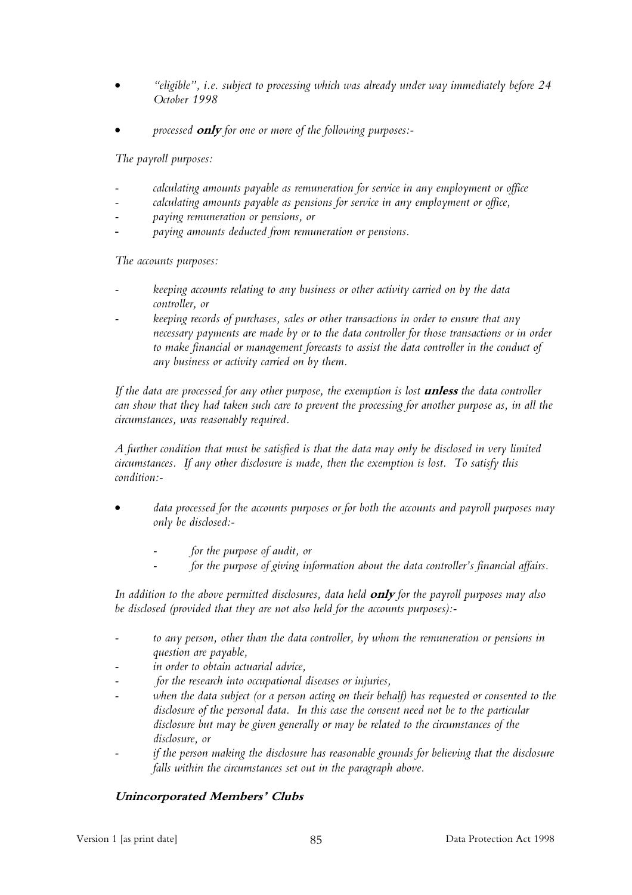- *"eligible", i.e. subject to processing which was already under way immediately before 24 October 1998*

- *processed* ***only*** *for one or more of the following purposes:-*

*The payroll purposes:*

- *calculating amounts payable as remuneration for service in any employment or office*
- *calculating amounts payable as pensions for service in any employment or office,*
- *paying remuneration or pensions, or*
- *paying amounts deducted from remuneration or pensions.*

*The accounts purposes:*

- *keeping accounts relating to any business or other activity carried on by the data controller, or*
- *keeping records of purchases, sales or other transactions in order to ensure that any necessary payments are made by or to the data controller for those transactions or in order to make financial or management forecasts to assist the data controller in the conduct of any business or activity carried on by them.*

*If the data are processed for any other purpose, the exemption is lost* ***unless*** *the data controller can show that they had taken such care to prevent the processing for another purpose as, in all the circumstances, was reasonably required.*

*A further condition that must be satisfied is that the data may only be disclosed in very limited circumstances. If any other disclosure is made, then the exemption is lost. To satisfy this condition:-*

- *data processed for the accounts purposes or for both the accounts and payroll purposes may only be disclosed:-*
  - *for the purpose of audit, or*
  - *for the purpose of giving information about the data controller's financial affairs.*

*In addition to the above permitted disclosures, data held* ***only*** *for the payroll purposes may also be disclosed (provided that they are not also held for the accounts purposes):-*

- *to any person, other than the data controller, by whom the remuneration or pensions in question are payable,*
- *in order to obtain actuarial advice,*
- *for the research into occupational diseases or injuries,*
- *when the data subject (or a person acting on their behalf) has requested or consented to the disclosure of the personal data. In this case the consent need not be to the particular disclosure but may be given generally or may be related to the circumstances of the disclosure, or*
- *if the person making the disclosure has reasonable grounds for believing that the disclosure falls within the circumstances set out in the paragraph above.*

### ***Unincorporated Members' Clubs***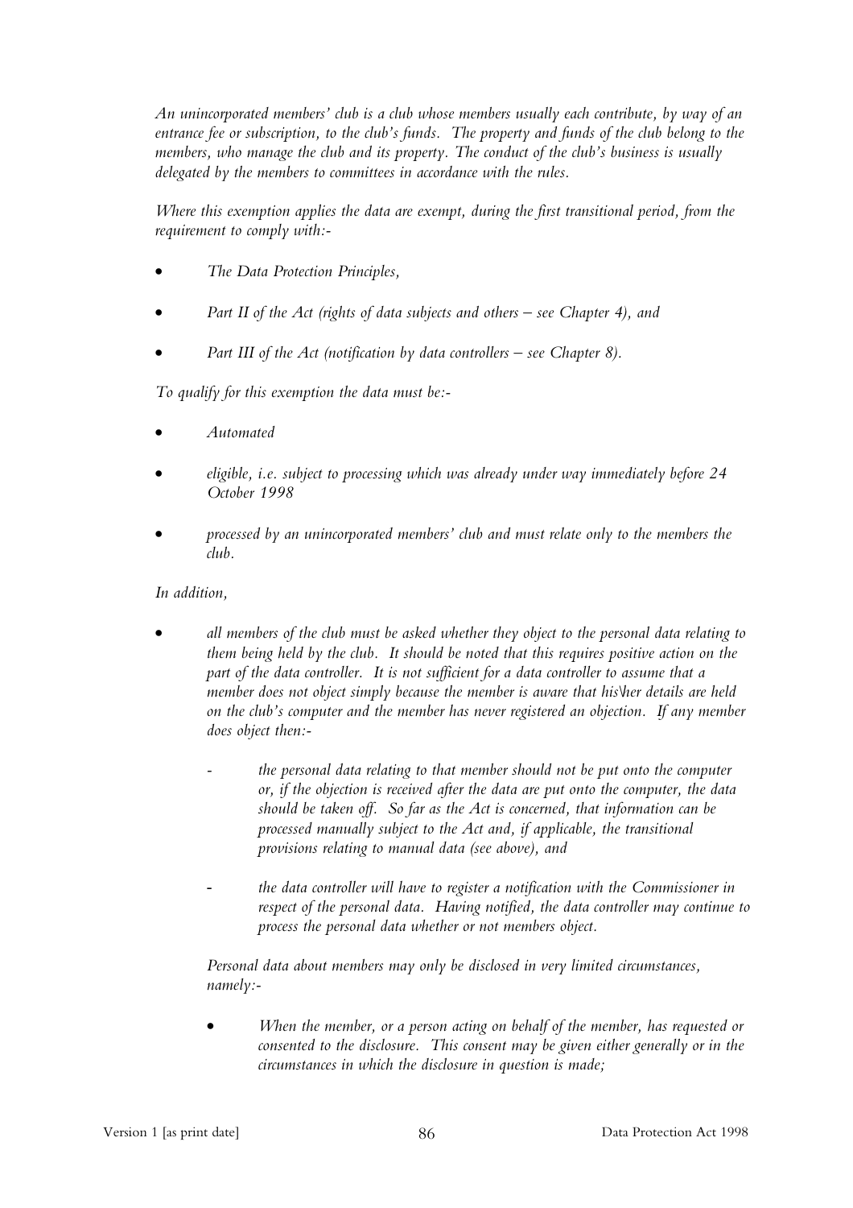*An unincorporated members' club is a club whose members usually each contribute, by way of an entrance fee or subscription, to the club's funds. The property and funds of the club belong to the members, who manage the club and its property. The conduct of the club's business is usually delegated by the members to committees in accordance with the rules.*

*Where this exemption applies the data are exempt, during the first transitional period, from the requirement to comply with:-*

- *The Data Protection Principles,*
- *Part II of the Act (rights of data subjects and others – see Chapter 4), and*
- *Part III of the Act (notification by data controllers – see Chapter 8).*

*To qualify for this exemption the data must be:-*

- *Automated*
- *eligible, i.e. subject to processing which was already under way immediately before 24 October 1998*
- *processed by an unincorporated members' club and must relate only to the members the club.*

*In addition,*

- *all members of the club must be asked whether they object to the personal data relating to them being held by the club. It should be noted that this requires positive action on the part of the data controller. It is not sufficient for a data controller to assume that a member does not object simply because the member is aware that his\her details are held on the club's computer and the member has never registered an objection. If any member does object then:-*

  - *the personal data relating to that member should not be put onto the computer or, if the objection is received after the data are put onto the computer, the data should be taken off. So far as the Act is concerned, that information can be processed manually subject to the Act and, if applicable, the transitional provisions relating to manual data (see above), and*
  - *the data controller will have to register a notification with the Commissioner in respect of the personal data. Having notified, the data controller may continue to process the personal data whether or not members object.*

  *Personal data about members may only be disclosed in very limited circumstances, namely:-*

  - *When the member, or a person acting on behalf of the member, has requested or consented to the disclosure. This consent may be given either generally or in the circumstances in which the disclosure in question is made;*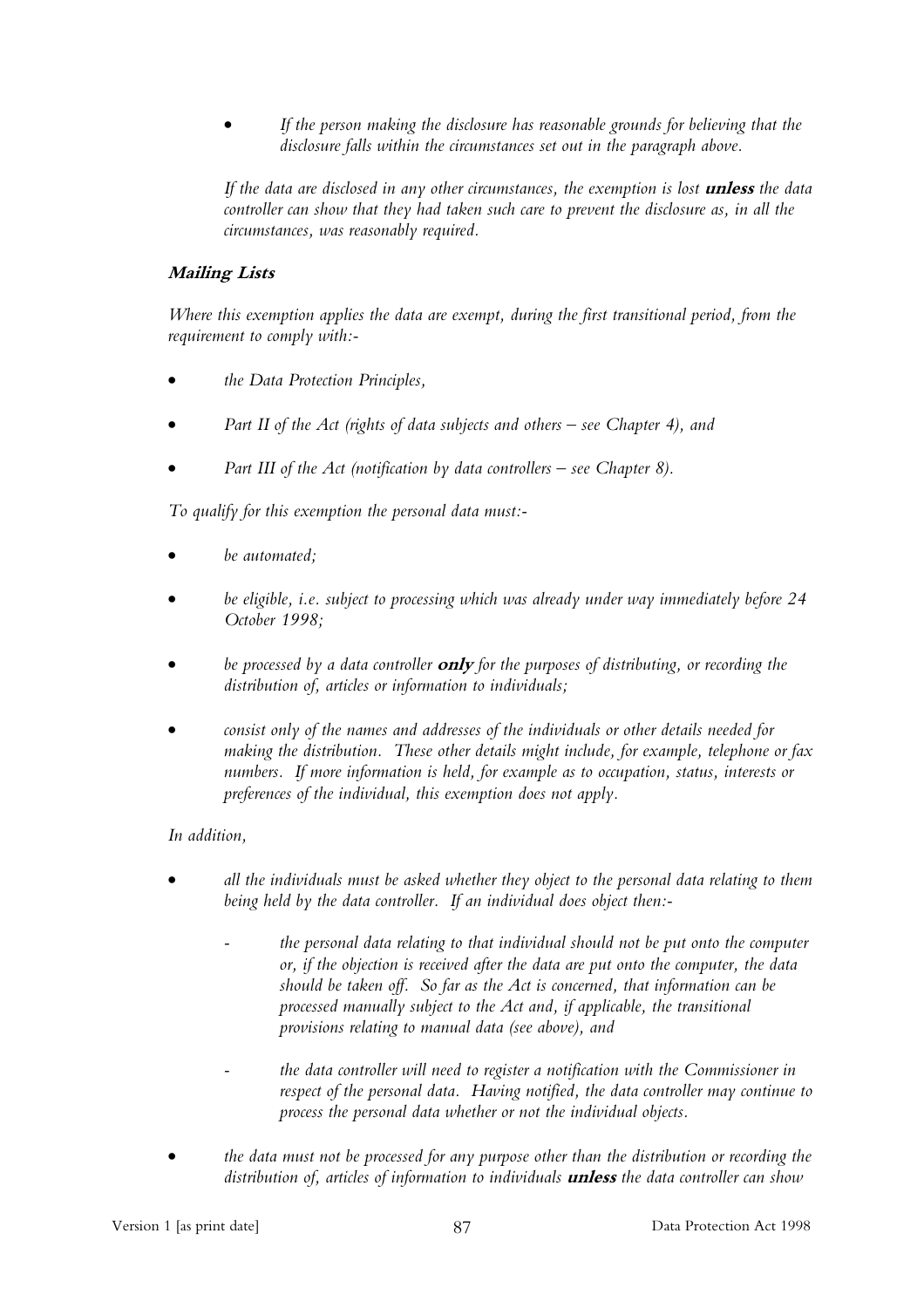- *If the person making the disclosure has reasonable grounds for believing that the disclosure falls within the circumstances set out in the paragraph above.*

*If the data are disclosed in any other circumstances, the exemption is lost* ***unless*** *the data controller can show that they had taken such care to prevent the disclosure as, in all the circumstances, was reasonably required.*

### *Mailing Lists*

*Where this exemption applies the data are exempt, during the first transitional period, from the requirement to comply with:-*

- *the Data Protection Principles,*
- *Part II of the Act (rights of data subjects and others – see Chapter 4), and*
- *Part III of the Act (notification by data controllers – see Chapter 8).*

*To qualify for this exemption the personal data must:-*

- *be automated;*
- *be eligible, i.e. subject to processing which was already under way immediately before 24 October 1998;*
- *be processed by a data controller* ***only*** *for the purposes of distributing, or recording the distribution of, articles or information to individuals;*
- *consist only of the names and addresses of the individuals or other details needed for making the distribution. These other details might include, for example, telephone or fax numbers. If more information is held, for example as to occupation, status, interests or preferences of the individual, this exemption does not apply.*

*In addition,*

- *all the individuals must be asked whether they object to the personal data relating to them being held by the data controller. If an individual does object then:-*
  - *the personal data relating to that individual should not be put onto the computer or, if the objection is received after the data are put onto the computer, the data should be taken off. So far as the Act is concerned, that information can be processed manually subject to the Act and, if applicable, the transitional provisions relating to manual data (see above), and*
  - *the data controller will need to register a notification with the Commissioner in respect of the personal data. Having notified, the data controller may continue to process the personal data whether or not the individual objects.*
- *the data must not be processed for any purpose other than the distribution or recording the distribution of, articles of information to individuals* ***unless*** *the data controller can show*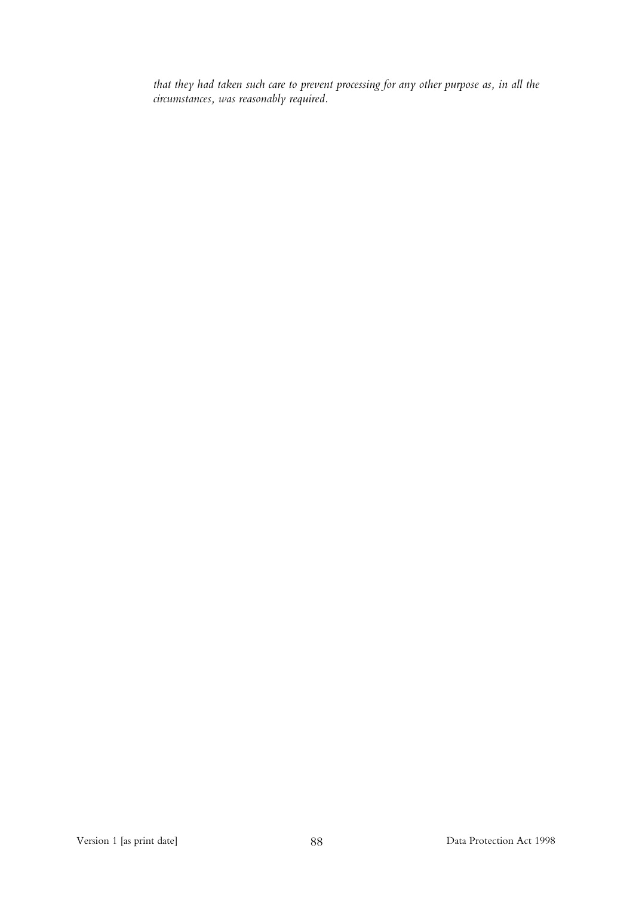*that they had taken such care to prevent processing for any other purpose as, in all the circumstances, was reasonably required.*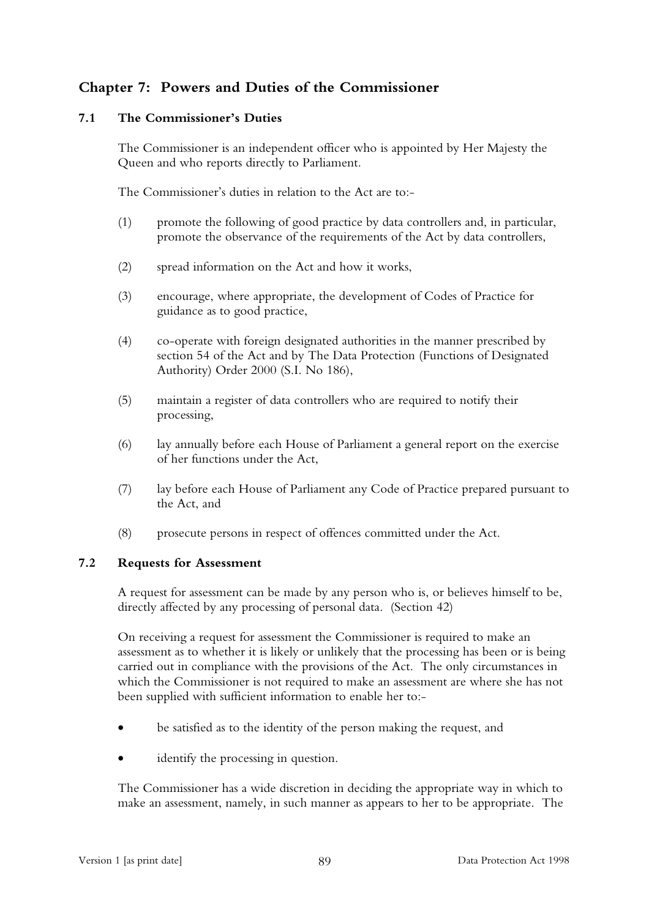## Chapter 7: Powers and Duties of the Commissioner

### 7.1 The Commissioner's Duties

The Commissioner is an independent officer who is appointed by Her Majesty the Queen and who reports directly to Parliament.

The Commissioner's duties in relation to the Act are to:-

(1) promote the following of good practice by data controllers and, in particular, promote the observance of the requirements of the Act by data controllers,

(2) spread information on the Act and how it works,

(3) encourage, where appropriate, the development of Codes of Practice for guidance as to good practice,

(4) co-operate with foreign designated authorities in the manner prescribed by section 54 of the Act and by The Data Protection (Functions of Designated Authority) Order 2000 (S.I. No 186),

(5) maintain a register of data controllers who are required to notify their processing,

(6) lay annually before each House of Parliament a general report on the exercise of her functions under the Act,

(7) lay before each House of Parliament any Code of Practice prepared pursuant to the Act, and

(8) prosecute persons in respect of offences committed under the Act.

### 7.2 Requests for Assessment

A request for assessment can be made by any person who is, or believes himself to be, directly affected by any processing of personal data. (Section 42)

On receiving a request for assessment the Commissioner is required to make an assessment as to whether it is likely or unlikely that the processing has been or is being carried out in compliance with the provisions of the Act. The only circumstances in which the Commissioner is not required to make an assessment are where she has not been supplied with sufficient information to enable her to:-

- be satisfied as to the identity of the person making the request, and
- identify the processing in question.

The Commissioner has a wide discretion in deciding the appropriate way in which to make an assessment, namely, in such manner as appears to her to be appropriate. The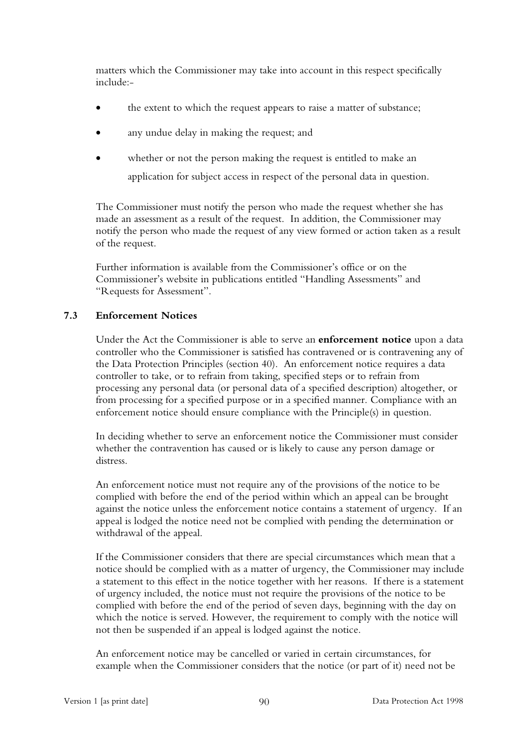matters which the Commissioner may take into account in this respect specifically include:-

- the extent to which the request appears to raise a matter of substance;
- any undue delay in making the request; and
- whether or not the person making the request is entitled to make an application for subject access in respect of the personal data in question.

The Commissioner must notify the person who made the request whether she has made an assessment as a result of the request. In addition, the Commissioner may notify the person who made the request of any view formed or action taken as a result of the request.

Further information is available from the Commissioner's office or on the Commissioner's website in publications entitled "Handling Assessments" and "Requests for Assessment".

### 7.3 Enforcement Notices

Under the Act the Commissioner is able to serve an **enforcement notice** upon a data controller who the Commissioner is satisfied has contravened or is contravening any of the Data Protection Principles (section 40). An enforcement notice requires a data controller to take, or to refrain from taking, specified steps or to refrain from processing any personal data (or personal data of a specified description) altogether, or from processing for a specified purpose or in a specified manner. Compliance with an enforcement notice should ensure compliance with the Principle(s) in question.

In deciding whether to serve an enforcement notice the Commissioner must consider whether the contravention has caused or is likely to cause any person damage or distress.

An enforcement notice must not require any of the provisions of the notice to be complied with before the end of the period within which an appeal can be brought against the notice unless the enforcement notice contains a statement of urgency. If an appeal is lodged the notice need not be complied with pending the determination or withdrawal of the appeal.

If the Commissioner considers that there are special circumstances which mean that a notice should be complied with as a matter of urgency, the Commissioner may include a statement to this effect in the notice together with her reasons. If there is a statement of urgency included, the notice must not require the provisions of the notice to be complied with before the end of the period of seven days, beginning with the day on which the notice is served. However, the requirement to comply with the notice will not then be suspended if an appeal is lodged against the notice.

An enforcement notice may be cancelled or varied in certain circumstances, for example when the Commissioner considers that the notice (or part of it) need not be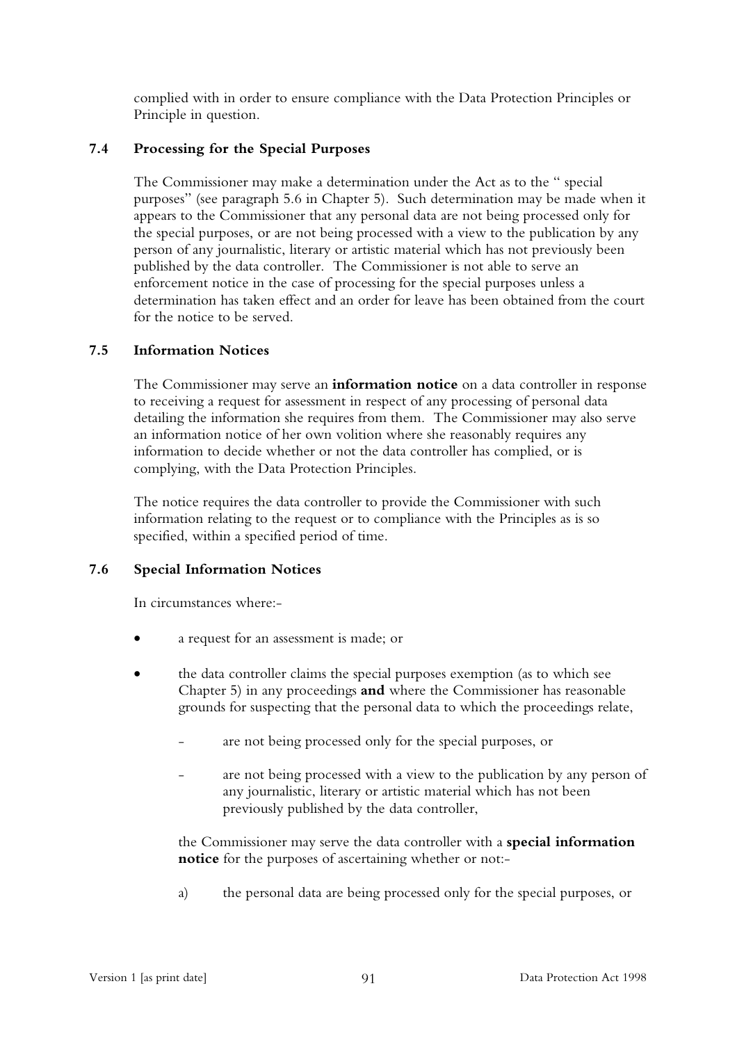complied with in order to ensure compliance with the Data Protection Principles or Principle in question.

### 7.4 Processing for the Special Purposes

The Commissioner may make a determination under the Act as to the " special purposes" (see paragraph 5.6 in Chapter 5). Such determination may be made when it appears to the Commissioner that any personal data are not being processed only for the special purposes, or are not being processed with a view to the publication by any person of any journalistic, literary or artistic material which has not previously been published by the data controller. The Commissioner is not able to serve an enforcement notice in the case of processing for the special purposes unless a determination has taken effect and an order for leave has been obtained from the court for the notice to be served.

### 7.5 Information Notices

The Commissioner may serve an **information notice** on a data controller in response to receiving a request for assessment in respect of any processing of personal data detailing the information she requires from them. The Commissioner may also serve an information notice of her own volition where she reasonably requires any information to decide whether or not the data controller has complied, or is complying, with the Data Protection Principles.

The notice requires the data controller to provide the Commissioner with such information relating to the request or to compliance with the Principles as is so specified, within a specified period of time.

### 7.6 Special Information Notices

In circumstances where:-

- a request for an assessment is made; or
- the data controller claims the special purposes exemption (as to which see Chapter 5) in any proceedings **and** where the Commissioner has reasonable grounds for suspecting that the personal data to which the proceedings relate,
  - are not being processed only for the special purposes, or
  - are not being processed with a view to the publication by any person of any journalistic, literary or artistic material which has not been previously published by the data controller,

the Commissioner may serve the data controller with a **special information notice** for the purposes of ascertaining whether or not:-

a) the personal data are being processed only for the special purposes, or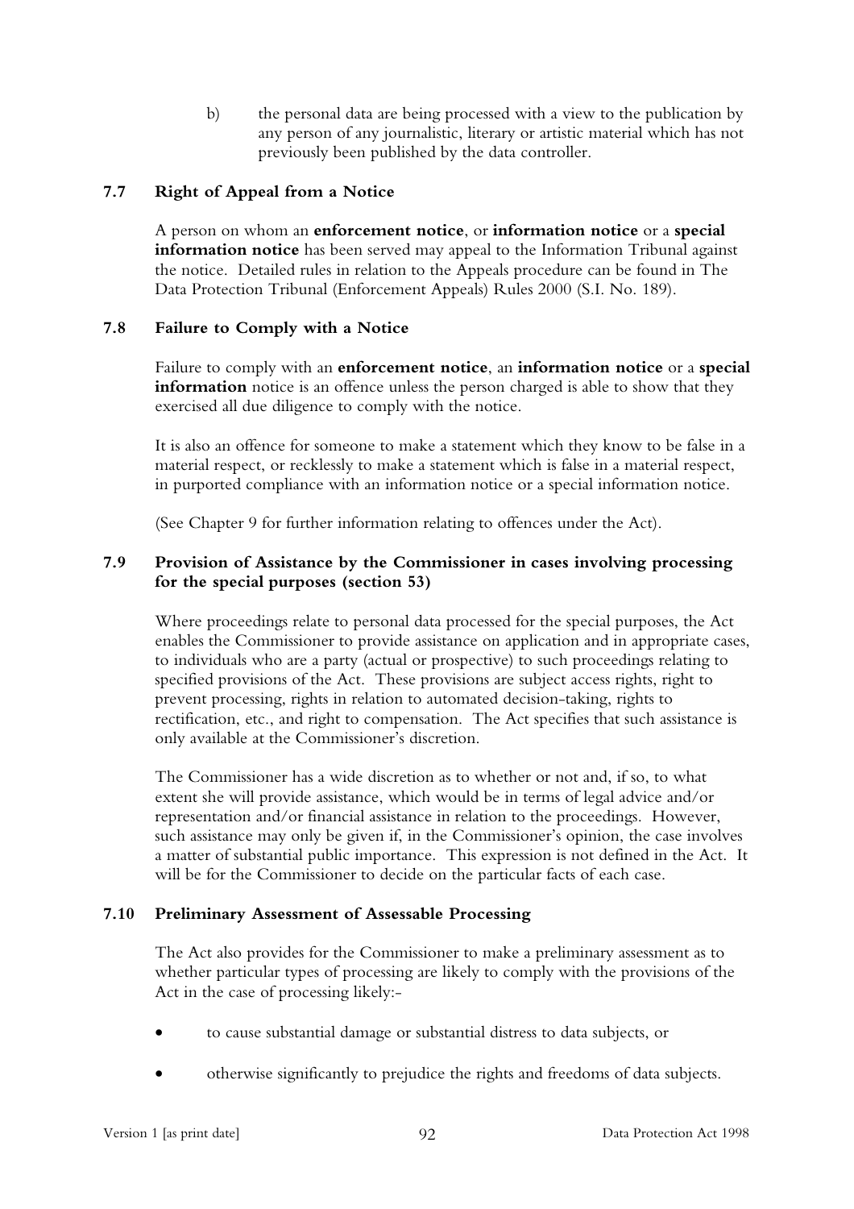b) the personal data are being processed with a view to the publication by any person of any journalistic, literary or artistic material which has not previously been published by the data controller.

### 7.7 Right of Appeal from a Notice

A person on whom an **enforcement notice**, or **information notice** or a **special information notice** has been served may appeal to the Information Tribunal against the notice. Detailed rules in relation to the Appeals procedure can be found in The Data Protection Tribunal (Enforcement Appeals) Rules 2000 (S.I. No. 189).

### 7.8 Failure to Comply with a Notice

Failure to comply with an **enforcement notice**, an **information notice** or a **special information** notice is an offence unless the person charged is able to show that they exercised all due diligence to comply with the notice.

It is also an offence for someone to make a statement which they know to be false in a material respect, or recklessly to make a statement which is false in a material respect, in purported compliance with an information notice or a special information notice.

(See Chapter 9 for further information relating to offences under the Act).

### 7.9 Provision of Assistance by the Commissioner in cases involving processing for the special purposes (section 53)

Where proceedings relate to personal data processed for the special purposes, the Act enables the Commissioner to provide assistance on application and in appropriate cases, to individuals who are a party (actual or prospective) to such proceedings relating to specified provisions of the Act. These provisions are subject access rights, right to prevent processing, rights in relation to automated decision-taking, rights to rectification, etc., and right to compensation. The Act specifies that such assistance is only available at the Commissioner's discretion.

The Commissioner has a wide discretion as to whether or not and, if so, to what extent she will provide assistance, which would be in terms of legal advice and/or representation and/or financial assistance in relation to the proceedings. However, such assistance may only be given if, in the Commissioner's opinion, the case involves a matter of substantial public importance. This expression is not defined in the Act. It will be for the Commissioner to decide on the particular facts of each case.

### 7.10 Preliminary Assessment of Assessable Processing

The Act also provides for the Commissioner to make a preliminary assessment as to whether particular types of processing are likely to comply with the provisions of the Act in the case of processing likely:-

- to cause substantial damage or substantial distress to data subjects, or
- otherwise significantly to prejudice the rights and freedoms of data subjects.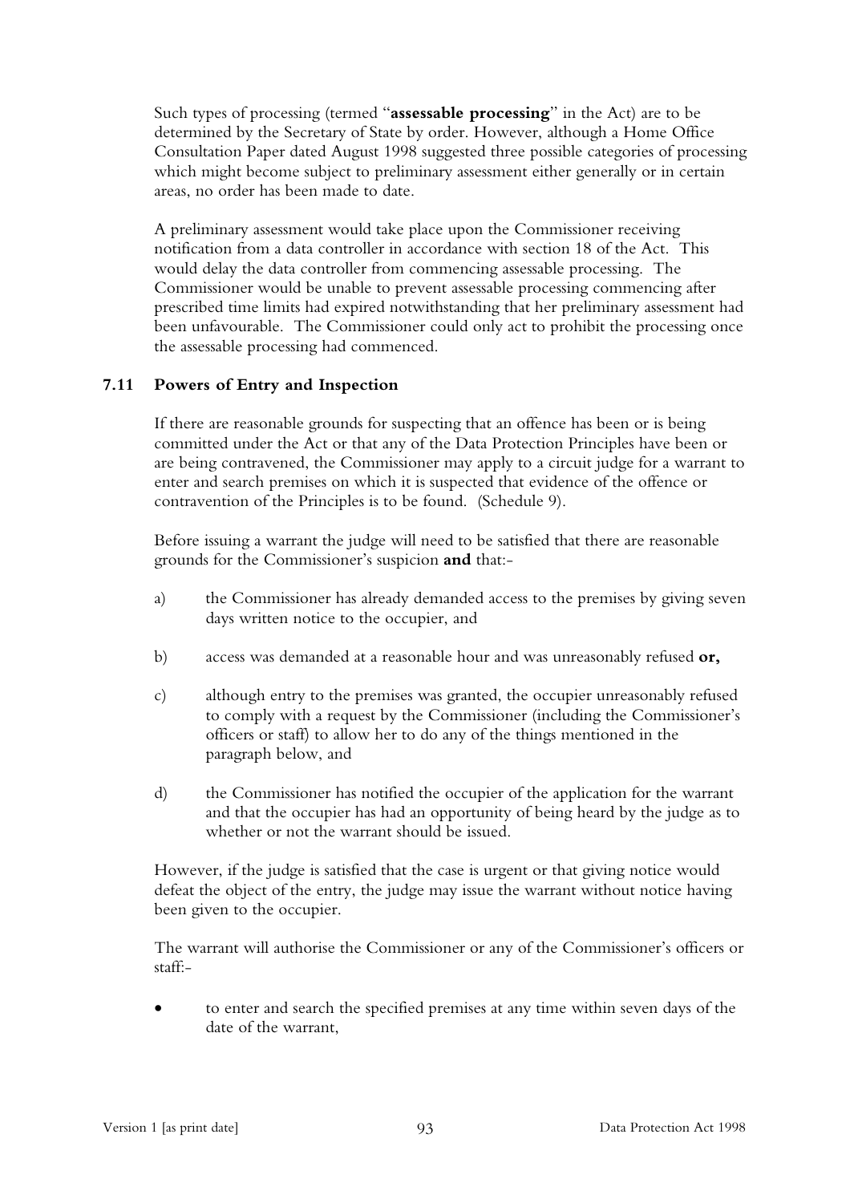Such types of processing (termed "**assessable processing**" in the Act) are to be determined by the Secretary of State by order. However, although a Home Office Consultation Paper dated August 1998 suggested three possible categories of processing which might become subject to preliminary assessment either generally or in certain areas, no order has been made to date.

A preliminary assessment would take place upon the Commissioner receiving notification from a data controller in accordance with section 18 of the Act. This would delay the data controller from commencing assessable processing. The Commissioner would be unable to prevent assessable processing commencing after prescribed time limits had expired notwithstanding that her preliminary assessment had been unfavourable. The Commissioner could only act to prohibit the processing once the assessable processing had commenced.

### 7.11 Powers of Entry and Inspection

If there are reasonable grounds for suspecting that an offence has been or is being committed under the Act or that any of the Data Protection Principles have been or are being contravened, the Commissioner may apply to a circuit judge for a warrant to enter and search premises on which it is suspected that evidence of the offence or contravention of the Principles is to be found. (Schedule 9).

Before issuing a warrant the judge will need to be satisfied that there are reasonable grounds for the Commissioner's suspicion **and** that:-

a) the Commissioner has already demanded access to the premises by giving seven days written notice to the occupier, and

b) access was demanded at a reasonable hour and was unreasonably refused **or,**

c) although entry to the premises was granted, the occupier unreasonably refused to comply with a request by the Commissioner (including the Commissioner's officers or staff) to allow her to do any of the things mentioned in the paragraph below, and

d) the Commissioner has notified the occupier of the application for the warrant and that the occupier has had an opportunity of being heard by the judge as to whether or not the warrant should be issued.

However, if the judge is satisfied that the case is urgent or that giving notice would defeat the object of the entry, the judge may issue the warrant without notice having been given to the occupier.

The warrant will authorise the Commissioner or any of the Commissioner's officers or staff:-

- to enter and search the specified premises at any time within seven days of the date of the warrant,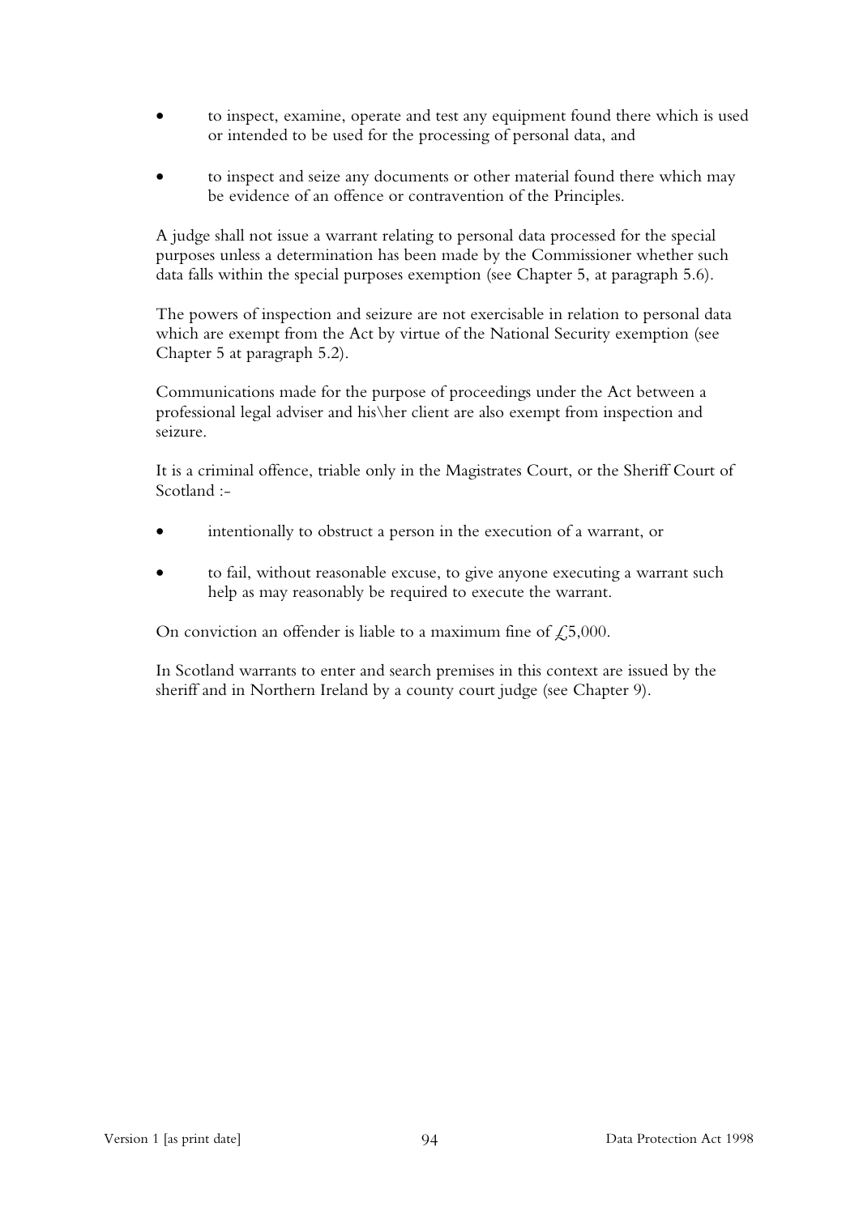- to inspect, examine, operate and test any equipment found there which is used or intended to be used for the processing of personal data, and

- to inspect and seize any documents or other material found there which may be evidence of an offence or contravention of the Principles.

A judge shall not issue a warrant relating to personal data processed for the special purposes unless a determination has been made by the Commissioner whether such data falls within the special purposes exemption (see Chapter 5, at paragraph 5.6).

The powers of inspection and seizure are not exercisable in relation to personal data which are exempt from the Act by virtue of the National Security exemption (see Chapter 5 at paragraph 5.2).

Communications made for the purpose of proceedings under the Act between a professional legal adviser and his\her client are also exempt from inspection and seizure.

It is a criminal offence, triable only in the Magistrates Court, or the Sheriff Court of Scotland :-

- intentionally to obstruct a person in the execution of a warrant, or

- to fail, without reasonable excuse, to give anyone executing a warrant such help as may reasonably be required to execute the warrant.

On conviction an offender is liable to a maximum fine of £5,000.

In Scotland warrants to enter and search premises in this context are issued by the sheriff and in Northern Ireland by a county court judge (see Chapter 9).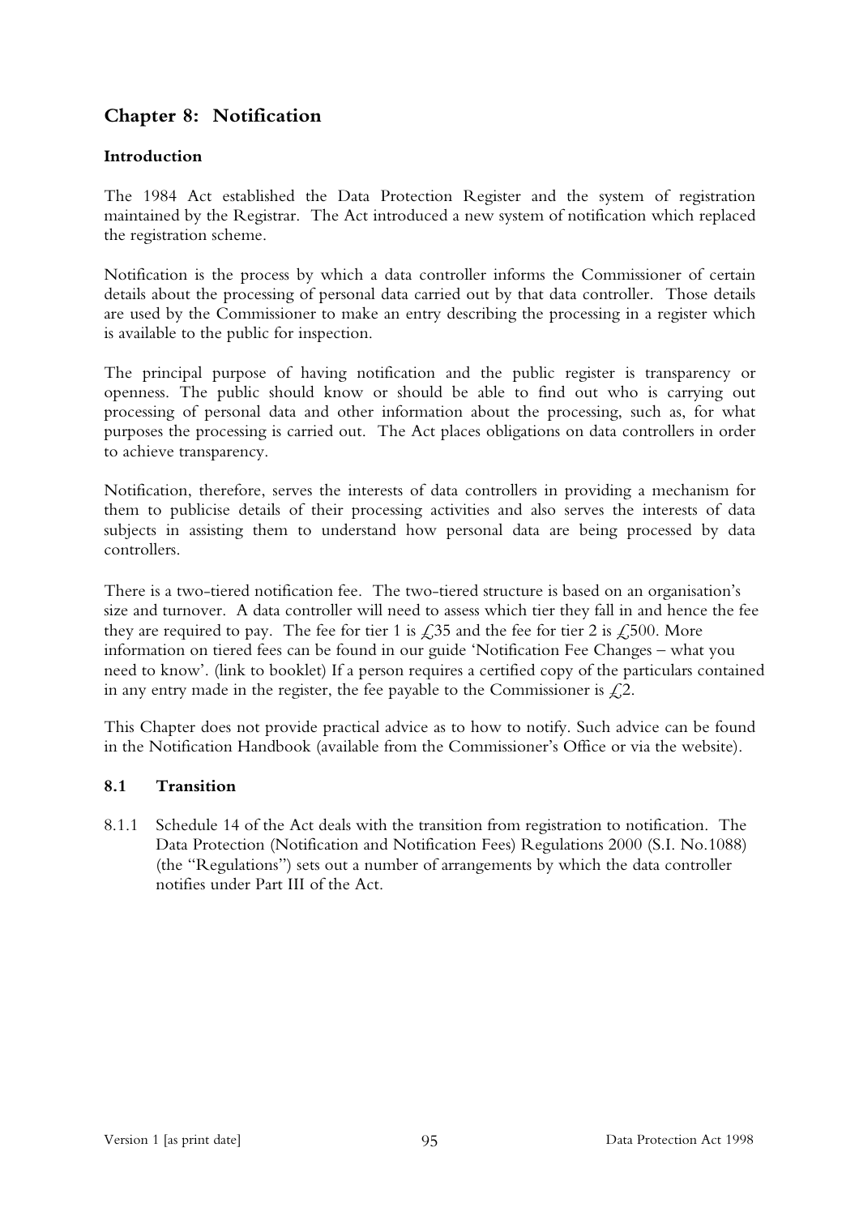## Chapter 8: Notification

### Introduction

The 1984 Act established the Data Protection Register and the system of registration maintained by the Registrar. The Act introduced a new system of notification which replaced the registration scheme.

Notification is the process by which a data controller informs the Commissioner of certain details about the processing of personal data carried out by that data controller. Those details are used by the Commissioner to make an entry describing the processing in a register which is available to the public for inspection.

The principal purpose of having notification and the public register is transparency or openness. The public should know or should be able to find out who is carrying out processing of personal data and other information about the processing, such as, for what purposes the processing is carried out. The Act places obligations on data controllers in order to achieve transparency.

Notification, therefore, serves the interests of data controllers in providing a mechanism for them to publicise details of their processing activities and also serves the interests of data subjects in assisting them to understand how personal data are being processed by data controllers.

There is a two-tiered notification fee. The two-tiered structure is based on an organisation's size and turnover. A data controller will need to assess which tier they fall in and hence the fee they are required to pay. The fee for tier 1 is £35 and the fee for tier 2 is £500. More information on tiered fees can be found in our guide 'Notification Fee Changes – what you need to know'. (link to booklet) If a person requires a certified copy of the particulars contained in any entry made in the register, the fee payable to the Commissioner is £2.

This Chapter does not provide practical advice as to how to notify. Such advice can be found in the Notification Handbook (available from the Commissioner's Office or via the website).

### 8.1 Transition

8.1.1 Schedule 14 of the Act deals with the transition from registration to notification. The Data Protection (Notification and Notification Fees) Regulations 2000 (S.I. No.1088) (the "Regulations") sets out a number of arrangements by which the data controller notifies under Part III of the Act.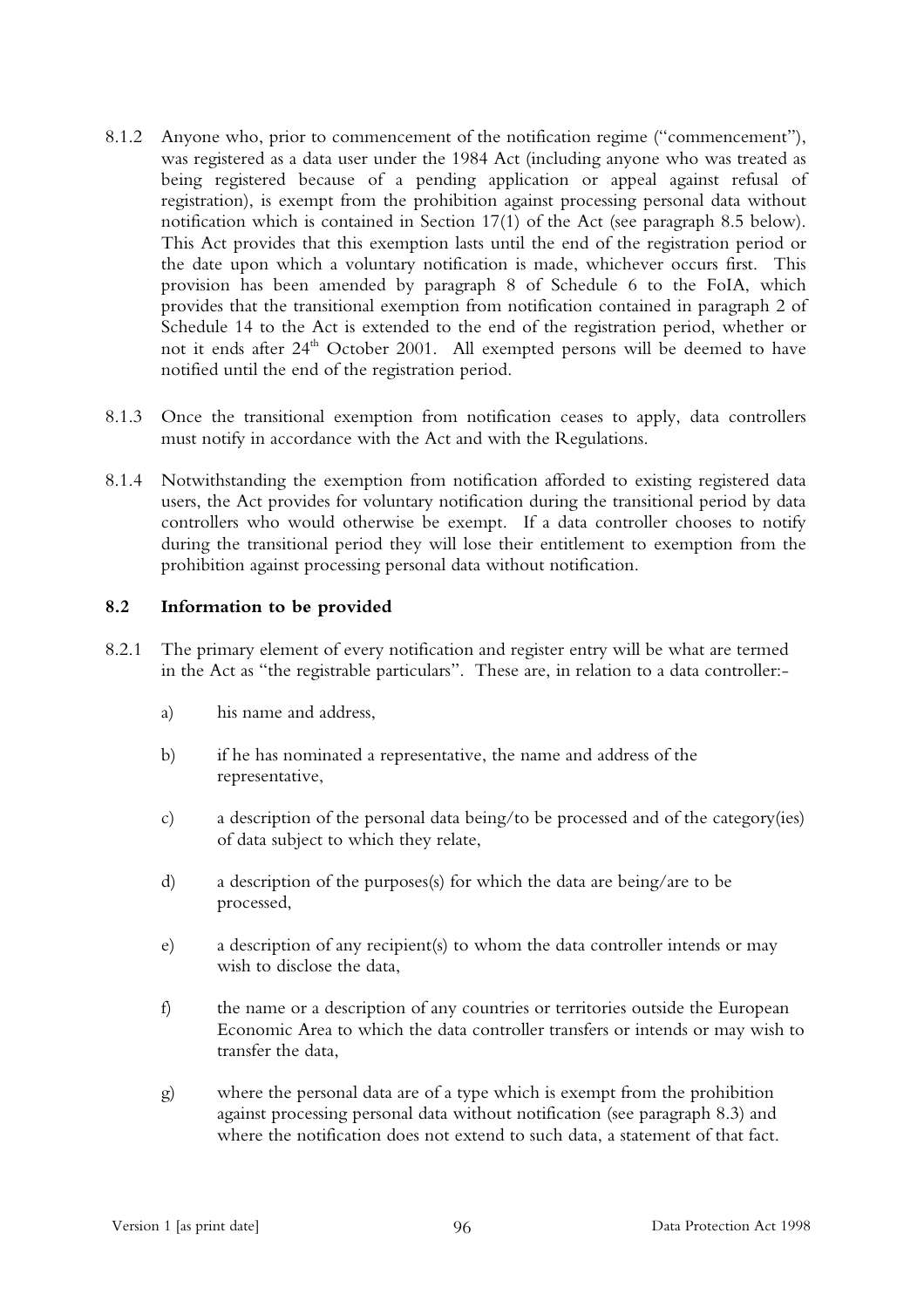8.1.2 Anyone who, prior to commencement of the notification regime ("commencement"), was registered as a data user under the 1984 Act (including anyone who was treated as being registered because of a pending application or appeal against refusal of registration), is exempt from the prohibition against processing personal data without notification which is contained in Section 17(1) of the Act (see paragraph 8.5 below). This Act provides that this exemption lasts until the end of the registration period or the date upon which a voluntary notification is made, whichever occurs first. This provision has been amended by paragraph 8 of Schedule 6 to the FoIA, which provides that the transitional exemption from notification contained in paragraph 2 of Schedule 14 to the Act is extended to the end of the registration period, whether or not it ends after 24th October 2001. All exempted persons will be deemed to have notified until the end of the registration period.

8.1.3 Once the transitional exemption from notification ceases to apply, data controllers must notify in accordance with the Act and with the Regulations.

8.1.4 Notwithstanding the exemption from notification afforded to existing registered data users, the Act provides for voluntary notification during the transitional period by data controllers who would otherwise be exempt. If a data controller chooses to notify during the transitional period they will lose their entitlement to exemption from the prohibition against processing personal data without notification.

### 8.2 Information to be provided

8.2.1 The primary element of every notification and register entry will be what are termed in the Act as "the registrable particulars". These are, in relation to a data controller:-

a) his name and address,

b) if he has nominated a representative, the name and address of the representative,

c) a description of the personal data being/to be processed and of the category(ies) of data subject to which they relate,

d) a description of the purposes(s) for which the data are being/are to be processed,

e) a description of any recipient(s) to whom the data controller intends or may wish to disclose the data,

f) the name or a description of any countries or territories outside the European Economic Area to which the data controller transfers or intends or may wish to transfer the data,

g) where the personal data are of a type which is exempt from the prohibition against processing personal data without notification (see paragraph 8.3) and where the notification does not extend to such data, a statement of that fact.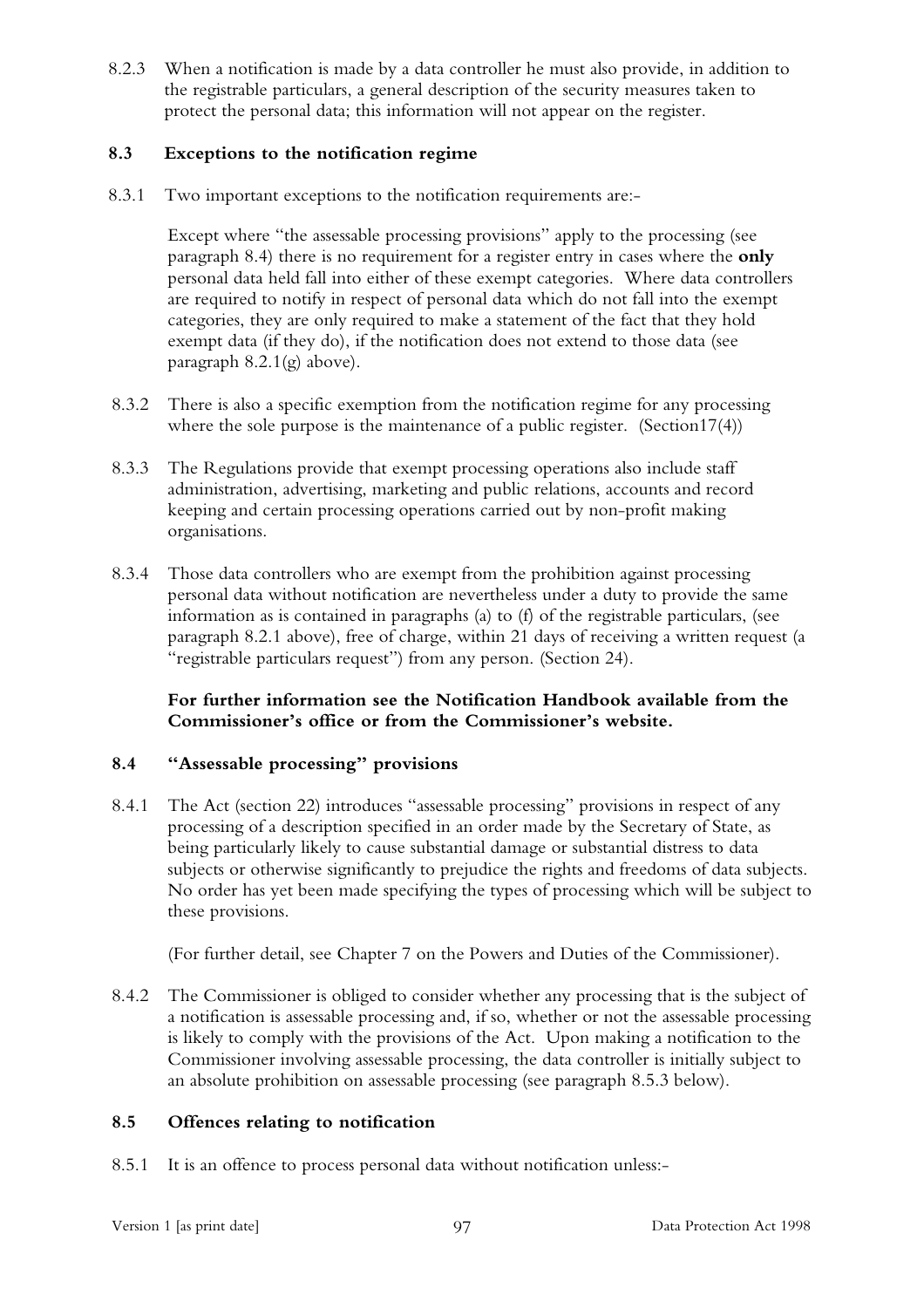8.2.3 When a notification is made by a data controller he must also provide, in addition to the registrable particulars, a general description of the security measures taken to protect the personal data; this information will not appear on the register.

## 8.3 Exceptions to the notification regime

8.3.1 Two important exceptions to the notification requirements are:-

Except where "the assessable processing provisions" apply to the processing (see paragraph 8.4) there is no requirement for a register entry in cases where the **only** personal data held fall into either of these exempt categories. Where data controllers are required to notify in respect of personal data which do not fall into the exempt categories, they are only required to make a statement of the fact that they hold exempt data (if they do), if the notification does not extend to those data (see paragraph 8.2.1(g) above).

8.3.2 There is also a specific exemption from the notification regime for any processing where the sole purpose is the maintenance of a public register. (Section17(4))

8.3.3 The Regulations provide that exempt processing operations also include staff administration, advertising, marketing and public relations, accounts and record keeping and certain processing operations carried out by non-profit making organisations.

8.3.4 Those data controllers who are exempt from the prohibition against processing personal data without notification are nevertheless under a duty to provide the same information as is contained in paragraphs (a) to (f) of the registrable particulars, (see paragraph 8.2.1 above), free of charge, within 21 days of receiving a written request (a "registrable particulars request") from any person. (Section 24).

**For further information see the Notification Handbook available from the Commissioner's office or from the Commissioner's website.**

## 8.4 "Assessable processing" provisions

8.4.1 The Act (section 22) introduces "assessable processing" provisions in respect of any processing of a description specified in an order made by the Secretary of State, as being particularly likely to cause substantial damage or substantial distress to data subjects or otherwise significantly to prejudice the rights and freedoms of data subjects. No order has yet been made specifying the types of processing which will be subject to these provisions.

(For further detail, see Chapter 7 on the Powers and Duties of the Commissioner).

8.4.2 The Commissioner is obliged to consider whether any processing that is the subject of a notification is assessable processing and, if so, whether or not the assessable processing is likely to comply with the provisions of the Act. Upon making a notification to the Commissioner involving assessable processing, the data controller is initially subject to an absolute prohibition on assessable processing (see paragraph 8.5.3 below).

## 8.5 Offences relating to notification

8.5.1 It is an offence to process personal data without notification unless:-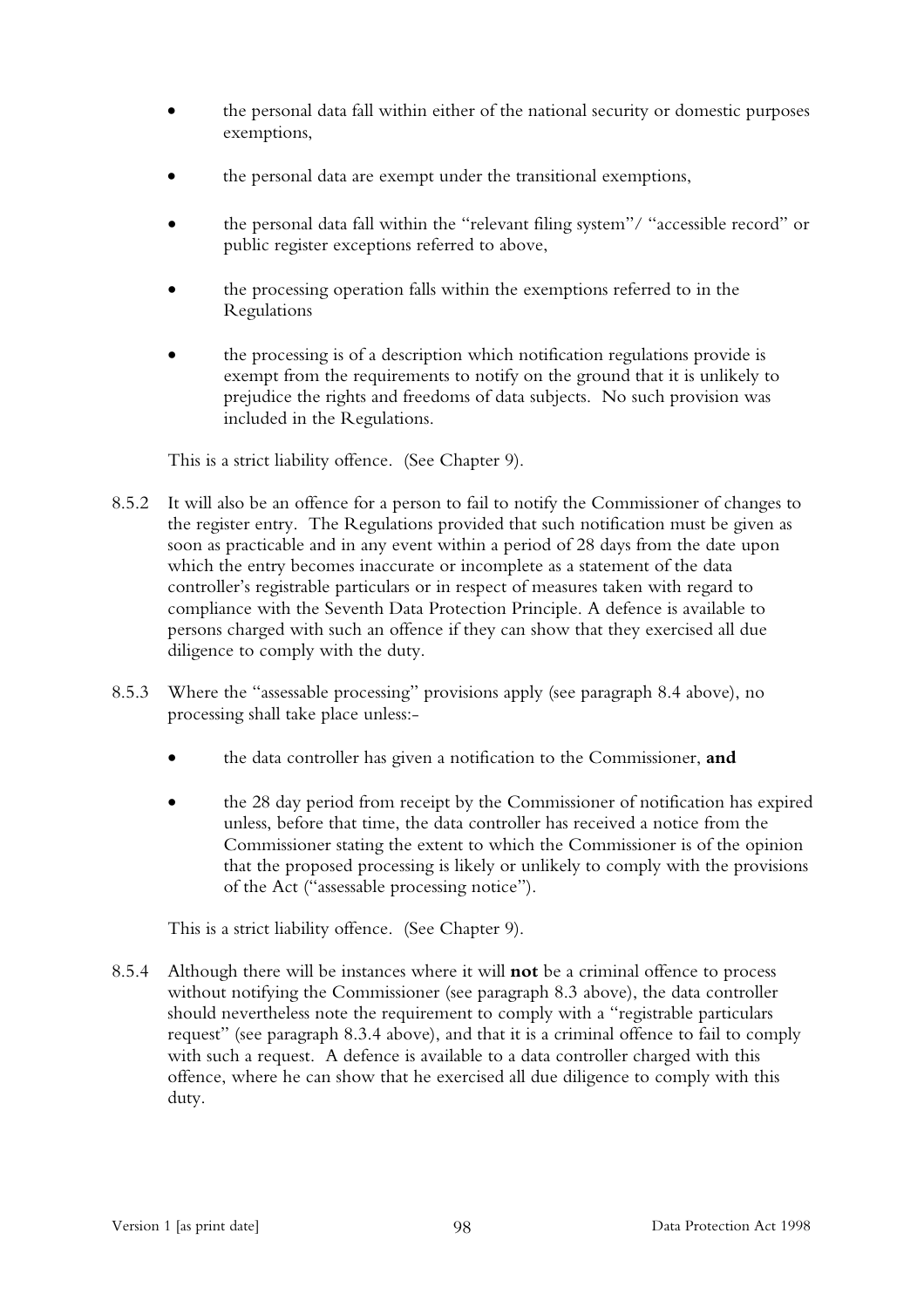- the personal data fall within either of the national security or domestic purposes exemptions,
- the personal data are exempt under the transitional exemptions,
- the personal data fall within the "relevant filing system"/ "accessible record" or public register exceptions referred to above,
- the processing operation falls within the exemptions referred to in the Regulations
- the processing is of a description which notification regulations provide is exempt from the requirements to notify on the ground that it is unlikely to prejudice the rights and freedoms of data subjects. No such provision was included in the Regulations.

This is a strict liability offence. (See Chapter 9).

8.5.2 It will also be an offence for a person to fail to notify the Commissioner of changes to the register entry. The Regulations provided that such notification must be given as soon as practicable and in any event within a period of 28 days from the date upon which the entry becomes inaccurate or incomplete as a statement of the data controller's registrable particulars or in respect of measures taken with regard to compliance with the Seventh Data Protection Principle. A defence is available to persons charged with such an offence if they can show that they exercised all due diligence to comply with the duty.

8.5.3 Where the "assessable processing" provisions apply (see paragraph 8.4 above), no processing shall take place unless:-

- the data controller has given a notification to the Commissioner, **and**
- the 28 day period from receipt by the Commissioner of notification has expired unless, before that time, the data controller has received a notice from the Commissioner stating the extent to which the Commissioner is of the opinion that the proposed processing is likely or unlikely to comply with the provisions of the Act ("assessable processing notice").

This is a strict liability offence. (See Chapter 9).

8.5.4 Although there will be instances where it will **not** be a criminal offence to process without notifying the Commissioner (see paragraph 8.3 above), the data controller should nevertheless note the requirement to comply with a "registrable particulars request" (see paragraph 8.3.4 above), and that it is a criminal offence to fail to comply with such a request. A defence is available to a data controller charged with this offence, where he can show that he exercised all due diligence to comply with this duty.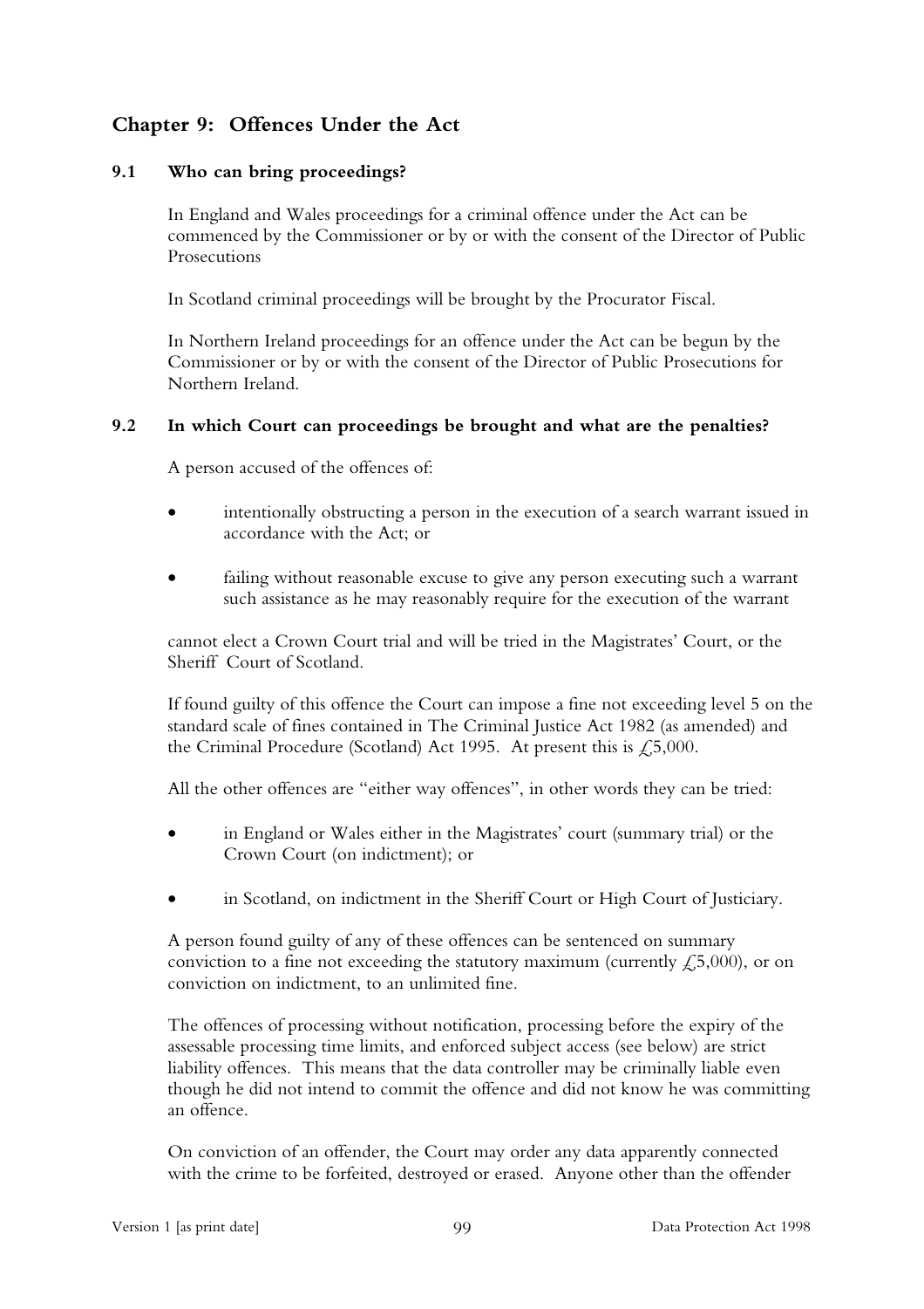## Chapter 9: Offences Under the Act

### 9.1 Who can bring proceedings?

In England and Wales proceedings for a criminal offence under the Act can be commenced by the Commissioner or by or with the consent of the Director of Public Prosecutions

In Scotland criminal proceedings will be brought by the Procurator Fiscal.

In Northern Ireland proceedings for an offence under the Act can be begun by the Commissioner or by or with the consent of the Director of Public Prosecutions for Northern Ireland.

### 9.2 In which Court can proceedings be brought and what are the penalties?

A person accused of the offences of:

- intentionally obstructing a person in the execution of a search warrant issued in accordance with the Act; or
- failing without reasonable excuse to give any person executing such a warrant such assistance as he may reasonably require for the execution of the warrant

cannot elect a Crown Court trial and will be tried in the Magistrates' Court, or the Sheriff Court of Scotland.

If found guilty of this offence the Court can impose a fine not exceeding level 5 on the standard scale of fines contained in The Criminal Justice Act 1982 (as amended) and the Criminal Procedure (Scotland) Act 1995. At present this is £5,000.

All the other offences are "either way offences", in other words they can be tried:

- in England or Wales either in the Magistrates' court (summary trial) or the Crown Court (on indictment); or
- in Scotland, on indictment in the Sheriff Court or High Court of Justiciary.

A person found guilty of any of these offences can be sentenced on summary conviction to a fine not exceeding the statutory maximum (currently £5,000), or on conviction on indictment, to an unlimited fine.

The offences of processing without notification, processing before the expiry of the assessable processing time limits, and enforced subject access (see below) are strict liability offences. This means that the data controller may be criminally liable even though he did not intend to commit the offence and did not know he was committing an offence.

On conviction of an offender, the Court may order any data apparently connected with the crime to be forfeited, destroyed or erased. Anyone other than the offender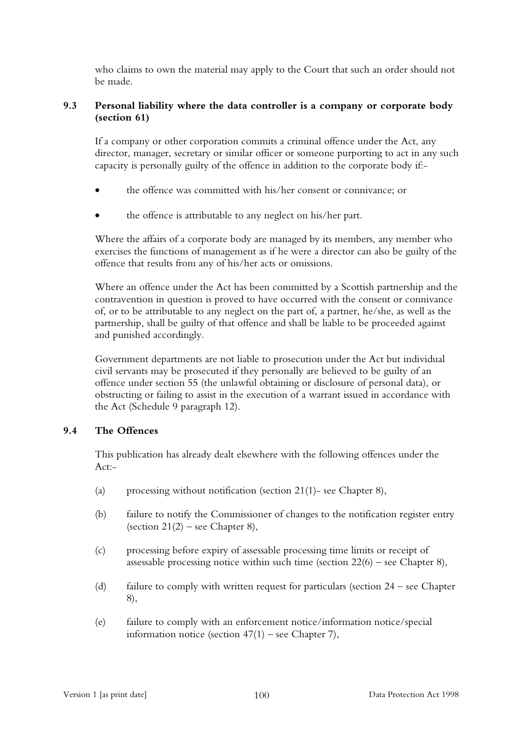who claims to own the material may apply to the Court that such an order should not be made.

### 9.3 Personal liability where the data controller is a company or corporate body (section 61)

If a company or other corporation commits a criminal offence under the Act, any director, manager, secretary or similar officer or someone purporting to act in any such capacity is personally guilty of the offence in addition to the corporate body if:-

- the offence was committed with his/her consent or connivance; or
- the offence is attributable to any neglect on his/her part.

Where the affairs of a corporate body are managed by its members, any member who exercises the functions of management as if he were a director can also be guilty of the offence that results from any of his/her acts or omissions.

Where an offence under the Act has been committed by a Scottish partnership and the contravention in question is proved to have occurred with the consent or connivance of, or to be attributable to any neglect on the part of, a partner, he/she, as well as the partnership, shall be guilty of that offence and shall be liable to be proceeded against and punished accordingly.

Government departments are not liable to prosecution under the Act but individual civil servants may be prosecuted if they personally are believed to be guilty of an offence under section 55 (the unlawful obtaining or disclosure of personal data), or obstructing or failing to assist in the execution of a warrant issued in accordance with the Act (Schedule 9 paragraph 12).

### 9.4 The Offences

This publication has already dealt elsewhere with the following offences under the Act:-

(a) processing without notification (section 21(1)- see Chapter 8),

(b) failure to notify the Commissioner of changes to the notification register entry (section 21(2) – see Chapter 8),

(c) processing before expiry of assessable processing time limits or receipt of assessable processing notice within such time (section 22(6) – see Chapter 8),

(d) failure to comply with written request for particulars (section 24 – see Chapter 8),

(e) failure to comply with an enforcement notice/information notice/special information notice (section 47(1) – see Chapter 7),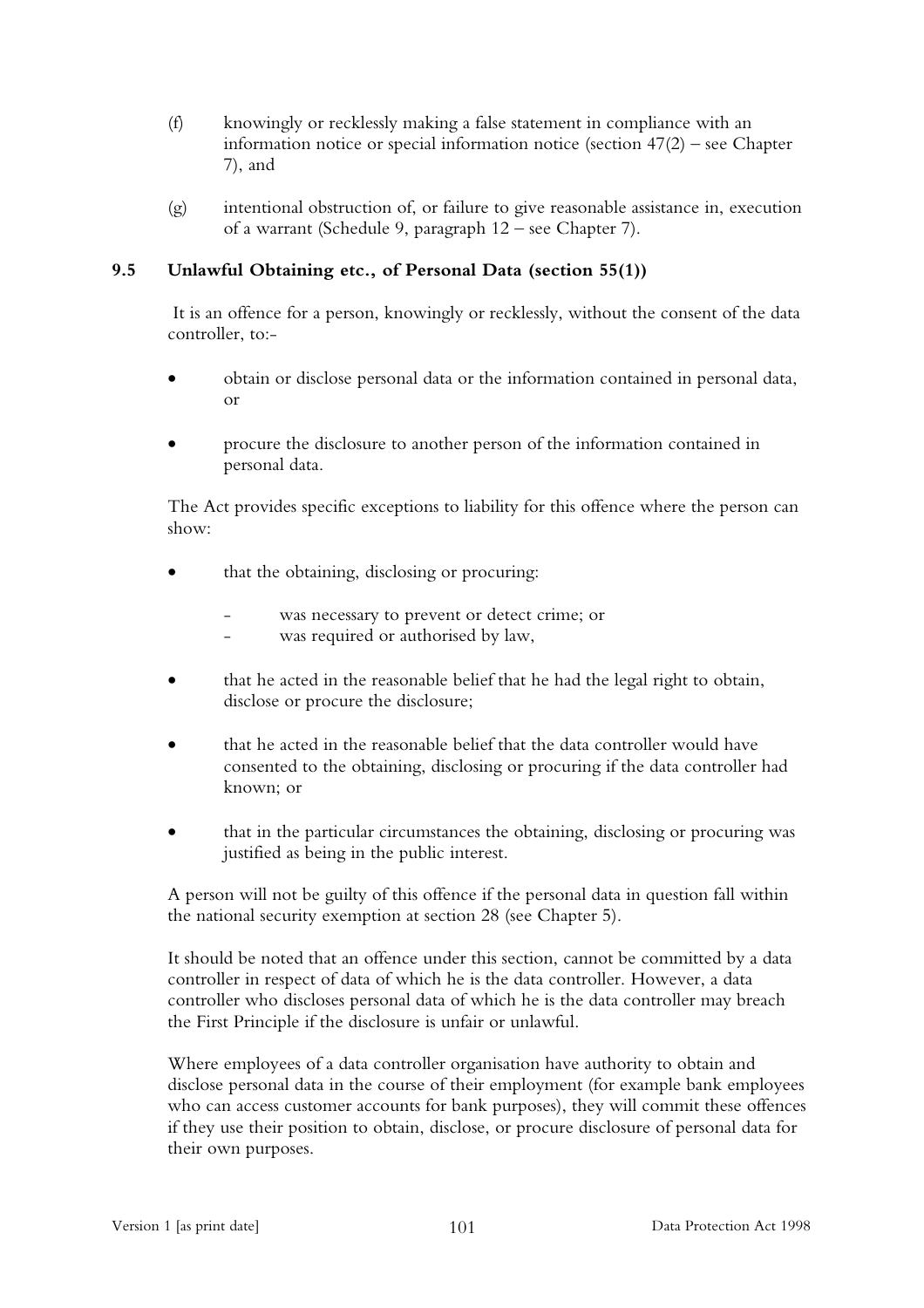(f) knowingly or recklessly making a false statement in compliance with an information notice or special information notice (section 47(2) – see Chapter 7), and

(g) intentional obstruction of, or failure to give reasonable assistance in, execution of a warrant (Schedule 9, paragraph 12 – see Chapter 7).

## 9.5 Unlawful Obtaining etc., of Personal Data (section 55(1))

It is an offence for a person, knowingly or recklessly, without the consent of the data controller, to:-

- obtain or disclose personal data or the information contained in personal data, or
- procure the disclosure to another person of the information contained in personal data.

The Act provides specific exceptions to liability for this offence where the person can show:

- that the obtaining, disclosing or procuring:
  - was necessary to prevent or detect crime; or
  - was required or authorised by law,
- that he acted in the reasonable belief that he had the legal right to obtain, disclose or procure the disclosure;
- that he acted in the reasonable belief that the data controller would have consented to the obtaining, disclosing or procuring if the data controller had known; or
- that in the particular circumstances the obtaining, disclosing or procuring was justified as being in the public interest.

A person will not be guilty of this offence if the personal data in question fall within the national security exemption at section 28 (see Chapter 5).

It should be noted that an offence under this section, cannot be committed by a data controller in respect of data of which he is the data controller. However, a data controller who discloses personal data of which he is the data controller may breach the First Principle if the disclosure is unfair or unlawful.

Where employees of a data controller organisation have authority to obtain and disclose personal data in the course of their employment (for example bank employees who can access customer accounts for bank purposes), they will commit these offences if they use their position to obtain, disclose, or procure disclosure of personal data for their own purposes.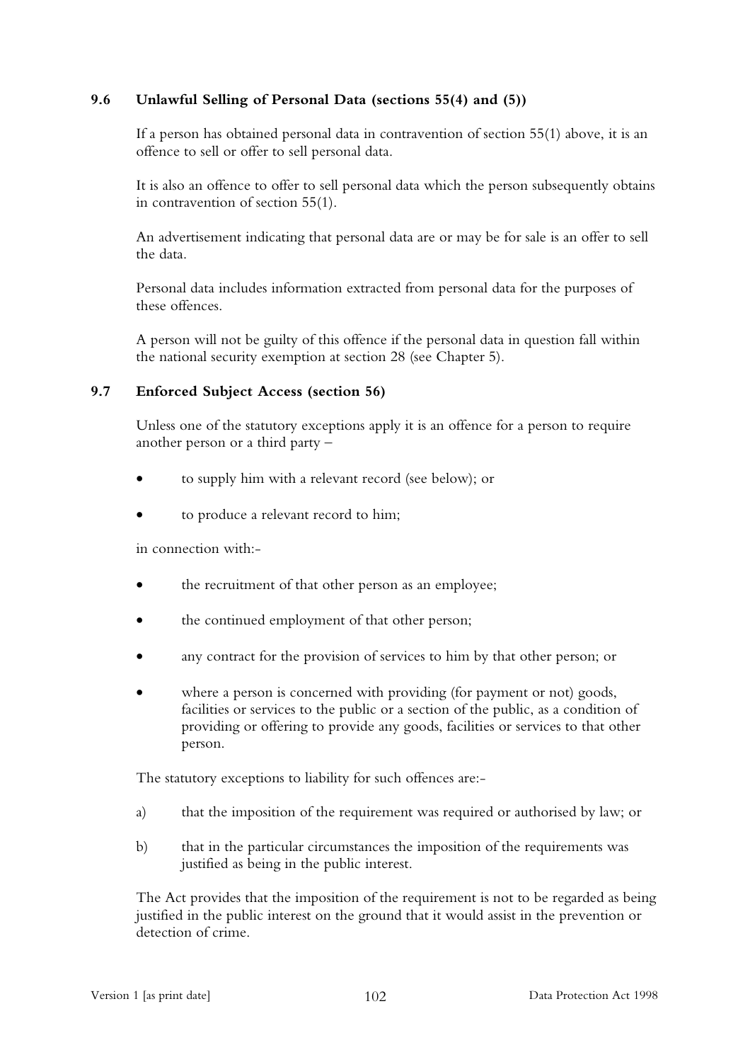## 9.6 Unlawful Selling of Personal Data (sections 55(4) and (5))

If a person has obtained personal data in contravention of section 55(1) above, it is an offence to sell or offer to sell personal data.

It is also an offence to offer to sell personal data which the person subsequently obtains in contravention of section 55(1).

An advertisement indicating that personal data are or may be for sale is an offer to sell the data.

Personal data includes information extracted from personal data for the purposes of these offences.

A person will not be guilty of this offence if the personal data in question fall within the national security exemption at section 28 (see Chapter 5).

## 9.7 Enforced Subject Access (section 56)

Unless one of the statutory exceptions apply it is an offence for a person to require another person or a third party –

- to supply him with a relevant record (see below); or
- to produce a relevant record to him;

in connection with:-

- the recruitment of that other person as an employee;
- the continued employment of that other person;
- any contract for the provision of services to him by that other person; or
- where a person is concerned with providing (for payment or not) goods, facilities or services to the public or a section of the public, as a condition of providing or offering to provide any goods, facilities or services to that other person.

The statutory exceptions to liability for such offences are:-

a) that the imposition of the requirement was required or authorised by law; or

b) that in the particular circumstances the imposition of the requirements was justified as being in the public interest.

The Act provides that the imposition of the requirement is not to be regarded as being justified in the public interest on the ground that it would assist in the prevention or detection of crime.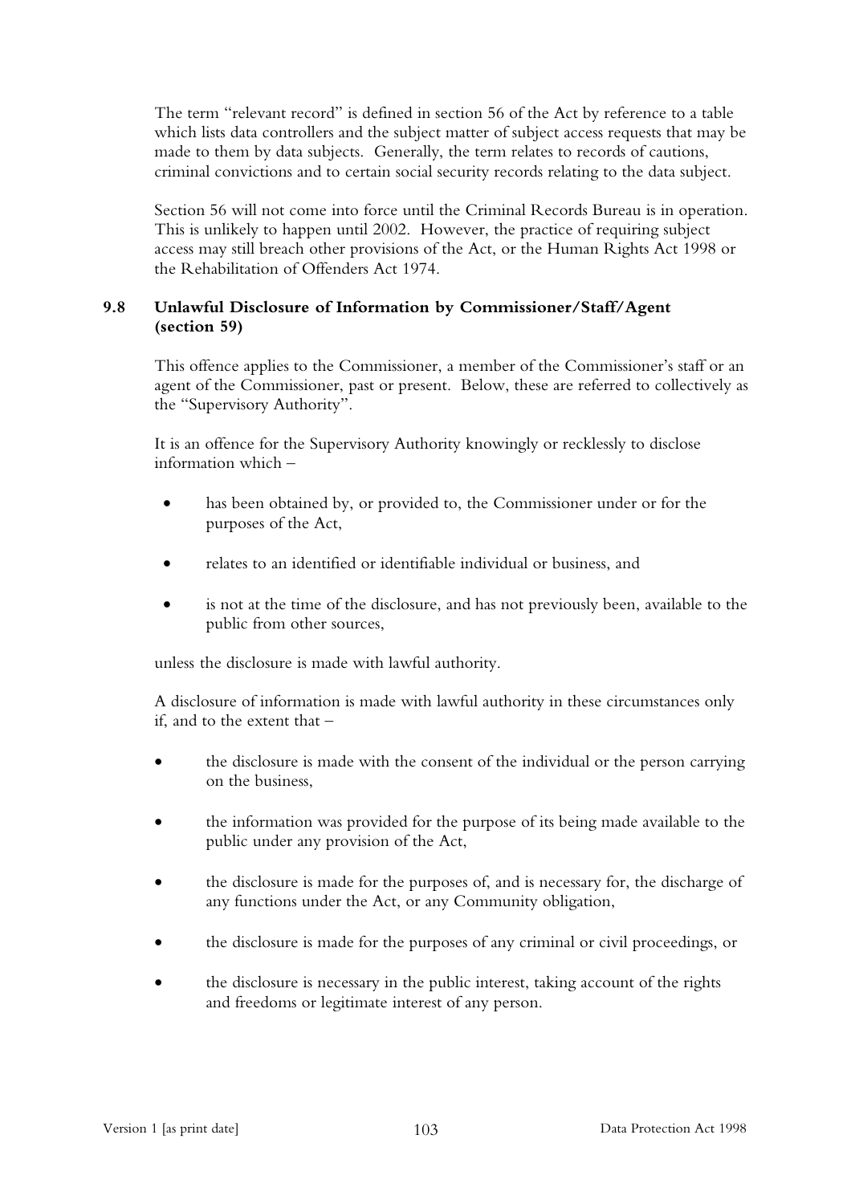The term "relevant record" is defined in section 56 of the Act by reference to a table which lists data controllers and the subject matter of subject access requests that may be made to them by data subjects. Generally, the term relates to records of cautions, criminal convictions and to certain social security records relating to the data subject.

Section 56 will not come into force until the Criminal Records Bureau is in operation. This is unlikely to happen until 2002. However, the practice of requiring subject access may still breach other provisions of the Act, or the Human Rights Act 1998 or the Rehabilitation of Offenders Act 1974.

### 9.8 Unlawful Disclosure of Information by Commissioner/Staff/Agent (section 59)

This offence applies to the Commissioner, a member of the Commissioner's staff or an agent of the Commissioner, past or present. Below, these are referred to collectively as the "Supervisory Authority".

It is an offence for the Supervisory Authority knowingly or recklessly to disclose information which –

- has been obtained by, or provided to, the Commissioner under or for the purposes of the Act,
- relates to an identified or identifiable individual or business, and
- is not at the time of the disclosure, and has not previously been, available to the public from other sources,

unless the disclosure is made with lawful authority.

A disclosure of information is made with lawful authority in these circumstances only if, and to the extent that –

- the disclosure is made with the consent of the individual or the person carrying on the business,
- the information was provided for the purpose of its being made available to the public under any provision of the Act,
- the disclosure is made for the purposes of, and is necessary for, the discharge of any functions under the Act, or any Community obligation,
- the disclosure is made for the purposes of any criminal or civil proceedings, or
- the disclosure is necessary in the public interest, taking account of the rights and freedoms or legitimate interest of any person.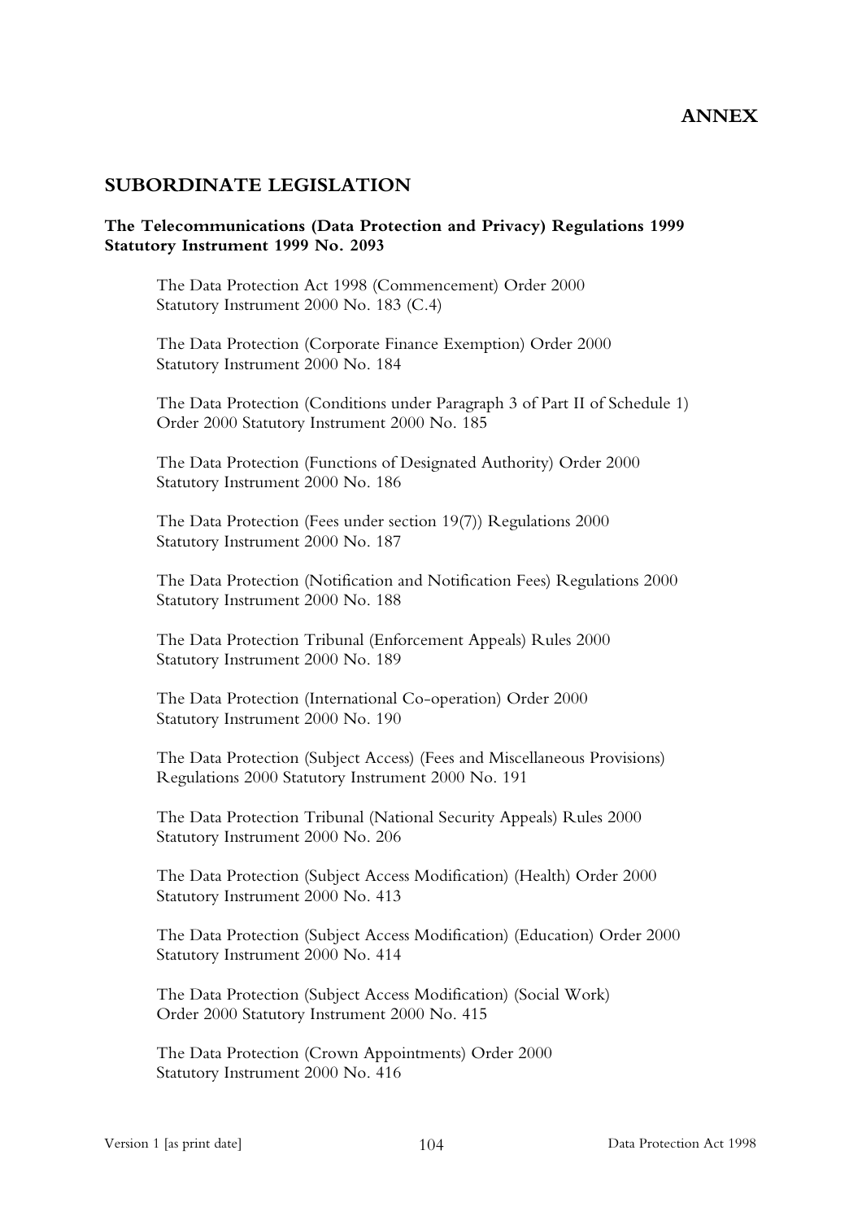# ANNEX

## SUBORDINATE LEGISLATION

**The Telecommunications (Data Protection and Privacy) Regulations 1999**
**Statutory Instrument 1999 No. 2093**

The Data Protection Act 1998 (Commencement) Order 2000
Statutory Instrument 2000 No. 183 (C.4)

The Data Protection (Corporate Finance Exemption) Order 2000
Statutory Instrument 2000 No. 184

The Data Protection (Conditions under Paragraph 3 of Part II of Schedule 1) Order 2000 Statutory Instrument 2000 No. 185

The Data Protection (Functions of Designated Authority) Order 2000
Statutory Instrument 2000 No. 186

The Data Protection (Fees under section 19(7)) Regulations 2000
Statutory Instrument 2000 No. 187

The Data Protection (Notification and Notification Fees) Regulations 2000
Statutory Instrument 2000 No. 188

The Data Protection Tribunal (Enforcement Appeals) Rules 2000
Statutory Instrument 2000 No. 189

The Data Protection (International Co-operation) Order 2000
Statutory Instrument 2000 No. 190

The Data Protection (Subject Access) (Fees and Miscellaneous Provisions) Regulations 2000 Statutory Instrument 2000 No. 191

The Data Protection Tribunal (National Security Appeals) Rules 2000
Statutory Instrument 2000 No. 206

The Data Protection (Subject Access Modification) (Health) Order 2000
Statutory Instrument 2000 No. 413

The Data Protection (Subject Access Modification) (Education) Order 2000
Statutory Instrument 2000 No. 414

The Data Protection (Subject Access Modification) (Social Work) Order 2000 Statutory Instrument 2000 No. 415

The Data Protection (Crown Appointments) Order 2000
Statutory Instrument 2000 No. 416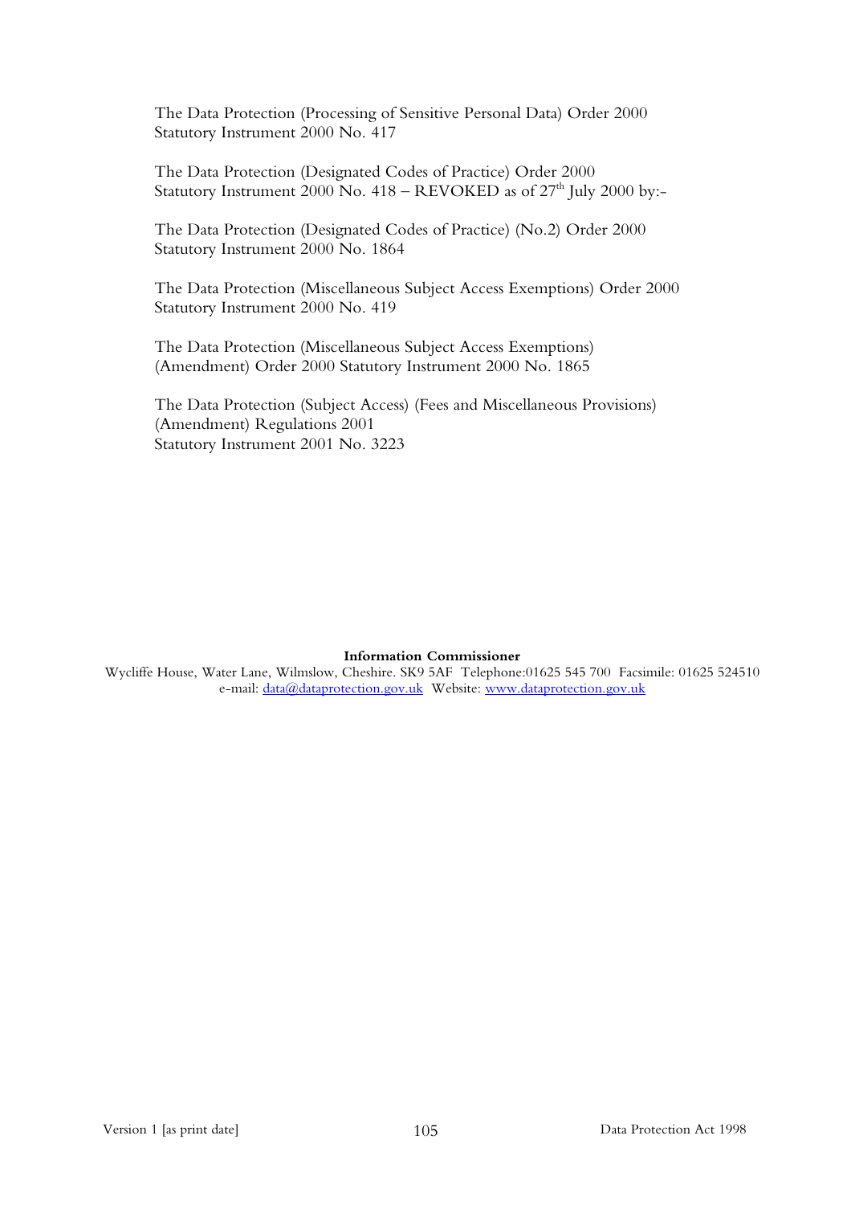The Data Protection (Processing of Sensitive Personal Data) Order 2000
Statutory Instrument 2000 No. 417

The Data Protection (Designated Codes of Practice) Order 2000
Statutory Instrument 2000 No. 418 – REVOKED as of 27th July 2000 by:-

The Data Protection (Designated Codes of Practice) (No.2) Order 2000
Statutory Instrument 2000 No. 1864

The Data Protection (Miscellaneous Subject Access Exemptions) Order 2000
Statutory Instrument 2000 No. 419

The Data Protection (Miscellaneous Subject Access Exemptions) (Amendment) Order 2000 Statutory Instrument 2000 No. 1865

The Data Protection (Subject Access) (Fees and Miscellaneous Provisions) (Amendment) Regulations 2001
Statutory Instrument 2001 No. 3223

**Information Commissioner**
Wycliffe House, Water Lane, Wilmslow, Cheshire. SK9 5AF Telephone:01625 545 700 Facsimile: 01625 524510
e-mail: data@dataprotection.gov.uk Website: www.dataprotection.gov.uk